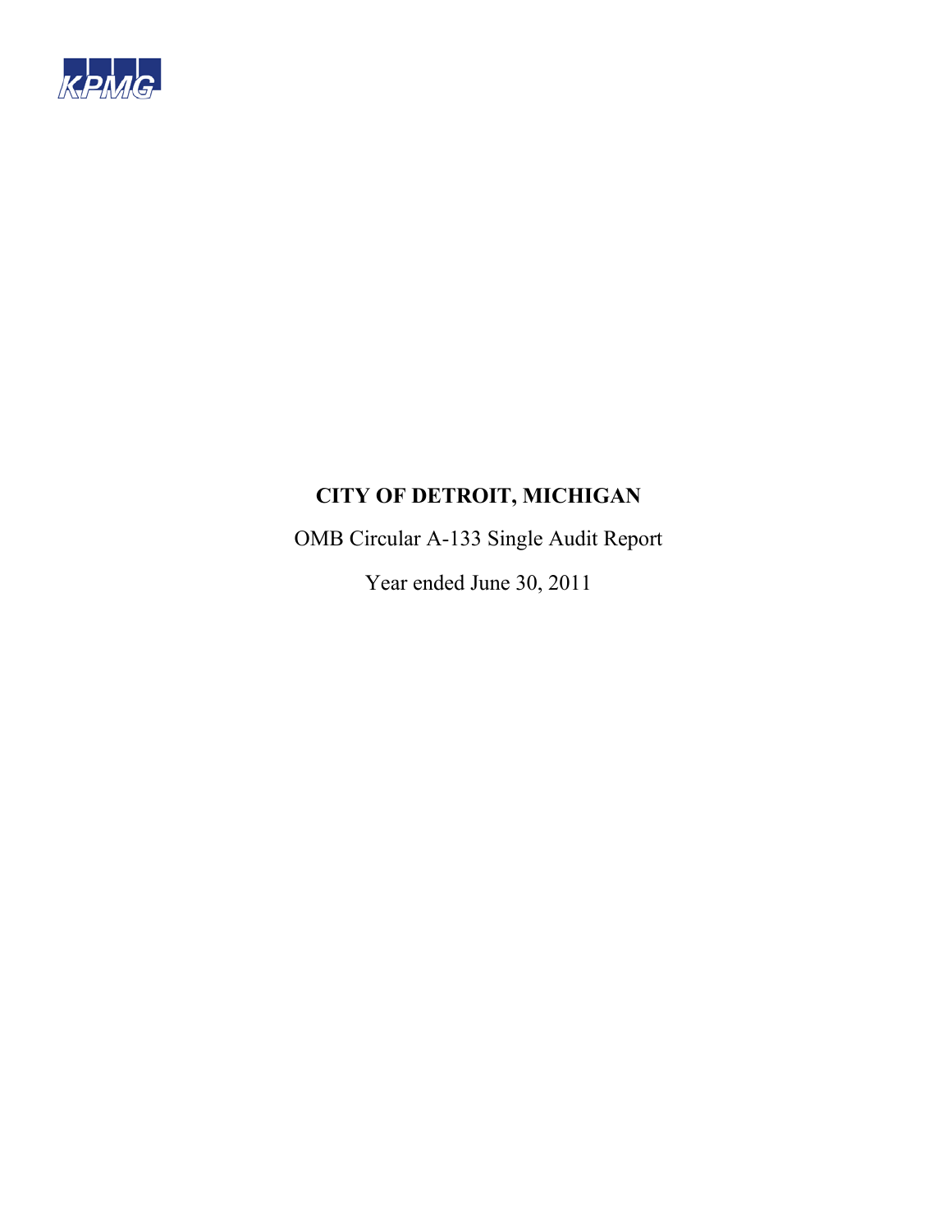KPMG

# CITY OF DETROIT, MICHIGAN

OMB Circular A-133 Single Audit Report

Year ended June 30, 2011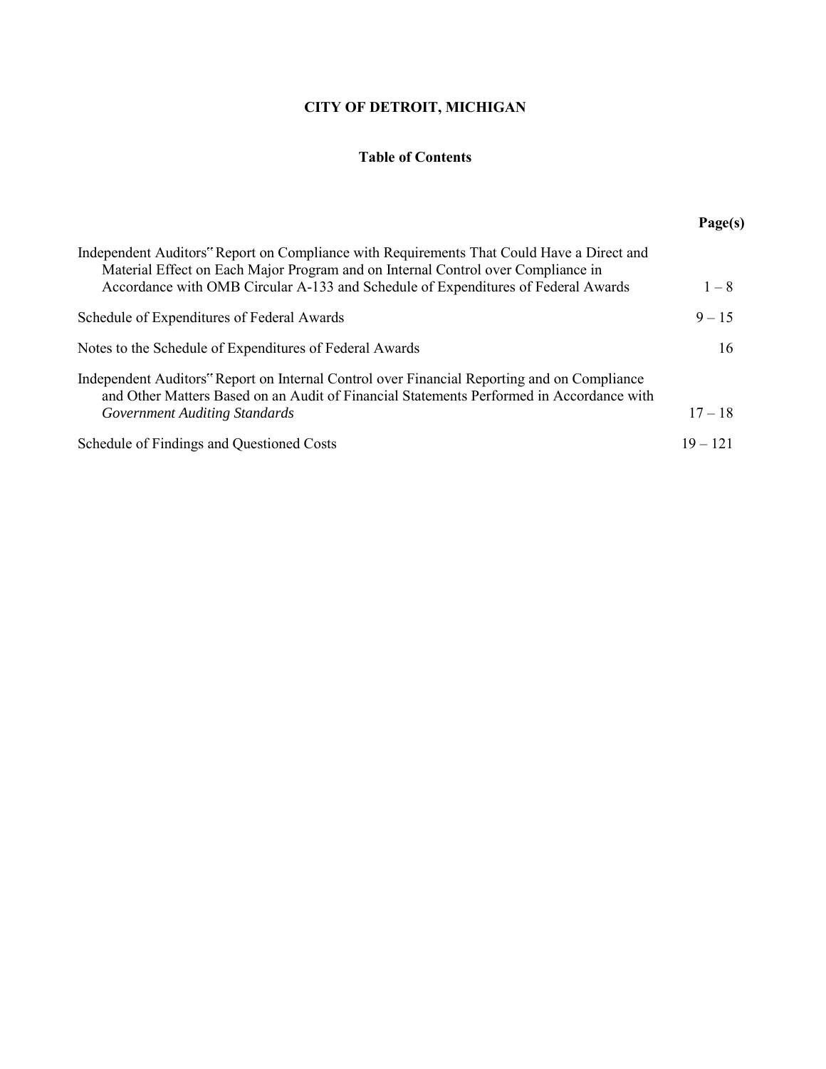# CITY OF DETROIT, MICHIGAN

## Table of Contents

| | Page(s) |
|---|---|
| Independent Auditors" Report on Compliance with Requirements That Could Have a Direct and Material Effect on Each Major Program and on Internal Control over Compliance in Accordance with OMB Circular A-133 and Schedule of Expenditures of Federal Awards | 1 – 8 |
| Schedule of Expenditures of Federal Awards | 9 – 15 |
| Notes to the Schedule of Expenditures of Federal Awards | 16 |
| Independent Auditors" Report on Internal Control over Financial Reporting and on Compliance and Other Matters Based on an Audit of Financial Statements Performed in Accordance with *Government Auditing Standards* | 17 – 18 |
| Schedule of Findings and Questioned Costs | 19 – 121 |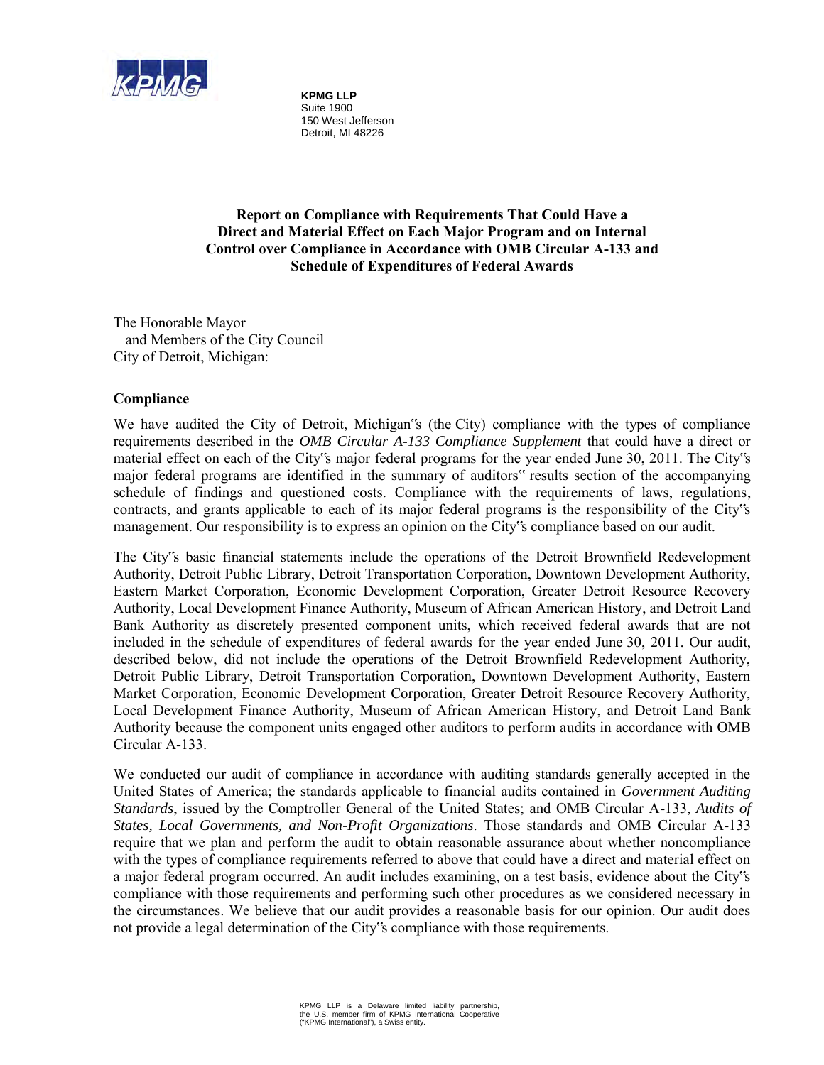KPMG LLP
Suite 1900
150 West Jefferson
Detroit, MI 48226

**Report on Compliance with Requirements That Could Have a Direct and Material Effect on Each Major Program and on Internal Control over Compliance in Accordance with OMB Circular A-133 and Schedule of Expenditures of Federal Awards**

The Honorable Mayor
and Members of the City Council
City of Detroit, Michigan:

**Compliance**

We have audited the City of Detroit, Michigan"s (the City) compliance with the types of compliance requirements described in the *OMB Circular A-133 Compliance Supplement* that could have a direct or material effect on each of the City"s major federal programs for the year ended June 30, 2011. The City"s major federal programs are identified in the summary of auditors" results section of the accompanying schedule of findings and questioned costs. Compliance with the requirements of laws, regulations, contracts, and grants applicable to each of its major federal programs is the responsibility of the City"s management. Our responsibility is to express an opinion on the City"s compliance based on our audit.

The City"s basic financial statements include the operations of the Detroit Brownfield Redevelopment Authority, Detroit Public Library, Detroit Transportation Corporation, Downtown Development Authority, Eastern Market Corporation, Economic Development Corporation, Greater Detroit Resource Recovery Authority, Local Development Finance Authority, Museum of African American History, and Detroit Land Bank Authority as discretely presented component units, which received federal awards that are not included in the schedule of expenditures of federal awards for the year ended June 30, 2011. Our audit, described below, did not include the operations of the Detroit Brownfield Redevelopment Authority, Detroit Public Library, Detroit Transportation Corporation, Downtown Development Authority, Eastern Market Corporation, Economic Development Corporation, Greater Detroit Resource Recovery Authority, Local Development Finance Authority, Museum of African American History, and Detroit Land Bank Authority because the component units engaged other auditors to perform audits in accordance with OMB Circular A-133.

We conducted our audit of compliance in accordance with auditing standards generally accepted in the United States of America; the standards applicable to financial audits contained in *Government Auditing Standards*, issued by the Comptroller General of the United States; and OMB Circular A-133, *Audits of States, Local Governments, and Non-Profit Organizations*. Those standards and OMB Circular A-133 require that we plan and perform the audit to obtain reasonable assurance about whether noncompliance with the types of compliance requirements referred to above that could have a direct and material effect on a major federal program occurred. An audit includes examining, on a test basis, evidence about the City"s compliance with those requirements and performing such other procedures as we considered necessary in the circumstances. We believe that our audit provides a reasonable basis for our opinion. Our audit does not provide a legal determination of the City"s compliance with those requirements.

KPMG LLP is a Delaware limited liability partnership, the U.S. member firm of KPMG International Cooperative ("KPMG International"), a Swiss entity.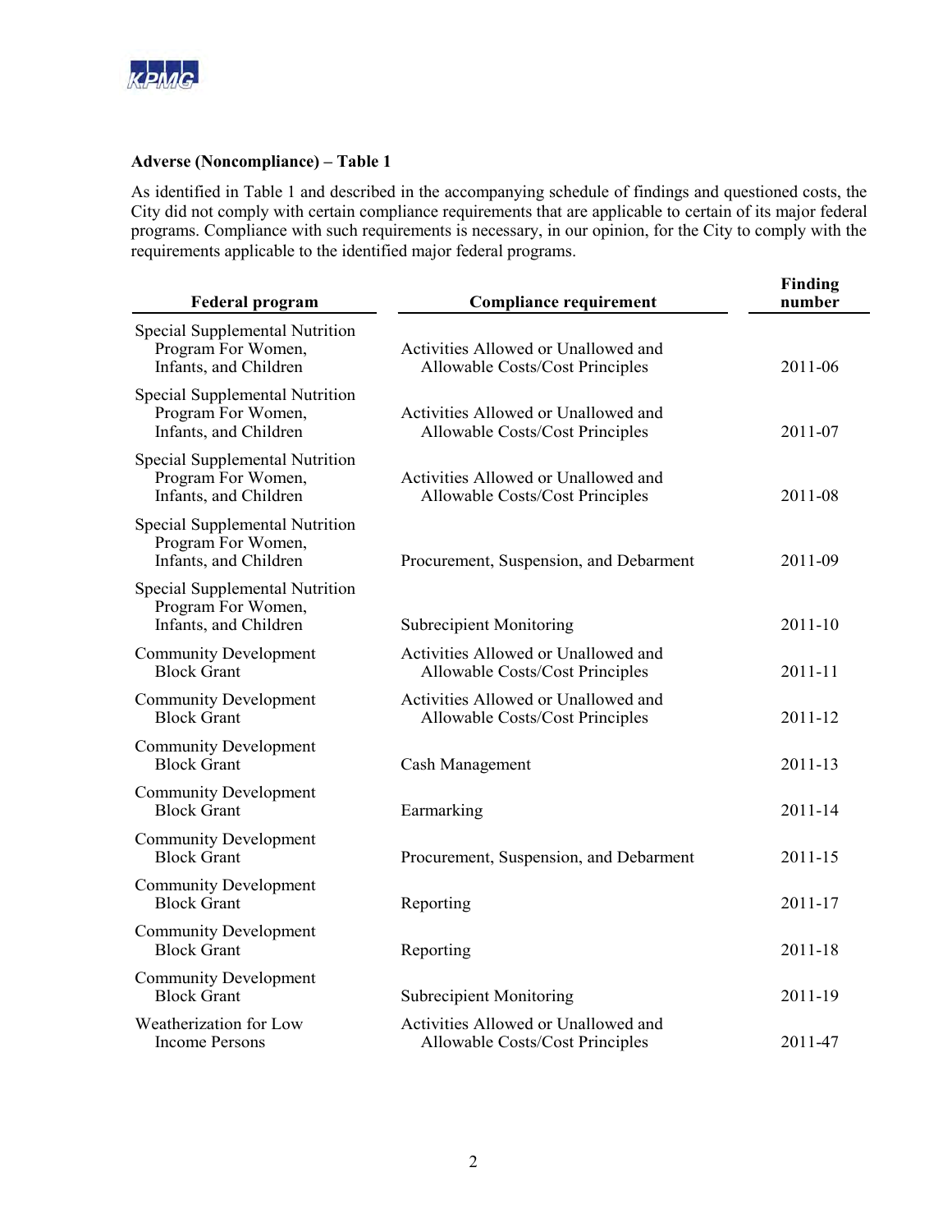**Adverse (Noncompliance) – Table 1**

As identified in Table 1 and described in the accompanying schedule of findings and questioned costs, the City did not comply with certain compliance requirements that are applicable to certain of its major federal programs. Compliance with such requirements is necessary, in our opinion, for the City to comply with the requirements applicable to the identified major federal programs.

| Federal program | Compliance requirement | Finding number |
|---|---|---|
| Special Supplemental Nutrition Program For Women, Infants, and Children | Activities Allowed or Unallowed and Allowable Costs/Cost Principles | 2011-06 |
| Special Supplemental Nutrition Program For Women, Infants, and Children | Activities Allowed or Unallowed and Allowable Costs/Cost Principles | 2011-07 |
| Special Supplemental Nutrition Program For Women, Infants, and Children | Activities Allowed or Unallowed and Allowable Costs/Cost Principles | 2011-08 |
| Special Supplemental Nutrition Program For Women, Infants, and Children | Procurement, Suspension, and Debarment | 2011-09 |
| Special Supplemental Nutrition Program For Women, Infants, and Children | Subrecipient Monitoring | 2011-10 |
| Community Development Block Grant | Activities Allowed or Unallowed and Allowable Costs/Cost Principles | 2011-11 |
| Community Development Block Grant | Activities Allowed or Unallowed and Allowable Costs/Cost Principles | 2011-12 |
| Community Development Block Grant | Cash Management | 2011-13 |
| Community Development Block Grant | Earmarking | 2011-14 |
| Community Development Block Grant | Procurement, Suspension, and Debarment | 2011-15 |
| Community Development Block Grant | Reporting | 2011-17 |
| Community Development Block Grant | Reporting | 2011-18 |
| Community Development Block Grant | Subrecipient Monitoring | 2011-19 |
| Weatherization for Low Income Persons | Activities Allowed or Unallowed and Allowable Costs/Cost Principles | 2011-47 |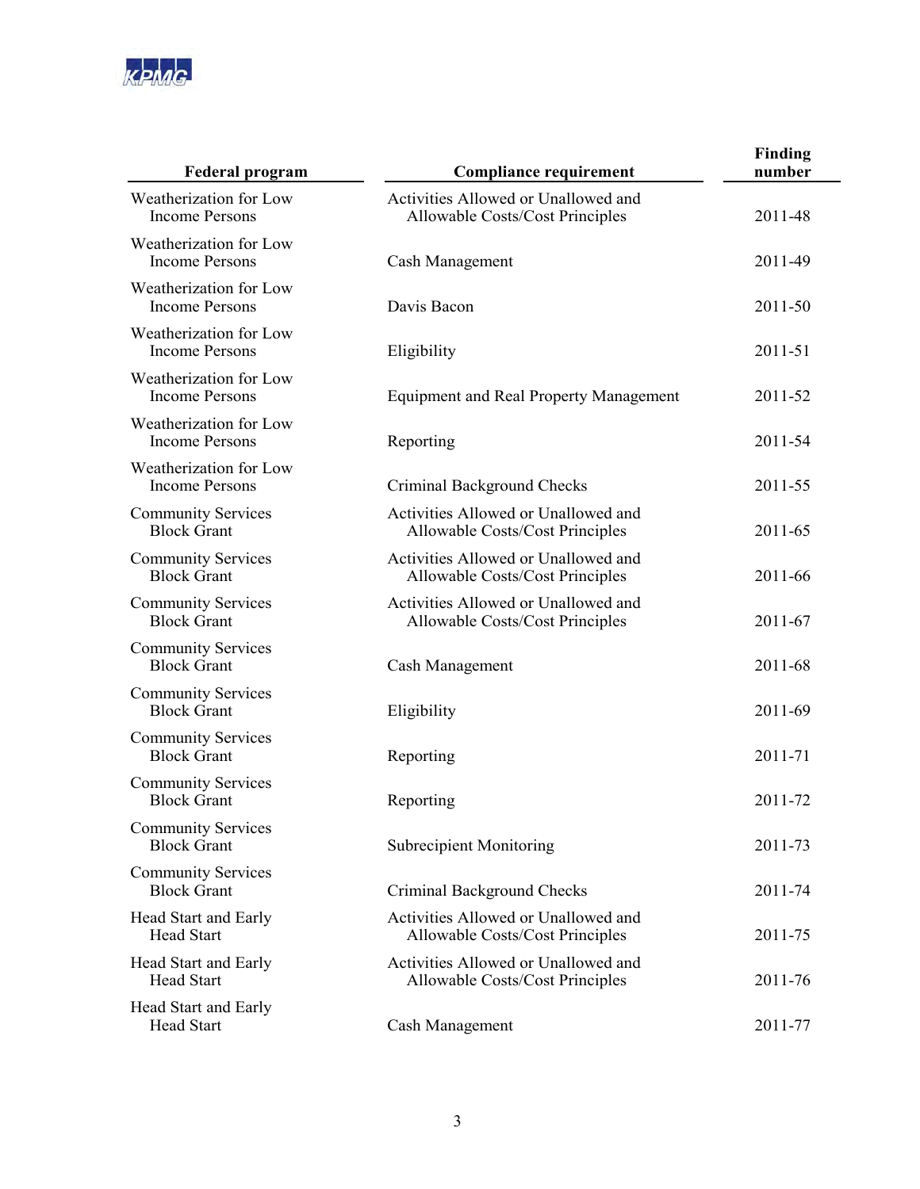| Federal program | Compliance requirement | Finding number |
|---|---|---|
| Weatherization for Low Income Persons | Activities Allowed or Unallowed and Allowable Costs/Cost Principles | 2011-48 |
| Weatherization for Low Income Persons | Cash Management | 2011-49 |
| Weatherization for Low Income Persons | Davis Bacon | 2011-50 |
| Weatherization for Low Income Persons | Eligibility | 2011-51 |
| Weatherization for Low Income Persons | Equipment and Real Property Management | 2011-52 |
| Weatherization for Low Income Persons | Reporting | 2011-54 |
| Weatherization for Low Income Persons | Criminal Background Checks | 2011-55 |
| Community Services Block Grant | Activities Allowed or Unallowed and Allowable Costs/Cost Principles | 2011-65 |
| Community Services Block Grant | Activities Allowed or Unallowed and Allowable Costs/Cost Principles | 2011-66 |
| Community Services Block Grant | Activities Allowed or Unallowed and Allowable Costs/Cost Principles | 2011-67 |
| Community Services Block Grant | Cash Management | 2011-68 |
| Community Services Block Grant | Eligibility | 2011-69 |
| Community Services Block Grant | Reporting | 2011-71 |
| Community Services Block Grant | Reporting | 2011-72 |
| Community Services Block Grant | Subrecipient Monitoring | 2011-73 |
| Community Services Block Grant | Criminal Background Checks | 2011-74 |
| Head Start and Early Head Start | Activities Allowed or Unallowed and Allowable Costs/Cost Principles | 2011-75 |
| Head Start and Early Head Start | Activities Allowed or Unallowed and Allowable Costs/Cost Principles | 2011-76 |
| Head Start and Early Head Start | Cash Management | 2011-77 |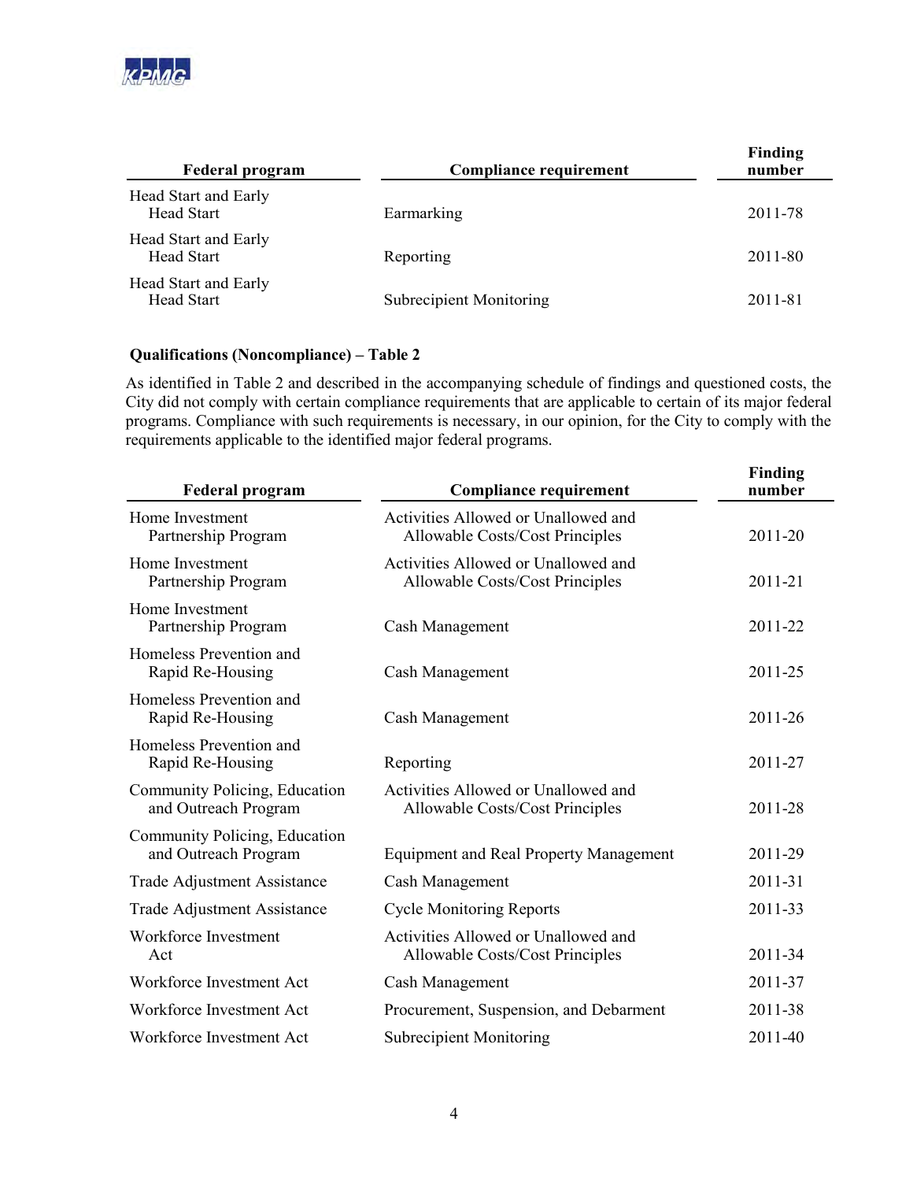| Federal program | Compliance requirement | Finding number |
|---|---|---|
| Head Start and Early Head Start | Earmarking | 2011-78 |
| Head Start and Early Head Start | Reporting | 2011-80 |
| Head Start and Early Head Start | Subrecipient Monitoring | 2011-81 |

**Qualifications (Noncompliance) – Table 2**

As identified in Table 2 and described in the accompanying schedule of findings and questioned costs, the City did not comply with certain compliance requirements that are applicable to certain of its major federal programs. Compliance with such requirements is necessary, in our opinion, for the City to comply with the requirements applicable to the identified major federal programs.

| Federal program | Compliance requirement | Finding number |
|---|---|---|
| Home Investment Partnership Program | Activities Allowed or Unallowed and Allowable Costs/Cost Principles | 2011-20 |
| Home Investment Partnership Program | Activities Allowed or Unallowed and Allowable Costs/Cost Principles | 2011-21 |
| Home Investment Partnership Program | Cash Management | 2011-22 |
| Homeless Prevention and Rapid Re-Housing | Cash Management | 2011-25 |
| Homeless Prevention and Rapid Re-Housing | Cash Management | 2011-26 |
| Homeless Prevention and Rapid Re-Housing | Reporting | 2011-27 |
| Community Policing, Education and Outreach Program | Activities Allowed or Unallowed and Allowable Costs/Cost Principles | 2011-28 |
| Community Policing, Education and Outreach Program | Equipment and Real Property Management | 2011-29 |
| Trade Adjustment Assistance | Cash Management | 2011-31 |
| Trade Adjustment Assistance | Cycle Monitoring Reports | 2011-33 |
| Workforce Investment Act | Activities Allowed or Unallowed and Allowable Costs/Cost Principles | 2011-34 |
| Workforce Investment Act | Cash Management | 2011-37 |
| Workforce Investment Act | Procurement, Suspension, and Debarment | 2011-38 |
| Workforce Investment Act | Subrecipient Monitoring | 2011-40 |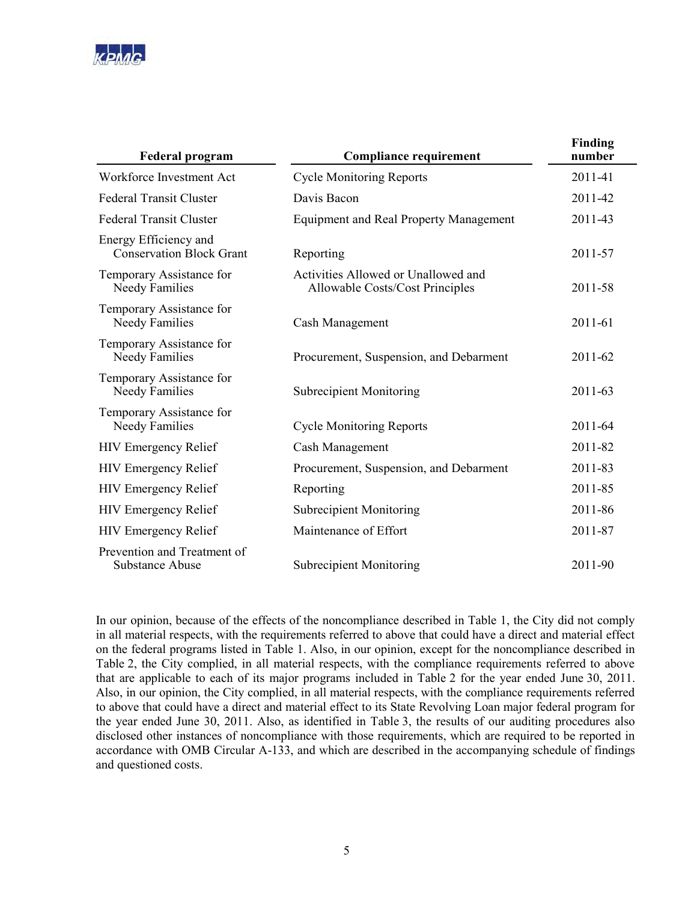| Federal program | Compliance requirement | Finding number |
|---|---|---|
| Workforce Investment Act | Cycle Monitoring Reports | 2011-41 |
| Federal Transit Cluster | Davis Bacon | 2011-42 |
| Federal Transit Cluster | Equipment and Real Property Management | 2011-43 |
| Energy Efficiency and Conservation Block Grant | Reporting | 2011-57 |
| Temporary Assistance for Needy Families | Activities Allowed or Unallowed and Allowable Costs/Cost Principles | 2011-58 |
| Temporary Assistance for Needy Families | Cash Management | 2011-61 |
| Temporary Assistance for Needy Families | Procurement, Suspension, and Debarment | 2011-62 |
| Temporary Assistance for Needy Families | Subrecipient Monitoring | 2011-63 |
| Temporary Assistance for Needy Families | Cycle Monitoring Reports | 2011-64 |
| HIV Emergency Relief | Cash Management | 2011-82 |
| HIV Emergency Relief | Procurement, Suspension, and Debarment | 2011-83 |
| HIV Emergency Relief | Reporting | 2011-85 |
| HIV Emergency Relief | Subrecipient Monitoring | 2011-86 |
| HIV Emergency Relief | Maintenance of Effort | 2011-87 |
| Prevention and Treatment of Substance Abuse | Subrecipient Monitoring | 2011-90 |

In our opinion, because of the effects of the noncompliance described in Table 1, the City did not comply in all material respects, with the requirements referred to above that could have a direct and material effect on the federal programs listed in Table 1. Also, in our opinion, except for the noncompliance described in Table 2, the City complied, in all material respects, with the compliance requirements referred to above that are applicable to each of its major programs included in Table 2 for the year ended June 30, 2011. Also, in our opinion, the City complied, in all material respects, with the compliance requirements referred to above that could have a direct and material effect to its State Revolving Loan major federal program for the year ended June 30, 2011. Also, as identified in Table 3, the results of our auditing procedures also disclosed other instances of noncompliance with those requirements, which are required to be reported in accordance with OMB Circular A-133, and which are described in the accompanying schedule of findings and questioned costs.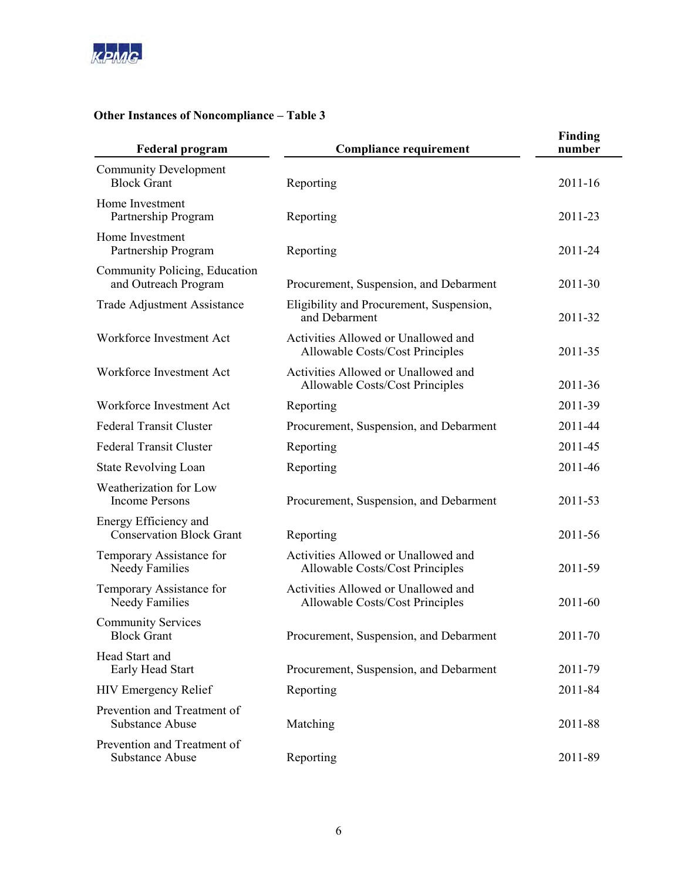**Other Instances of Noncompliance – Table 3**

| Federal program | Compliance requirement | Finding number |
|---|---|---|
| Community Development Block Grant | Reporting | 2011-16 |
| Home Investment Partnership Program | Reporting | 2011-23 |
| Home Investment Partnership Program | Reporting | 2011-24 |
| Community Policing, Education and Outreach Program | Procurement, Suspension, and Debarment | 2011-30 |
| Trade Adjustment Assistance | Eligibility and Procurement, Suspension, and Debarment | 2011-32 |
| Workforce Investment Act | Activities Allowed or Unallowed and Allowable Costs/Cost Principles | 2011-35 |
| Workforce Investment Act | Activities Allowed or Unallowed and Allowable Costs/Cost Principles | 2011-36 |
| Workforce Investment Act | Reporting | 2011-39 |
| Federal Transit Cluster | Procurement, Suspension, and Debarment | 2011-44 |
| Federal Transit Cluster | Reporting | 2011-45 |
| State Revolving Loan | Reporting | 2011-46 |
| Weatherization for Low Income Persons | Procurement, Suspension, and Debarment | 2011-53 |
| Energy Efficiency and Conservation Block Grant | Reporting | 2011-56 |
| Temporary Assistance for Needy Families | Activities Allowed or Unallowed and Allowable Costs/Cost Principles | 2011-59 |
| Temporary Assistance for Needy Families | Activities Allowed or Unallowed and Allowable Costs/Cost Principles | 2011-60 |
| Community Services Block Grant | Procurement, Suspension, and Debarment | 2011-70 |
| Head Start and Early Head Start | Procurement, Suspension, and Debarment | 2011-79 |
| HIV Emergency Relief | Reporting | 2011-84 |
| Prevention and Treatment of Substance Abuse | Matching | 2011-88 |
| Prevention and Treatment of Substance Abuse | Reporting | 2011-89 |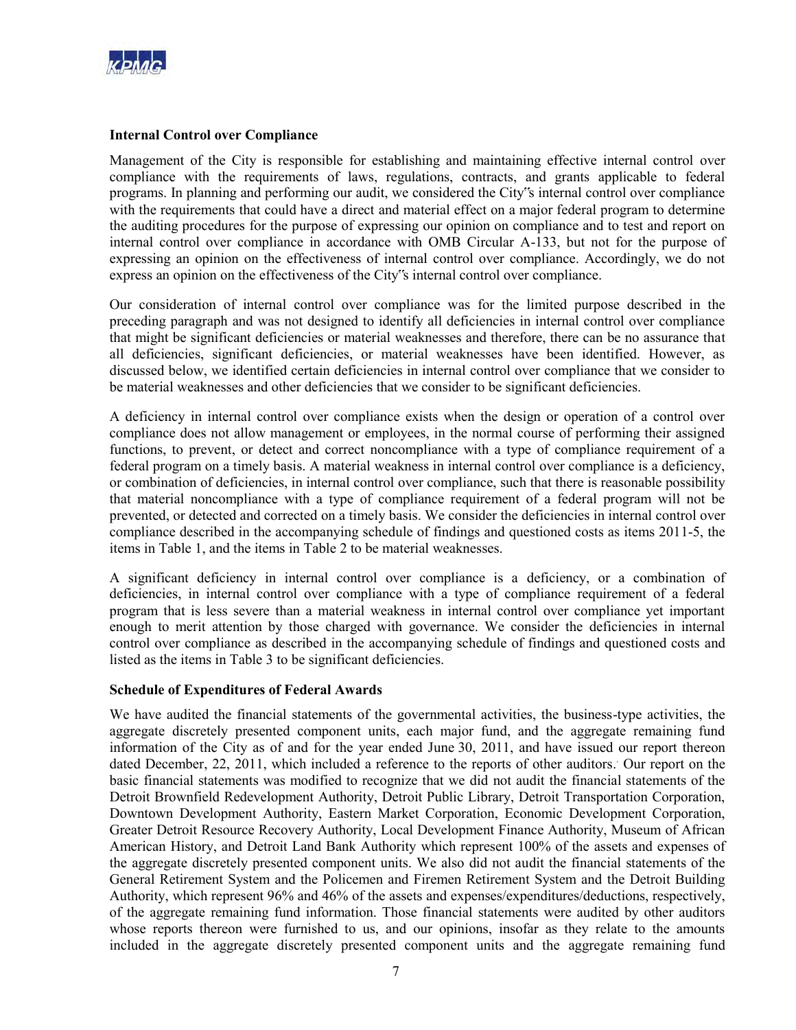### Internal Control over Compliance

Management of the City is responsible for establishing and maintaining effective internal control over compliance with the requirements of laws, regulations, contracts, and grants applicable to federal programs. In planning and performing our audit, we considered the City"s internal control over compliance with the requirements that could have a direct and material effect on a major federal program to determine the auditing procedures for the purpose of expressing our opinion on compliance and to test and report on internal control over compliance in accordance with OMB Circular A-133, but not for the purpose of expressing an opinion on the effectiveness of internal control over compliance. Accordingly, we do not express an opinion on the effectiveness of the City"s internal control over compliance.

Our consideration of internal control over compliance was for the limited purpose described in the preceding paragraph and was not designed to identify all deficiencies in internal control over compliance that might be significant deficiencies or material weaknesses and therefore, there can be no assurance that all deficiencies, significant deficiencies, or material weaknesses have been identified. However, as discussed below, we identified certain deficiencies in internal control over compliance that we consider to be material weaknesses and other deficiencies that we consider to be significant deficiencies.

A deficiency in internal control over compliance exists when the design or operation of a control over compliance does not allow management or employees, in the normal course of performing their assigned functions, to prevent, or detect and correct noncompliance with a type of compliance requirement of a federal program on a timely basis. A material weakness in internal control over compliance is a deficiency, or combination of deficiencies, in internal control over compliance, such that there is reasonable possibility that material noncompliance with a type of compliance requirement of a federal program will not be prevented, or detected and corrected on a timely basis. We consider the deficiencies in internal control over compliance described in the accompanying schedule of findings and questioned costs as items 2011-5, the items in Table 1, and the items in Table 2 to be material weaknesses.

A significant deficiency in internal control over compliance is a deficiency, or a combination of deficiencies, in internal control over compliance with a type of compliance requirement of a federal program that is less severe than a material weakness in internal control over compliance yet important enough to merit attention by those charged with governance. We consider the deficiencies in internal control over compliance as described in the accompanying schedule of findings and questioned costs and listed as the items in Table 3 to be significant deficiencies.

### Schedule of Expenditures of Federal Awards

We have audited the financial statements of the governmental activities, the business-type activities, the aggregate discretely presented component units, each major fund, and the aggregate remaining fund information of the City as of and for the year ended June 30, 2011, and have issued our report thereon dated December, 22, 2011, which included a reference to the reports of other auditors. Our report on the basic financial statements was modified to recognize that we did not audit the financial statements of the Detroit Brownfield Redevelopment Authority, Detroit Public Library, Detroit Transportation Corporation, Downtown Development Authority, Eastern Market Corporation, Economic Development Corporation, Greater Detroit Resource Recovery Authority, Local Development Finance Authority, Museum of African American History, and Detroit Land Bank Authority which represent 100% of the assets and expenses of the aggregate discretely presented component units. We also did not audit the financial statements of the General Retirement System and the Policemen and Firemen Retirement System and the Detroit Building Authority, which represent 96% and 46% of the assets and expenses/expenditures/deductions, respectively, of the aggregate remaining fund information. Those financial statements were audited by other auditors whose reports thereon were furnished to us, and our opinions, insofar as they relate to the amounts included in the aggregate discretely presented component units and the aggregate remaining fund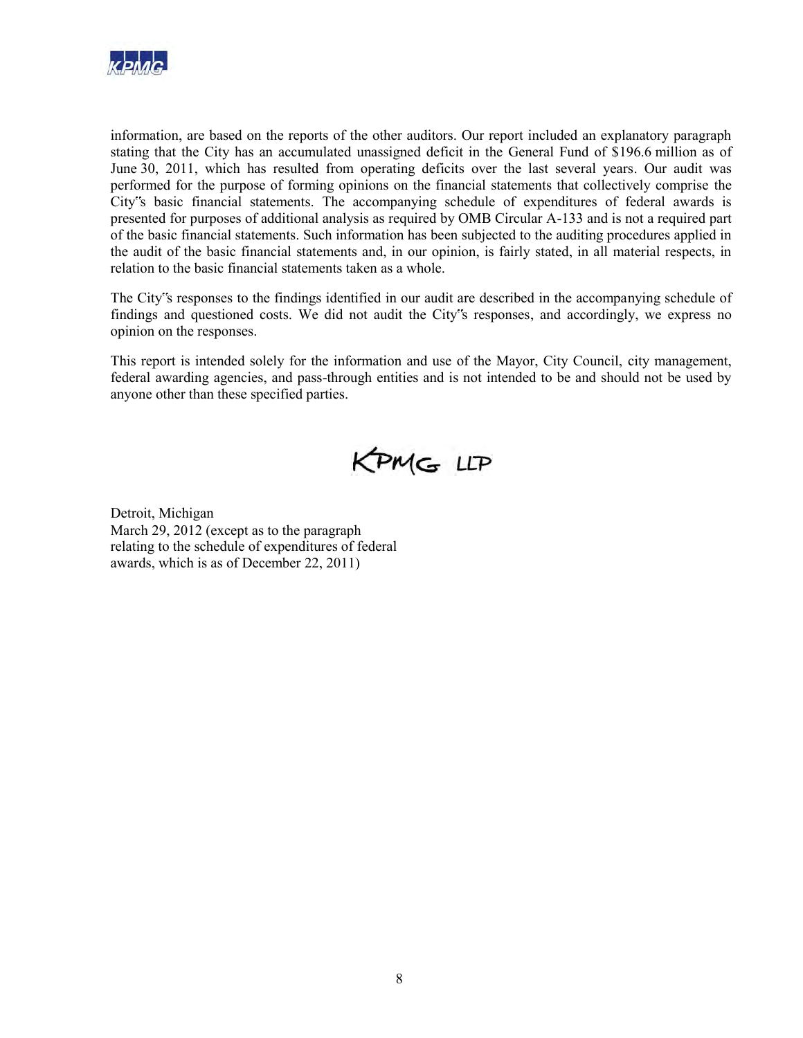information, are based on the reports of the other auditors. Our report included an explanatory paragraph stating that the City has an accumulated unassigned deficit in the General Fund of $196.6 million as of June 30, 2011, which has resulted from operating deficits over the last several years. Our audit was performed for the purpose of forming opinions on the financial statements that collectively comprise the City"s basic financial statements. The accompanying schedule of expenditures of federal awards is presented for purposes of additional analysis as required by OMB Circular A-133 and is not a required part of the basic financial statements. Such information has been subjected to the auditing procedures applied in the audit of the basic financial statements and, in our opinion, is fairly stated, in all material respects, in relation to the basic financial statements taken as a whole.

The City"s responses to the findings identified in our audit are described in the accompanying schedule of findings and questioned costs. We did not audit the City"s responses, and accordingly, we express no opinion on the responses.

This report is intended solely for the information and use of the Mayor, City Council, city management, federal awarding agencies, and pass-through entities and is not intended to be and should not be used by anyone other than these specified parties.

KPMG LLP

Detroit, Michigan
March 29, 2012 (except as to the paragraph
relating to the schedule of expenditures of federal
awards, which is as of December 22, 2011)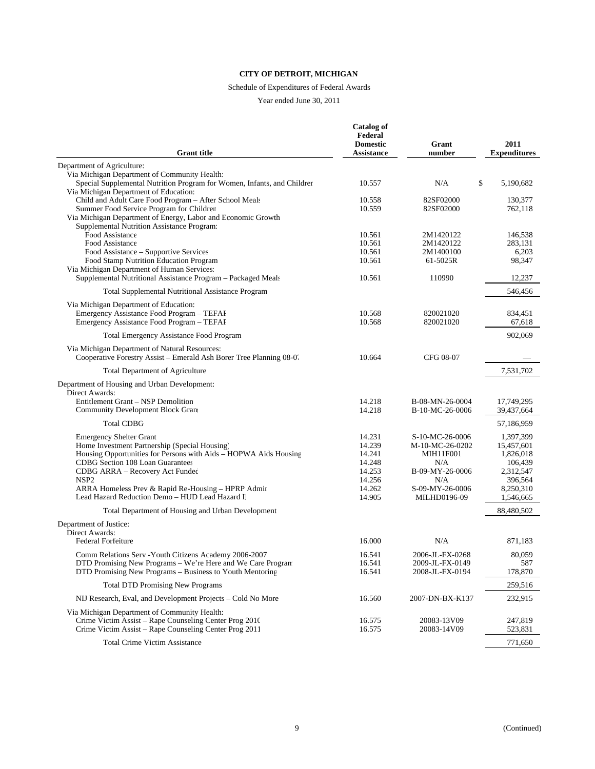**CITY OF DETROIT, MICHIGAN**

Schedule of Expenditures of Federal Awards

Year ended June 30, 2011

| Grant title | Catalog of Federal Domestic Assistance | Grant number | 2011 Expenditures |
|---|---|---|---|
| Department of Agriculture: | | | |
| Via Michigan Department of Community Health: | | | |
| Special Supplemental Nutrition Program for Women, Infants, and Children | 10.557 | N/A | $ 5,190,682 |
| Via Michigan Department of Education: | | | |
| Child and Adult Care Food Program – After School Meals | 10.558 | 82SF02000 | 130,377 |
| Summer Food Service Program for Children | 10.559 | 82SF02000 | 762,118 |
| Via Michigan Department of Energy, Labor and Economic Growth | | | |
| Supplemental Nutrition Assistance Program: | | | |
| Food Assistance | 10.561 | 2M1420122 | 146,538 |
| Food Assistance | 10.561 | 2M1420122 | 283,131 |
| Food Assistance – Supportive Services | 10.561 | 2M1400100 | 6,203 |
| Food Stamp Nutrition Education Program | 10.561 | 61-5025R | 98,347 |
| Via Michigan Department of Human Services: | | | |
| Supplemental Nutritional Assistance Program – Packaged Meals | 10.561 | 110990 | 12,237 |
| Total Supplemental Nutritional Assistance Program | | | 546,456 |
| Via Michigan Department of Education: | | | |
| Emergency Assistance Food Program – TEFAP | 10.568 | 820021020 | 834,451 |
| Emergency Assistance Food Program – TEFAP | 10.568 | 820021020 | 67,618 |
| Total Emergency Assistance Food Program | | | 902,069 |
| Via Michigan Department of Natural Resources: | | | |
| Cooperative Forestry Assist – Emerald Ash Borer Tree Planning 08-07 | 10.664 | CFG 08-07 | — |
| Total Department of Agriculture | | | 7,531,702 |
| Department of Housing and Urban Development: | | | |
| Direct Awards: | | | |
| Entitlement Grant – NSP Demolition | 14.218 | B-08-MN-26-0004 | 17,749,295 |
| Community Development Block Grant | 14.218 | B-10-MC-26-0006 | 39,437,664 |
| Total CDBG | | | 57,186,959 |
| Emergency Shelter Grant | 14.231 | S-10-MC-26-0006 | 1,397,399 |
| Home Investment Partnership (Special Housing) | 14.239 | M-10-MC-26-0202 | 15,457,601 |
| Housing Opportunities for Persons with Aids – HOPWA Aids Housing | 14.241 | MIH11F001 | 1,826,018 |
| CDBG Section 108 Loan Guarantees | 14.248 | N/A | 106,439 |
| CDBG ARRA – Recovery Act Funded | 14.253 | B-09-MY-26-0006 | 2,312,547 |
| NSP2 | 14.256 | N/A | 396,564 |
| ARRA Homeless Prev & Rapid Re-Housing – HPRP Admin | 14.262 | S-09-MY-26-0006 | 8,250,310 |
| Lead Hazard Reduction Demo – HUD Lead Hazard II | 14.905 | MILHD0196-09 | 1,546,665 |
| Total Department of Housing and Urban Development | | | 88,480,502 |
| Department of Justice: | | | |
| Direct Awards: | | | |
| Federal Forfeiture | 16.000 | N/A | 871,183 |
| Comm Relations Serv -Youth Citizens Academy 2006-2007 | 16.541 | 2006-JL-FX-0268 | 80,059 |
| DTD Promising New Programs – We're Here and We Care Program | 16.541 | 2009-JL-FX-0149 | 587 |
| DTD Promising New Programs – Business to Youth Mentoring | 16.541 | 2008-JL-FX-0194 | 178,870 |
| Total DTD Promising New Programs | | | 259,516 |
| NIJ Research, Eval, and Development Projects – Cold No More | 16.560 | 2007-DN-BX-K137 | 232,915 |
| Via Michigan Department of Community Health: | | | |
| Crime Victim Assist – Rape Counseling Center Prog 2010 | 16.575 | 20083-13V09 | 247,819 |
| Crime Victim Assist – Rape Counseling Center Prog 2011 | 16.575 | 20083-14V09 | 523,831 |
| Total Crime Victim Assistance | | | 771,650 |

(Continued)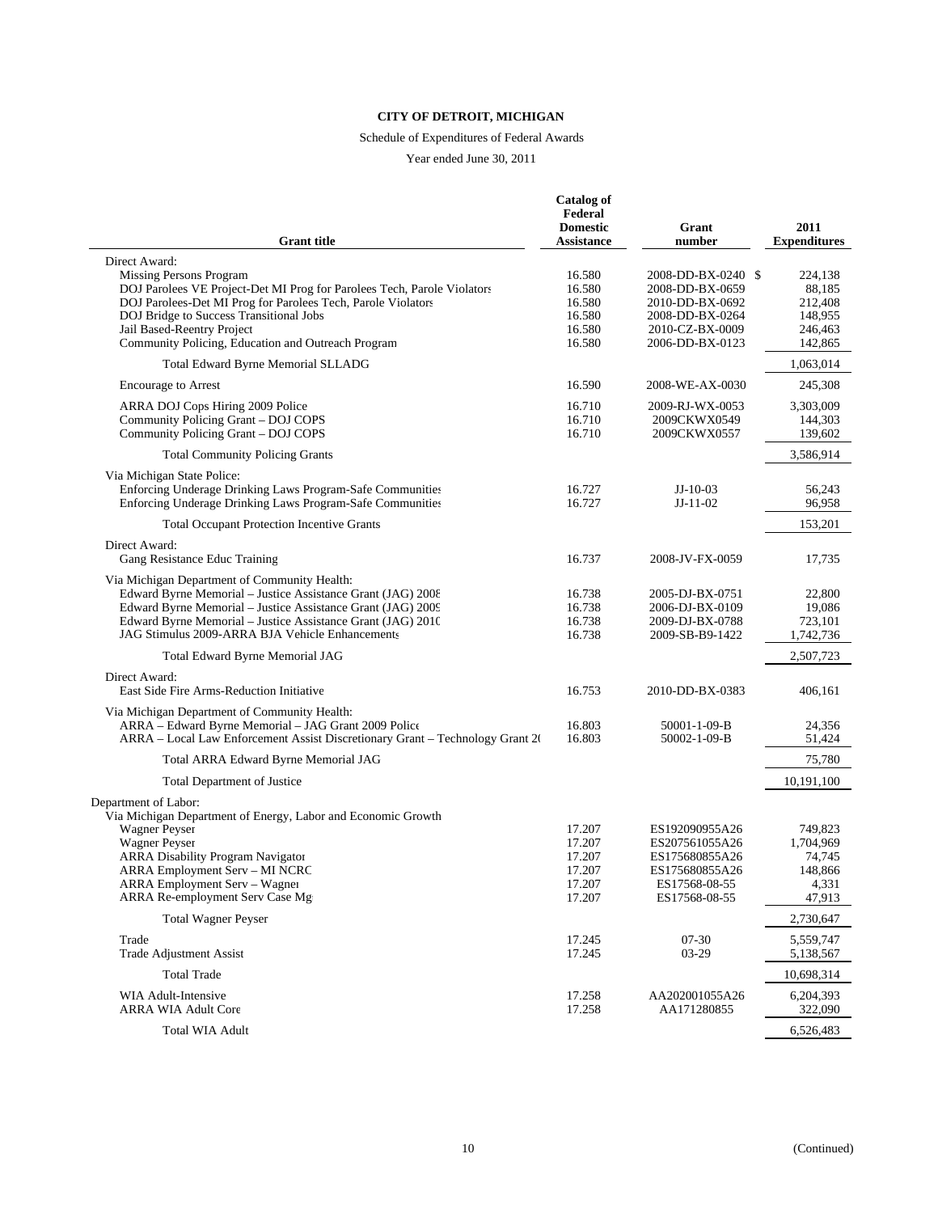**CITY OF DETROIT, MICHIGAN**

Schedule of Expenditures of Federal Awards

Year ended June 30, 2011

| Grant title | Catalog of Federal Domestic Assistance | Grant number | 2011 Expenditures |
|---|---|---|---|
| Direct Award: | | | |
| Missing Persons Program | 16.580 | 2008-DD-BX-0240 | $ 224,138 |
| DOJ Parolees VE Project-Det MI Prog for Parolees Tech, Parole Violators | 16.580 | 2008-DD-BX-0659 | 88,185 |
| DOJ Parolees-Det MI Prog for Parolees Tech, Parole Violators | 16.580 | 2010-DD-BX-0692 | 212,408 |
| DOJ Bridge to Success Transitional Jobs | 16.580 | 2008-DD-BX-0264 | 148,955 |
| Jail Based-Reentry Project | 16.580 | 2010-CZ-BX-0009 | 246,463 |
| Community Policing, Education and Outreach Program | 16.580 | 2006-DD-BX-0123 | 142,865 |
| Total Edward Byrne Memorial SLLADG | | | 1,063,014 |
| Encourage to Arrest | 16.590 | 2008-WE-AX-0030 | 245,308 |
| ARRA DOJ Cops Hiring 2009 Police | 16.710 | 2009-RJ-WX-0053 | 3,303,009 |
| Community Policing Grant – DOJ COPS | 16.710 | 2009CKWX0549 | 144,303 |
| Community Policing Grant – DOJ COPS | 16.710 | 2009CKWX0557 | 139,602 |
| Total Community Policing Grants | | | 3,586,914 |
| Via Michigan State Police: | | | |
| Enforcing Underage Drinking Laws Program-Safe Communities | 16.727 | JJ-10-03 | 56,243 |
| Enforcing Underage Drinking Laws Program-Safe Communities | 16.727 | JJ-11-02 | 96,958 |
| Total Occupant Protection Incentive Grants | | | 153,201 |
| Direct Award: | | | |
| Gang Resistance Educ Training | 16.737 | 2008-JV-FX-0059 | 17,735 |
| Via Michigan Department of Community Health: | | | |
| Edward Byrne Memorial – Justice Assistance Grant (JAG) 2008 | 16.738 | 2005-DJ-BX-0751 | 22,800 |
| Edward Byrne Memorial – Justice Assistance Grant (JAG) 2009 | 16.738 | 2006-DJ-BX-0109 | 19,086 |
| Edward Byrne Memorial – Justice Assistance Grant (JAG) 2010 | 16.738 | 2009-DJ-BX-0788 | 723,101 |
| JAG Stimulus 2009-ARRA BJA Vehicle Enhancements | 16.738 | 2009-SB-B9-1422 | 1,742,736 |
| Total Edward Byrne Memorial JAG | | | 2,507,723 |
| Direct Award: | | | |
| East Side Fire Arms-Reduction Initiative | 16.753 | 2010-DD-BX-0383 | 406,161 |
| Via Michigan Department of Community Health: | | | |
| ARRA – Edward Byrne Memorial – JAG Grant 2009 Police | 16.803 | 50001-1-09-B | 24,356 |
| ARRA – Local Law Enforcement Assist Discretionary Grant – Technology Grant 20 | 16.803 | 50002-1-09-B | 51,424 |
| Total ARRA Edward Byrne Memorial JAG | | | 75,780 |
| Total Department of Justice | | | 10,191,100 |
| Department of Labor: | | | |
| Via Michigan Department of Energy, Labor and Economic Growth | | | |
| Wagner Peyser | 17.207 | ES192090955A26 | 749,823 |
| Wagner Peyser | 17.207 | ES207561055A26 | 1,704,969 |
| ARRA Disability Program Navigator | 17.207 | ES175680855A26 | 74,745 |
| ARRA Employment Serv – MI NCRC | 17.207 | ES175680855A26 | 148,866 |
| ARRA Employment Serv – Wagner | 17.207 | ES17568-08-55 | 4,331 |
| ARRA Re-employment Serv Case Mg | 17.207 | ES17568-08-55 | 47,913 |
| Total Wagner Peyser | | | 2,730,647 |
| Trade | 17.245 | 07-30 | 5,559,747 |
| Trade Adjustment Assist | 17.245 | 03-29 | 5,138,567 |
| Total Trade | | | 10,698,314 |
| WIA Adult-Intensive | 17.258 | AA202001055A26 | 6,204,393 |
| ARRA WIA Adult Core | 17.258 | AA171280855 | 322,090 |
| Total WIA Adult | | | 6,526,483 |

(Continued)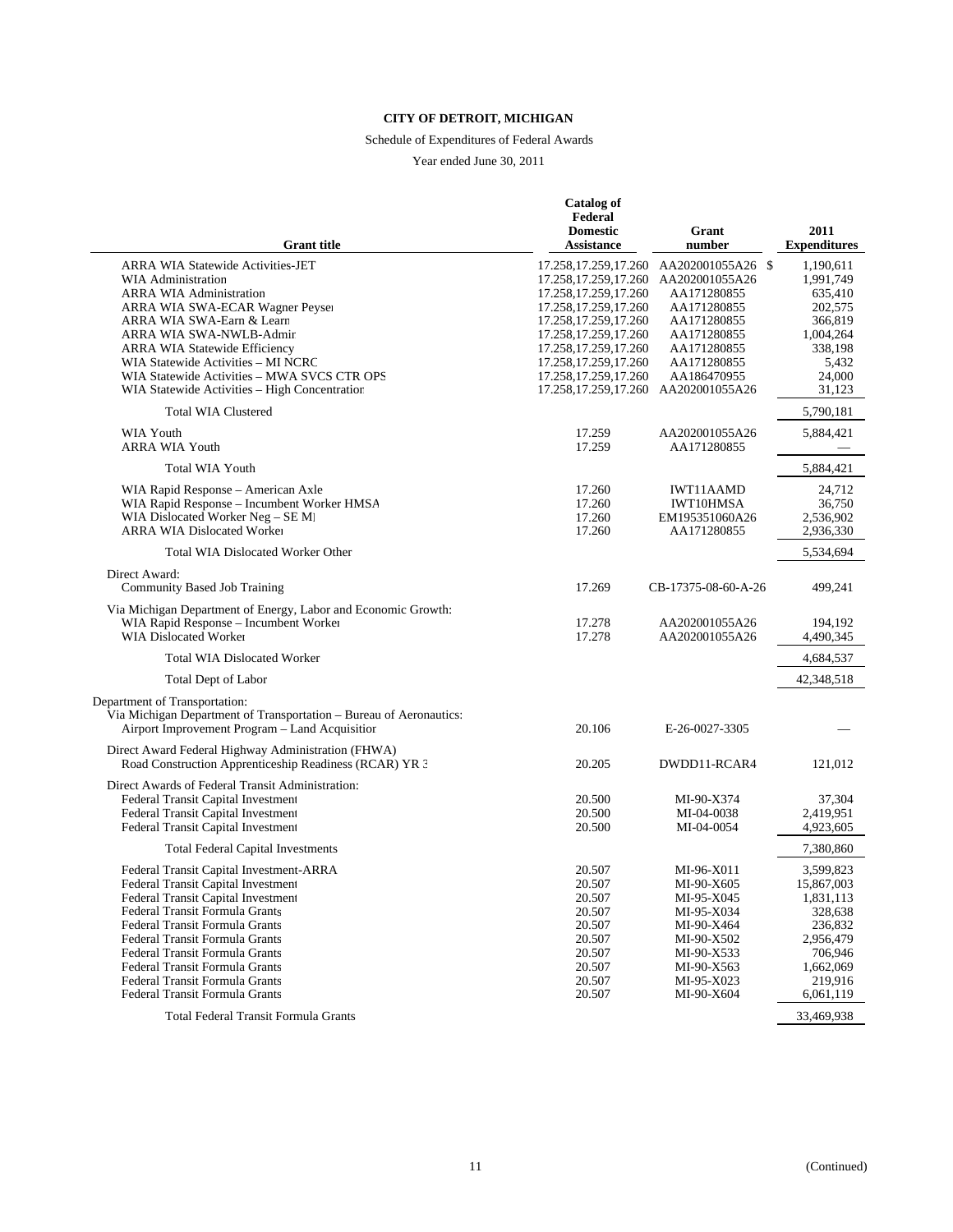**CITY OF DETROIT, MICHIGAN**

Schedule of Expenditures of Federal Awards

Year ended June 30, 2011

| Grant title | Catalog of Federal Domestic Assistance | Grant number | 2011 Expenditures |
|---|---|---|---|
| ARRA WIA Statewide Activities-JET | 17.258,17.259,17.260 | AA202001055A26 | $ 1,190,611 |
| WIA Administration | 17.258,17.259,17.260 | AA202001055A26 | 1,991,749 |
| ARRA WIA Administration | 17.258,17.259,17.260 | AA171280855 | 635,410 |
| ARRA WIA SWA-ECAR Wagner Peyser | 17.258,17.259,17.260 | AA171280855 | 202,575 |
| ARRA WIA SWA-Earn & Learn | 17.258,17.259,17.260 | AA171280855 | 366,819 |
| ARRA WIA SWA-NWLB-Admin | 17.258,17.259,17.260 | AA171280855 | 1,004,264 |
| ARRA WIA Statewide Efficiency | 17.258,17.259,17.260 | AA171280855 | 338,198 |
| WIA Statewide Activities – MI NCRC | 17.258,17.259,17.260 | AA171280855 | 5,432 |
| WIA Statewide Activities – MWA SVCS CTR OPS | 17.258,17.259,17.260 | AA186470955 | 24,000 |
| WIA Statewide Activities – High Concentration | 17.258,17.259,17.260 | AA202001055A26 | 31,123 |
| Total WIA Clustered | | | 5,790,181 |
| WIA Youth | 17.259 | AA202001055A26 | 5,884,421 |
| ARRA WIA Youth | 17.259 | AA171280855 | — |
| Total WIA Youth | | | 5,884,421 |
| WIA Rapid Response – American Axle | 17.260 | IWT11AAMD | 24,712 |
| WIA Rapid Response – Incumbent Worker HMSA | 17.260 | IWT10HMSA | 36,750 |
| WIA Dislocated Worker Neg – SE MI | 17.260 | EM195351060A26 | 2,536,902 |
| ARRA WIA Dislocated Worker | 17.260 | AA171280855 | 2,936,330 |
| Total WIA Dislocated Worker Other | | | 5,534,694 |
| Direct Award: | | | |
| Community Based Job Training | 17.269 | CB-17375-08-60-A-26 | 499,241 |
| Via Michigan Department of Energy, Labor and Economic Growth: | | | |
| WIA Rapid Response – Incumbent Worker | 17.278 | AA202001055A26 | 194,192 |
| WIA Dislocated Worker | 17.278 | AA202001055A26 | 4,490,345 |
| Total WIA Dislocated Worker | | | 4,684,537 |
| Total Dept of Labor | | | 42,348,518 |
| Department of Transportation: | | | |
| Via Michigan Department of Transportation – Bureau of Aeronautics: | | | |
| Airport Improvement Program – Land Acquisition | 20.106 | E-26-0027-3305 | — |
| Direct Award Federal Highway Administration (FHWA) | | | |
| Road Construction Apprenticeship Readiness (RCAR) YR 3 | 20.205 | DWDD11-RCAR4 | 121,012 |
| Direct Awards of Federal Transit Administration: | | | |
| Federal Transit Capital Investment | 20.500 | MI-90-X374 | 37,304 |
| Federal Transit Capital Investment | 20.500 | MI-04-0038 | 2,419,951 |
| Federal Transit Capital Investment | 20.500 | MI-04-0054 | 4,923,605 |
| Total Federal Capital Investments | | | 7,380,860 |
| Federal Transit Capital Investment-ARRA | 20.507 | MI-96-X011 | 3,599,823 |
| Federal Transit Capital Investment | 20.507 | MI-90-X605 | 15,867,003 |
| Federal Transit Capital Investment | 20.507 | MI-95-X045 | 1,831,113 |
| Federal Transit Formula Grants | 20.507 | MI-95-X034 | 328,638 |
| Federal Transit Formula Grants | 20.507 | MI-90-X464 | 236,832 |
| Federal Transit Formula Grants | 20.507 | MI-90-X502 | 2,956,479 |
| Federal Transit Formula Grants | 20.507 | MI-90-X533 | 706,946 |
| Federal Transit Formula Grants | 20.507 | MI-90-X563 | 1,662,069 |
| Federal Transit Formula Grants | 20.507 | MI-95-X023 | 219,916 |
| Federal Transit Formula Grants | 20.507 | MI-90-X604 | 6,061,119 |
| Total Federal Transit Formula Grants | | | 33,469,938 |

(Continued)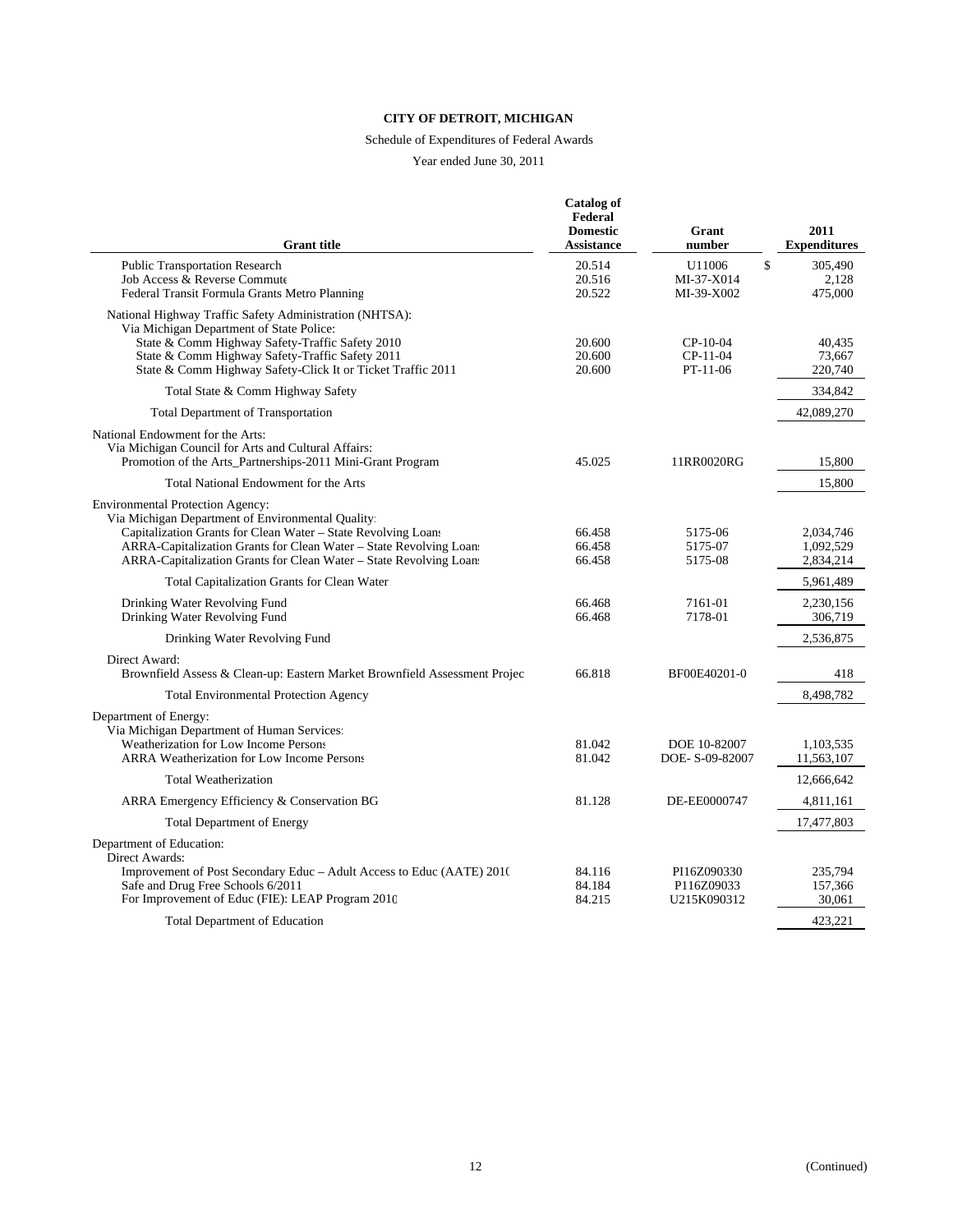**CITY OF DETROIT, MICHIGAN**

Schedule of Expenditures of Federal Awards

Year ended June 30, 2011

| Grant title | Catalog of Federal Domestic Assistance | Grant number | 2011 Expenditures |
|---|---|---|---|
| Public Transportation Research | 20.514 | U11006 | $ 305,490 |
| Job Access & Reverse Commute | 20.516 | MI-37-X014 | 2,128 |
| Federal Transit Formula Grants Metro Planning | 20.522 | MI-39-X002 | 475,000 |
| National Highway Traffic Safety Administration (NHTSA): | | | |
| Via Michigan Department of State Police: | | | |
| State & Comm Highway Safety-Traffic Safety 2010 | 20.600 | CP-10-04 | 40,435 |
| State & Comm Highway Safety-Traffic Safety 2011 | 20.600 | CP-11-04 | 73,667 |
| State & Comm Highway Safety-Click It or Ticket Traffic 2011 | 20.600 | PT-11-06 | 220,740 |
| Total State & Comm Highway Safety | | | 334,842 |
| Total Department of Transportation | | | 42,089,270 |
| National Endowment for the Arts: | | | |
| Via Michigan Council for Arts and Cultural Affairs: | | | |
| Promotion of the Arts_Partnerships-2011 Mini-Grant Program | 45.025 | 11RR0020RG | 15,800 |
| Total National Endowment for the Arts | | | 15,800 |
| Environmental Protection Agency: | | | |
| Via Michigan Department of Environmental Quality: | | | |
| Capitalization Grants for Clean Water – State Revolving Loans | 66.458 | 5175-06 | 2,034,746 |
| ARRA-Capitalization Grants for Clean Water – State Revolving Loans | 66.458 | 5175-07 | 1,092,529 |
| ARRA-Capitalization Grants for Clean Water – State Revolving Loans | 66.458 | 5175-08 | 2,834,214 |
| Total Capitalization Grants for Clean Water | | | 5,961,489 |
| Drinking Water Revolving Fund | 66.468 | 7161-01 | 2,230,156 |
| Drinking Water Revolving Fund | 66.468 | 7178-01 | 306,719 |
| Drinking Water Revolving Fund | | | 2,536,875 |
| Direct Award: | | | |
| Brownfield Assess & Clean-up: Eastern Market Brownfield Assessment Project | 66.818 | BF00E40201-0 | 418 |
| Total Environmental Protection Agency | | | 8,498,782 |
| Department of Energy: | | | |
| Via Michigan Department of Human Services: | | | |
| Weatherization for Low Income Persons | 81.042 | DOE 10-82007 | 1,103,535 |
| ARRA Weatherization for Low Income Persons | 81.042 | DOE- S-09-82007 | 11,563,107 |
| Total Weatherization | | | 12,666,642 |
| ARRA Emergency Efficiency & Conservation BG | 81.128 | DE-EE0000747 | 4,811,161 |
| Total Department of Energy | | | 17,477,803 |
| Department of Education: | | | |
| Direct Awards: | | | |
| Improvement of Post Secondary Educ – Adult Access to Educ (AATE) 2010 | 84.116 | PI16Z090330 | 235,794 |
| Safe and Drug Free Schools 6/2011 | 84.184 | P116Z09033 | 157,366 |
| For Improvement of Educ (FIE): LEAP Program 2010 | 84.215 | U215K090312 | 30,061 |
| Total Department of Education | | | 423,221 |

(Continued)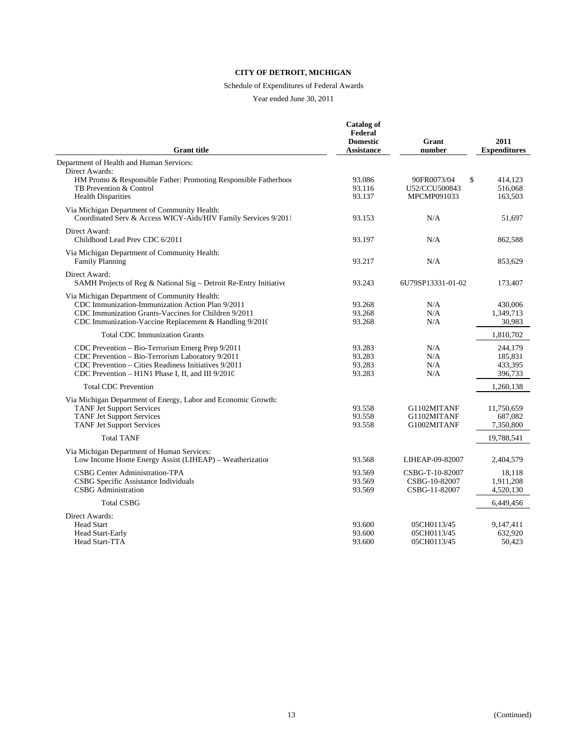**CITY OF DETROIT, MICHIGAN**

Schedule of Expenditures of Federal Awards

Year ended June 30, 2011

| Grant title | Catalog of Federal Domestic Assistance | Grant number | 2011 Expenditures |
|---|---|---|---|
| Department of Health and Human Services: | | | |
| Direct Awards: | | | |
| HM Promo & Responsible Father: Promoting Responsible Fatherhooc | 93.086 | 90FR0073/04 | $ 414,123 |
| TB Prevention & Control | 93.116 | U52/CCU500843 | 516,068 |
| Health Disparities | 93.137 | MPCMP091033 | 163,503 |
| Via Michigan Department of Community Health: | | | |
| Coordinated Serv & Access WICY-Aids/HIV Family Services 9/2011 | 93.153 | N/A | 51,697 |
| Direct Award: | | | |
| Childhood Lead Prev CDC 6/2011 | 93.197 | N/A | 862,588 |
| Via Michigan Department of Community Health: | | | |
| Family Planning | 93.217 | N/A | 853,629 |
| Direct Award: | | | |
| SAMH Projects of Reg & National Sig – Detroit Re-Entry Initiative | 93.243 | 6U79SP13331-01-02 | 173,407 |
| Via Michigan Department of Community Health: | | | |
| CDC Immunization-Immunization Action Plan 9/2011 | 93.268 | N/A | 430,006 |
| CDC Immunization Grants-Vaccines for Children 9/2011 | 93.268 | N/A | 1,349,713 |
| CDC Immunization-Vaccine Replacement & Handling 9/2010 | 93.268 | N/A | 30,983 |
| Total CDC Immunization Grants | | | 1,810,702 |
| CDC Prevention – Bio-Terrorism Emerg Prep 9/2011 | 93.283 | N/A | 244,179 |
| CDC Prevention – Bio-Terrorism Laboratory 9/2011 | 93.283 | N/A | 185,831 |
| CDC Prevention – Cities Readiness Initiatives 9/2011 | 93.283 | N/A | 433,395 |
| CDC Prevention – H1N1 Phase I, II, and III 9/2010 | 93.283 | N/A | 396,733 |
| Total CDC Prevention | | | 1,260,138 |
| Via Michigan Department of Energy, Labor and Economic Growth: | | | |
| TANF Jet Support Services | 93.558 | G1102MITANF | 11,750,659 |
| TANF Jet Support Services | 93.558 | G1102MITANF | 687,082 |
| TANF Jet Support Services | 93.558 | G1002MITANF | 7,350,800 |
| Total TANF | | | 19,788,541 |
| Via Michigan Department of Human Services: | | | |
| Low Income Home Energy Assist (LIHEAP) – Weatherizatior | 93.568 | LIHEAP-09-82007 | 2,404,579 |
| CSBG Center Administration-TPA | 93.569 | CSBG-T-10-82007 | 18,118 |
| CSBG Specific Assistance Individuals | 93.569 | CSBG-10-82007 | 1,911,208 |
| CSBG Administration | 93.569 | CSBG-11-82007 | 4,520,130 |
| Total CSBG | | | 6,449,456 |
| Direct Awards: | | | |
| Head Start | 93.600 | 05CH0113/45 | 9,147,411 |
| Head Start-Early | 93.600 | 05CH0113/45 | 632,920 |
| Head Start-TTA | 93.600 | 05CH0113/45 | 50,423 |

(Continued)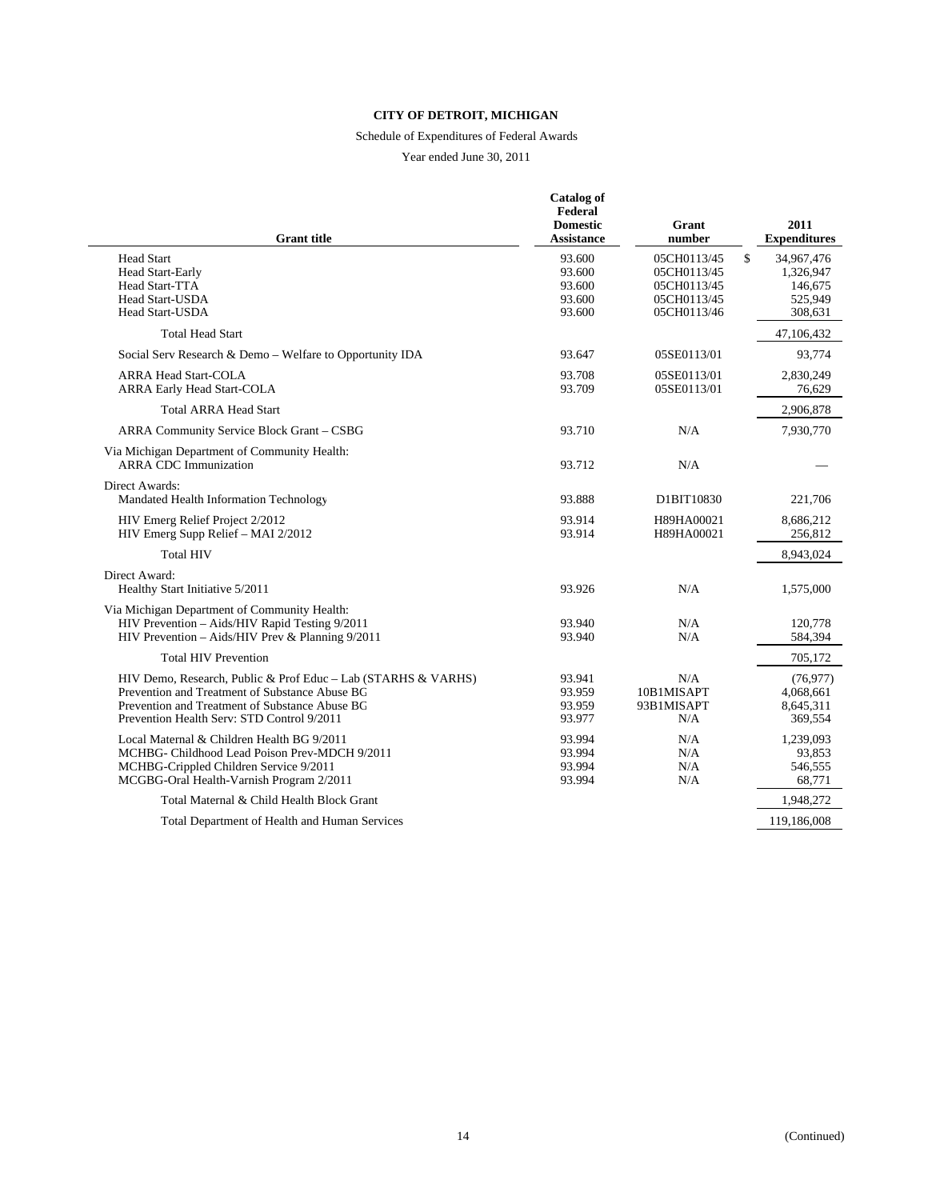**CITY OF DETROIT, MICHIGAN**

Schedule of Expenditures of Federal Awards

Year ended June 30, 2011

| Grant title | Catalog of Federal Domestic Assistance | Grant number | 2011 Expenditures |
|---|---|---|---|
| Head Start | 93.600 | 05CH0113/45 | $ 34,967,476 |
| Head Start-Early | 93.600 | 05CH0113/45 | 1,326,947 |
| Head Start-TTA | 93.600 | 05CH0113/45 | 146,675 |
| Head Start-USDA | 93.600 | 05CH0113/45 | 525,949 |
| Head Start-USDA | 93.600 | 05CH0113/46 | 308,631 |
| Total Head Start | | | 47,106,432 |
| Social Serv Research & Demo – Welfare to Opportunity IDA | 93.647 | 05SE0113/01 | 93,774 |
| ARRA Head Start-COLA | 93.708 | 05SE0113/01 | 2,830,249 |
| ARRA Early Head Start-COLA | 93.709 | 05SE0113/01 | 76,629 |
| Total ARRA Head Start | | | 2,906,878 |
| ARRA Community Service Block Grant – CSBG | 93.710 | N/A | 7,930,770 |
| Via Michigan Department of Community Health: | | | |
| ARRA CDC Immunization | 93.712 | N/A | — |
| Direct Awards: | | | |
| Mandated Health Information Technology | 93.888 | D1BIT10830 | 221,706 |
| HIV Emerg Relief Project 2/2012 | 93.914 | H89HA00021 | 8,686,212 |
| HIV Emerg Supp Relief – MAI 2/2012 | 93.914 | H89HA00021 | 256,812 |
| Total HIV | | | 8,943,024 |
| Direct Award: | | | |
| Healthy Start Initiative 5/2011 | 93.926 | N/A | 1,575,000 |
| Via Michigan Department of Community Health: | | | |
| HIV Prevention – Aids/HIV Rapid Testing 9/2011 | 93.940 | N/A | 120,778 |
| HIV Prevention – Aids/HIV Prev & Planning 9/2011 | 93.940 | N/A | 584,394 |
| Total HIV Prevention | | | 705,172 |
| HIV Demo, Research, Public & Prof Educ – Lab (STARHS & VARHS) | 93.941 | N/A | (76,977) |
| Prevention and Treatment of Substance Abuse BG | 93.959 | 10B1MISAPT | 4,068,661 |
| Prevention and Treatment of Substance Abuse BG | 93.959 | 93B1MISAPT | 8,645,311 |
| Prevention Health Serv: STD Control 9/2011 | 93.977 | N/A | 369,554 |
| Local Maternal & Children Health BG 9/2011 | 93.994 | N/A | 1,239,093 |
| MCHBG- Childhood Lead Poison Prev-MDCH 9/2011 | 93.994 | N/A | 93,853 |
| MCHBG-Crippled Children Service 9/2011 | 93.994 | N/A | 546,555 |
| MCGBG-Oral Health-Varnish Program 2/2011 | 93.994 | N/A | 68,771 |
| Total Maternal & Child Health Block Grant | | | 1,948,272 |
| Total Department of Health and Human Services | | | 119,186,008 |

(Continued)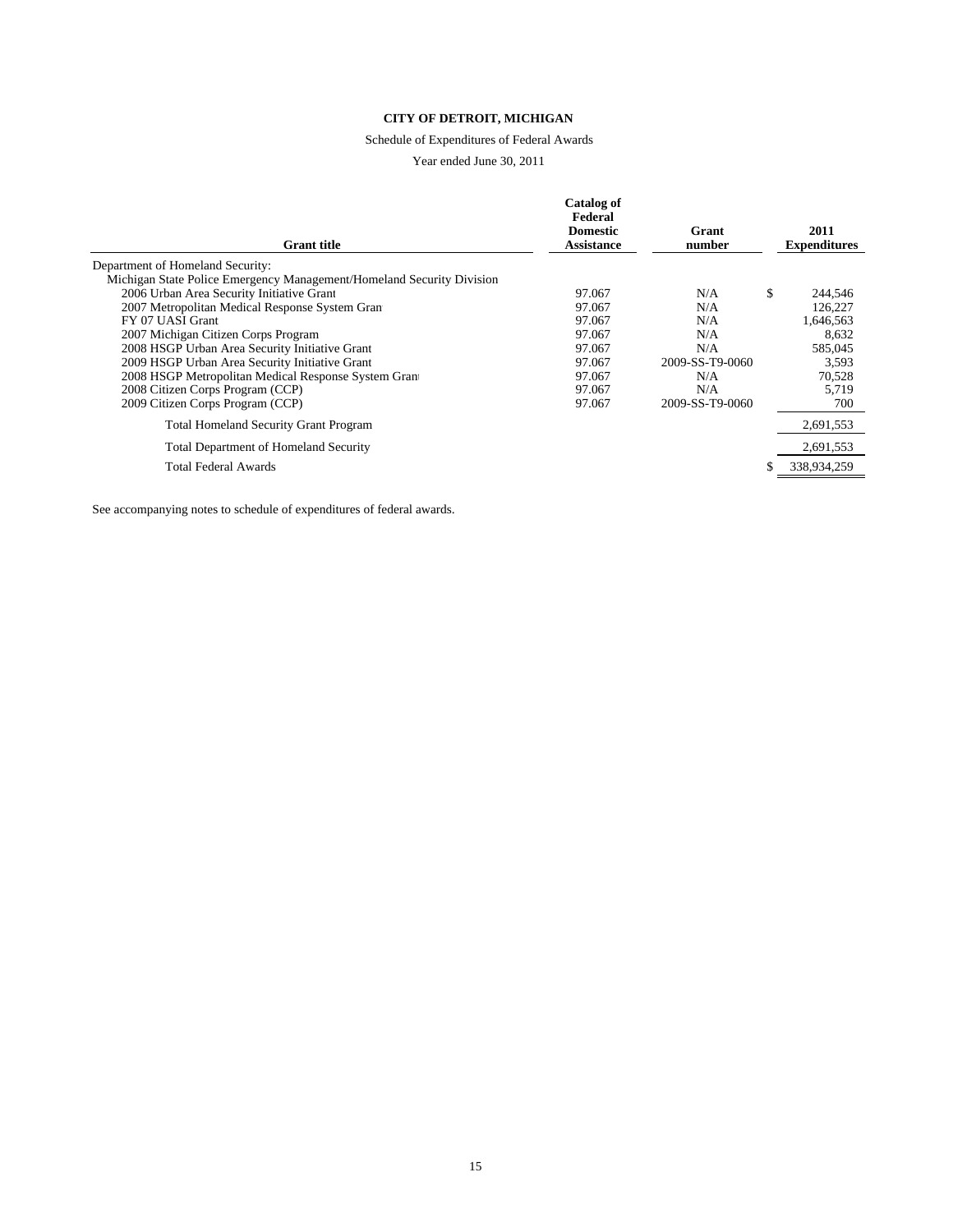**CITY OF DETROIT, MICHIGAN**

Schedule of Expenditures of Federal Awards

Year ended June 30, 2011

| Grant title | Catalog of Federal Domestic Assistance | Grant number | 2011 Expenditures |
|---|---|---|---|
| Department of Homeland Security: | | | |
| Michigan State Police Emergency Management/Homeland Security Division | | | |
| 2006 Urban Area Security Initiative Grant | 97.067 | N/A | $ 244,546 |
| 2007 Metropolitan Medical Response System Gran | 97.067 | N/A | 126,227 |
| FY 07 UASI Grant | 97.067 | N/A | 1,646,563 |
| 2007 Michigan Citizen Corps Program | 97.067 | N/A | 8,632 |
| 2008 HSGP Urban Area Security Initiative Grant | 97.067 | N/A | 585,045 |
| 2009 HSGP Urban Area Security Initiative Grant | 97.067 | 2009-SS-T9-0060 | 3,593 |
| 2008 HSGP Metropolitan Medical Response System Gran | 97.067 | N/A | 70,528 |
| 2008 Citizen Corps Program (CCP) | 97.067 | N/A | 5,719 |
| 2009 Citizen Corps Program (CCP) | 97.067 | 2009-SS-T9-0060 | 700 |
| Total Homeland Security Grant Program | | | 2,691,553 |
| Total Department of Homeland Security | | | 2,691,553 |
| Total Federal Awards | | | $ 338,934,259 |

See accompanying notes to schedule of expenditures of federal awards.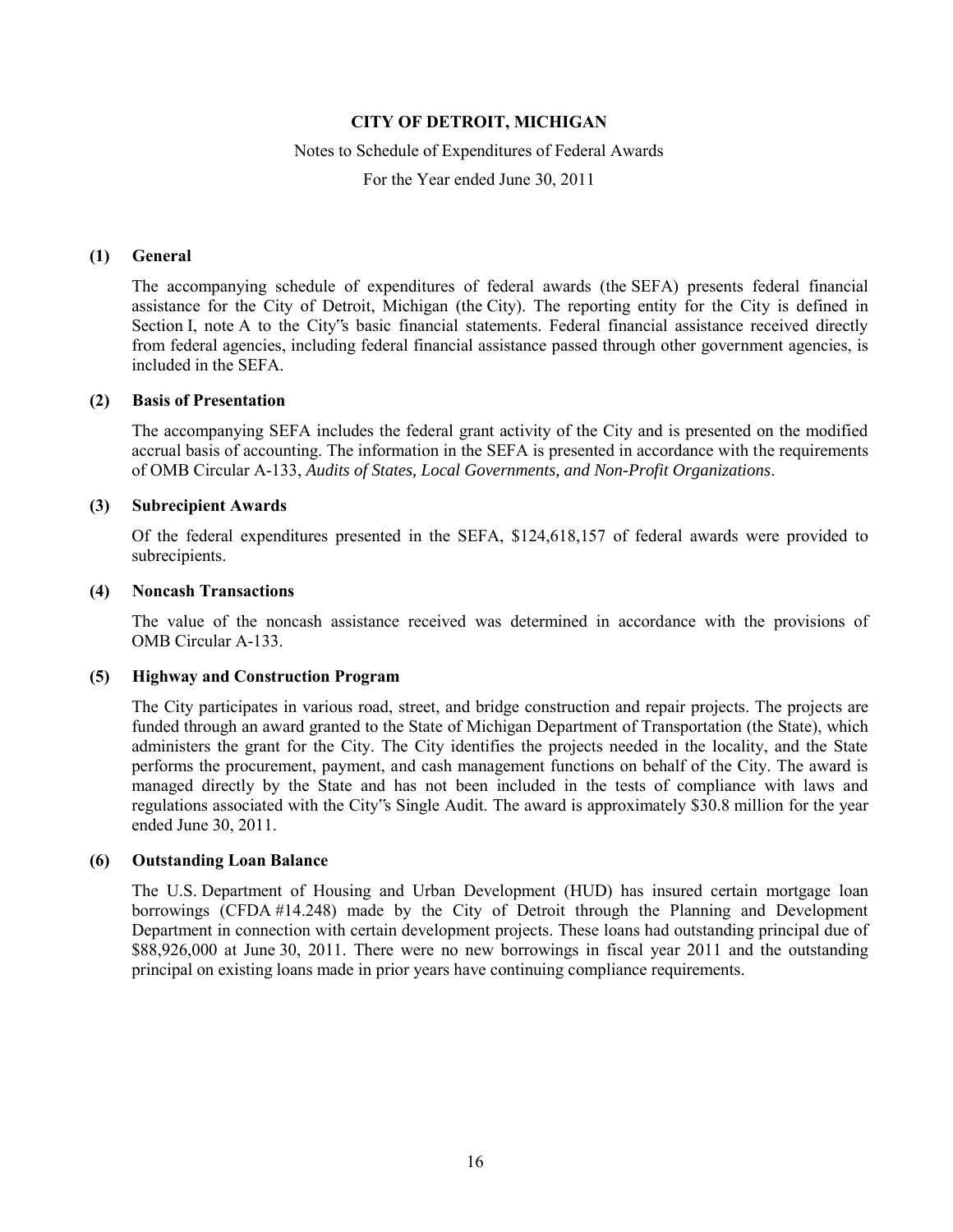**CITY OF DETROIT, MICHIGAN**

Notes to Schedule of Expenditures of Federal Awards

For the Year ended June 30, 2011

**(1) General**

The accompanying schedule of expenditures of federal awards (the SEFA) presents federal financial assistance for the City of Detroit, Michigan (the City). The reporting entity for the City is defined in Section I, note A to the City"s basic financial statements. Federal financial assistance received directly from federal agencies, including federal financial assistance passed through other government agencies, is included in the SEFA.

**(2) Basis of Presentation**

The accompanying SEFA includes the federal grant activity of the City and is presented on the modified accrual basis of accounting. The information in the SEFA is presented in accordance with the requirements of OMB Circular A-133, *Audits of States, Local Governments, and Non-Profit Organizations*.

**(3) Subrecipient Awards**

Of the federal expenditures presented in the SEFA, $124,618,157 of federal awards were provided to subrecipients.

**(4) Noncash Transactions**

The value of the noncash assistance received was determined in accordance with the provisions of OMB Circular A-133.

**(5) Highway and Construction Program**

The City participates in various road, street, and bridge construction and repair projects. The projects are funded through an award granted to the State of Michigan Department of Transportation (the State), which administers the grant for the City. The City identifies the projects needed in the locality, and the State performs the procurement, payment, and cash management functions on behalf of the City. The award is managed directly by the State and has not been included in the tests of compliance with laws and regulations associated with the City"s Single Audit. The award is approximately $30.8 million for the year ended June 30, 2011.

**(6) Outstanding Loan Balance**

The U.S. Department of Housing and Urban Development (HUD) has insured certain mortgage loan borrowings (CFDA #14.248) made by the City of Detroit through the Planning and Development Department in connection with certain development projects. These loans had outstanding principal due of $88,926,000 at June 30, 2011. There were no new borrowings in fiscal year 2011 and the outstanding principal on existing loans made in prior years have continuing compliance requirements.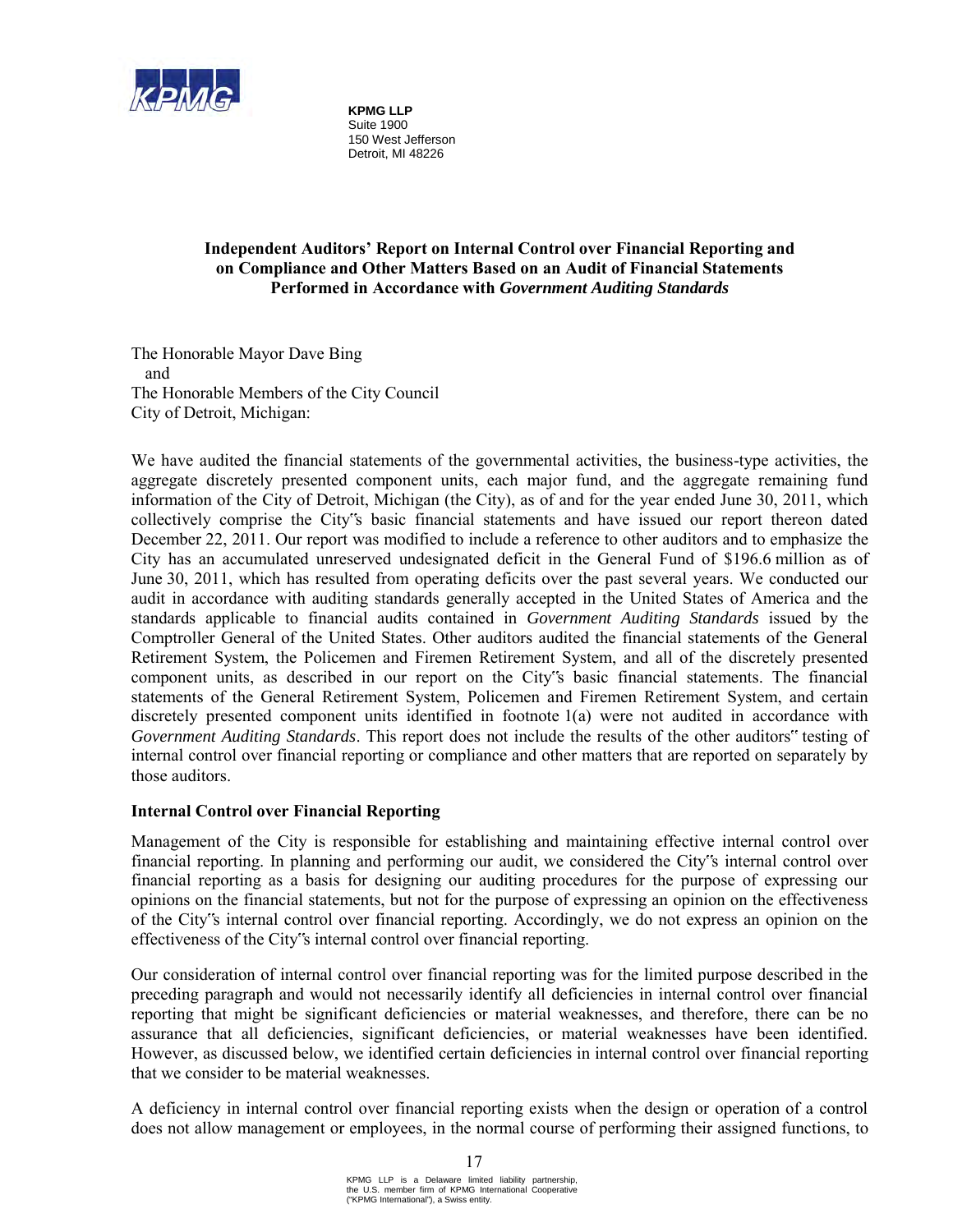**KPMG LLP**
Suite 1900
150 West Jefferson
Detroit, MI 48226

## Independent Auditors' Report on Internal Control over Financial Reporting and on Compliance and Other Matters Based on an Audit of Financial Statements Performed in Accordance with *Government Auditing Standards*

The Honorable Mayor Dave Bing
and
The Honorable Members of the City Council
City of Detroit, Michigan:

We have audited the financial statements of the governmental activities, the business-type activities, the aggregate discretely presented component units, each major fund, and the aggregate remaining fund information of the City of Detroit, Michigan (the City), as of and for the year ended June 30, 2011, which collectively comprise the City's basic financial statements and have issued our report thereon dated December 22, 2011. Our report was modified to include a reference to other auditors and to emphasize the City has an accumulated unreserved undesignated deficit in the General Fund of $196.6 million as of June 30, 2011, which has resulted from operating deficits over the past several years. We conducted our audit in accordance with auditing standards generally accepted in the United States of America and the standards applicable to financial audits contained in *Government Auditing Standards* issued by the Comptroller General of the United States. Other auditors audited the financial statements of the General Retirement System, the Policemen and Firemen Retirement System, and all of the discretely presented component units, as described in our report on the City's basic financial statements. The financial statements of the General Retirement System, Policemen and Firemen Retirement System, and certain discretely presented component units identified in footnote 1(a) were not audited in accordance with *Government Auditing Standards*. This report does not include the results of the other auditors' testing of internal control over financial reporting or compliance and other matters that are reported on separately by those auditors.

### Internal Control over Financial Reporting

Management of the City is responsible for establishing and maintaining effective internal control over financial reporting. In planning and performing our audit, we considered the City's internal control over financial reporting as a basis for designing our auditing procedures for the purpose of expressing our opinions on the financial statements, but not for the purpose of expressing an opinion on the effectiveness of the City's internal control over financial reporting. Accordingly, we do not express an opinion on the effectiveness of the City's internal control over financial reporting.

Our consideration of internal control over financial reporting was for the limited purpose described in the preceding paragraph and would not necessarily identify all deficiencies in internal control over financial reporting that might be significant deficiencies or material weaknesses, and therefore, there can be no assurance that all deficiencies, significant deficiencies, or material weaknesses have been identified. However, as discussed below, we identified certain deficiencies in internal control over financial reporting that we consider to be material weaknesses.

A deficiency in internal control over financial reporting exists when the design or operation of a control does not allow management or employees, in the normal course of performing their assigned functions, to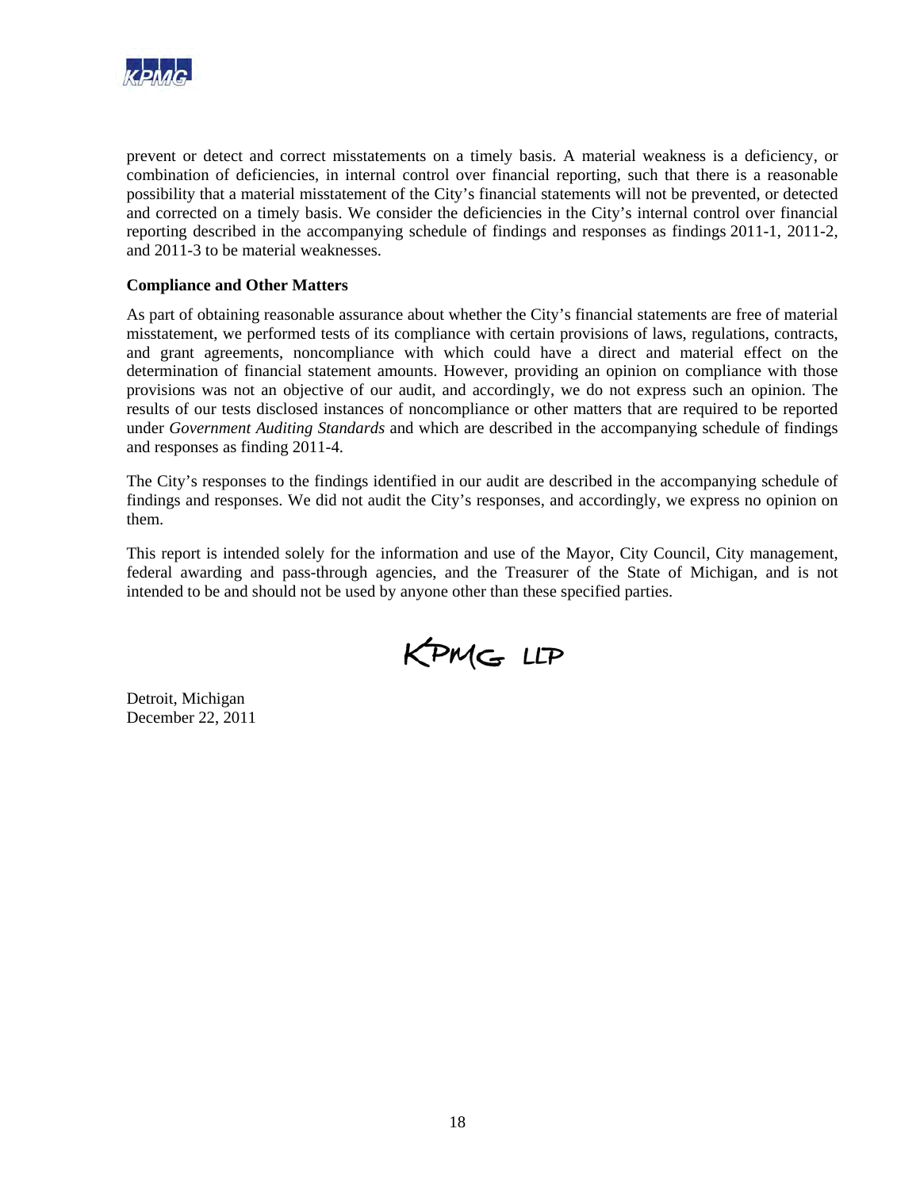prevent or detect and correct misstatements on a timely basis. A material weakness is a deficiency, or combination of deficiencies, in internal control over financial reporting, such that there is a reasonable possibility that a material misstatement of the City's financial statements will not be prevented, or detected and corrected on a timely basis. We consider the deficiencies in the City's internal control over financial reporting described in the accompanying schedule of findings and responses as findings 2011-1, 2011-2, and 2011-3 to be material weaknesses.

**Compliance and Other Matters**

As part of obtaining reasonable assurance about whether the City's financial statements are free of material misstatement, we performed tests of its compliance with certain provisions of laws, regulations, contracts, and grant agreements, noncompliance with which could have a direct and material effect on the determination of financial statement amounts. However, providing an opinion on compliance with those provisions was not an objective of our audit, and accordingly, we do not express such an opinion. The results of our tests disclosed instances of noncompliance or other matters that are required to be reported under *Government Auditing Standards* and which are described in the accompanying schedule of findings and responses as finding 2011-4.

The City's responses to the findings identified in our audit are described in the accompanying schedule of findings and responses. We did not audit the City's responses, and accordingly, we express no opinion on them.

This report is intended solely for the information and use of the Mayor, City Council, City management, federal awarding and pass-through agencies, and the Treasurer of the State of Michigan, and is not intended to be and should not be used by anyone other than these specified parties.

KPMG LLP

Detroit, Michigan
December 22, 2011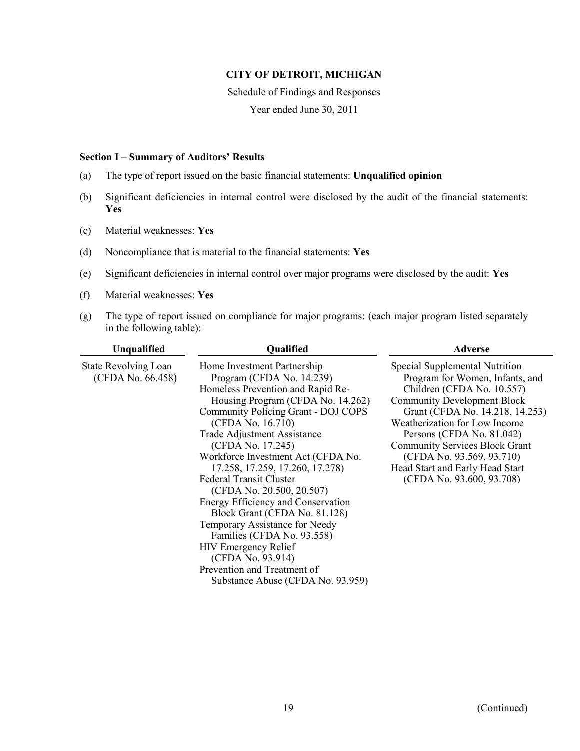**CITY OF DETROIT, MICHIGAN**

Schedule of Findings and Responses

Year ended June 30, 2011

**Section I – Summary of Auditors' Results**

(a) The type of report issued on the basic financial statements: **Unqualified opinion**

(b) Significant deficiencies in internal control were disclosed by the audit of the financial statements: **Yes**

(c) Material weaknesses: **Yes**

(d) Noncompliance that is material to the financial statements: **Yes**

(e) Significant deficiencies in internal control over major programs were disclosed by the audit: **Yes**

(f) Material weaknesses: **Yes**

(g) The type of report issued on compliance for major programs: (each major program listed separately in the following table):

| Unqualified | Qualified | Adverse |
|---|---|---|
| State Revolving Loan (CFDA No. 66.458) | Home Investment Partnership Program (CFDA No. 14.239) | Special Supplemental Nutrition Program for Women, Infants, and Children (CFDA No. 10.557) |
| | Homeless Prevention and Rapid Re-Housing Program (CFDA No. 14.262) | Community Development Block Grant (CFDA No. 14.218, 14.253) |
| | Community Policing Grant - DOJ COPS (CFDA No. 16.710) | Weatherization for Low Income Persons (CFDA No. 81.042) |
| | Trade Adjustment Assistance (CFDA No. 17.245) | Community Services Block Grant (CFDA No. 93.569, 93.710) |
| | Workforce Investment Act (CFDA No. 17.258, 17.259, 17.260, 17.278) | Head Start and Early Head Start (CFDA No. 93.600, 93.708) |
| | Federal Transit Cluster (CFDA No. 20.500, 20.507) | |
| | Energy Efficiency and Conservation Block Grant (CFDA No. 81.128) | |
| | Temporary Assistance for Needy Families (CFDA No. 93.558) | |
| | HIV Emergency Relief (CFDA No. 93.914) | |
| | Prevention and Treatment of Substance Abuse (CFDA No. 93.959) | |

(Continued)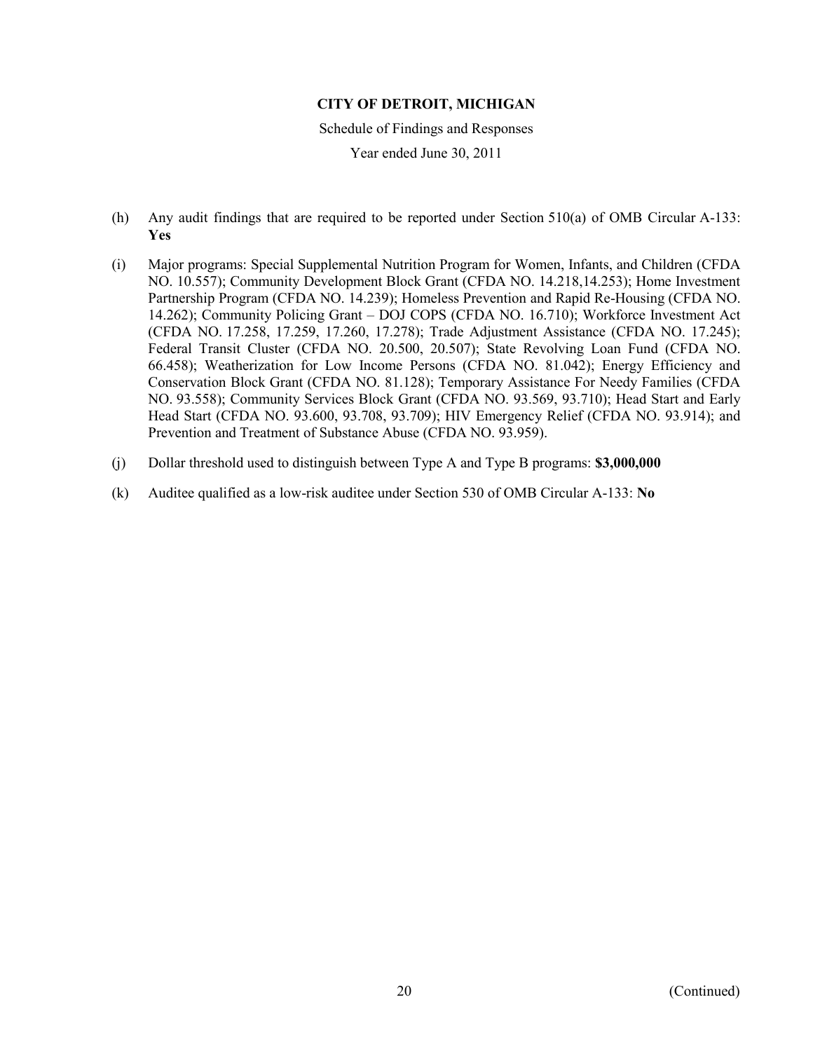**CITY OF DETROIT, MICHIGAN**

Schedule of Findings and Responses

Year ended June 30, 2011

(h) Any audit findings that are required to be reported under Section 510(a) of OMB Circular A-133: **Yes**

(i) Major programs: Special Supplemental Nutrition Program for Women, Infants, and Children (CFDA NO. 10.557); Community Development Block Grant (CFDA NO. 14.218,14.253); Home Investment Partnership Program (CFDA NO. 14.239); Homeless Prevention and Rapid Re-Housing (CFDA NO. 14.262); Community Policing Grant – DOJ COPS (CFDA NO. 16.710); Workforce Investment Act (CFDA NO. 17.258, 17.259, 17.260, 17.278); Trade Adjustment Assistance (CFDA NO. 17.245); Federal Transit Cluster (CFDA NO. 20.500, 20.507); State Revolving Loan Fund (CFDA NO. 66.458); Weatherization for Low Income Persons (CFDA NO. 81.042); Energy Efficiency and Conservation Block Grant (CFDA NO. 81.128); Temporary Assistance For Needy Families (CFDA NO. 93.558); Community Services Block Grant (CFDA NO. 93.569, 93.710); Head Start and Early Head Start (CFDA NO. 93.600, 93.708, 93.709); HIV Emergency Relief (CFDA NO. 93.914); and Prevention and Treatment of Substance Abuse (CFDA NO. 93.959).

(j) Dollar threshold used to distinguish between Type A and Type B programs: **$3,000,000**

(k) Auditee qualified as a low-risk auditee under Section 530 of OMB Circular A-133: **No**

(Continued)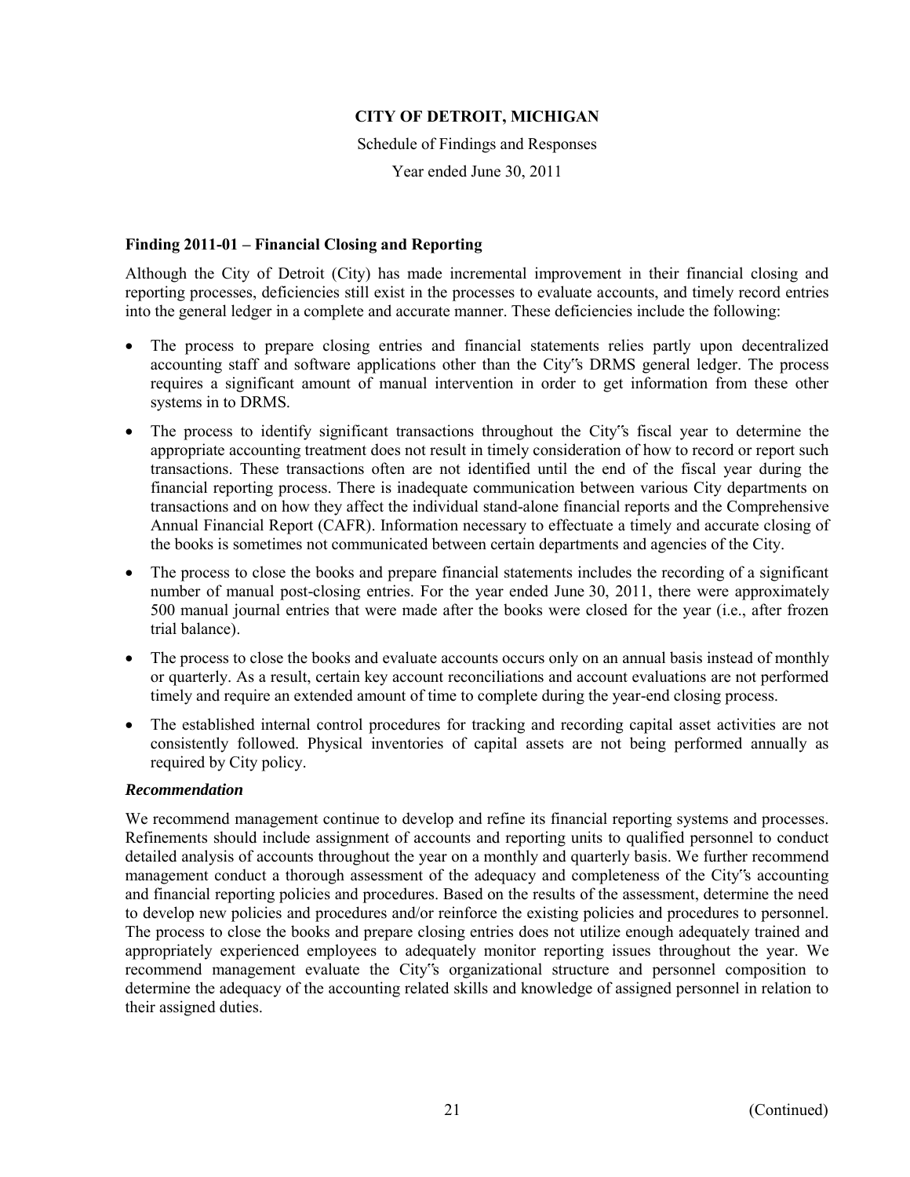**CITY OF DETROIT, MICHIGAN**

Schedule of Findings and Responses

Year ended June 30, 2011

**Finding 2011-01 – Financial Closing and Reporting**

Although the City of Detroit (City) has made incremental improvement in their financial closing and reporting processes, deficiencies still exist in the processes to evaluate accounts, and timely record entries into the general ledger in a complete and accurate manner. These deficiencies include the following:

- The process to prepare closing entries and financial statements relies partly upon decentralized accounting staff and software applications other than the City"s DRMS general ledger. The process requires a significant amount of manual intervention in order to get information from these other systems in to DRMS.
- The process to identify significant transactions throughout the City"s fiscal year to determine the appropriate accounting treatment does not result in timely consideration of how to record or report such transactions. These transactions often are not identified until the end of the fiscal year during the financial reporting process. There is inadequate communication between various City departments on transactions and on how they affect the individual stand-alone financial reports and the Comprehensive Annual Financial Report (CAFR). Information necessary to effectuate a timely and accurate closing of the books is sometimes not communicated between certain departments and agencies of the City.
- The process to close the books and prepare financial statements includes the recording of a significant number of manual post-closing entries. For the year ended June 30, 2011, there were approximately 500 manual journal entries that were made after the books were closed for the year (i.e., after frozen trial balance).
- The process to close the books and evaluate accounts occurs only on an annual basis instead of monthly or quarterly. As a result, certain key account reconciliations and account evaluations are not performed timely and require an extended amount of time to complete during the year-end closing process.
- The established internal control procedures for tracking and recording capital asset activities are not consistently followed. Physical inventories of capital assets are not being performed annually as required by City policy.

***Recommendation***

We recommend management continue to develop and refine its financial reporting systems and processes. Refinements should include assignment of accounts and reporting units to qualified personnel to conduct detailed analysis of accounts throughout the year on a monthly and quarterly basis. We further recommend management conduct a thorough assessment of the adequacy and completeness of the City"s accounting and financial reporting policies and procedures. Based on the results of the assessment, determine the need to develop new policies and procedures and/or reinforce the existing policies and procedures to personnel. The process to close the books and prepare closing entries does not utilize enough adequately trained and appropriately experienced employees to adequately monitor reporting issues throughout the year. We recommend management evaluate the City"s organizational structure and personnel composition to determine the adequacy of the accounting related skills and knowledge of assigned personnel in relation to their assigned duties.

(Continued)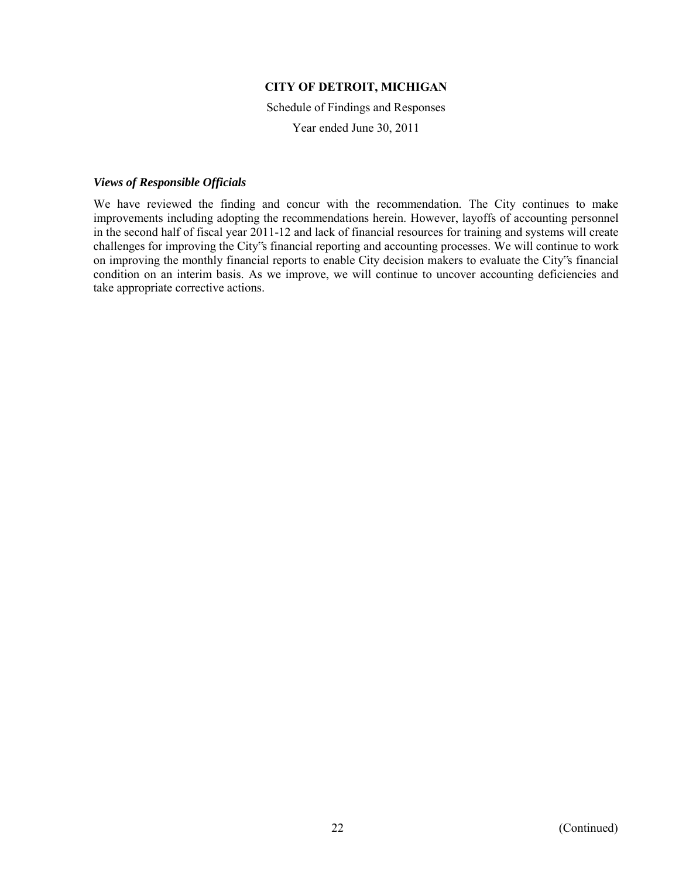**CITY OF DETROIT, MICHIGAN**

Schedule of Findings and Responses

Year ended June 30, 2011

***Views of Responsible Officials***

We have reviewed the finding and concur with the recommendation. The City continues to make improvements including adopting the recommendations herein. However, layoffs of accounting personnel in the second half of fiscal year 2011-12 and lack of financial resources for training and systems will create challenges for improving the City"s financial reporting and accounting processes. We will continue to work on improving the monthly financial reports to enable City decision makers to evaluate the City"s financial condition on an interim basis. As we improve, we will continue to uncover accounting deficiencies and take appropriate corrective actions.

(Continued)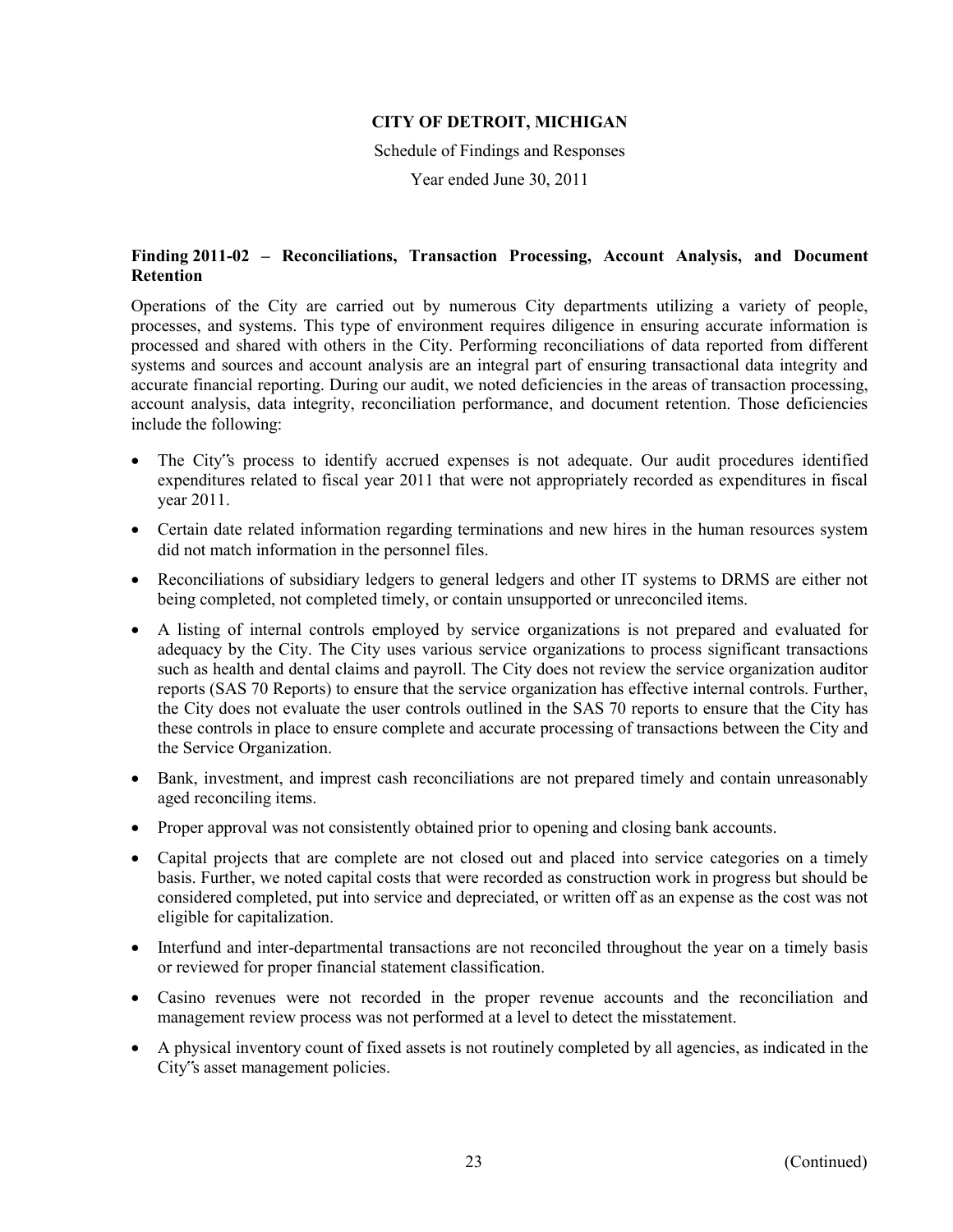# CITY OF DETROIT, MICHIGAN

Schedule of Findings and Responses

Year ended June 30, 2011

### Finding 2011-02 – Reconciliations, Transaction Processing, Account Analysis, and Document Retention

Operations of the City are carried out by numerous City departments utilizing a variety of people, processes, and systems. This type of environment requires diligence in ensuring accurate information is processed and shared with others in the City. Performing reconciliations of data reported from different systems and sources and account analysis are an integral part of ensuring transactional data integrity and accurate financial reporting. During our audit, we noted deficiencies in the areas of transaction processing, account analysis, data integrity, reconciliation performance, and document retention. Those deficiencies include the following:

- The City"s process to identify accrued expenses is not adequate. Our audit procedures identified expenditures related to fiscal year 2011 that were not appropriately recorded as expenditures in fiscal year 2011.
- Certain date related information regarding terminations and new hires in the human resources system did not match information in the personnel files.
- Reconciliations of subsidiary ledgers to general ledgers and other IT systems to DRMS are either not being completed, not completed timely, or contain unsupported or unreconciled items.
- A listing of internal controls employed by service organizations is not prepared and evaluated for adequacy by the City. The City uses various service organizations to process significant transactions such as health and dental claims and payroll. The City does not review the service organization auditor reports (SAS 70 Reports) to ensure that the service organization has effective internal controls. Further, the City does not evaluate the user controls outlined in the SAS 70 reports to ensure that the City has these controls in place to ensure complete and accurate processing of transactions between the City and the Service Organization.
- Bank, investment, and imprest cash reconciliations are not prepared timely and contain unreasonably aged reconciling items.
- Proper approval was not consistently obtained prior to opening and closing bank accounts.
- Capital projects that are complete are not closed out and placed into service categories on a timely basis. Further, we noted capital costs that were recorded as construction work in progress but should be considered completed, put into service and depreciated, or written off as an expense as the cost was not eligible for capitalization.
- Interfund and inter-departmental transactions are not reconciled throughout the year on a timely basis or reviewed for proper financial statement classification.
- Casino revenues were not recorded in the proper revenue accounts and the reconciliation and management review process was not performed at a level to detect the misstatement.
- A physical inventory count of fixed assets is not routinely completed by all agencies, as indicated in the City"s asset management policies.

(Continued)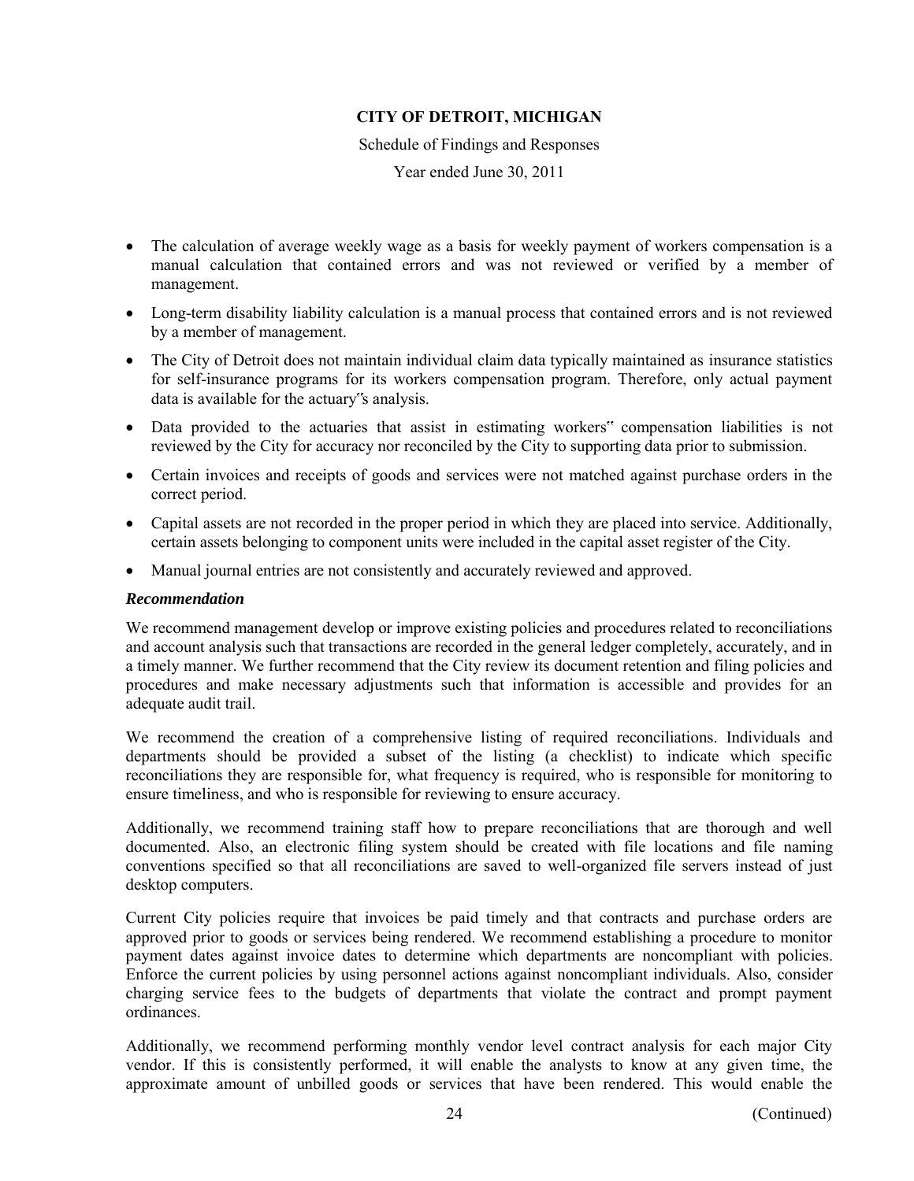- The calculation of average weekly wage as a basis for weekly payment of workers compensation is a manual calculation that contained errors and was not reviewed or verified by a member of management.
- Long-term disability liability calculation is a manual process that contained errors and is not reviewed by a member of management.
- The City of Detroit does not maintain individual claim data typically maintained as insurance statistics for self-insurance programs for its workers compensation program. Therefore, only actual payment data is available for the actuary‟s analysis.
- Data provided to the actuaries that assist in estimating workers‟ compensation liabilities is not reviewed by the City for accuracy nor reconciled by the City to supporting data prior to submission.
- Certain invoices and receipts of goods and services were not matched against purchase orders in the correct period.
- Capital assets are not recorded in the proper period in which they are placed into service. Additionally, certain assets belonging to component units were included in the capital asset register of the City.
- Manual journal entries are not consistently and accurately reviewed and approved.

***Recommendation***

We recommend management develop or improve existing policies and procedures related to reconciliations and account analysis such that transactions are recorded in the general ledger completely, accurately, and in a timely manner. We further recommend that the City review its document retention and filing policies and procedures and make necessary adjustments such that information is accessible and provides for an adequate audit trail.

We recommend the creation of a comprehensive listing of required reconciliations. Individuals and departments should be provided a subset of the listing (a checklist) to indicate which specific reconciliations they are responsible for, what frequency is required, who is responsible for monitoring to ensure timeliness, and who is responsible for reviewing to ensure accuracy.

Additionally, we recommend training staff how to prepare reconciliations that are thorough and well documented. Also, an electronic filing system should be created with file locations and file naming conventions specified so that all reconciliations are saved to well-organized file servers instead of just desktop computers.

Current City policies require that invoices be paid timely and that contracts and purchase orders are approved prior to goods or services being rendered. We recommend establishing a procedure to monitor payment dates against invoice dates to determine which departments are noncompliant with policies. Enforce the current policies by using personnel actions against noncompliant individuals. Also, consider charging service fees to the budgets of departments that violate the contract and prompt payment ordinances.

Additionally, we recommend performing monthly vendor level contract analysis for each major City vendor. If this is consistently performed, it will enable the analysts to know at any given time, the approximate amount of unbilled goods or services that have been rendered. This would enable the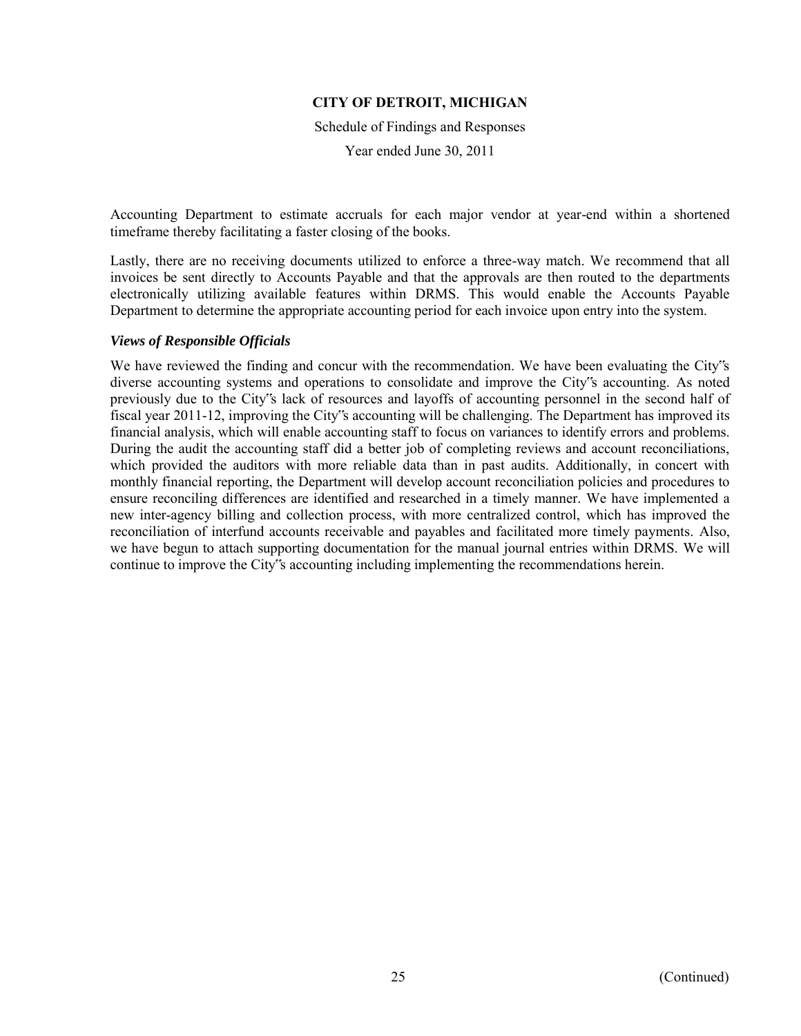Accounting Department to estimate accruals for each major vendor at year-end within a shortened timeframe thereby facilitating a faster closing of the books.

Lastly, there are no receiving documents utilized to enforce a three-way match. We recommend that all invoices be sent directly to Accounts Payable and that the approvals are then routed to the departments electronically utilizing available features within DRMS. This would enable the Accounts Payable Department to determine the appropriate accounting period for each invoice upon entry into the system.

***Views of Responsible Officials***

We have reviewed the finding and concur with the recommendation. We have been evaluating the City"s diverse accounting systems and operations to consolidate and improve the City"s accounting. As noted previously due to the City"s lack of resources and layoffs of accounting personnel in the second half of fiscal year 2011-12, improving the City"s accounting will be challenging. The Department has improved its financial analysis, which will enable accounting staff to focus on variances to identify errors and problems. During the audit the accounting staff did a better job of completing reviews and account reconciliations, which provided the auditors with more reliable data than in past audits. Additionally, in concert with monthly financial reporting, the Department will develop account reconciliation policies and procedures to ensure reconciling differences are identified and researched in a timely manner. We have implemented a new inter-agency billing and collection process, with more centralized control, which has improved the reconciliation of interfund accounts receivable and payables and facilitated more timely payments. Also, we have begun to attach supporting documentation for the manual journal entries within DRMS. We will continue to improve the City"s accounting including implementing the recommendations herein.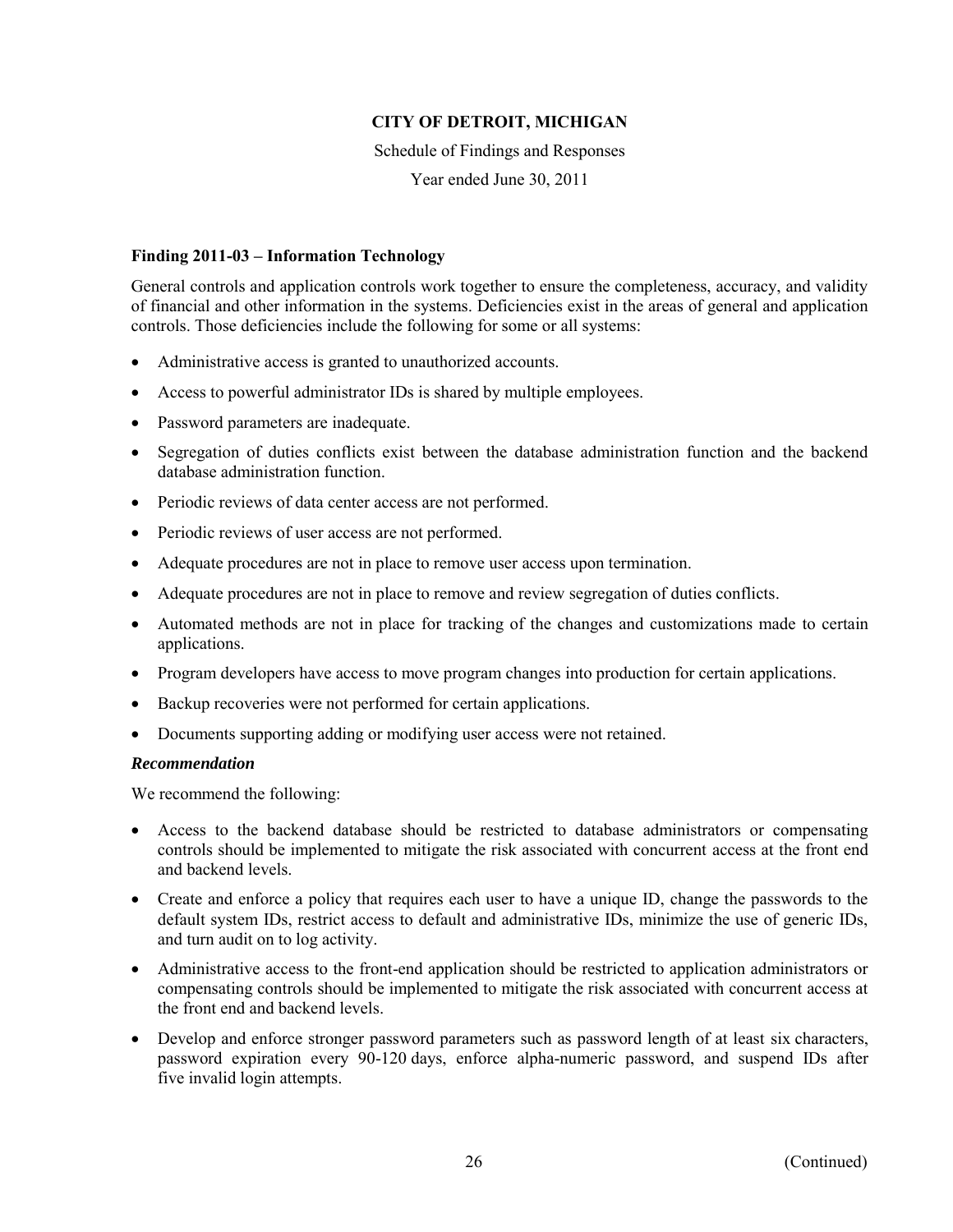# CITY OF DETROIT, MICHIGAN

Schedule of Findings and Responses

Year ended June 30, 2011

### Finding 2011-03 – Information Technology

General controls and application controls work together to ensure the completeness, accuracy, and validity of financial and other information in the systems. Deficiencies exist in the areas of general and application controls. Those deficiencies include the following for some or all systems:

- Administrative access is granted to unauthorized accounts.
- Access to powerful administrator IDs is shared by multiple employees.
- Password parameters are inadequate.
- Segregation of duties conflicts exist between the database administration function and the backend database administration function.
- Periodic reviews of data center access are not performed.
- Periodic reviews of user access are not performed.
- Adequate procedures are not in place to remove user access upon termination.
- Adequate procedures are not in place to remove and review segregation of duties conflicts.
- Automated methods are not in place for tracking of the changes and customizations made to certain applications.
- Program developers have access to move program changes into production for certain applications.
- Backup recoveries were not performed for certain applications.
- Documents supporting adding or modifying user access were not retained.

***Recommendation***

We recommend the following:

- Access to the backend database should be restricted to database administrators or compensating controls should be implemented to mitigate the risk associated with concurrent access at the front end and backend levels.
- Create and enforce a policy that requires each user to have a unique ID, change the passwords to the default system IDs, restrict access to default and administrative IDs, minimize the use of generic IDs, and turn audit on to log activity.
- Administrative access to the front-end application should be restricted to application administrators or compensating controls should be implemented to mitigate the risk associated with concurrent access at the front end and backend levels.
- Develop and enforce stronger password parameters such as password length of at least six characters, password expiration every 90-120 days, enforce alpha-numeric password, and suspend IDs after five invalid login attempts.

(Continued)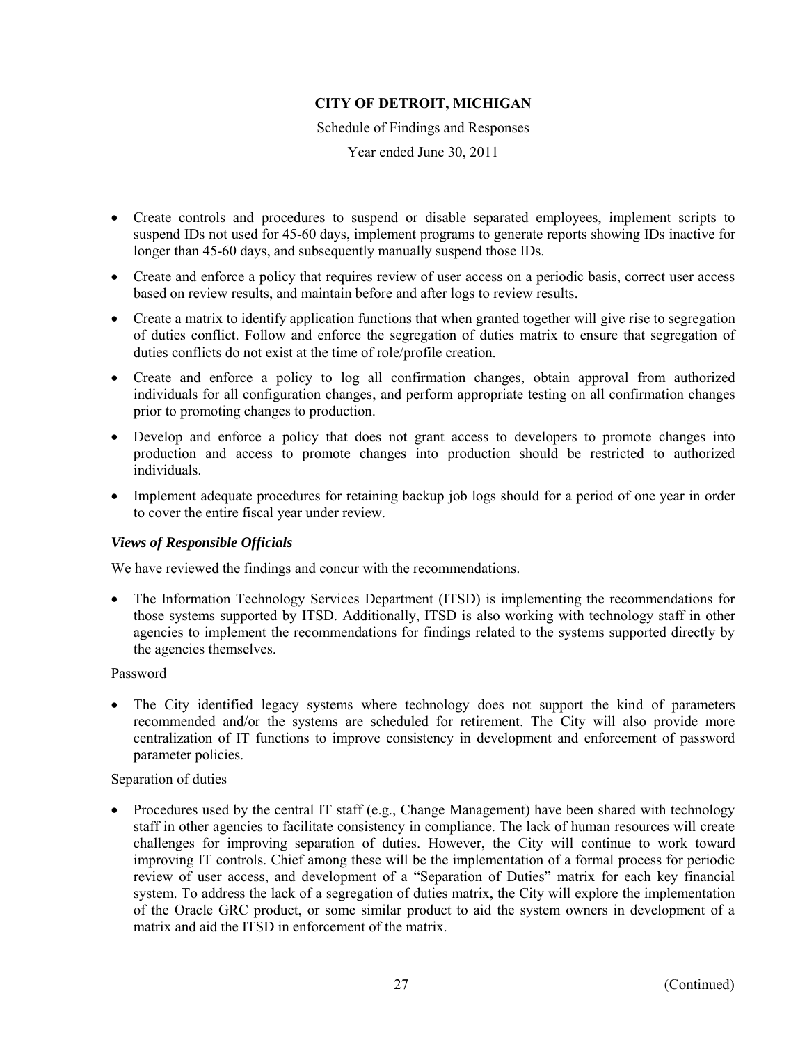# CITY OF DETROIT, MICHIGAN

Schedule of Findings and Responses

Year ended June 30, 2011

- Create controls and procedures to suspend or disable separated employees, implement scripts to suspend IDs not used for 45-60 days, implement programs to generate reports showing IDs inactive for longer than 45-60 days, and subsequently manually suspend those IDs.
- Create and enforce a policy that requires review of user access on a periodic basis, correct user access based on review results, and maintain before and after logs to review results.
- Create a matrix to identify application functions that when granted together will give rise to segregation of duties conflict. Follow and enforce the segregation of duties matrix to ensure that segregation of duties conflicts do not exist at the time of role/profile creation.
- Create and enforce a policy to log all confirmation changes, obtain approval from authorized individuals for all configuration changes, and perform appropriate testing on all confirmation changes prior to promoting changes to production.
- Develop and enforce a policy that does not grant access to developers to promote changes into production and access to promote changes into production should be restricted to authorized individuals.
- Implement adequate procedures for retaining backup job logs should for a period of one year in order to cover the entire fiscal year under review.

***Views of Responsible Officials***

We have reviewed the findings and concur with the recommendations.

- The Information Technology Services Department (ITSD) is implementing the recommendations for those systems supported by ITSD. Additionally, ITSD is also working with technology staff in other agencies to implement the recommendations for findings related to the systems supported directly by the agencies themselves.

Password

- The City identified legacy systems where technology does not support the kind of parameters recommended and/or the systems are scheduled for retirement. The City will also provide more centralization of IT functions to improve consistency in development and enforcement of password parameter policies.

Separation of duties

- Procedures used by the central IT staff (e.g., Change Management) have been shared with technology staff in other agencies to facilitate consistency in compliance. The lack of human resources will create challenges for improving separation of duties. However, the City will continue to work toward improving IT controls. Chief among these will be the implementation of a formal process for periodic review of user access, and development of a "Separation of Duties" matrix for each key financial system. To address the lack of a segregation of duties matrix, the City will explore the implementation of the Oracle GRC product, or some similar product to aid the system owners in development of a matrix and aid the ITSD in enforcement of the matrix.

(Continued)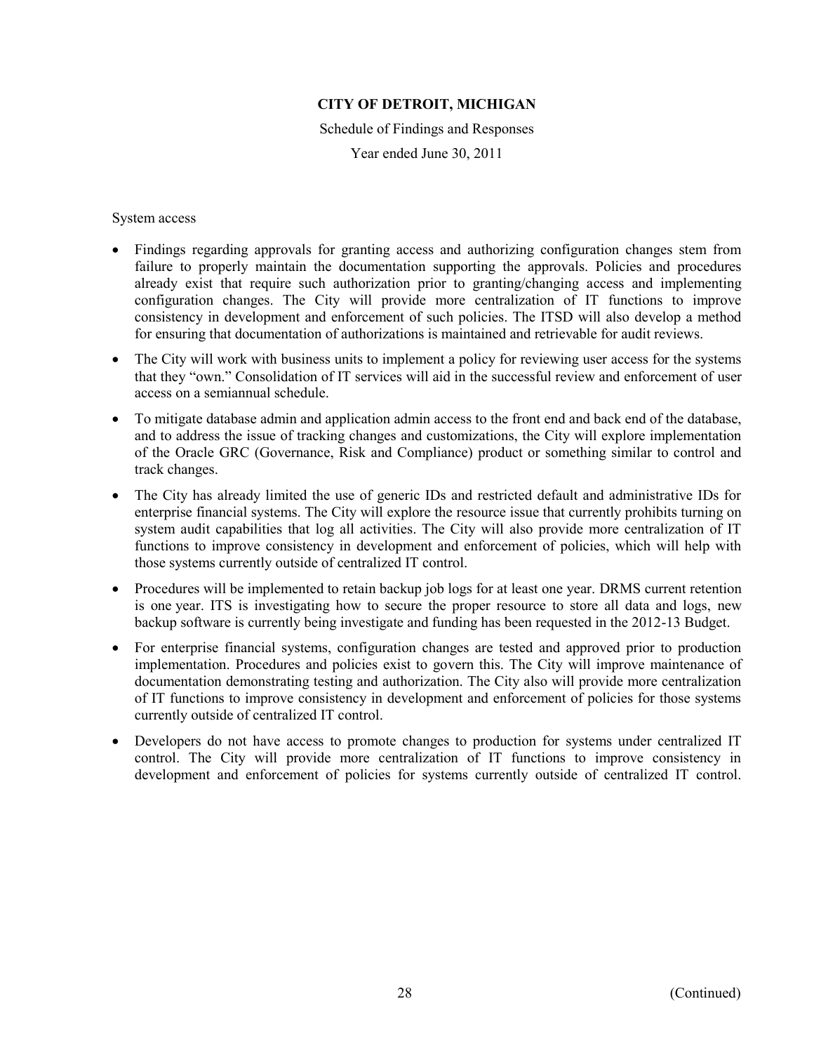**CITY OF DETROIT, MICHIGAN**

Schedule of Findings and Responses

Year ended June 30, 2011

System access

- Findings regarding approvals for granting access and authorizing configuration changes stem from failure to properly maintain the documentation supporting the approvals. Policies and procedures already exist that require such authorization prior to granting/changing access and implementing configuration changes. The City will provide more centralization of IT functions to improve consistency in development and enforcement of such policies. The ITSD will also develop a method for ensuring that documentation of authorizations is maintained and retrievable for audit reviews.
- The City will work with business units to implement a policy for reviewing user access for the systems that they "own." Consolidation of IT services will aid in the successful review and enforcement of user access on a semiannual schedule.
- To mitigate database admin and application admin access to the front end and back end of the database, and to address the issue of tracking changes and customizations, the City will explore implementation of the Oracle GRC (Governance, Risk and Compliance) product or something similar to control and track changes.
- The City has already limited the use of generic IDs and restricted default and administrative IDs for enterprise financial systems. The City will explore the resource issue that currently prohibits turning on system audit capabilities that log all activities. The City will also provide more centralization of IT functions to improve consistency in development and enforcement of policies, which will help with those systems currently outside of centralized IT control.
- Procedures will be implemented to retain backup job logs for at least one year. DRMS current retention is one year. ITS is investigating how to secure the proper resource to store all data and logs, new backup software is currently being investigate and funding has been requested in the 2012-13 Budget.
- For enterprise financial systems, configuration changes are tested and approved prior to production implementation. Procedures and policies exist to govern this. The City will improve maintenance of documentation demonstrating testing and authorization. The City also will provide more centralization of IT functions to improve consistency in development and enforcement of policies for those systems currently outside of centralized IT control.
- Developers do not have access to promote changes to production for systems under centralized IT control. The City will provide more centralization of IT functions to improve consistency in development and enforcement of policies for systems currently outside of centralized IT control.

(Continued)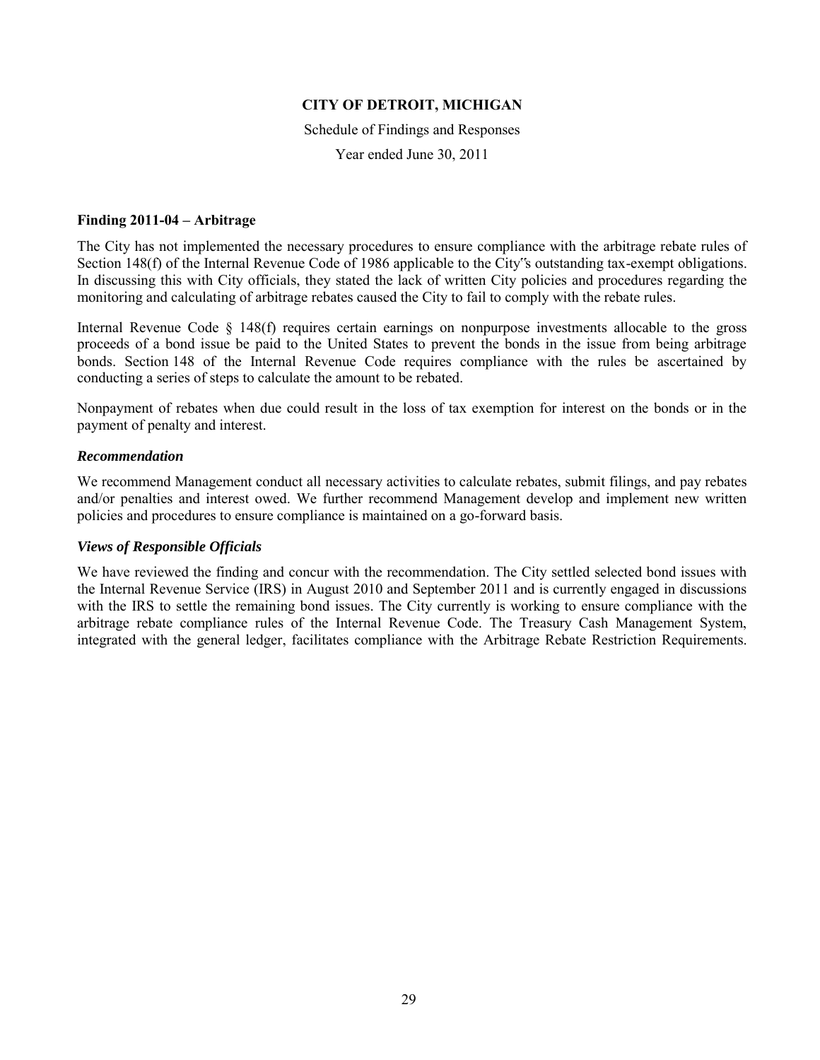**CITY OF DETROIT, MICHIGAN**

Schedule of Findings and Responses

Year ended June 30, 2011

**Finding 2011-04 – Arbitrage**

The City has not implemented the necessary procedures to ensure compliance with the arbitrage rebate rules of Section 148(f) of the Internal Revenue Code of 1986 applicable to the City‟s outstanding tax-exempt obligations. In discussing this with City officials, they stated the lack of written City policies and procedures regarding the monitoring and calculating of arbitrage rebates caused the City to fail to comply with the rebate rules.

Internal Revenue Code § 148(f) requires certain earnings on nonpurpose investments allocable to the gross proceeds of a bond issue be paid to the United States to prevent the bonds in the issue from being arbitrage bonds. Section 148 of the Internal Revenue Code requires compliance with the rules be ascertained by conducting a series of steps to calculate the amount to be rebated.

Nonpayment of rebates when due could result in the loss of tax exemption for interest on the bonds or in the payment of penalty and interest.

***Recommendation***

We recommend Management conduct all necessary activities to calculate rebates, submit filings, and pay rebates and/or penalties and interest owed. We further recommend Management develop and implement new written policies and procedures to ensure compliance is maintained on a go-forward basis.

***Views of Responsible Officials***

We have reviewed the finding and concur with the recommendation. The City settled selected bond issues with the Internal Revenue Service (IRS) in August 2010 and September 2011 and is currently engaged in discussions with the IRS to settle the remaining bond issues. The City currently is working to ensure compliance with the arbitrage rebate compliance rules of the Internal Revenue Code. The Treasury Cash Management System, integrated with the general ledger, facilitates compliance with the Arbitrage Rebate Restriction Requirements.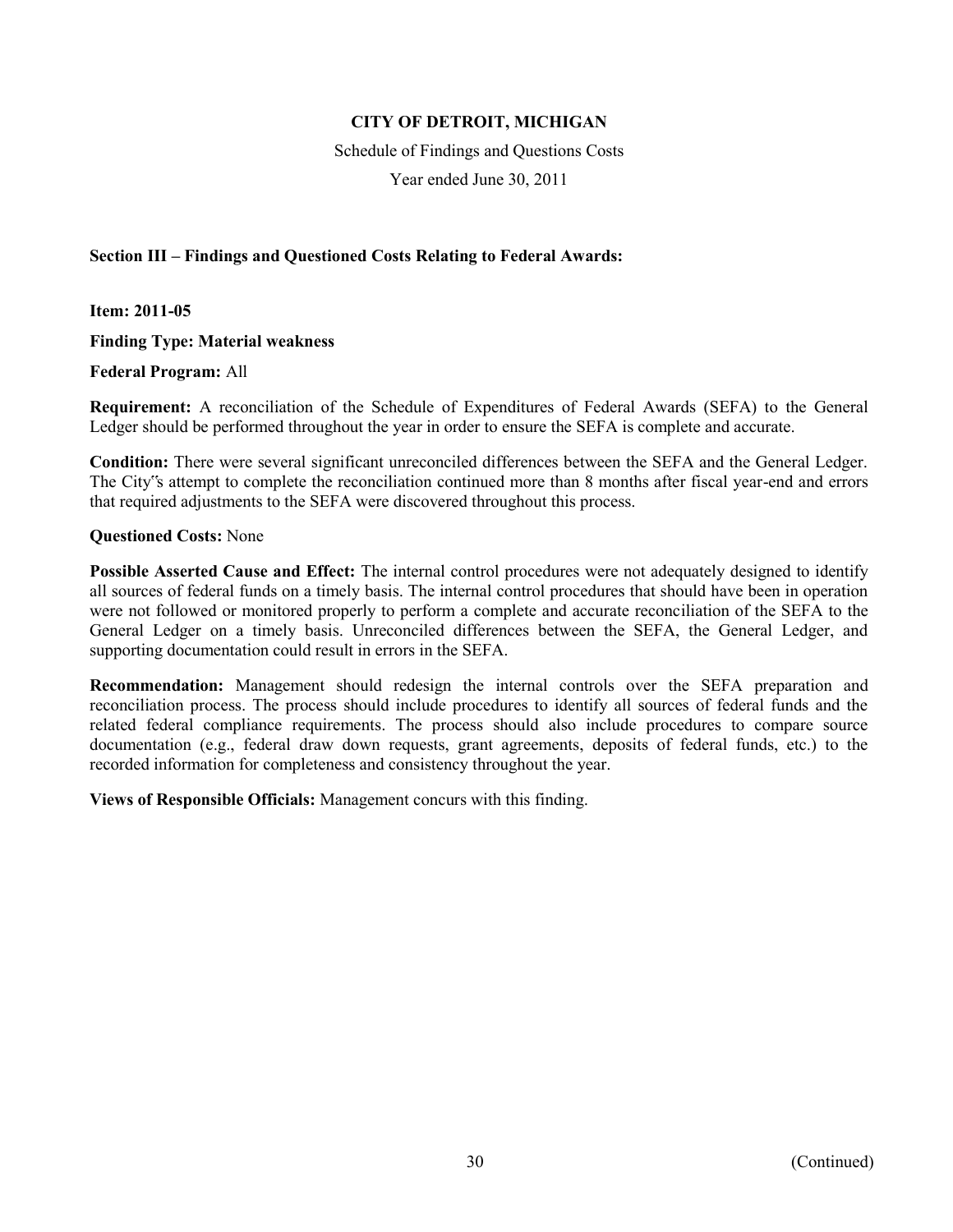**CITY OF DETROIT, MICHIGAN**

Schedule of Findings and Questions Costs

Year ended June 30, 2011

**Section III – Findings and Questioned Costs Relating to Federal Awards:**

**Item: 2011-05**

**Finding Type: Material weakness**

**Federal Program:** All

**Requirement:** A reconciliation of the Schedule of Expenditures of Federal Awards (SEFA) to the General Ledger should be performed throughout the year in order to ensure the SEFA is complete and accurate.

**Condition:** There were several significant unreconciled differences between the SEFA and the General Ledger. The City"s attempt to complete the reconciliation continued more than 8 months after fiscal year-end and errors that required adjustments to the SEFA were discovered throughout this process.

**Questioned Costs:** None

**Possible Asserted Cause and Effect:** The internal control procedures were not adequately designed to identify all sources of federal funds on a timely basis. The internal control procedures that should have been in operation were not followed or monitored properly to perform a complete and accurate reconciliation of the SEFA to the General Ledger on a timely basis. Unreconciled differences between the SEFA, the General Ledger, and supporting documentation could result in errors in the SEFA.

**Recommendation:** Management should redesign the internal controls over the SEFA preparation and reconciliation process. The process should include procedures to identify all sources of federal funds and the related federal compliance requirements. The process should also include procedures to compare source documentation (e.g., federal draw down requests, grant agreements, deposits of federal funds, etc.) to the recorded information for completeness and consistency throughout the year.

**Views of Responsible Officials:** Management concurs with this finding.

(Continued)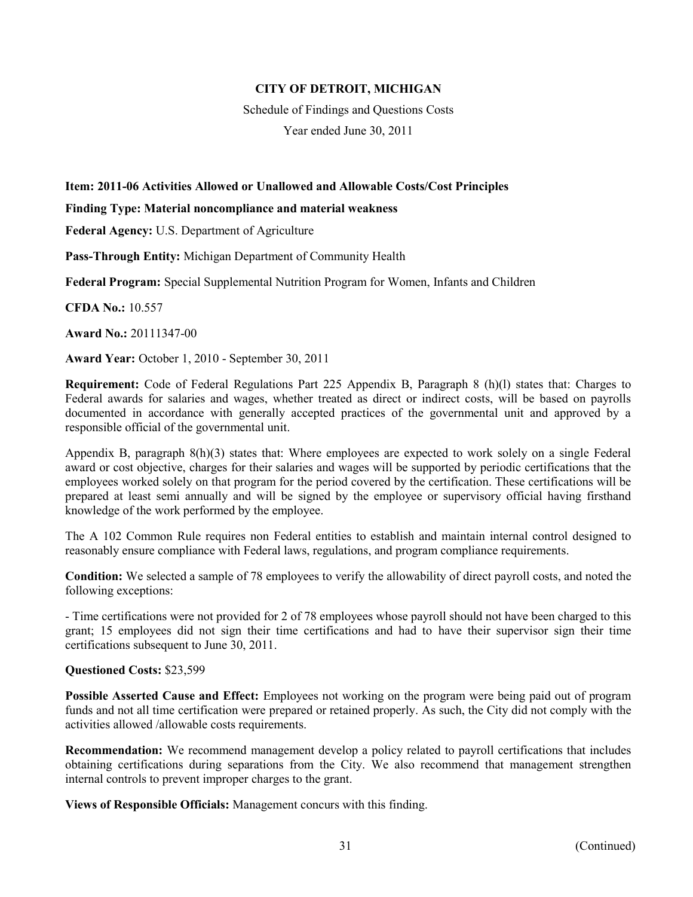# CITY OF DETROIT, MICHIGAN

Schedule of Findings and Questions Costs

Year ended June 30, 2011

**Item: 2011-06 Activities Allowed or Unallowed and Allowable Costs/Cost Principles**

**Finding Type: Material noncompliance and material weakness**

**Federal Agency:** U.S. Department of Agriculture

**Pass-Through Entity:** Michigan Department of Community Health

**Federal Program:** Special Supplemental Nutrition Program for Women, Infants and Children

**CFDA No.:** 10.557

**Award No.:** 20111347-00

**Award Year:** October 1, 2010 - September 30, 2011

**Requirement:** Code of Federal Regulations Part 225 Appendix B, Paragraph 8 (h)(l) states that: Charges to Federal awards for salaries and wages, whether treated as direct or indirect costs, will be based on payrolls documented in accordance with generally accepted practices of the governmental unit and approved by a responsible official of the governmental unit.

Appendix B, paragraph 8(h)(3) states that: Where employees are expected to work solely on a single Federal award or cost objective, charges for their salaries and wages will be supported by periodic certifications that the employees worked solely on that program for the period covered by the certification. These certifications will be prepared at least semi annually and will be signed by the employee or supervisory official having firsthand knowledge of the work performed by the employee.

The A 102 Common Rule requires non Federal entities to establish and maintain internal control designed to reasonably ensure compliance with Federal laws, regulations, and program compliance requirements.

**Condition:** We selected a sample of 78 employees to verify the allowability of direct payroll costs, and noted the following exceptions:

- Time certifications were not provided for 2 of 78 employees whose payroll should not have been charged to this grant; 15 employees did not sign their time certifications and had to have their supervisor sign their time certifications subsequent to June 30, 2011.

**Questioned Costs:** $23,599

**Possible Asserted Cause and Effect:** Employees not working on the program were being paid out of program funds and not all time certification were prepared or retained properly. As such, the City did not comply with the activities allowed /allowable costs requirements.

**Recommendation:** We recommend management develop a policy related to payroll certifications that includes obtaining certifications during separations from the City. We also recommend that management strengthen internal controls to prevent improper charges to the grant.

**Views of Responsible Officials:** Management concurs with this finding.

(Continued)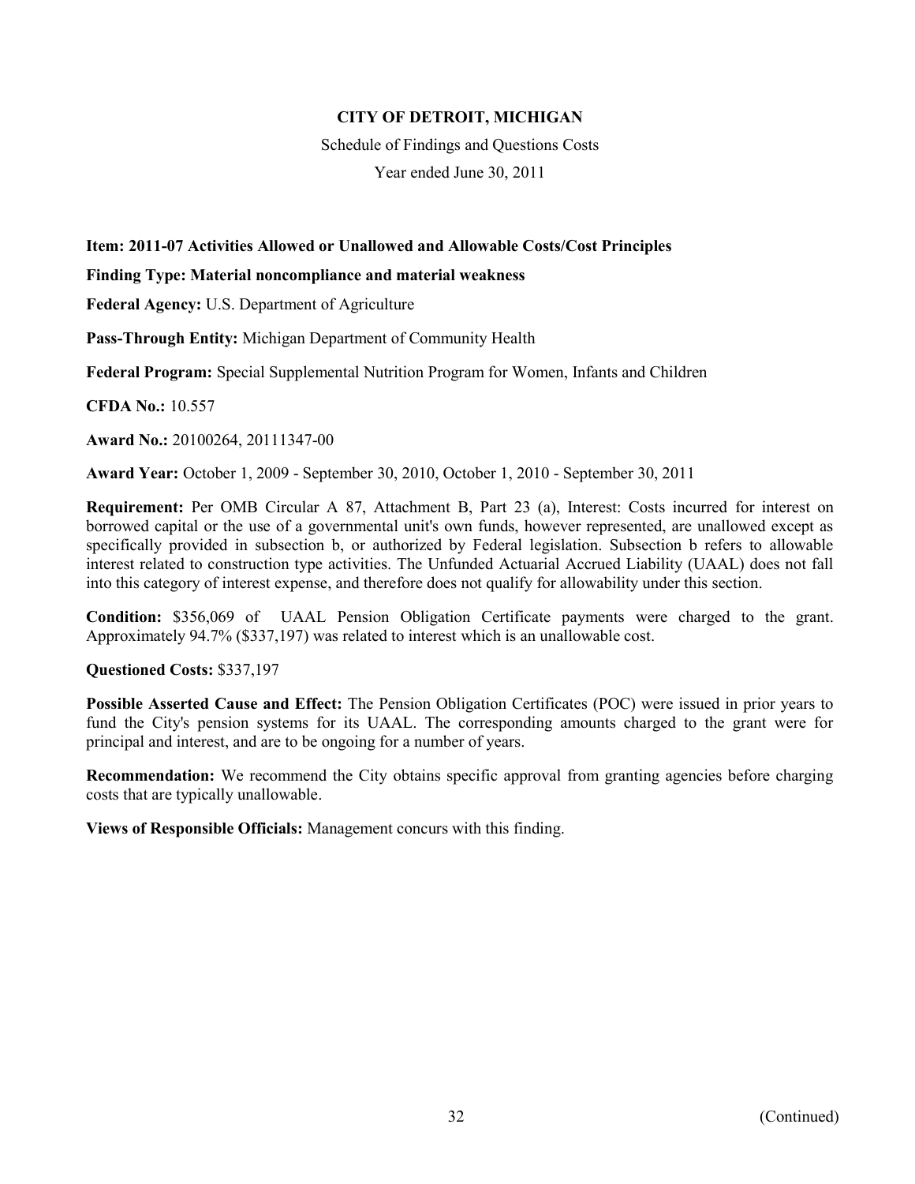# CITY OF DETROIT, MICHIGAN

Schedule of Findings and Questions Costs

Year ended June 30, 2011

**Item: 2011-07 Activities Allowed or Unallowed and Allowable Costs/Cost Principles**

**Finding Type: Material noncompliance and material weakness**

**Federal Agency:** U.S. Department of Agriculture

**Pass-Through Entity:** Michigan Department of Community Health

**Federal Program:** Special Supplemental Nutrition Program for Women, Infants and Children

**CFDA No.:** 10.557

**Award No.:** 20100264, 20111347-00

**Award Year:** October 1, 2009 - September 30, 2010, October 1, 2010 - September 30, 2011

**Requirement:** Per OMB Circular A 87, Attachment B, Part 23 (a), Interest: Costs incurred for interest on borrowed capital or the use of a governmental unit's own funds, however represented, are unallowed except as specifically provided in subsection b, or authorized by Federal legislation. Subsection b refers to allowable interest related to construction type activities. The Unfunded Actuarial Accrued Liability (UAAL) does not fall into this category of interest expense, and therefore does not qualify for allowability under this section.

**Condition:** $356,069 of UAAL Pension Obligation Certificate payments were charged to the grant. Approximately 94.7% ($337,197) was related to interest which is an unallowable cost.

**Questioned Costs:** $337,197

**Possible Asserted Cause and Effect:** The Pension Obligation Certificates (POC) were issued in prior years to fund the City's pension systems for its UAAL. The corresponding amounts charged to the grant were for principal and interest, and are to be ongoing for a number of years.

**Recommendation:** We recommend the City obtains specific approval from granting agencies before charging costs that are typically unallowable.

**Views of Responsible Officials:** Management concurs with this finding.

(Continued)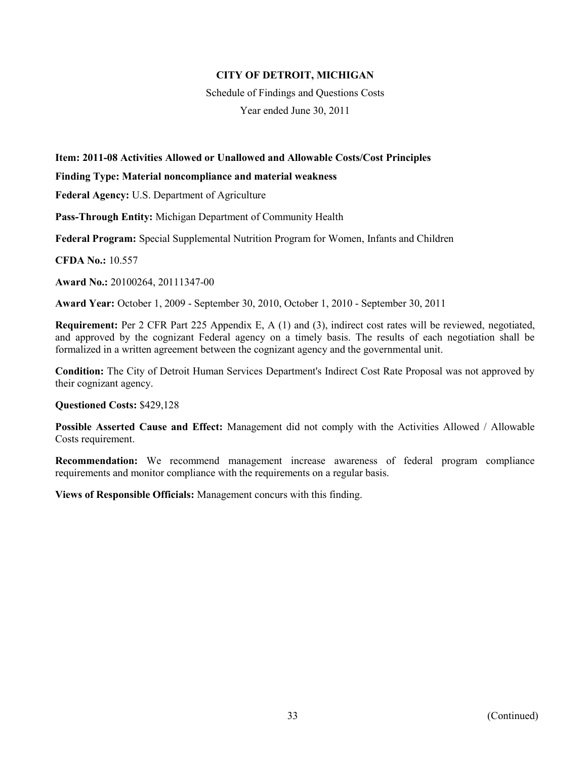**CITY OF DETROIT, MICHIGAN**

Schedule of Findings and Questions Costs

Year ended June 30, 2011

**Item: 2011-08 Activities Allowed or Unallowed and Allowable Costs/Cost Principles**

**Finding Type: Material noncompliance and material weakness**

**Federal Agency:** U.S. Department of Agriculture

**Pass-Through Entity:** Michigan Department of Community Health

**Federal Program:** Special Supplemental Nutrition Program for Women, Infants and Children

**CFDA No.:** 10.557

**Award No.:** 20100264, 20111347-00

**Award Year:** October 1, 2009 - September 30, 2010, October 1, 2010 - September 30, 2011

**Requirement:** Per 2 CFR Part 225 Appendix E, A (1) and (3), indirect cost rates will be reviewed, negotiated, and approved by the cognizant Federal agency on a timely basis. The results of each negotiation shall be formalized in a written agreement between the cognizant agency and the governmental unit.

**Condition:** The City of Detroit Human Services Department's Indirect Cost Rate Proposal was not approved by their cognizant agency.

**Questioned Costs:** $429,128

**Possible Asserted Cause and Effect:** Management did not comply with the Activities Allowed / Allowable Costs requirement.

**Recommendation:** We recommend management increase awareness of federal program compliance requirements and monitor compliance with the requirements on a regular basis.

**Views of Responsible Officials:** Management concurs with this finding.

(Continued)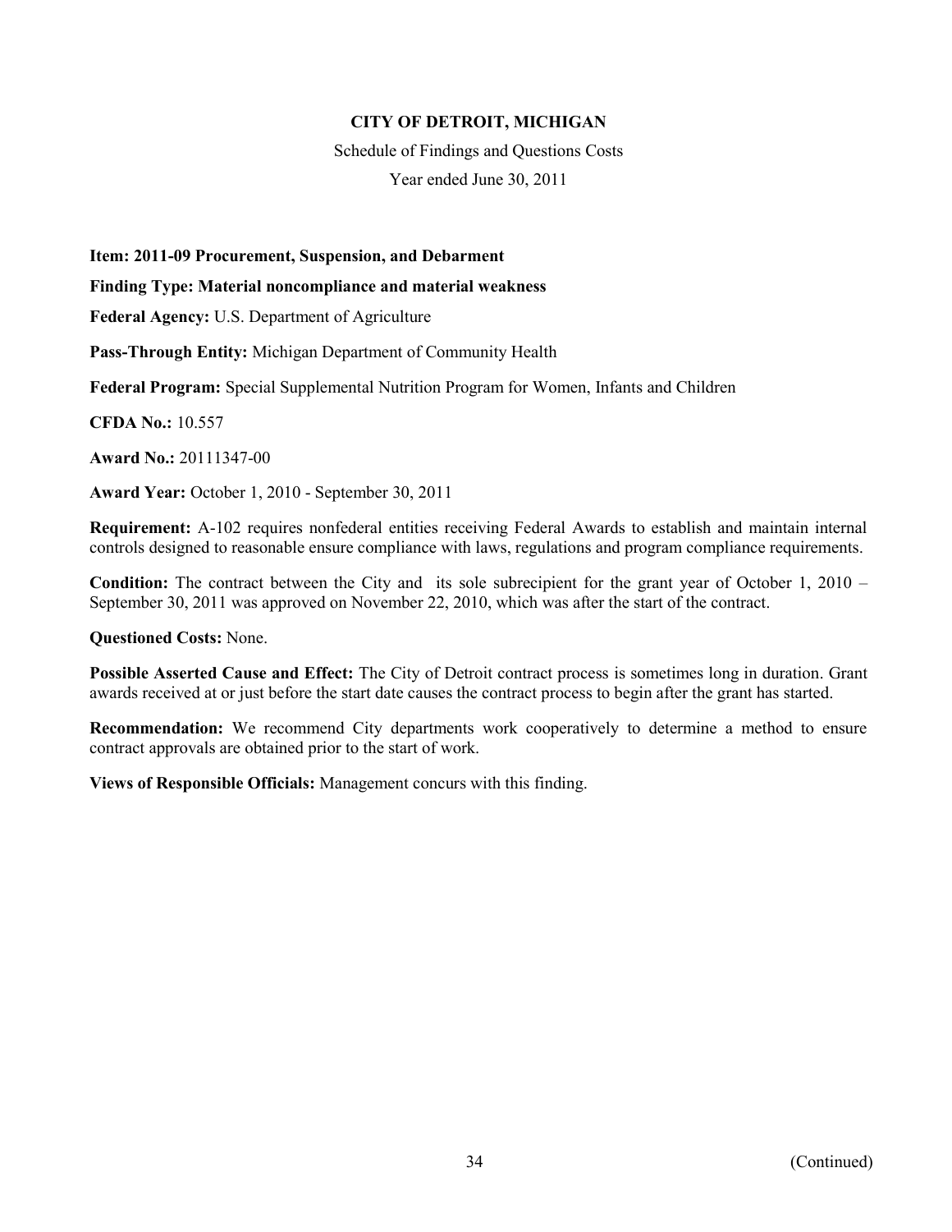# CITY OF DETROIT, MICHIGAN

Schedule of Findings and Questions Costs

Year ended June 30, 2011

**Item: 2011-09 Procurement, Suspension, and Debarment**

**Finding Type: Material noncompliance and material weakness**

**Federal Agency:** U.S. Department of Agriculture

**Pass-Through Entity:** Michigan Department of Community Health

**Federal Program:** Special Supplemental Nutrition Program for Women, Infants and Children

**CFDA No.:** 10.557

**Award No.:** 20111347-00

**Award Year:** October 1, 2010 - September 30, 2011

**Requirement:** A-102 requires nonfederal entities receiving Federal Awards to establish and maintain internal controls designed to reasonable ensure compliance with laws, regulations and program compliance requirements.

**Condition:** The contract between the City and its sole subrecipient for the grant year of October 1, 2010 – September 30, 2011 was approved on November 22, 2010, which was after the start of the contract.

**Questioned Costs:** None.

**Possible Asserted Cause and Effect:** The City of Detroit contract process is sometimes long in duration. Grant awards received at or just before the start date causes the contract process to begin after the grant has started.

**Recommendation:** We recommend City departments work cooperatively to determine a method to ensure contract approvals are obtained prior to the start of work.

**Views of Responsible Officials:** Management concurs with this finding.

(Continued)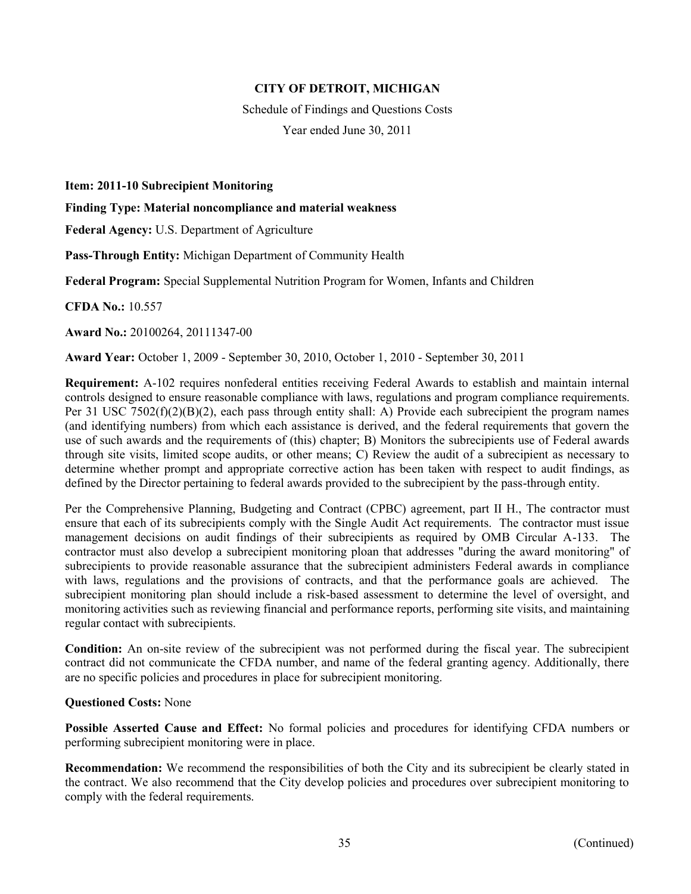**CITY OF DETROIT, MICHIGAN**

Schedule of Findings and Questions Costs

Year ended June 30, 2011

**Item: 2011-10 Subrecipient Monitoring**

**Finding Type: Material noncompliance and material weakness**

**Federal Agency:** U.S. Department of Agriculture

**Pass-Through Entity:** Michigan Department of Community Health

**Federal Program:** Special Supplemental Nutrition Program for Women, Infants and Children

**CFDA No.:** 10.557

**Award No.:** 20100264, 20111347-00

**Award Year:** October 1, 2009 - September 30, 2010, October 1, 2010 - September 30, 2011

**Requirement:** A-102 requires nonfederal entities receiving Federal Awards to establish and maintain internal controls designed to ensure reasonable compliance with laws, regulations and program compliance requirements. Per 31 USC 7502(f)(2)(B)(2), each pass through entity shall: A) Provide each subrecipient the program names (and identifying numbers) from which each assistance is derived, and the federal requirements that govern the use of such awards and the requirements of (this) chapter; B) Monitors the subrecipients use of Federal awards through site visits, limited scope audits, or other means; C) Review the audit of a subrecipient as necessary to determine whether prompt and appropriate corrective action has been taken with respect to audit findings, as defined by the Director pertaining to federal awards provided to the subrecipient by the pass-through entity.

Per the Comprehensive Planning, Budgeting and Contract (CPBC) agreement, part II H., The contractor must ensure that each of its subrecipients comply with the Single Audit Act requirements. The contractor must issue management decisions on audit findings of their subrecipients as required by OMB Circular A-133. The contractor must also develop a subrecipient monitoring ploan that addresses "during the award monitoring" of subrecipients to provide reasonable assurance that the subrecipient administers Federal awards in compliance with laws, regulations and the provisions of contracts, and that the performance goals are achieved. The subrecipient monitoring plan should include a risk-based assessment to determine the level of oversight, and monitoring activities such as reviewing financial and performance reports, performing site visits, and maintaining regular contact with subrecipients.

**Condition:** An on-site review of the subrecipient was not performed during the fiscal year. The subrecipient contract did not communicate the CFDA number, and name of the federal granting agency. Additionally, there are no specific policies and procedures in place for subrecipient monitoring.

**Questioned Costs:** None

**Possible Asserted Cause and Effect:** No formal policies and procedures for identifying CFDA numbers or performing subrecipient monitoring were in place.

**Recommendation:** We recommend the responsibilities of both the City and its subrecipient be clearly stated in the contract. We also recommend that the City develop policies and procedures over subrecipient monitoring to comply with the federal requirements.

(Continued)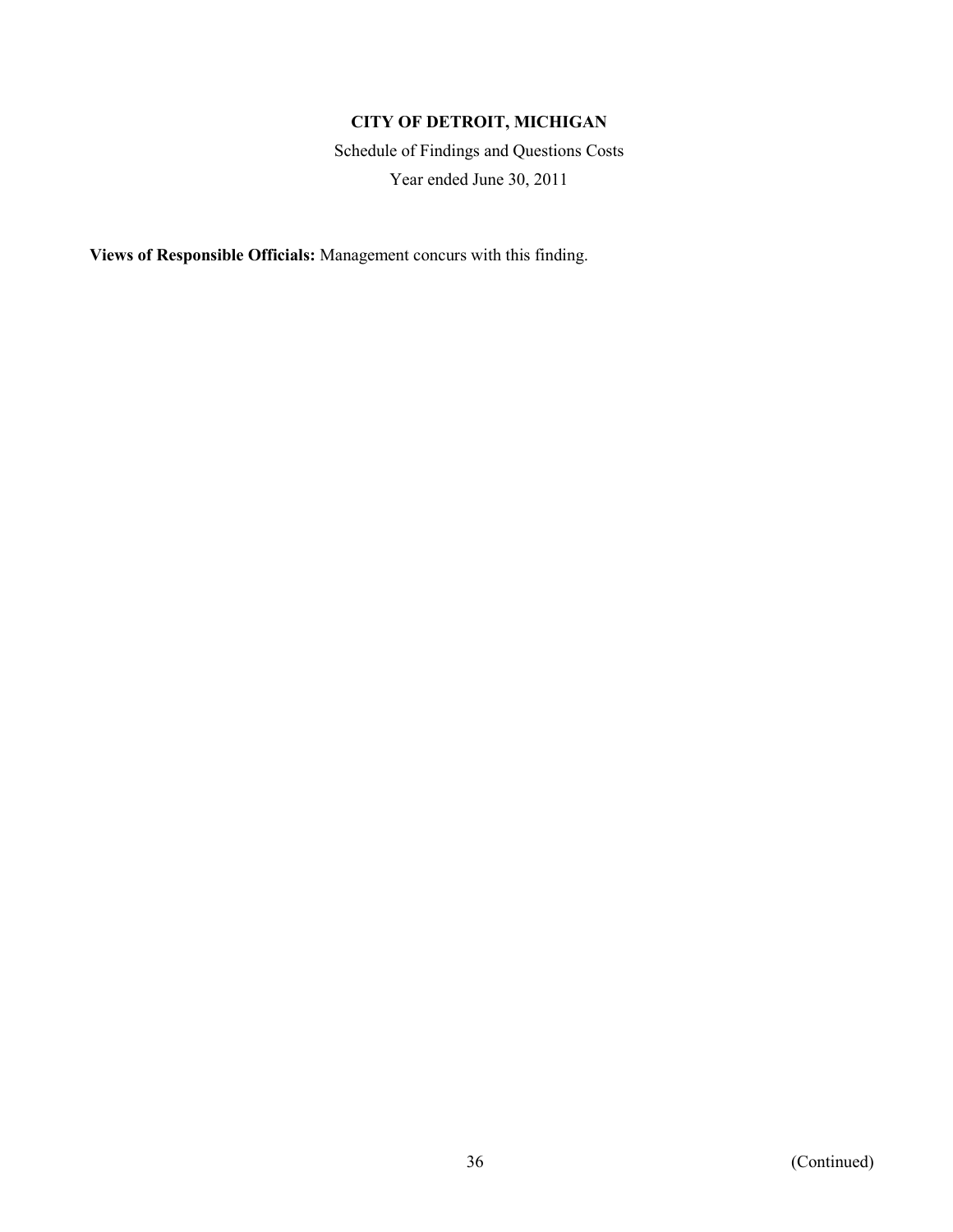**Views of Responsible Officials:** Management concurs with this finding.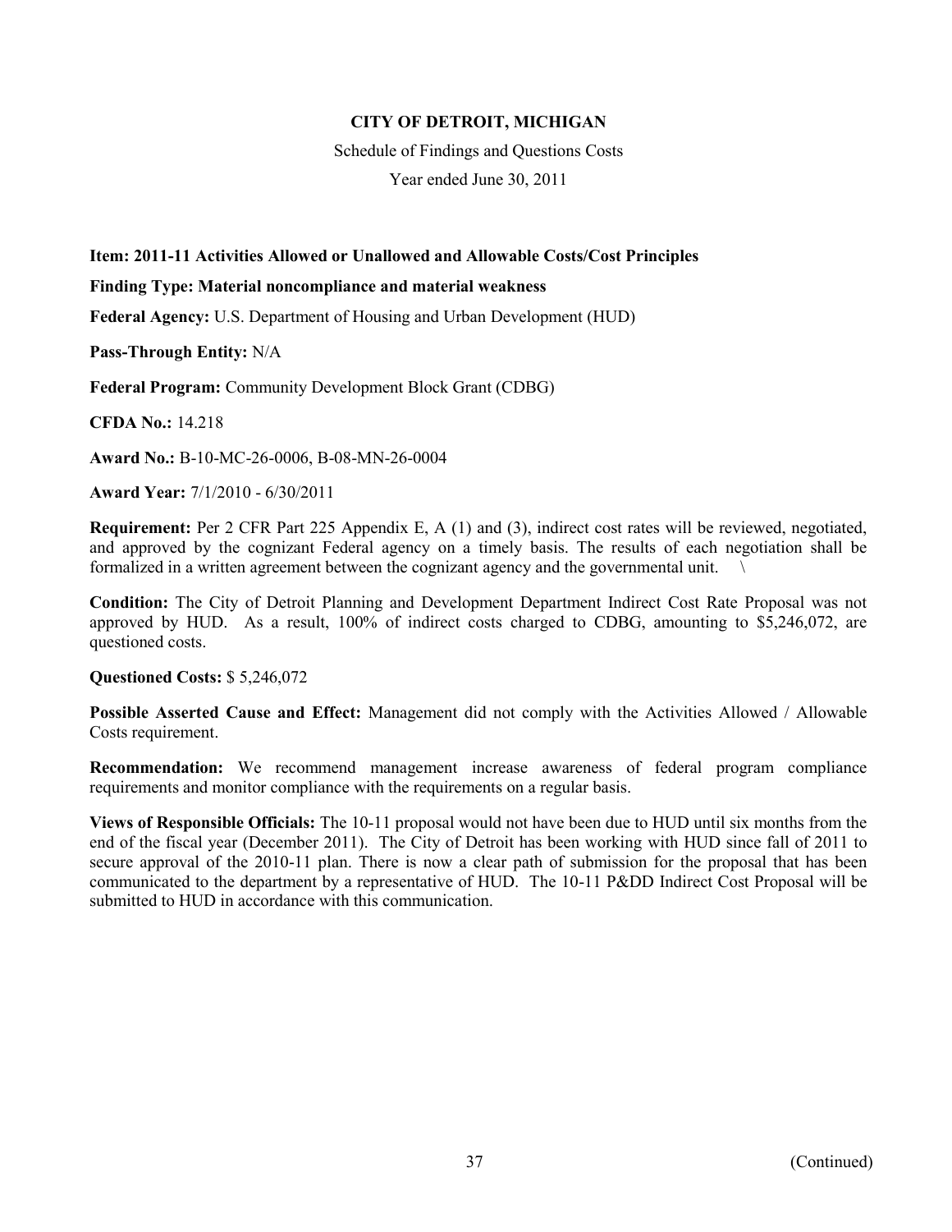**CITY OF DETROIT, MICHIGAN**

Schedule of Findings and Questions Costs

Year ended June 30, 2011

**Item: 2011-11 Activities Allowed or Unallowed and Allowable Costs/Cost Principles**

**Finding Type: Material noncompliance and material weakness**

**Federal Agency:** U.S. Department of Housing and Urban Development (HUD)

**Pass-Through Entity:** N/A

**Federal Program:** Community Development Block Grant (CDBG)

**CFDA No.:** 14.218

**Award No.:** B-10-MC-26-0006, B-08-MN-26-0004

**Award Year:** 7/1/2010 - 6/30/2011

**Requirement:** Per 2 CFR Part 225 Appendix E, A (1) and (3), indirect cost rates will be reviewed, negotiated, and approved by the cognizant Federal agency on a timely basis. The results of each negotiation shall be formalized in a written agreement between the cognizant agency and the governmental unit. \

**Condition:** The City of Detroit Planning and Development Department Indirect Cost Rate Proposal was not approved by HUD. As a result, 100% of indirect costs charged to CDBG, amounting to $5,246,072, are questioned costs.

**Questioned Costs:** $ 5,246,072

**Possible Asserted Cause and Effect:** Management did not comply with the Activities Allowed / Allowable Costs requirement.

**Recommendation:** We recommend management increase awareness of federal program compliance requirements and monitor compliance with the requirements on a regular basis.

**Views of Responsible Officials:** The 10-11 proposal would not have been due to HUD until six months from the end of the fiscal year (December 2011). The City of Detroit has been working with HUD since fall of 2011 to secure approval of the 2010-11 plan. There is now a clear path of submission for the proposal that has been communicated to the department by a representative of HUD. The 10-11 P&DD Indirect Cost Proposal will be submitted to HUD in accordance with this communication.

(Continued)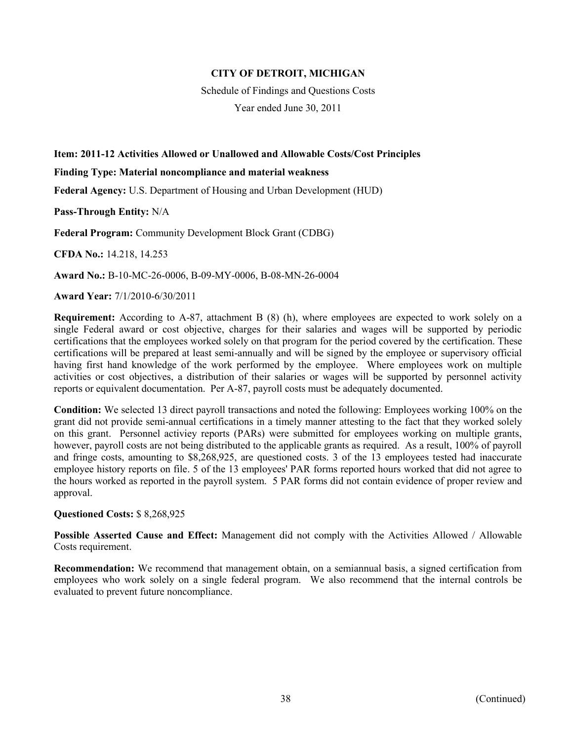**CITY OF DETROIT, MICHIGAN**

Schedule of Findings and Questions Costs

Year ended June 30, 2011

**Item: 2011-12 Activities Allowed or Unallowed and Allowable Costs/Cost Principles**

**Finding Type: Material noncompliance and material weakness**

**Federal Agency:** U.S. Department of Housing and Urban Development (HUD)

**Pass-Through Entity:** N/A

**Federal Program:** Community Development Block Grant (CDBG)

**CFDA No.:** 14.218, 14.253

**Award No.:** B-10-MC-26-0006, B-09-MY-0006, B-08-MN-26-0004

**Award Year:** 7/1/2010-6/30/2011

**Requirement:** According to A-87, attachment B (8) (h), where employees are expected to work solely on a single Federal award or cost objective, charges for their salaries and wages will be supported by periodic certifications that the employees worked solely on that program for the period covered by the certification. These certifications will be prepared at least semi-annually and will be signed by the employee or supervisory official having first hand knowledge of the work performed by the employee. Where employees work on multiple activities or cost objectives, a distribution of their salaries or wages will be supported by personnel activity reports or equivalent documentation. Per A-87, payroll costs must be adequately documented.

**Condition:** We selected 13 direct payroll transactions and noted the following: Employees working 100% on the grant did not provide semi-annual certifications in a timely manner attesting to the fact that they worked solely on this grant. Personnel activiey reports (PARs) were submitted for employees working on multiple grants, however, payroll costs are not being distributed to the applicable grants as required. As a result, 100% of payroll and fringe costs, amounting to $8,268,925, are questioned costs. 3 of the 13 employees tested had inaccurate employee history reports on file. 5 of the 13 employees' PAR forms reported hours worked that did not agree to the hours worked as reported in the payroll system. 5 PAR forms did not contain evidence of proper review and approval.

**Questioned Costs:** $ 8,268,925

**Possible Asserted Cause and Effect:** Management did not comply with the Activities Allowed / Allowable Costs requirement.

**Recommendation:** We recommend that management obtain, on a semiannual basis, a signed certification from employees who work solely on a single federal program. We also recommend that the internal controls be evaluated to prevent future noncompliance.

(Continued)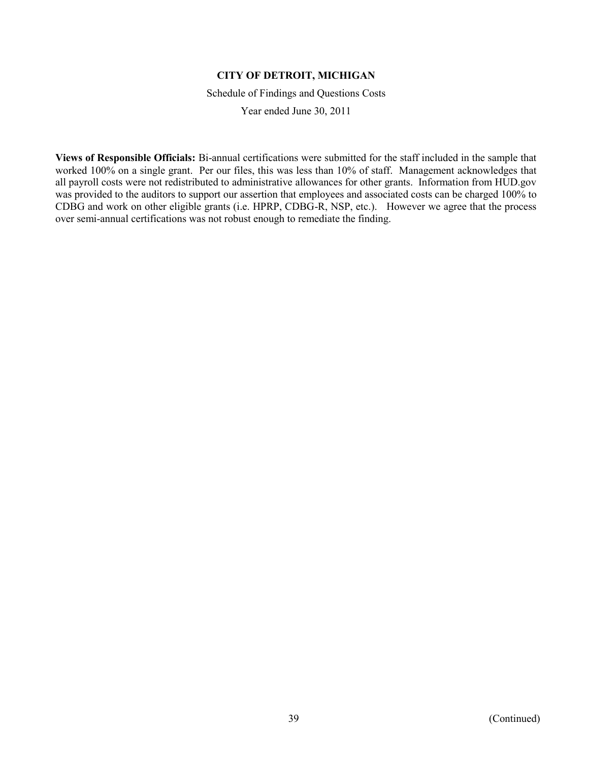**Views of Responsible Officials:** Bi-annual certifications were submitted for the staff included in the sample that worked 100% on a single grant. Per our files, this was less than 10% of staff. Management acknowledges that all payroll costs were not redistributed to administrative allowances for other grants. Information from HUD.gov was provided to the auditors to support our assertion that employees and associated costs can be charged 100% to CDBG and work on other eligible grants (i.e. HPRP, CDBG-R, NSP, etc.). However we agree that the process over semi-annual certifications was not robust enough to remediate the finding.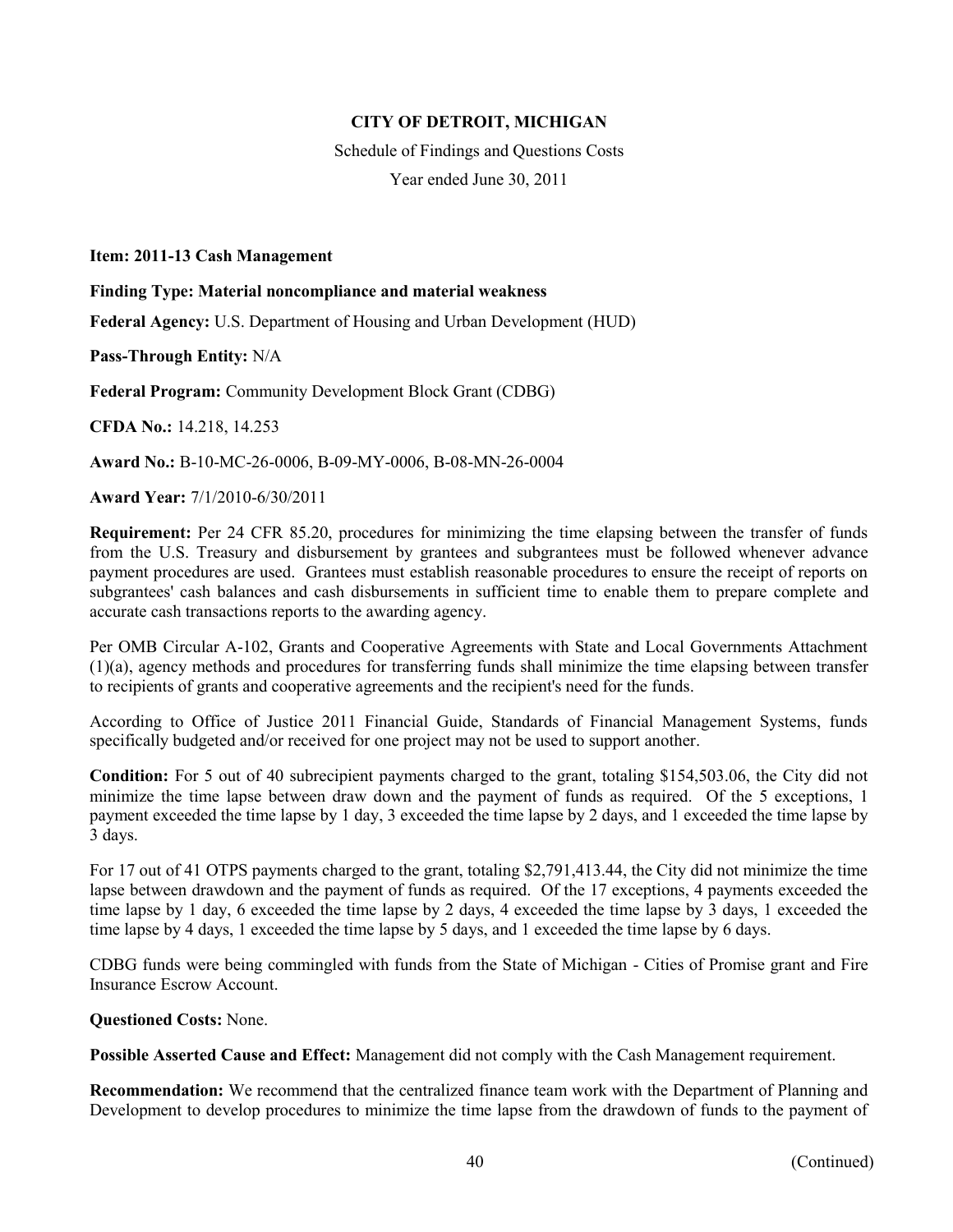**CITY OF DETROIT, MICHIGAN**

Schedule of Findings and Questions Costs

Year ended June 30, 2011

**Item: 2011-13 Cash Management**

**Finding Type: Material noncompliance and material weakness**

**Federal Agency:** U.S. Department of Housing and Urban Development (HUD)

**Pass-Through Entity:** N/A

**Federal Program:** Community Development Block Grant (CDBG)

**CFDA No.:** 14.218, 14.253

**Award No.:** B-10-MC-26-0006, B-09-MY-0006, B-08-MN-26-0004

**Award Year:** 7/1/2010-6/30/2011

**Requirement:** Per 24 CFR 85.20, procedures for minimizing the time elapsing between the transfer of funds from the U.S. Treasury and disbursement by grantees and subgrantees must be followed whenever advance payment procedures are used. Grantees must establish reasonable procedures to ensure the receipt of reports on subgrantees' cash balances and cash disbursements in sufficient time to enable them to prepare complete and accurate cash transactions reports to the awarding agency.

Per OMB Circular A-102, Grants and Cooperative Agreements with State and Local Governments Attachment (1)(a), agency methods and procedures for transferring funds shall minimize the time elapsing between transfer to recipients of grants and cooperative agreements and the recipient's need for the funds.

According to Office of Justice 2011 Financial Guide, Standards of Financial Management Systems, funds specifically budgeted and/or received for one project may not be used to support another.

**Condition:** For 5 out of 40 subrecipient payments charged to the grant, totaling $154,503.06, the City did not minimize the time lapse between draw down and the payment of funds as required. Of the 5 exceptions, 1 payment exceeded the time lapse by 1 day, 3 exceeded the time lapse by 2 days, and 1 exceeded the time lapse by 3 days.

For 17 out of 41 OTPS payments charged to the grant, totaling $2,791,413.44, the City did not minimize the time lapse between drawdown and the payment of funds as required. Of the 17 exceptions, 4 payments exceeded the time lapse by 1 day, 6 exceeded the time lapse by 2 days, 4 exceeded the time lapse by 3 days, 1 exceeded the time lapse by 4 days, 1 exceeded the time lapse by 5 days, and 1 exceeded the time lapse by 6 days.

CDBG funds were being commingled with funds from the State of Michigan - Cities of Promise grant and Fire Insurance Escrow Account.

**Questioned Costs:** None.

**Possible Asserted Cause and Effect:** Management did not comply with the Cash Management requirement.

**Recommendation:** We recommend that the centralized finance team work with the Department of Planning and Development to develop procedures to minimize the time lapse from the drawdown of funds to the payment of

(Continued)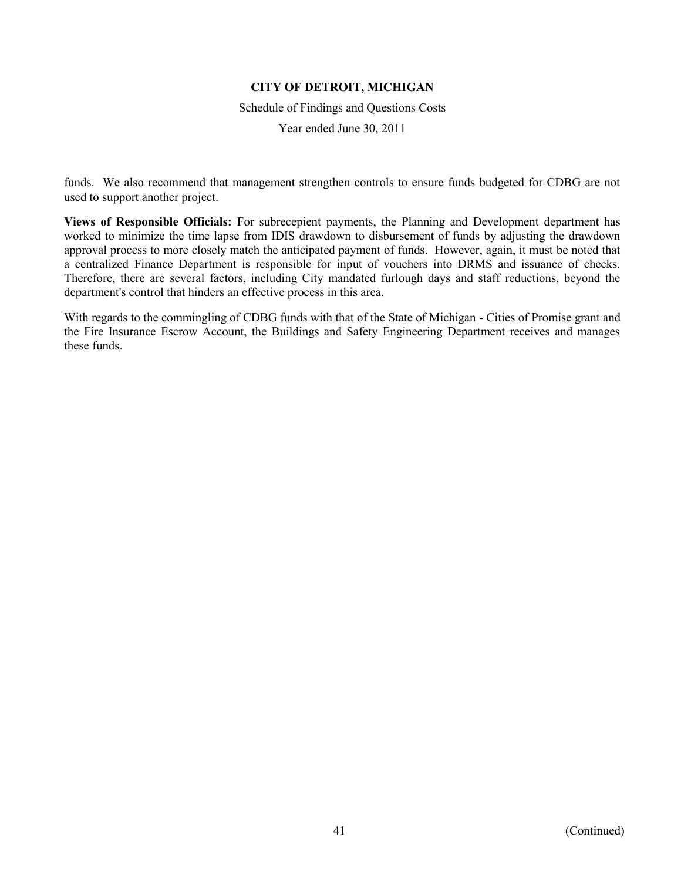funds. We also recommend that management strengthen controls to ensure funds budgeted for CDBG are not used to support another project.

**Views of Responsible Officials:** For subrecepient payments, the Planning and Development department has worked to minimize the time lapse from IDIS drawdown to disbursement of funds by adjusting the drawdown approval process to more closely match the anticipated payment of funds. However, again, it must be noted that a centralized Finance Department is responsible for input of vouchers into DRMS and issuance of checks. Therefore, there are several factors, including City mandated furlough days and staff reductions, beyond the department's control that hinders an effective process in this area.

With regards to the commingling of CDBG funds with that of the State of Michigan - Cities of Promise grant and the Fire Insurance Escrow Account, the Buildings and Safety Engineering Department receives and manages these funds.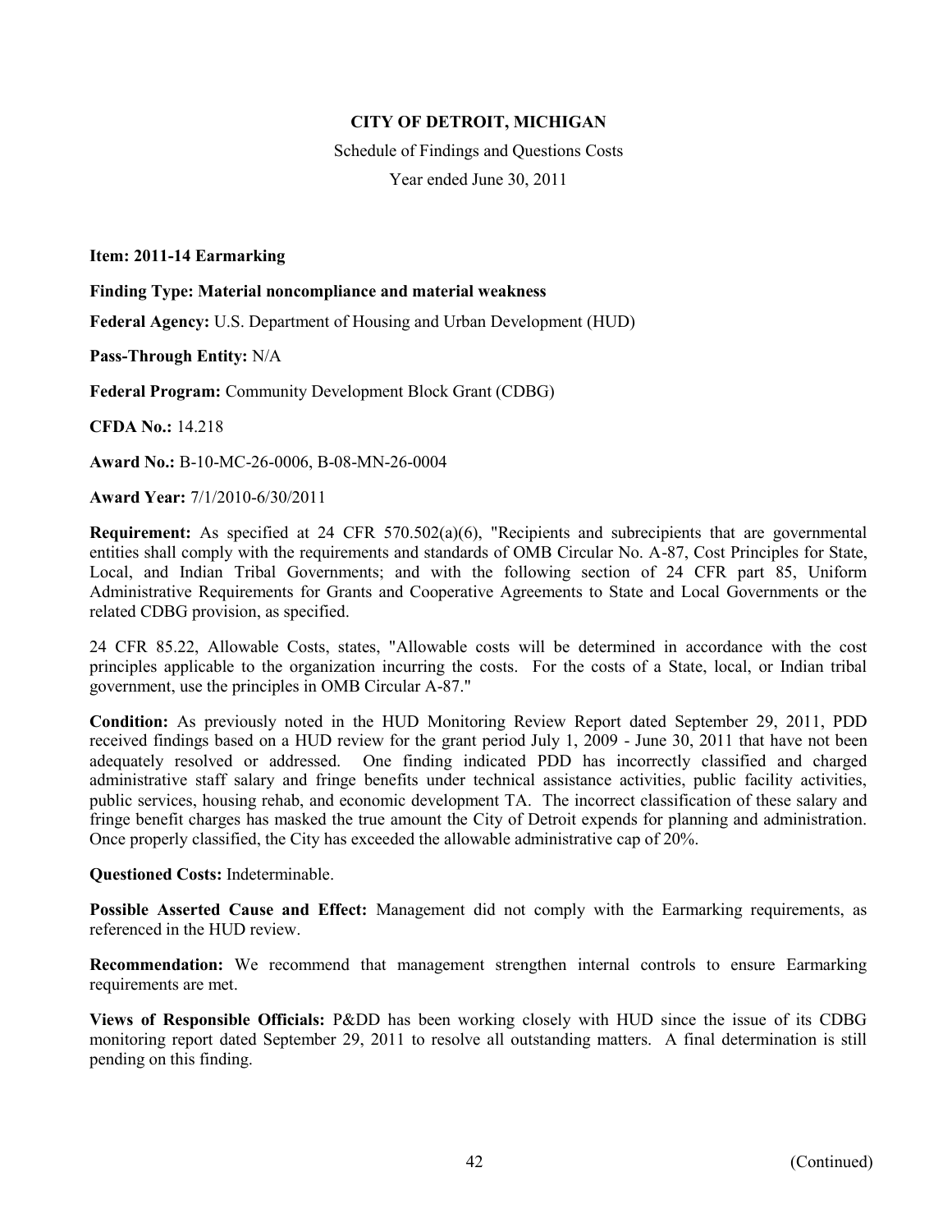**CITY OF DETROIT, MICHIGAN**

Schedule of Findings and Questions Costs

Year ended June 30, 2011

**Item: 2011-14 Earmarking**

**Finding Type: Material noncompliance and material weakness**

**Federal Agency:** U.S. Department of Housing and Urban Development (HUD)

**Pass-Through Entity:** N/A

**Federal Program:** Community Development Block Grant (CDBG)

**CFDA No.:** 14.218

**Award No.:** B-10-MC-26-0006, B-08-MN-26-0004

**Award Year:** 7/1/2010-6/30/2011

**Requirement:** As specified at 24 CFR 570.502(a)(6), "Recipients and subrecipients that are governmental entities shall comply with the requirements and standards of OMB Circular No. A-87, Cost Principles for State, Local, and Indian Tribal Governments; and with the following section of 24 CFR part 85, Uniform Administrative Requirements for Grants and Cooperative Agreements to State and Local Governments or the related CDBG provision, as specified.

24 CFR 85.22, Allowable Costs, states, "Allowable costs will be determined in accordance with the cost principles applicable to the organization incurring the costs. For the costs of a State, local, or Indian tribal government, use the principles in OMB Circular A-87."

**Condition:** As previously noted in the HUD Monitoring Review Report dated September 29, 2011, PDD received findings based on a HUD review for the grant period July 1, 2009 - June 30, 2011 that have not been adequately resolved or addressed. One finding indicated PDD has incorrectly classified and charged administrative staff salary and fringe benefits under technical assistance activities, public facility activities, public services, housing rehab, and economic development TA. The incorrect classification of these salary and fringe benefit charges has masked the true amount the City of Detroit expends for planning and administration. Once properly classified, the City has exceeded the allowable administrative cap of 20%.

**Questioned Costs:** Indeterminable.

**Possible Asserted Cause and Effect:** Management did not comply with the Earmarking requirements, as referenced in the HUD review.

**Recommendation:** We recommend that management strengthen internal controls to ensure Earmarking requirements are met.

**Views of Responsible Officials:** P&DD has been working closely with HUD since the issue of its CDBG monitoring report dated September 29, 2011 to resolve all outstanding matters. A final determination is still pending on this finding.

(Continued)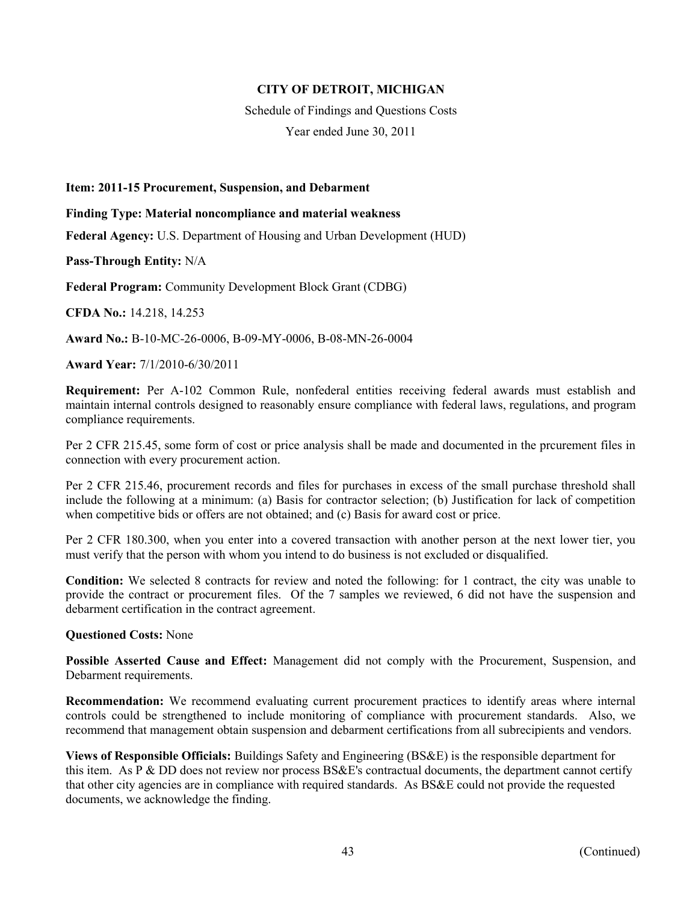**CITY OF DETROIT, MICHIGAN**

Schedule of Findings and Questions Costs

Year ended June 30, 2011

**Item: 2011-15 Procurement, Suspension, and Debarment**

**Finding Type: Material noncompliance and material weakness**

**Federal Agency:** U.S. Department of Housing and Urban Development (HUD)

**Pass-Through Entity:** N/A

**Federal Program:** Community Development Block Grant (CDBG)

**CFDA No.:** 14.218, 14.253

**Award No.:** B-10-MC-26-0006, B-09-MY-0006, B-08-MN-26-0004

**Award Year:** 7/1/2010-6/30/2011

**Requirement:** Per A-102 Common Rule, nonfederal entities receiving federal awards must establish and maintain internal controls designed to reasonably ensure compliance with federal laws, regulations, and program compliance requirements.

Per 2 CFR 215.45, some form of cost or price analysis shall be made and documented in the prcurement files in connection with every procurement action.

Per 2 CFR 215.46, procurement records and files for purchases in excess of the small purchase threshold shall include the following at a minimum: (a) Basis for contractor selection; (b) Justification for lack of competition when competitive bids or offers are not obtained; and (c) Basis for award cost or price.

Per 2 CFR 180.300, when you enter into a covered transaction with another person at the next lower tier, you must verify that the person with whom you intend to do business is not excluded or disqualified.

**Condition:** We selected 8 contracts for review and noted the following: for 1 contract, the city was unable to provide the contract or procurement files. Of the 7 samples we reviewed, 6 did not have the suspension and debarment certification in the contract agreement.

**Questioned Costs:** None

**Possible Asserted Cause and Effect:** Management did not comply with the Procurement, Suspension, and Debarment requirements.

**Recommendation:** We recommend evaluating current procurement practices to identify areas where internal controls could be strengthened to include monitoring of compliance with procurement standards. Also, we recommend that management obtain suspension and debarment certifications from all subrecipients and vendors.

**Views of Responsible Officials:** Buildings Safety and Engineering (BS&E) is the responsible department for this item. As P & DD does not review nor process BS&E's contractual documents, the department cannot certify that other city agencies are in compliance with required standards. As BS&E could not provide the requested documents, we acknowledge the finding.

(Continued)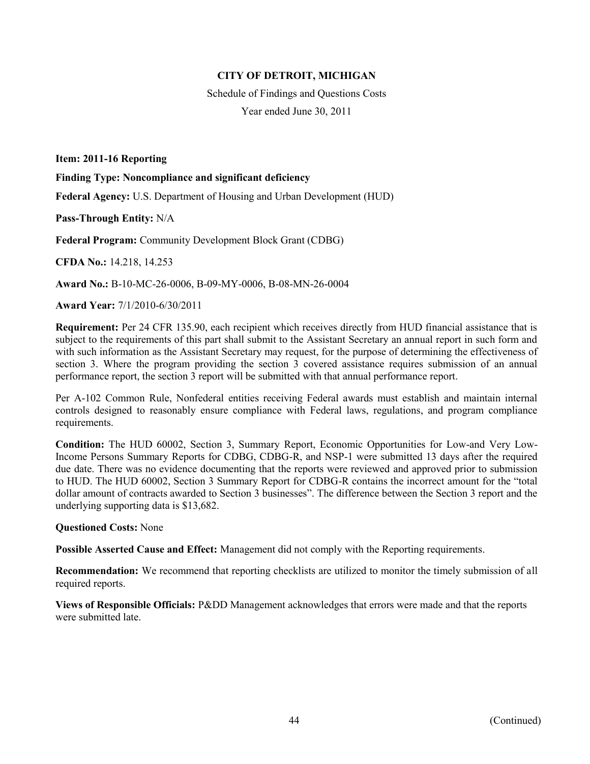**CITY OF DETROIT, MICHIGAN**

Schedule of Findings and Questions Costs

Year ended June 30, 2011

**Item: 2011-16 Reporting**

**Finding Type: Noncompliance and significant deficiency**

**Federal Agency:** U.S. Department of Housing and Urban Development (HUD)

**Pass-Through Entity:** N/A

**Federal Program:** Community Development Block Grant (CDBG)

**CFDA No.:** 14.218, 14.253

**Award No.:** B-10-MC-26-0006, B-09-MY-0006, B-08-MN-26-0004

**Award Year:** 7/1/2010-6/30/2011

**Requirement:** Per 24 CFR 135.90, each recipient which receives directly from HUD financial assistance that is subject to the requirements of this part shall submit to the Assistant Secretary an annual report in such form and with such information as the Assistant Secretary may request, for the purpose of determining the effectiveness of section 3. Where the program providing the section 3 covered assistance requires submission of an annual performance report, the section 3 report will be submitted with that annual performance report.

Per A-102 Common Rule, Nonfederal entities receiving Federal awards must establish and maintain internal controls designed to reasonably ensure compliance with Federal laws, regulations, and program compliance requirements.

**Condition:** The HUD 60002, Section 3, Summary Report, Economic Opportunities for Low-and Very Low-Income Persons Summary Reports for CDBG, CDBG-R, and NSP-1 were submitted 13 days after the required due date. There was no evidence documenting that the reports were reviewed and approved prior to submission to HUD. The HUD 60002, Section 3 Summary Report for CDBG-R contains the incorrect amount for the "total dollar amount of contracts awarded to Section 3 businesses". The difference between the Section 3 report and the underlying supporting data is $13,682.

**Questioned Costs:** None

**Possible Asserted Cause and Effect:** Management did not comply with the Reporting requirements.

**Recommendation:** We recommend that reporting checklists are utilized to monitor the timely submission of all required reports.

**Views of Responsible Officials:** P&DD Management acknowledges that errors were made and that the reports were submitted late.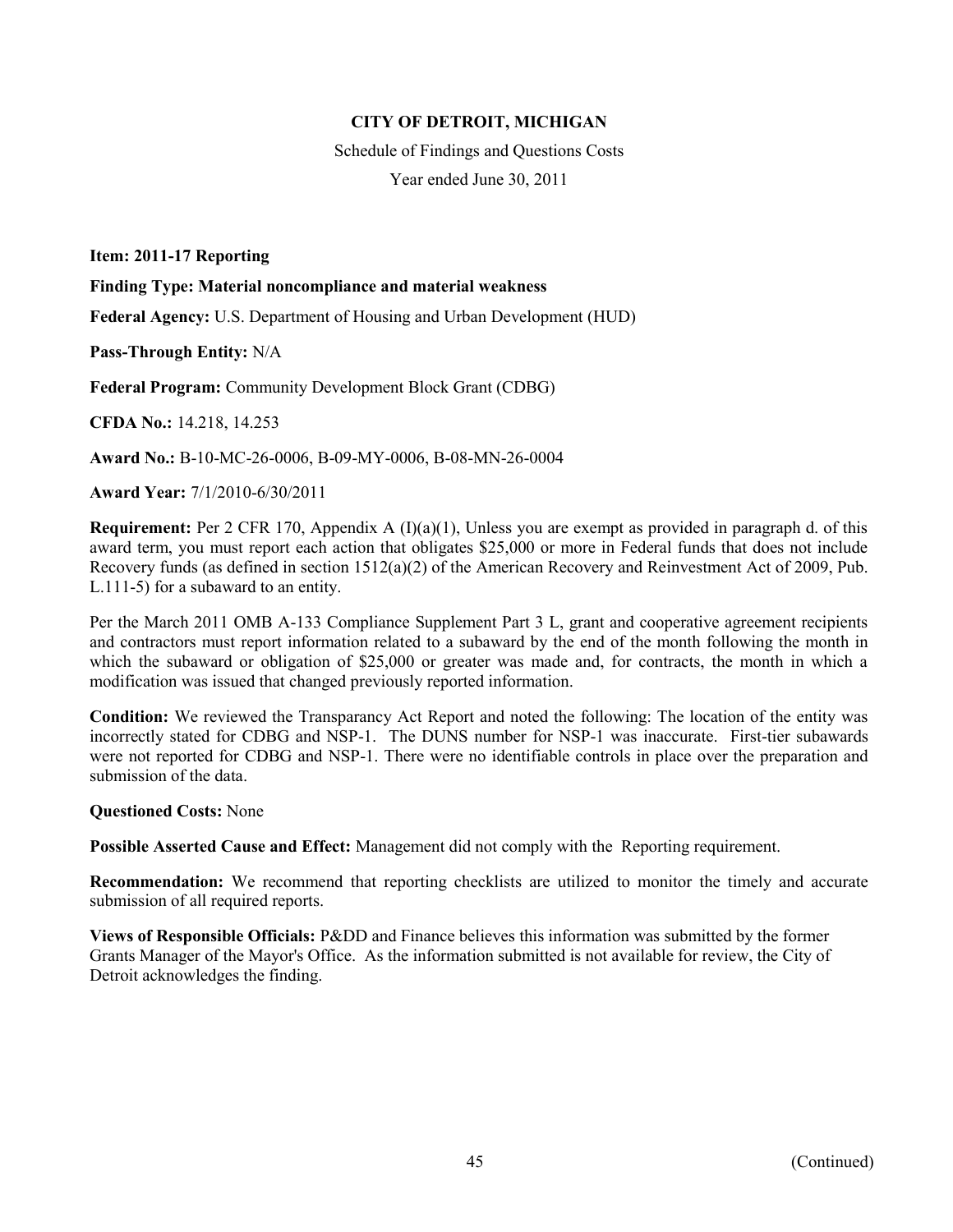**CITY OF DETROIT, MICHIGAN**

Schedule of Findings and Questions Costs

Year ended June 30, 2011

**Item: 2011-17 Reporting**

**Finding Type: Material noncompliance and material weakness**

**Federal Agency:** U.S. Department of Housing and Urban Development (HUD)

**Pass-Through Entity:** N/A

**Federal Program:** Community Development Block Grant (CDBG)

**CFDA No.:** 14.218, 14.253

**Award No.:** B-10-MC-26-0006, B-09-MY-0006, B-08-MN-26-0004

**Award Year:** 7/1/2010-6/30/2011

**Requirement:** Per 2 CFR 170, Appendix A (I)(a)(1), Unless you are exempt as provided in paragraph d. of this award term, you must report each action that obligates $25,000 or more in Federal funds that does not include Recovery funds (as defined in section 1512(a)(2) of the American Recovery and Reinvestment Act of 2009, Pub. L.111-5) for a subaward to an entity.

Per the March 2011 OMB A-133 Compliance Supplement Part 3 L, grant and cooperative agreement recipients and contractors must report information related to a subaward by the end of the month following the month in which the subaward or obligation of $25,000 or greater was made and, for contracts, the month in which a modification was issued that changed previously reported information.

**Condition:** We reviewed the Transparancy Act Report and noted the following: The location of the entity was incorrectly stated for CDBG and NSP-1. The DUNS number for NSP-1 was inaccurate. First-tier subawards were not reported for CDBG and NSP-1. There were no identifiable controls in place over the preparation and submission of the data.

**Questioned Costs:** None

**Possible Asserted Cause and Effect:** Management did not comply with the Reporting requirement.

**Recommendation:** We recommend that reporting checklists are utilized to monitor the timely and accurate submission of all required reports.

**Views of Responsible Officials:** P&DD and Finance believes this information was submitted by the former Grants Manager of the Mayor's Office. As the information submitted is not available for review, the City of Detroit acknowledges the finding.

(Continued)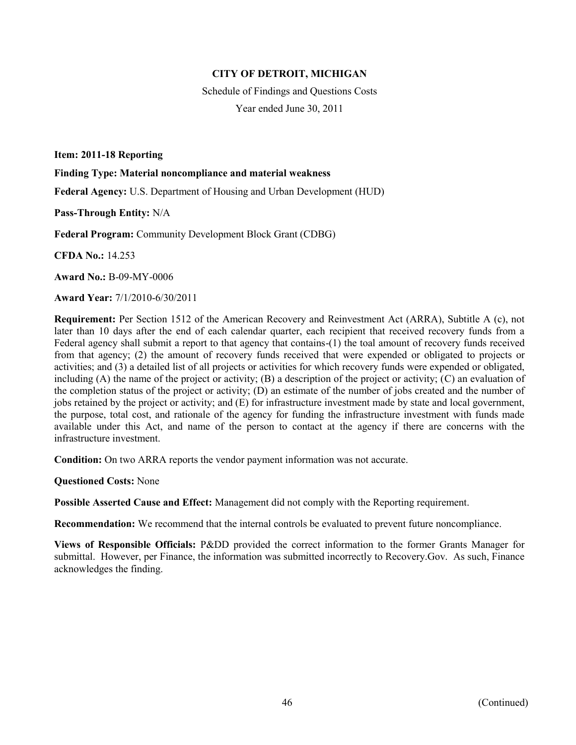**CITY OF DETROIT, MICHIGAN**

Schedule of Findings and Questions Costs

Year ended June 30, 2011

**Item: 2011-18 Reporting**

**Finding Type: Material noncompliance and material weakness**

**Federal Agency:** U.S. Department of Housing and Urban Development (HUD)

**Pass-Through Entity:** N/A

**Federal Program:** Community Development Block Grant (CDBG)

**CFDA No.:** 14.253

**Award No.:** B-09-MY-0006

**Award Year:** 7/1/2010-6/30/2011

**Requirement:** Per Section 1512 of the American Recovery and Reinvestment Act (ARRA), Subtitle A (c), not later than 10 days after the end of each calendar quarter, each recipient that received recovery funds from a Federal agency shall submit a report to that agency that contains-(1) the toal amount of recovery funds received from that agency; (2) the amount of recovery funds received that were expended or obligated to projects or activities; and (3) a detailed list of all projects or activities for which recovery funds were expended or obligated, including (A) the name of the project or activity; (B) a description of the project or activity; (C) an evaluation of the completion status of the project or activity; (D) an estimate of the number of jobs created and the number of jobs retained by the project or activity; and (E) for infrastructure investment made by state and local government, the purpose, total cost, and rationale of the agency for funding the infrastructure investment with funds made available under this Act, and name of the person to contact at the agency if there are concerns with the infrastructure investment.

**Condition:** On two ARRA reports the vendor payment information was not accurate.

**Questioned Costs:** None

**Possible Asserted Cause and Effect:** Management did not comply with the Reporting requirement.

**Recommendation:** We recommend that the internal controls be evaluated to prevent future noncompliance.

**Views of Responsible Officials:** P&DD provided the correct information to the former Grants Manager for submittal. However, per Finance, the information was submitted incorrectly to Recovery.Gov. As such, Finance acknowledges the finding.

(Continued)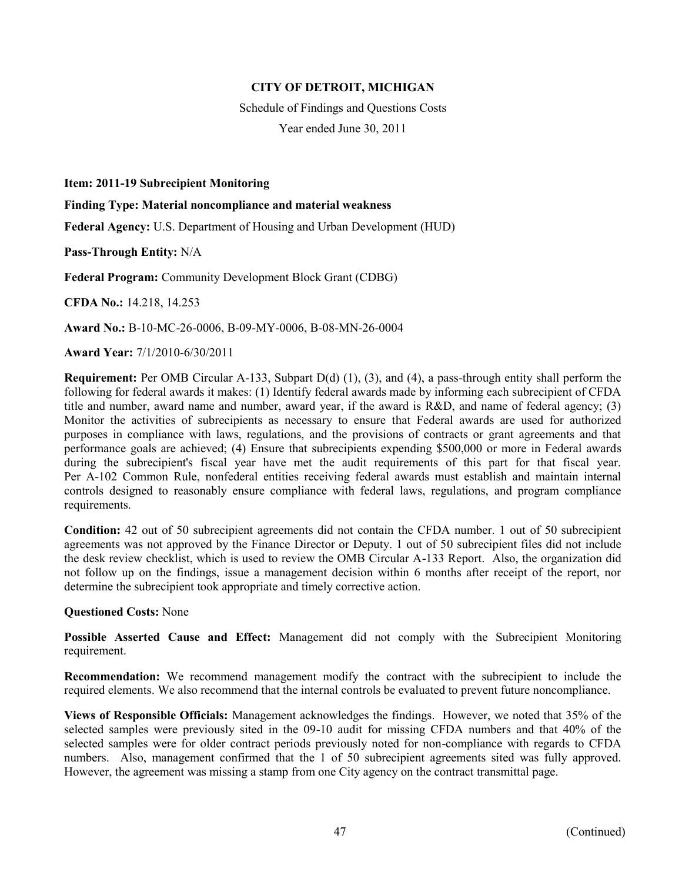**CITY OF DETROIT, MICHIGAN**

Schedule of Findings and Questions Costs

Year ended June 30, 2011

**Item: 2011-19 Subrecipient Monitoring**

**Finding Type: Material noncompliance and material weakness**

**Federal Agency:** U.S. Department of Housing and Urban Development (HUD)

**Pass-Through Entity:** N/A

**Federal Program:** Community Development Block Grant (CDBG)

**CFDA No.:** 14.218, 14.253

**Award No.:** B-10-MC-26-0006, B-09-MY-0006, B-08-MN-26-0004

**Award Year:** 7/1/2010-6/30/2011

**Requirement:** Per OMB Circular A-133, Subpart D(d) (1), (3), and (4), a pass-through entity shall perform the following for federal awards it makes: (1) Identify federal awards made by informing each subrecipient of CFDA title and number, award name and number, award year, if the award is R&D, and name of federal agency; (3) Monitor the activities of subrecipients as necessary to ensure that Federal awards are used for authorized purposes in compliance with laws, regulations, and the provisions of contracts or grant agreements and that performance goals are achieved; (4) Ensure that subrecipients expending $500,000 or more in Federal awards during the subrecipient's fiscal year have met the audit requirements of this part for that fiscal year. Per A-102 Common Rule, nonfederal entities receiving federal awards must establish and maintain internal controls designed to reasonably ensure compliance with federal laws, regulations, and program compliance requirements.

**Condition:** 42 out of 50 subrecipient agreements did not contain the CFDA number. 1 out of 50 subrecipient agreements was not approved by the Finance Director or Deputy. 1 out of 50 subrecipient files did not include the desk review checklist, which is used to review the OMB Circular A-133 Report. Also, the organization did not follow up on the findings, issue a management decision within 6 months after receipt of the report, nor determine the subrecipient took appropriate and timely corrective action.

**Questioned Costs:** None

**Possible Asserted Cause and Effect:** Management did not comply with the Subrecipient Monitoring requirement.

**Recommendation:** We recommend management modify the contract with the subrecipient to include the required elements. We also recommend that the internal controls be evaluated to prevent future noncompliance.

**Views of Responsible Officials:** Management acknowledges the findings. However, we noted that 35% of the selected samples were previously sited in the 09-10 audit for missing CFDA numbers and that 40% of the selected samples were for older contract periods previously noted for non-compliance with regards to CFDA numbers. Also, management confirmed that the 1 of 50 subrecipient agreements sited was fully approved. However, the agreement was missing a stamp from one City agency on the contract transmittal page.

(Continued)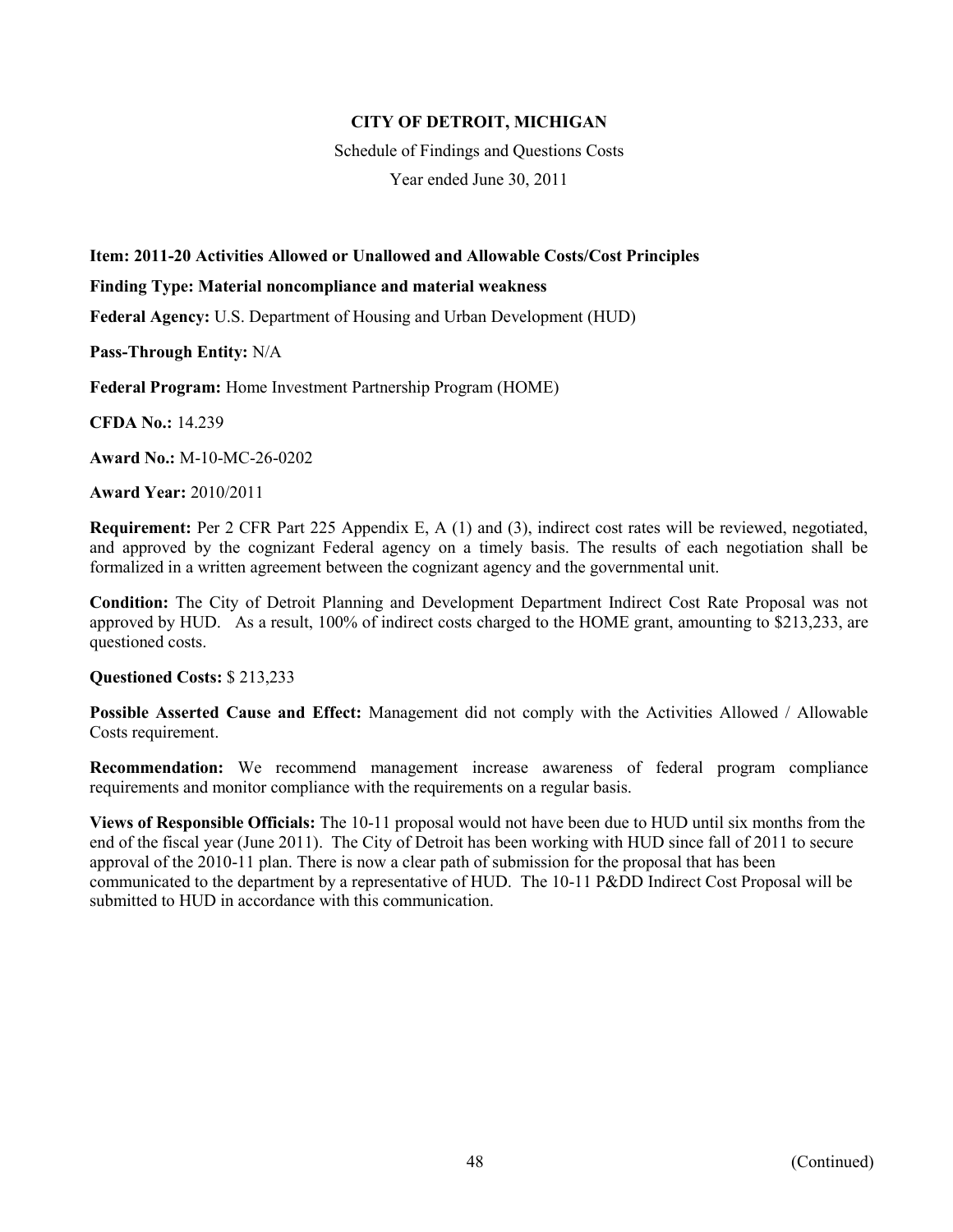**CITY OF DETROIT, MICHIGAN**

Schedule of Findings and Questions Costs

Year ended June 30, 2011

**Item: 2011-20 Activities Allowed or Unallowed and Allowable Costs/Cost Principles**

**Finding Type: Material noncompliance and material weakness**

**Federal Agency:** U.S. Department of Housing and Urban Development (HUD)

**Pass-Through Entity:** N/A

**Federal Program:** Home Investment Partnership Program (HOME)

**CFDA No.:** 14.239

**Award No.:** M-10-MC-26-0202

**Award Year:** 2010/2011

**Requirement:** Per 2 CFR Part 225 Appendix E, A (1) and (3), indirect cost rates will be reviewed, negotiated, and approved by the cognizant Federal agency on a timely basis. The results of each negotiation shall be formalized in a written agreement between the cognizant agency and the governmental unit.

**Condition:** The City of Detroit Planning and Development Department Indirect Cost Rate Proposal was not approved by HUD. As a result, 100% of indirect costs charged to the HOME grant, amounting to $213,233, are questioned costs.

**Questioned Costs:** $ 213,233

**Possible Asserted Cause and Effect:** Management did not comply with the Activities Allowed / Allowable Costs requirement.

**Recommendation:** We recommend management increase awareness of federal program compliance requirements and monitor compliance with the requirements on a regular basis.

**Views of Responsible Officials:** The 10-11 proposal would not have been due to HUD until six months from the end of the fiscal year (June 2011). The City of Detroit has been working with HUD since fall of 2011 to secure approval of the 2010-11 plan. There is now a clear path of submission for the proposal that has been communicated to the department by a representative of HUD. The 10-11 P&DD Indirect Cost Proposal will be submitted to HUD in accordance with this communication.

(Continued)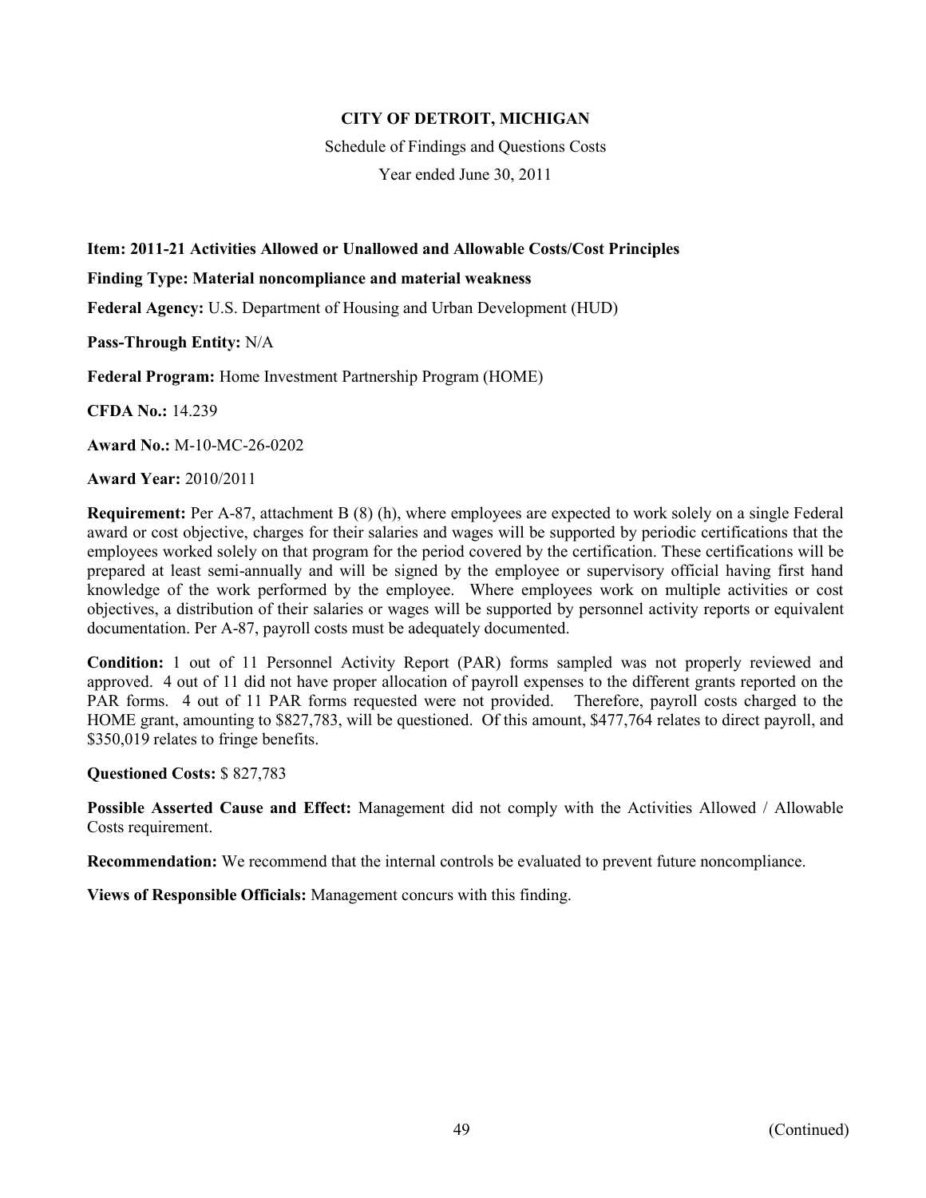**CITY OF DETROIT, MICHIGAN**

Schedule of Findings and Questions Costs

Year ended June 30, 2011

**Item: 2011-21 Activities Allowed or Unallowed and Allowable Costs/Cost Principles**

**Finding Type: Material noncompliance and material weakness**

**Federal Agency:** U.S. Department of Housing and Urban Development (HUD)

**Pass-Through Entity:** N/A

**Federal Program:** Home Investment Partnership Program (HOME)

**CFDA No.:** 14.239

**Award No.:** M-10-MC-26-0202

**Award Year:** 2010/2011

**Requirement:** Per A-87, attachment B (8) (h), where employees are expected to work solely on a single Federal award or cost objective, charges for their salaries and wages will be supported by periodic certifications that the employees worked solely on that program for the period covered by the certification. These certifications will be prepared at least semi-annually and will be signed by the employee or supervisory official having first hand knowledge of the work performed by the employee. Where employees work on multiple activities or cost objectives, a distribution of their salaries or wages will be supported by personnel activity reports or equivalent documentation. Per A-87, payroll costs must be adequately documented.

**Condition:** 1 out of 11 Personnel Activity Report (PAR) forms sampled was not properly reviewed and approved. 4 out of 11 did not have proper allocation of payroll expenses to the different grants reported on the PAR forms. 4 out of 11 PAR forms requested were not provided. Therefore, payroll costs charged to the HOME grant, amounting to $827,783, will be questioned. Of this amount, $477,764 relates to direct payroll, and $350,019 relates to fringe benefits.

**Questioned Costs:** $ 827,783

**Possible Asserted Cause and Effect:** Management did not comply with the Activities Allowed / Allowable Costs requirement.

**Recommendation:** We recommend that the internal controls be evaluated to prevent future noncompliance.

**Views of Responsible Officials:** Management concurs with this finding.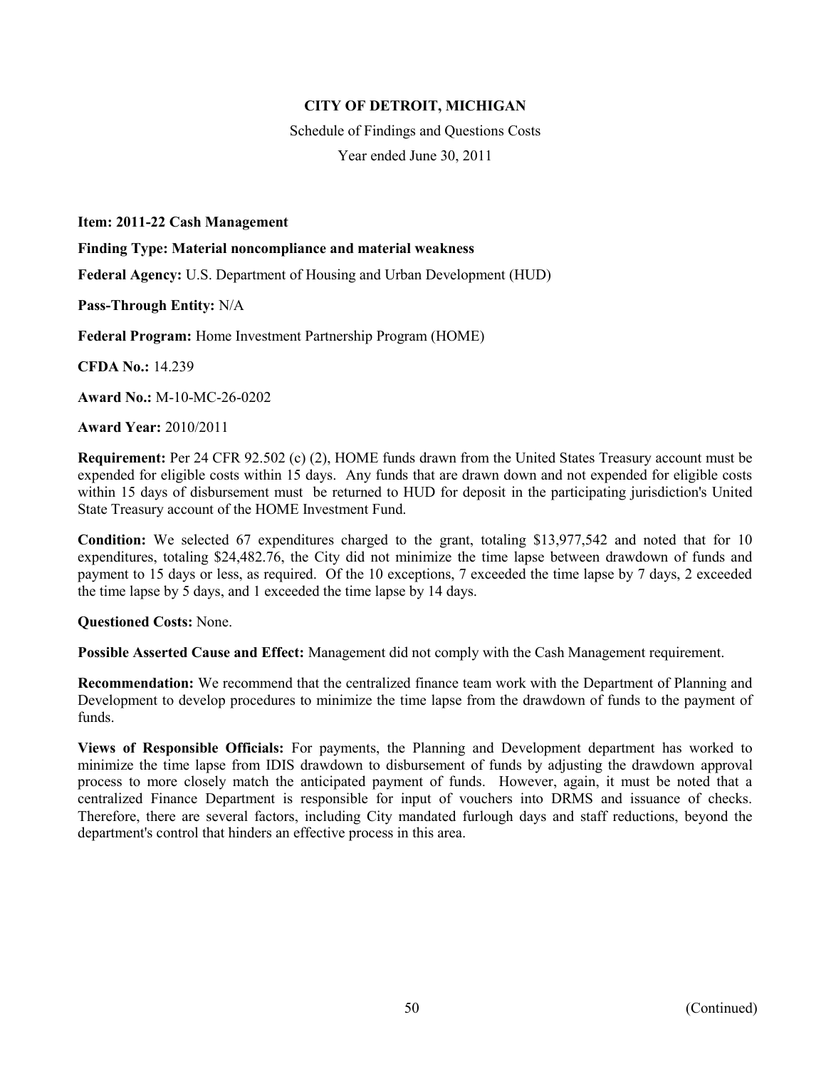# CITY OF DETROIT, MICHIGAN

Schedule of Findings and Questions Costs

Year ended June 30, 2011

**Item: 2011-22 Cash Management**

**Finding Type: Material noncompliance and material weakness**

**Federal Agency:** U.S. Department of Housing and Urban Development (HUD)

**Pass-Through Entity:** N/A

**Federal Program:** Home Investment Partnership Program (HOME)

**CFDA No.:** 14.239

**Award No.:** M-10-MC-26-0202

**Award Year:** 2010/2011

**Requirement:** Per 24 CFR 92.502 (c) (2), HOME funds drawn from the United States Treasury account must be expended for eligible costs within 15 days. Any funds that are drawn down and not expended for eligible costs within 15 days of disbursement must be returned to HUD for deposit in the participating jurisdiction's United State Treasury account of the HOME Investment Fund.

**Condition:** We selected 67 expenditures charged to the grant, totaling $13,977,542 and noted that for 10 expenditures, totaling $24,482.76, the City did not minimize the time lapse between drawdown of funds and payment to 15 days or less, as required. Of the 10 exceptions, 7 exceeded the time lapse by 7 days, 2 exceeded the time lapse by 5 days, and 1 exceeded the time lapse by 14 days.

**Questioned Costs:** None.

**Possible Asserted Cause and Effect:** Management did not comply with the Cash Management requirement.

**Recommendation:** We recommend that the centralized finance team work with the Department of Planning and Development to develop procedures to minimize the time lapse from the drawdown of funds to the payment of funds.

**Views of Responsible Officials:** For payments, the Planning and Development department has worked to minimize the time lapse from IDIS drawdown to disbursement of funds by adjusting the drawdown approval process to more closely match the anticipated payment of funds. However, again, it must be noted that a centralized Finance Department is responsible for input of vouchers into DRMS and issuance of checks. Therefore, there are several factors, including City mandated furlough days and staff reductions, beyond the department's control that hinders an effective process in this area.

(Continued)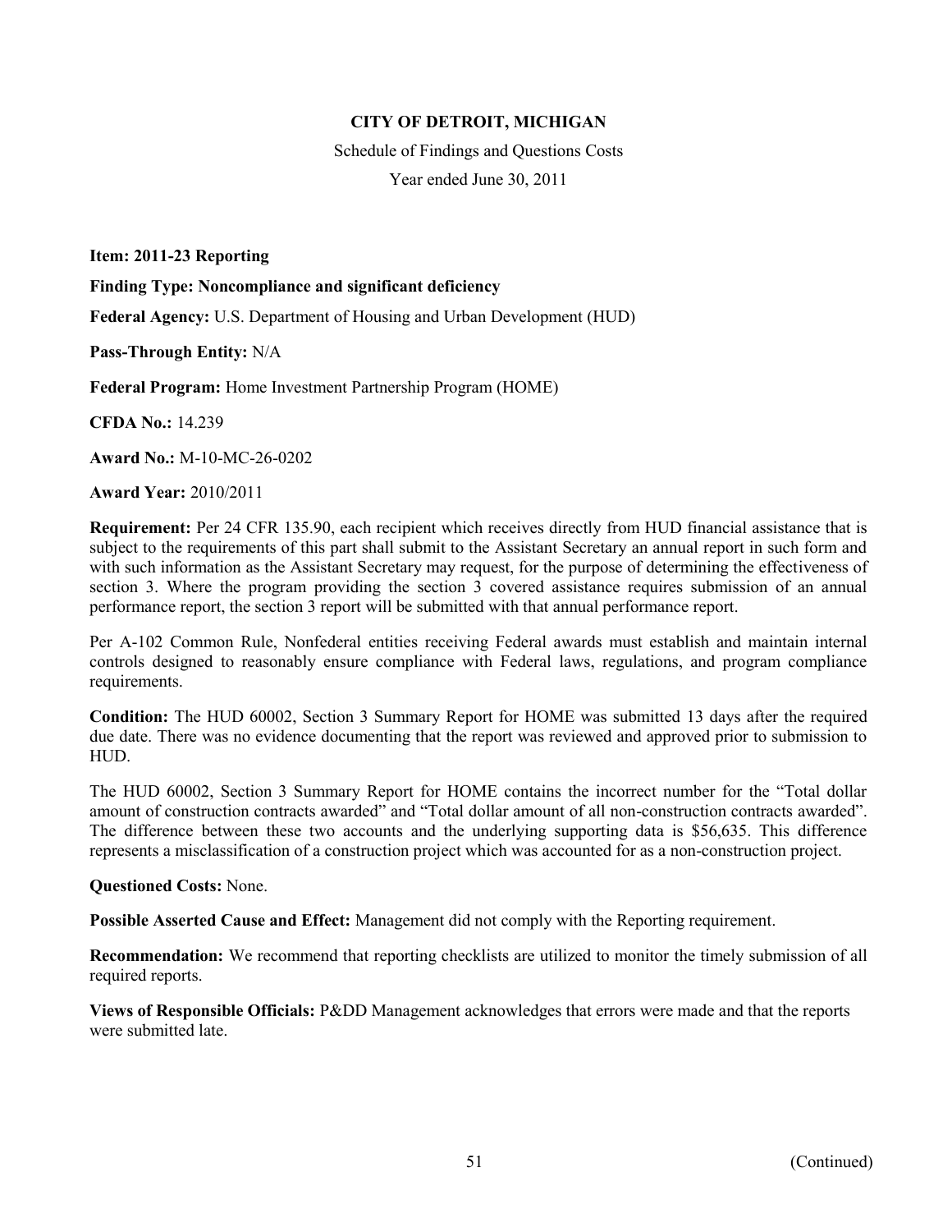**CITY OF DETROIT, MICHIGAN**

Schedule of Findings and Questions Costs

Year ended June 30, 2011

**Item: 2011-23 Reporting**

**Finding Type: Noncompliance and significant deficiency**

**Federal Agency:** U.S. Department of Housing and Urban Development (HUD)

**Pass-Through Entity:** N/A

**Federal Program:** Home Investment Partnership Program (HOME)

**CFDA No.:** 14.239

**Award No.:** M-10-MC-26-0202

**Award Year:** 2010/2011

**Requirement:** Per 24 CFR 135.90, each recipient which receives directly from HUD financial assistance that is subject to the requirements of this part shall submit to the Assistant Secretary an annual report in such form and with such information as the Assistant Secretary may request, for the purpose of determining the effectiveness of section 3. Where the program providing the section 3 covered assistance requires submission of an annual performance report, the section 3 report will be submitted with that annual performance report.

Per A-102 Common Rule, Nonfederal entities receiving Federal awards must establish and maintain internal controls designed to reasonably ensure compliance with Federal laws, regulations, and program compliance requirements.

**Condition:** The HUD 60002, Section 3 Summary Report for HOME was submitted 13 days after the required due date. There was no evidence documenting that the report was reviewed and approved prior to submission to HUD.

The HUD 60002, Section 3 Summary Report for HOME contains the incorrect number for the "Total dollar amount of construction contracts awarded" and "Total dollar amount of all non-construction contracts awarded". The difference between these two accounts and the underlying supporting data is $56,635. This difference represents a misclassification of a construction project which was accounted for as a non-construction project.

**Questioned Costs:** None.

**Possible Asserted Cause and Effect:** Management did not comply with the Reporting requirement.

**Recommendation:** We recommend that reporting checklists are utilized to monitor the timely submission of all required reports.

**Views of Responsible Officials:** P&DD Management acknowledges that errors were made and that the reports were submitted late.

(Continued)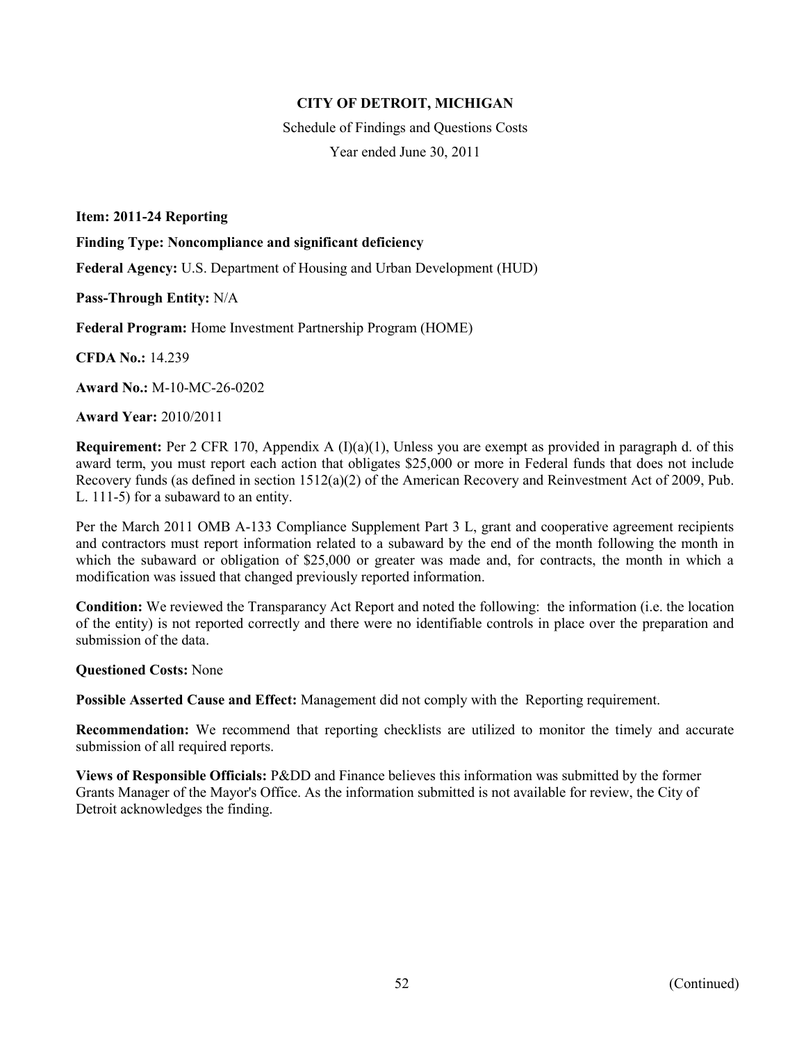**CITY OF DETROIT, MICHIGAN**

Schedule of Findings and Questions Costs

Year ended June 30, 2011

**Item: 2011-24 Reporting**

**Finding Type: Noncompliance and significant deficiency**

**Federal Agency:** U.S. Department of Housing and Urban Development (HUD)

**Pass-Through Entity:** N/A

**Federal Program:** Home Investment Partnership Program (HOME)

**CFDA No.:** 14.239

**Award No.:** M-10-MC-26-0202

**Award Year:** 2010/2011

**Requirement:** Per 2 CFR 170, Appendix A (I)(a)(1), Unless you are exempt as provided in paragraph d. of this award term, you must report each action that obligates $25,000 or more in Federal funds that does not include Recovery funds (as defined in section 1512(a)(2) of the American Recovery and Reinvestment Act of 2009, Pub. L. 111-5) for a subaward to an entity.

Per the March 2011 OMB A-133 Compliance Supplement Part 3 L, grant and cooperative agreement recipients and contractors must report information related to a subaward by the end of the month following the month in which the subaward or obligation of $25,000 or greater was made and, for contracts, the month in which a modification was issued that changed previously reported information.

**Condition:** We reviewed the Transparancy Act Report and noted the following: the information (i.e. the location of the entity) is not reported correctly and there were no identifiable controls in place over the preparation and submission of the data.

**Questioned Costs:** None

**Possible Asserted Cause and Effect:** Management did not comply with the Reporting requirement.

**Recommendation:** We recommend that reporting checklists are utilized to monitor the timely and accurate submission of all required reports.

**Views of Responsible Officials:** P&DD and Finance believes this information was submitted by the former Grants Manager of the Mayor's Office. As the information submitted is not available for review, the City of Detroit acknowledges the finding.

(Continued)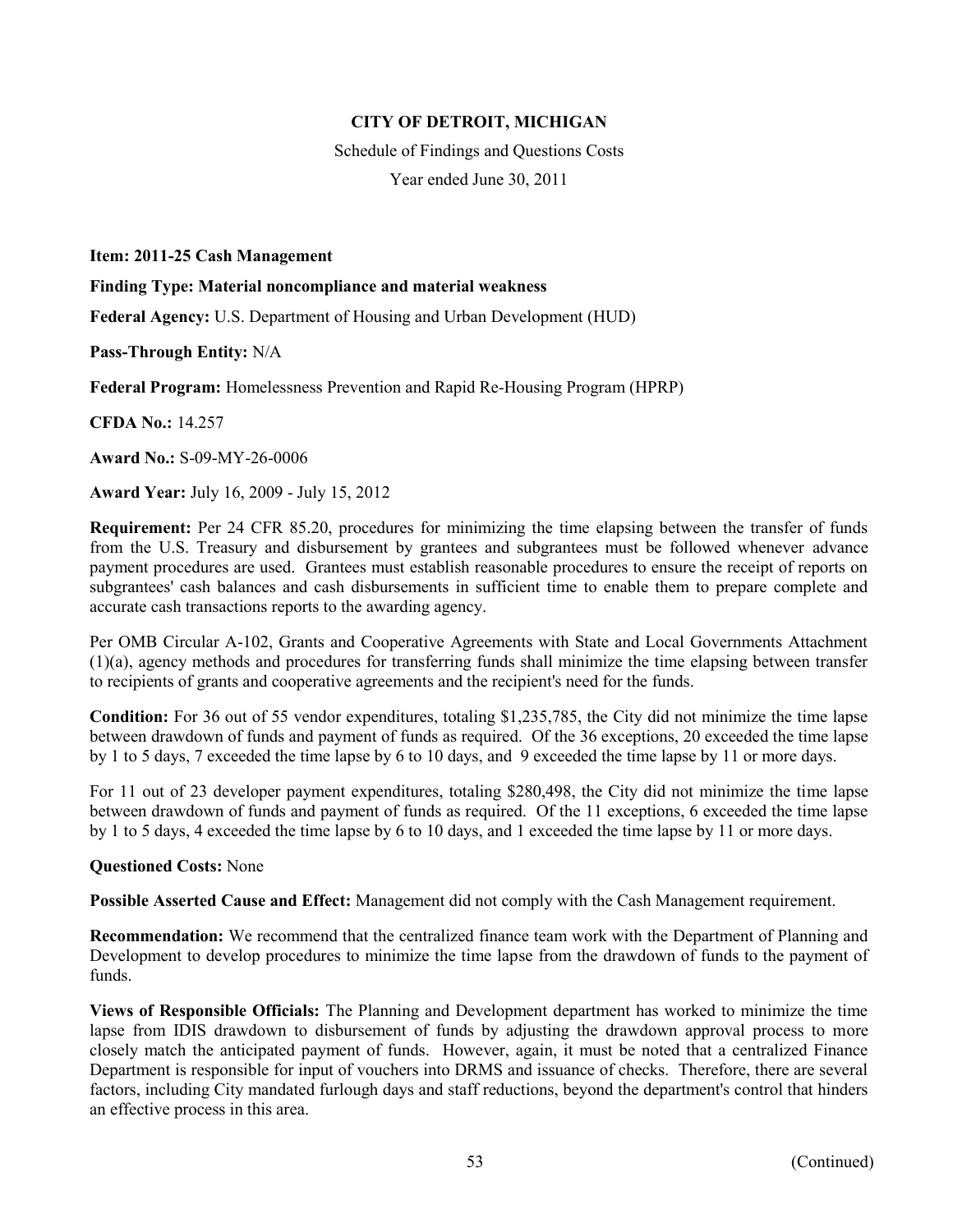**CITY OF DETROIT, MICHIGAN**

Schedule of Findings and Questions Costs

Year ended June 30, 2011

**Item: 2011-25 Cash Management**

**Finding Type: Material noncompliance and material weakness**

**Federal Agency:** U.S. Department of Housing and Urban Development (HUD)

**Pass-Through Entity:** N/A

**Federal Program:** Homelessness Prevention and Rapid Re-Housing Program (HPRP)

**CFDA No.:** 14.257

**Award No.:** S-09-MY-26-0006

**Award Year:** July 16, 2009 - July 15, 2012

**Requirement:** Per 24 CFR 85.20, procedures for minimizing the time elapsing between the transfer of funds from the U.S. Treasury and disbursement by grantees and subgrantees must be followed whenever advance payment procedures are used. Grantees must establish reasonable procedures to ensure the receipt of reports on subgrantees' cash balances and cash disbursements in sufficient time to enable them to prepare complete and accurate cash transactions reports to the awarding agency.

Per OMB Circular A-102, Grants and Cooperative Agreements with State and Local Governments Attachment (1)(a), agency methods and procedures for transferring funds shall minimize the time elapsing between transfer to recipients of grants and cooperative agreements and the recipient's need for the funds.

**Condition:** For 36 out of 55 vendor expenditures, totaling $1,235,785, the City did not minimize the time lapse between drawdown of funds and payment of funds as required. Of the 36 exceptions, 20 exceeded the time lapse by 1 to 5 days, 7 exceeded the time lapse by 6 to 10 days, and 9 exceeded the time lapse by 11 or more days.

For 11 out of 23 developer payment expenditures, totaling $280,498, the City did not minimize the time lapse between drawdown of funds and payment of funds as required. Of the 11 exceptions, 6 exceeded the time lapse by 1 to 5 days, 4 exceeded the time lapse by 6 to 10 days, and 1 exceeded the time lapse by 11 or more days.

**Questioned Costs:** None

**Possible Asserted Cause and Effect:** Management did not comply with the Cash Management requirement.

**Recommendation:** We recommend that the centralized finance team work with the Department of Planning and Development to develop procedures to minimize the time lapse from the drawdown of funds to the payment of funds.

**Views of Responsible Officials:** The Planning and Development department has worked to minimize the time lapse from IDIS drawdown to disbursement of funds by adjusting the drawdown approval process to more closely match the anticipated payment of funds. However, again, it must be noted that a centralized Finance Department is responsible for input of vouchers into DRMS and issuance of checks. Therefore, there are several factors, including City mandated furlough days and staff reductions, beyond the department's control that hinders an effective process in this area.

(Continued)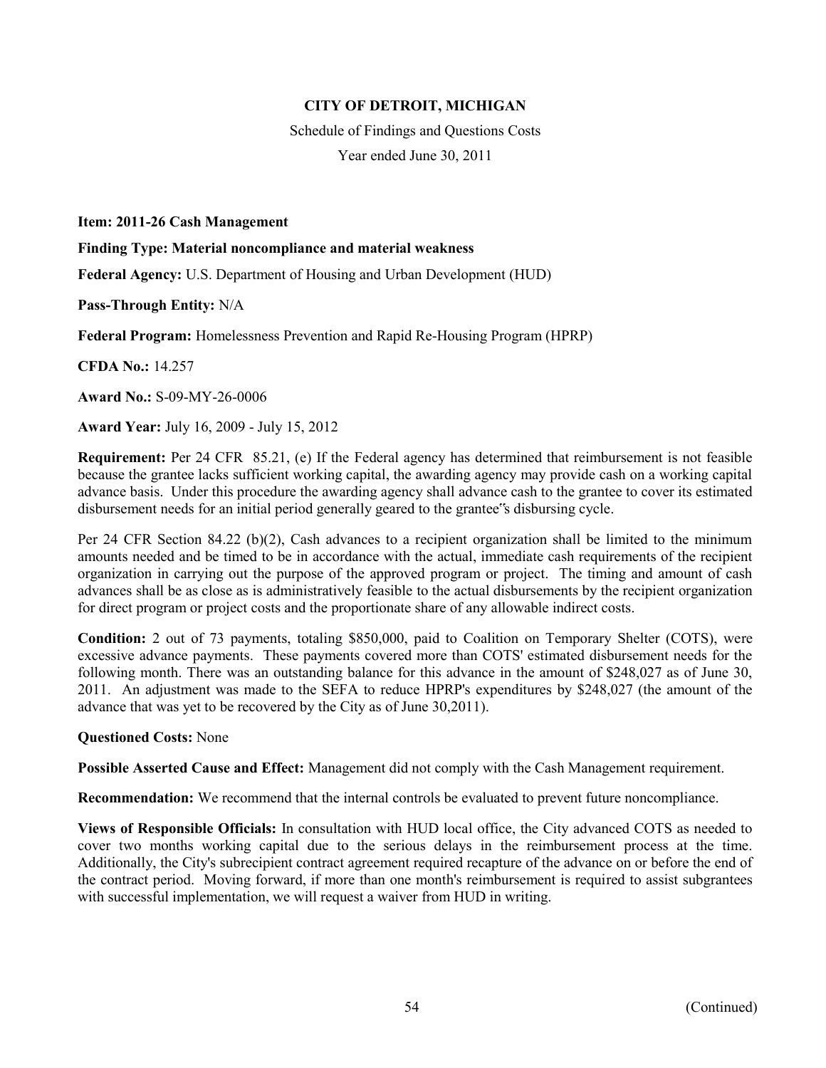**CITY OF DETROIT, MICHIGAN**

Schedule of Findings and Questions Costs

Year ended June 30, 2011

**Item: 2011-26 Cash Management**

**Finding Type: Material noncompliance and material weakness**

**Federal Agency:** U.S. Department of Housing and Urban Development (HUD)

**Pass-Through Entity:** N/A

**Federal Program:** Homelessness Prevention and Rapid Re-Housing Program (HPRP)

**CFDA No.:** 14.257

**Award No.:** S-09-MY-26-0006

**Award Year:** July 16, 2009 - July 15, 2012

**Requirement:** Per 24 CFR 85.21, (e) If the Federal agency has determined that reimbursement is not feasible because the grantee lacks sufficient working capital, the awarding agency may provide cash on a working capital advance basis. Under this procedure the awarding agency shall advance cash to the grantee to cover its estimated disbursement needs for an initial period generally geared to the grantee˝s disbursing cycle.

Per 24 CFR Section 84.22 (b)(2), Cash advances to a recipient organization shall be limited to the minimum amounts needed and be timed to be in accordance with the actual, immediate cash requirements of the recipient organization in carrying out the purpose of the approved program or project. The timing and amount of cash advances shall be as close as is administratively feasible to the actual disbursements by the recipient organization for direct program or project costs and the proportionate share of any allowable indirect costs.

**Condition:** 2 out of 73 payments, totaling $850,000, paid to Coalition on Temporary Shelter (COTS), were excessive advance payments. These payments covered more than COTS' estimated disbursement needs for the following month. There was an outstanding balance for this advance in the amount of $248,027 as of June 30, 2011. An adjustment was made to the SEFA to reduce HPRP's expenditures by $248,027 (the amount of the advance that was yet to be recovered by the City as of June 30,2011).

**Questioned Costs:** None

**Possible Asserted Cause and Effect:** Management did not comply with the Cash Management requirement.

**Recommendation:** We recommend that the internal controls be evaluated to prevent future noncompliance.

**Views of Responsible Officials:** In consultation with HUD local office, the City advanced COTS as needed to cover two months working capital due to the serious delays in the reimbursement process at the time. Additionally, the City's subrecipient contract agreement required recapture of the advance on or before the end of the contract period. Moving forward, if more than one month's reimbursement is required to assist subgrantees with successful implementation, we will request a waiver from HUD in writing.

(Continued)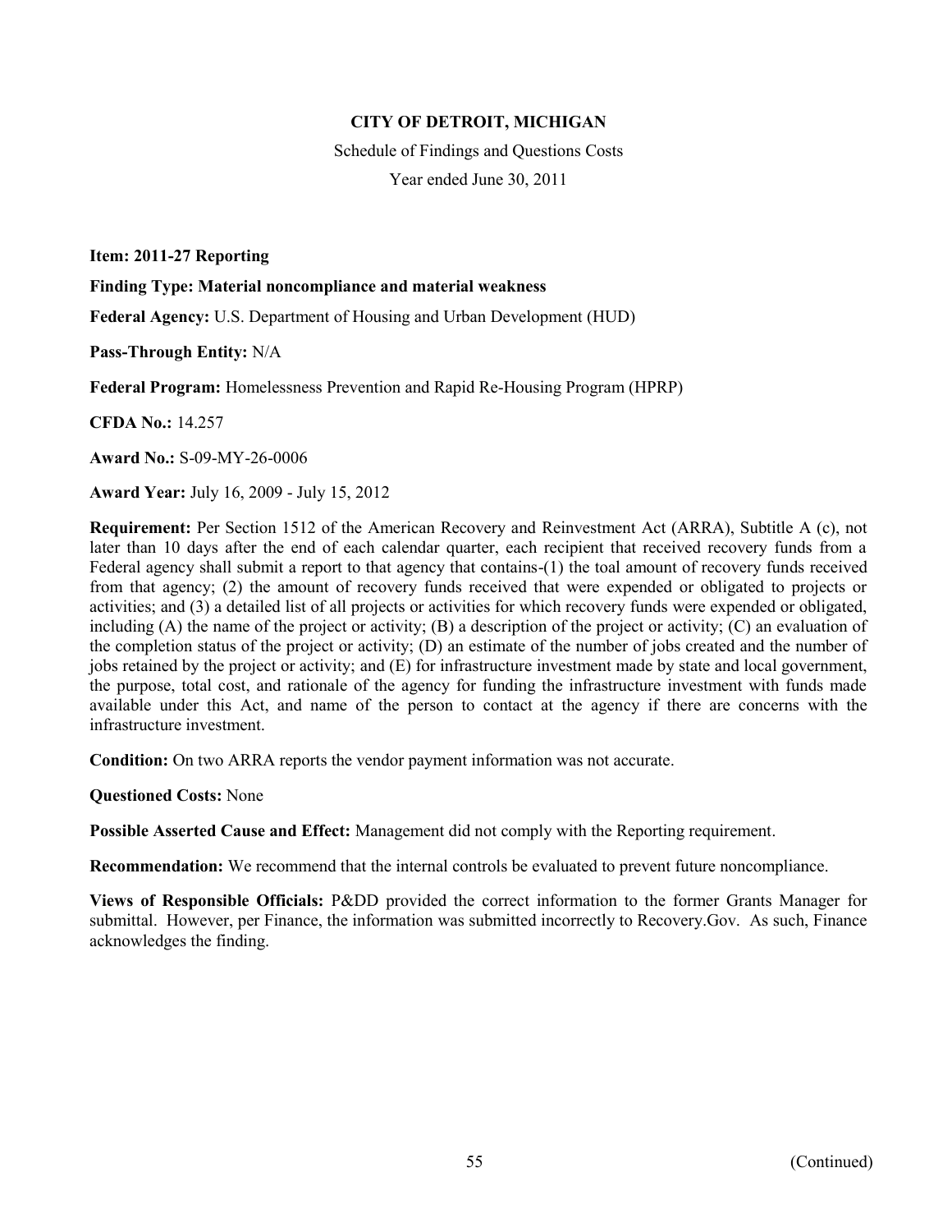**CITY OF DETROIT, MICHIGAN**

Schedule of Findings and Questions Costs

Year ended June 30, 2011

**Item: 2011-27 Reporting**

**Finding Type: Material noncompliance and material weakness**

**Federal Agency:** U.S. Department of Housing and Urban Development (HUD)

**Pass-Through Entity:** N/A

**Federal Program:** Homelessness Prevention and Rapid Re-Housing Program (HPRP)

**CFDA No.:** 14.257

**Award No.:** S-09-MY-26-0006

**Award Year:** July 16, 2009 - July 15, 2012

**Requirement:** Per Section 1512 of the American Recovery and Reinvestment Act (ARRA), Subtitle A (c), not later than 10 days after the end of each calendar quarter, each recipient that received recovery funds from a Federal agency shall submit a report to that agency that contains-(1) the toal amount of recovery funds received from that agency; (2) the amount of recovery funds received that were expended or obligated to projects or activities; and (3) a detailed list of all projects or activities for which recovery funds were expended or obligated, including (A) the name of the project or activity; (B) a description of the project or activity; (C) an evaluation of the completion status of the project or activity; (D) an estimate of the number of jobs created and the number of jobs retained by the project or activity; and (E) for infrastructure investment made by state and local government, the purpose, total cost, and rationale of the agency for funding the infrastructure investment with funds made available under this Act, and name of the person to contact at the agency if there are concerns with the infrastructure investment.

**Condition:** On two ARRA reports the vendor payment information was not accurate.

**Questioned Costs:** None

**Possible Asserted Cause and Effect:** Management did not comply with the Reporting requirement.

**Recommendation:** We recommend that the internal controls be evaluated to prevent future noncompliance.

**Views of Responsible Officials:** P&DD provided the correct information to the former Grants Manager for submittal. However, per Finance, the information was submitted incorrectly to Recovery.Gov. As such, Finance acknowledges the finding.

(Continued)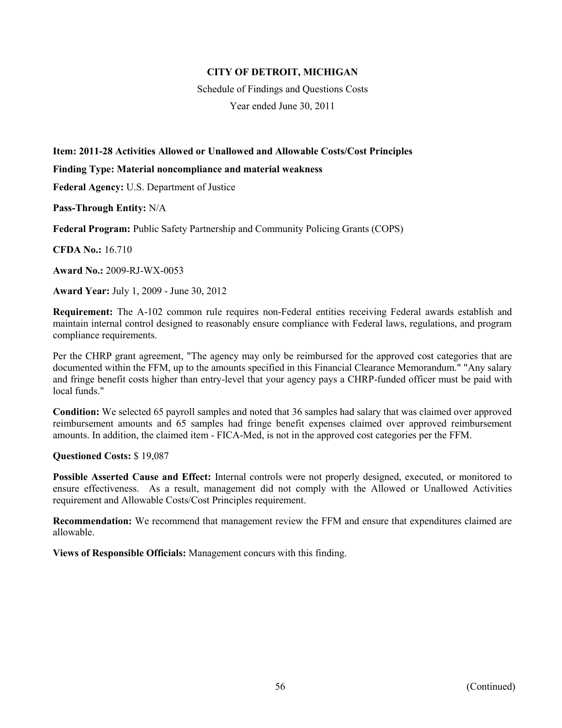**CITY OF DETROIT, MICHIGAN**

Schedule of Findings and Questions Costs

Year ended June 30, 2011

**Item: 2011-28 Activities Allowed or Unallowed and Allowable Costs/Cost Principles**

**Finding Type: Material noncompliance and material weakness**

**Federal Agency:** U.S. Department of Justice

**Pass-Through Entity:** N/A

**Federal Program:** Public Safety Partnership and Community Policing Grants (COPS)

**CFDA No.:** 16.710

**Award No.:** 2009-RJ-WX-0053

**Award Year:** July 1, 2009 - June 30, 2012

**Requirement:** The A-102 common rule requires non-Federal entities receiving Federal awards establish and maintain internal control designed to reasonably ensure compliance with Federal laws, regulations, and program compliance requirements.

Per the CHRP grant agreement, "The agency may only be reimbursed for the approved cost categories that are documented within the FFM, up to the amounts specified in this Financial Clearance Memorandum." "Any salary and fringe benefit costs higher than entry-level that your agency pays a CHRP-funded officer must be paid with local funds."

**Condition:** We selected 65 payroll samples and noted that 36 samples had salary that was claimed over approved reimbursement amounts and 65 samples had fringe benefit expenses claimed over approved reimbursement amounts. In addition, the claimed item - FICA-Med, is not in the approved cost categories per the FFM.

**Questioned Costs:** $ 19,087

**Possible Asserted Cause and Effect:** Internal controls were not properly designed, executed, or monitored to ensure effectiveness. As a result, management did not comply with the Allowed or Unallowed Activities requirement and Allowable Costs/Cost Principles requirement.

**Recommendation:** We recommend that management review the FFM and ensure that expenditures claimed are allowable.

**Views of Responsible Officials:** Management concurs with this finding.

(Continued)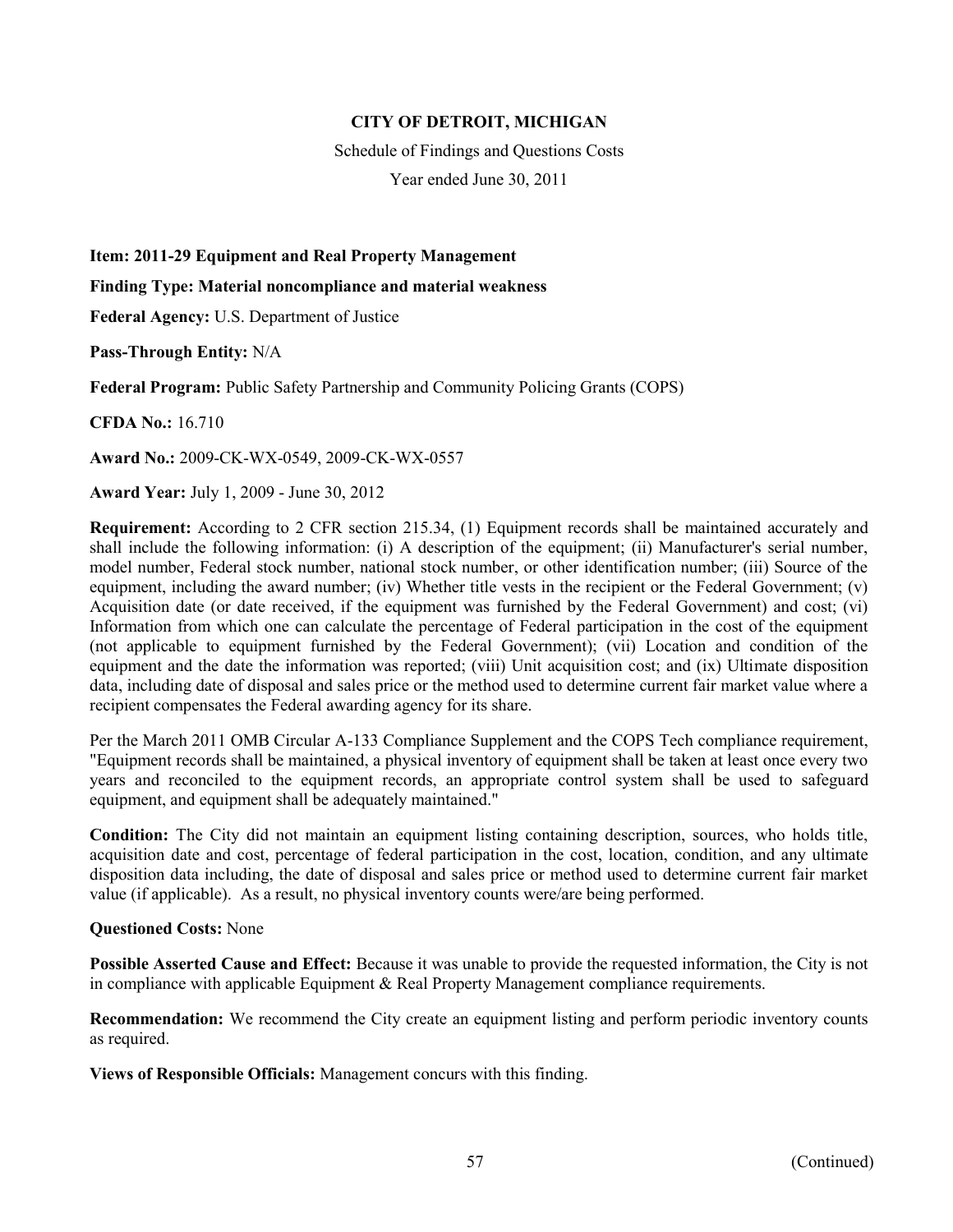**CITY OF DETROIT, MICHIGAN**

Schedule of Findings and Questions Costs

Year ended June 30, 2011

**Item: 2011-29 Equipment and Real Property Management**

**Finding Type: Material noncompliance and material weakness**

**Federal Agency:** U.S. Department of Justice

**Pass-Through Entity:** N/A

**Federal Program:** Public Safety Partnership and Community Policing Grants (COPS)

**CFDA No.:** 16.710

**Award No.:** 2009-CK-WX-0549, 2009-CK-WX-0557

**Award Year:** July 1, 2009 - June 30, 2012

**Requirement:** According to 2 CFR section 215.34, (1) Equipment records shall be maintained accurately and shall include the following information: (i) A description of the equipment; (ii) Manufacturer's serial number, model number, Federal stock number, national stock number, or other identification number; (iii) Source of the equipment, including the award number; (iv) Whether title vests in the recipient or the Federal Government; (v) Acquisition date (or date received, if the equipment was furnished by the Federal Government) and cost; (vi) Information from which one can calculate the percentage of Federal participation in the cost of the equipment (not applicable to equipment furnished by the Federal Government); (vii) Location and condition of the equipment and the date the information was reported; (viii) Unit acquisition cost; and (ix) Ultimate disposition data, including date of disposal and sales price or the method used to determine current fair market value where a recipient compensates the Federal awarding agency for its share.

Per the March 2011 OMB Circular A-133 Compliance Supplement and the COPS Tech compliance requirement, "Equipment records shall be maintained, a physical inventory of equipment shall be taken at least once every two years and reconciled to the equipment records, an appropriate control system shall be used to safeguard equipment, and equipment shall be adequately maintained."

**Condition:** The City did not maintain an equipment listing containing description, sources, who holds title, acquisition date and cost, percentage of federal participation in the cost, location, condition, and any ultimate disposition data including, the date of disposal and sales price or method used to determine current fair market value (if applicable). As a result, no physical inventory counts were/are being performed.

**Questioned Costs:** None

**Possible Asserted Cause and Effect:** Because it was unable to provide the requested information, the City is not in compliance with applicable Equipment & Real Property Management compliance requirements.

**Recommendation:** We recommend the City create an equipment listing and perform periodic inventory counts as required.

**Views of Responsible Officials:** Management concurs with this finding.

(Continued)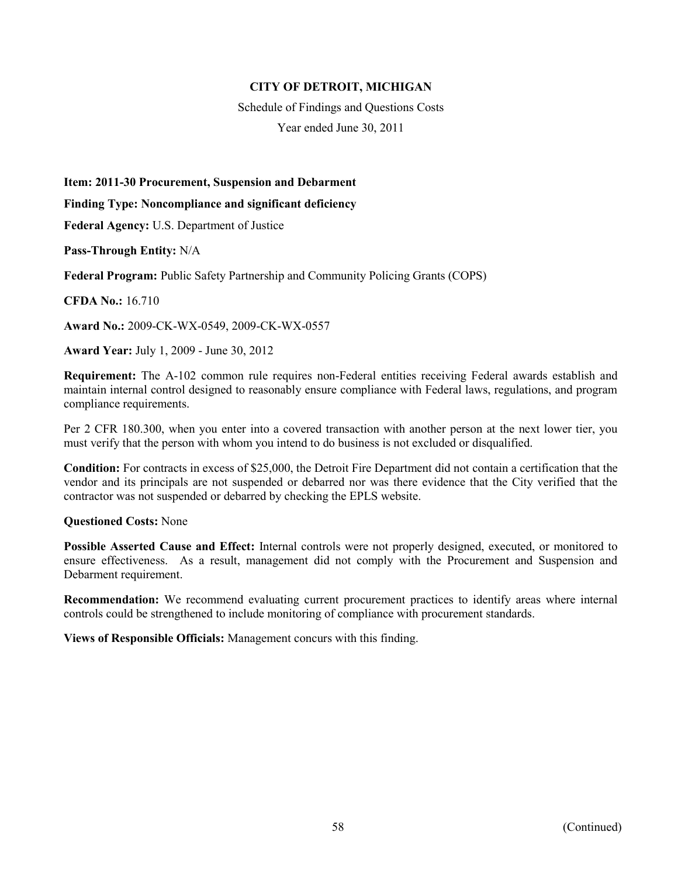**CITY OF DETROIT, MICHIGAN**

Schedule of Findings and Questions Costs

Year ended June 30, 2011

**Item: 2011-30 Procurement, Suspension and Debarment**

**Finding Type: Noncompliance and significant deficiency**

**Federal Agency:** U.S. Department of Justice

**Pass-Through Entity:** N/A

**Federal Program:** Public Safety Partnership and Community Policing Grants (COPS)

**CFDA No.:** 16.710

**Award No.:** 2009-CK-WX-0549, 2009-CK-WX-0557

**Award Year:** July 1, 2009 - June 30, 2012

**Requirement:** The A-102 common rule requires non-Federal entities receiving Federal awards establish and maintain internal control designed to reasonably ensure compliance with Federal laws, regulations, and program compliance requirements.

Per 2 CFR 180.300, when you enter into a covered transaction with another person at the next lower tier, you must verify that the person with whom you intend to do business is not excluded or disqualified.

**Condition:** For contracts in excess of $25,000, the Detroit Fire Department did not contain a certification that the vendor and its principals are not suspended or debarred nor was there evidence that the City verified that the contractor was not suspended or debarred by checking the EPLS website.

**Questioned Costs:** None

**Possible Asserted Cause and Effect:** Internal controls were not properly designed, executed, or monitored to ensure effectiveness. As a result, management did not comply with the Procurement and Suspension and Debarment requirement.

**Recommendation:** We recommend evaluating current procurement practices to identify areas where internal controls could be strengthened to include monitoring of compliance with procurement standards.

**Views of Responsible Officials:** Management concurs with this finding.

(Continued)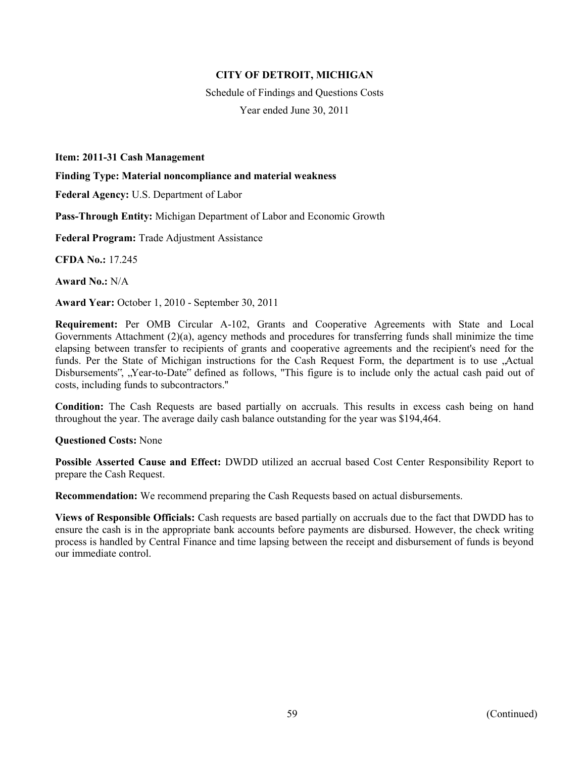**CITY OF DETROIT, MICHIGAN**

Schedule of Findings and Questions Costs

Year ended June 30, 2011

**Item: 2011-31 Cash Management**

**Finding Type: Material noncompliance and material weakness**

**Federal Agency:** U.S. Department of Labor

**Pass-Through Entity:** Michigan Department of Labor and Economic Growth

**Federal Program:** Trade Adjustment Assistance

**CFDA No.:** 17.245

**Award No.:** N/A

**Award Year:** October 1, 2010 - September 30, 2011

**Requirement:** Per OMB Circular A-102, Grants and Cooperative Agreements with State and Local Governments Attachment (2)(a), agency methods and procedures for transferring funds shall minimize the time elapsing between transfer to recipients of grants and cooperative agreements and the recipient's need for the funds. Per the State of Michigan instructions for the Cash Request Form, the department is to use „Actual Disbursements", „Year-to-Date" defined as follows, "This figure is to include only the actual cash paid out of costs, including funds to subcontractors."

**Condition:** The Cash Requests are based partially on accruals. This results in excess cash being on hand throughout the year. The average daily cash balance outstanding for the year was $194,464.

**Questioned Costs:** None

**Possible Asserted Cause and Effect:** DWDD utilized an accrual based Cost Center Responsibility Report to prepare the Cash Request.

**Recommendation:** We recommend preparing the Cash Requests based on actual disbursements.

**Views of Responsible Officials:** Cash requests are based partially on accruals due to the fact that DWDD has to ensure the cash is in the appropriate bank accounts before payments are disbursed. However, the check writing process is handled by Central Finance and time lapsing between the receipt and disbursement of funds is beyond our immediate control.

(Continued)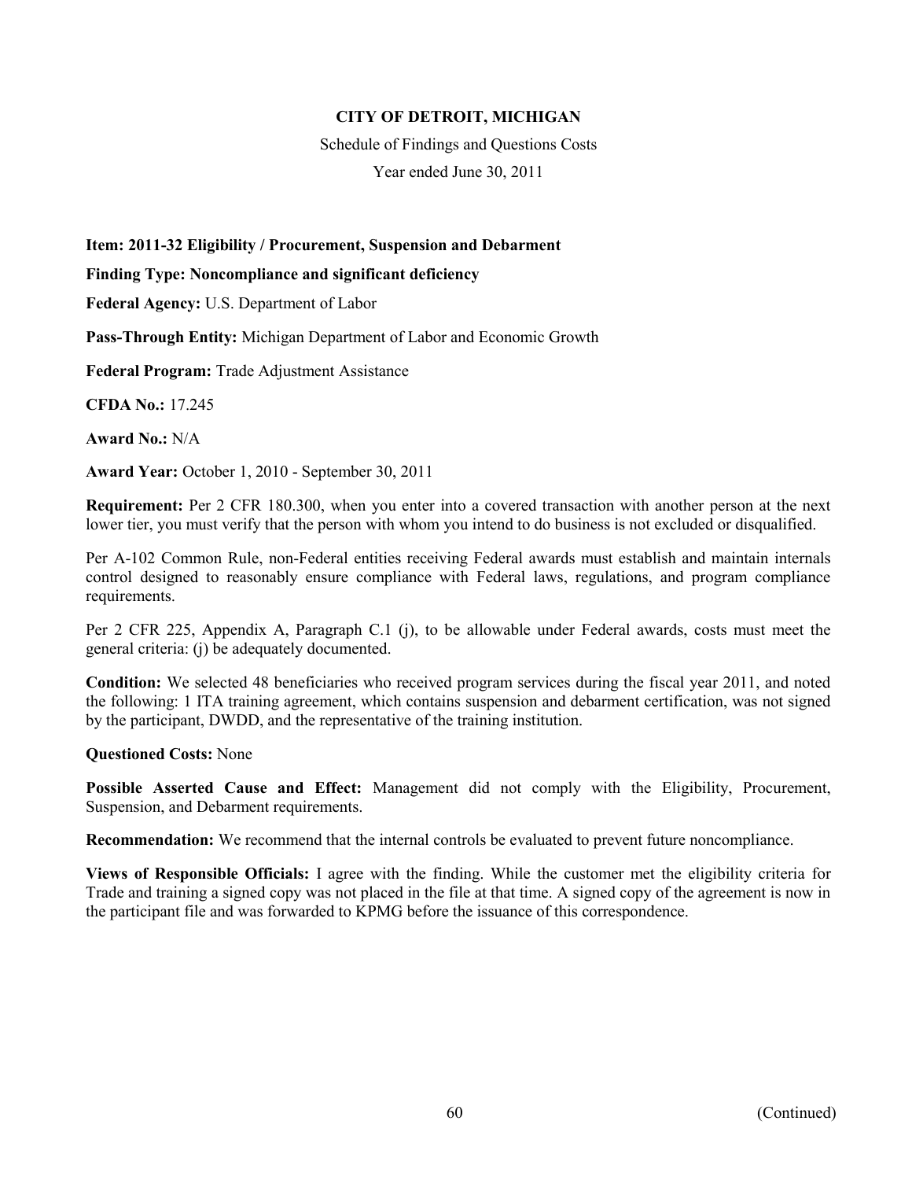**CITY OF DETROIT, MICHIGAN**

Schedule of Findings and Questions Costs

Year ended June 30, 2011

**Item: 2011-32 Eligibility / Procurement, Suspension and Debarment**

**Finding Type: Noncompliance and significant deficiency**

**Federal Agency:** U.S. Department of Labor

**Pass-Through Entity:** Michigan Department of Labor and Economic Growth

**Federal Program:** Trade Adjustment Assistance

**CFDA No.:** 17.245

**Award No.:** N/A

**Award Year:** October 1, 2010 - September 30, 2011

**Requirement:** Per 2 CFR 180.300, when you enter into a covered transaction with another person at the next lower tier, you must verify that the person with whom you intend to do business is not excluded or disqualified.

Per A-102 Common Rule, non-Federal entities receiving Federal awards must establish and maintain internals control designed to reasonably ensure compliance with Federal laws, regulations, and program compliance requirements.

Per 2 CFR 225, Appendix A, Paragraph C.1 (j), to be allowable under Federal awards, costs must meet the general criteria: (j) be adequately documented.

**Condition:** We selected 48 beneficiaries who received program services during the fiscal year 2011, and noted the following: 1 ITA training agreement, which contains suspension and debarment certification, was not signed by the participant, DWDD, and the representative of the training institution.

**Questioned Costs:** None

**Possible Asserted Cause and Effect:** Management did not comply with the Eligibility, Procurement, Suspension, and Debarment requirements.

**Recommendation:** We recommend that the internal controls be evaluated to prevent future noncompliance.

**Views of Responsible Officials:** I agree with the finding. While the customer met the eligibility criteria for Trade and training a signed copy was not placed in the file at that time. A signed copy of the agreement is now in the participant file and was forwarded to KPMG before the issuance of this correspondence.

(Continued)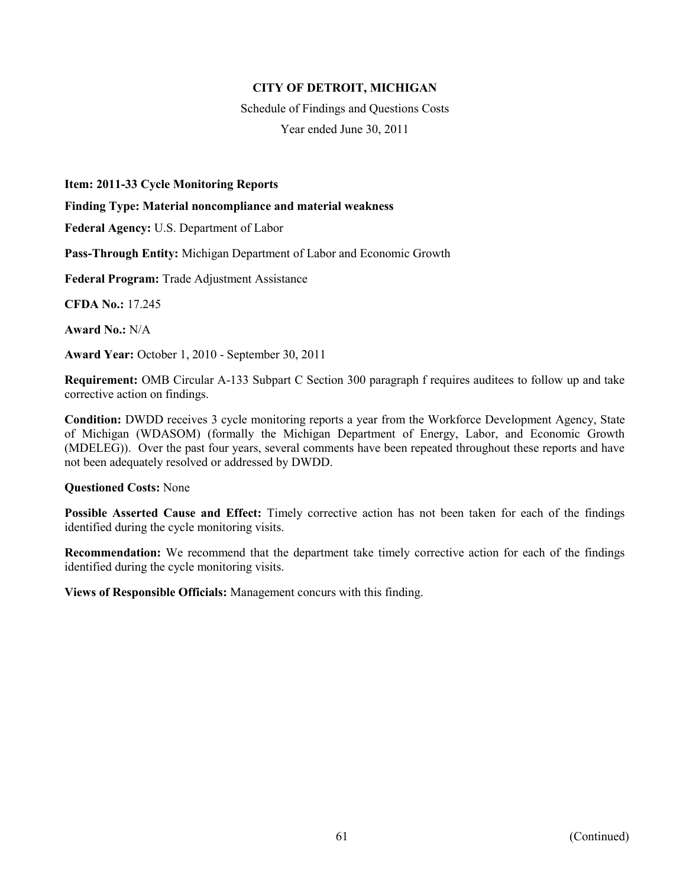# CITY OF DETROIT, MICHIGAN

Schedule of Findings and Questions Costs

Year ended June 30, 2011

**Item: 2011-33 Cycle Monitoring Reports**

**Finding Type: Material noncompliance and material weakness**

**Federal Agency:** U.S. Department of Labor

**Pass-Through Entity:** Michigan Department of Labor and Economic Growth

**Federal Program:** Trade Adjustment Assistance

**CFDA No.:** 17.245

**Award No.:** N/A

**Award Year:** October 1, 2010 - September 30, 2011

**Requirement:** OMB Circular A-133 Subpart C Section 300 paragraph f requires auditees to follow up and take corrective action on findings.

**Condition:** DWDD receives 3 cycle monitoring reports a year from the Workforce Development Agency, State of Michigan (WDASOM) (formally the Michigan Department of Energy, Labor, and Economic Growth (MDELEG)). Over the past four years, several comments have been repeated throughout these reports and have not been adequately resolved or addressed by DWDD.

**Questioned Costs:** None

**Possible Asserted Cause and Effect:** Timely corrective action has not been taken for each of the findings identified during the cycle monitoring visits.

**Recommendation:** We recommend that the department take timely corrective action for each of the findings identified during the cycle monitoring visits.

**Views of Responsible Officials:** Management concurs with this finding.

(Continued)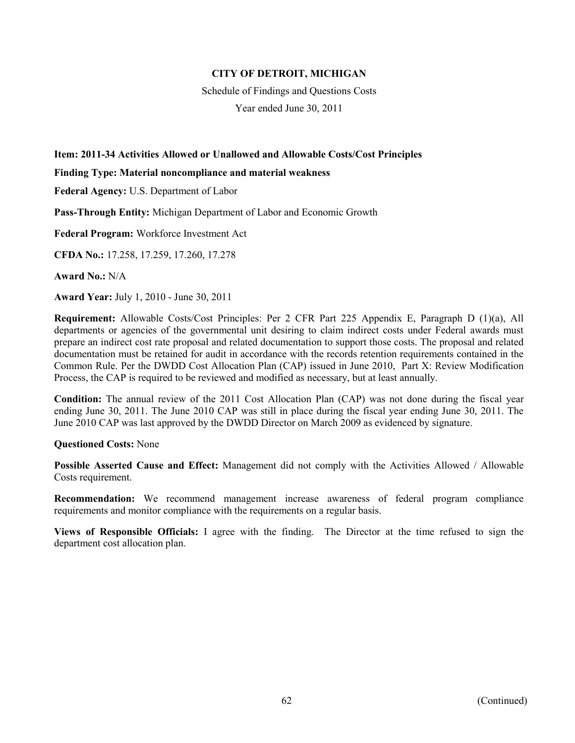**CITY OF DETROIT, MICHIGAN**

Schedule of Findings and Questions Costs

Year ended June 30, 2011

**Item: 2011-34 Activities Allowed or Unallowed and Allowable Costs/Cost Principles**

**Finding Type: Material noncompliance and material weakness**

**Federal Agency:** U.S. Department of Labor

**Pass-Through Entity:** Michigan Department of Labor and Economic Growth

**Federal Program:** Workforce Investment Act

**CFDA No.:** 17.258, 17.259, 17.260, 17.278

**Award No.:** N/A

**Award Year:** July 1, 2010 - June 30, 2011

**Requirement:** Allowable Costs/Cost Principles: Per 2 CFR Part 225 Appendix E, Paragraph D (1)(a), All departments or agencies of the governmental unit desiring to claim indirect costs under Federal awards must prepare an indirect cost rate proposal and related documentation to support those costs. The proposal and related documentation must be retained for audit in accordance with the records retention requirements contained in the Common Rule. Per the DWDD Cost Allocation Plan (CAP) issued in June 2010, Part X: Review Modification Process, the CAP is required to be reviewed and modified as necessary, but at least annually.

**Condition:** The annual review of the 2011 Cost Allocation Plan (CAP) was not done during the fiscal year ending June 30, 2011. The June 2010 CAP was still in place during the fiscal year ending June 30, 2011. The June 2010 CAP was last approved by the DWDD Director on March 2009 as evidenced by signature.

**Questioned Costs:** None

**Possible Asserted Cause and Effect:** Management did not comply with the Activities Allowed / Allowable Costs requirement.

**Recommendation:** We recommend management increase awareness of federal program compliance requirements and monitor compliance with the requirements on a regular basis.

**Views of Responsible Officials:** I agree with the finding. The Director at the time refused to sign the department cost allocation plan.

(Continued)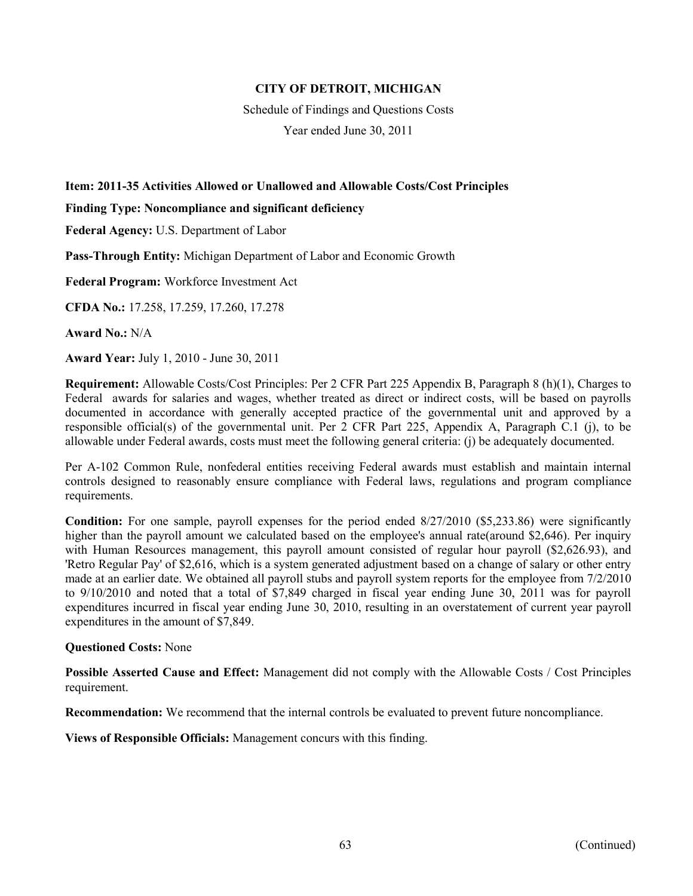**CITY OF DETROIT, MICHIGAN**

Schedule of Findings and Questions Costs

Year ended June 30, 2011

**Item: 2011-35 Activities Allowed or Unallowed and Allowable Costs/Cost Principles**

**Finding Type: Noncompliance and significant deficiency**

**Federal Agency:** U.S. Department of Labor

**Pass-Through Entity:** Michigan Department of Labor and Economic Growth

**Federal Program:** Workforce Investment Act

**CFDA No.:** 17.258, 17.259, 17.260, 17.278

**Award No.:** N/A

**Award Year:** July 1, 2010 - June 30, 2011

**Requirement:** Allowable Costs/Cost Principles: Per 2 CFR Part 225 Appendix B, Paragraph 8 (h)(1), Charges to Federal awards for salaries and wages, whether treated as direct or indirect costs, will be based on payrolls documented in accordance with generally accepted practice of the governmental unit and approved by a responsible official(s) of the governmental unit. Per 2 CFR Part 225, Appendix A, Paragraph C.1 (j), to be allowable under Federal awards, costs must meet the following general criteria: (j) be adequately documented.

Per A-102 Common Rule, nonfederal entities receiving Federal awards must establish and maintain internal controls designed to reasonably ensure compliance with Federal laws, regulations and program compliance requirements.

**Condition:** For one sample, payroll expenses for the period ended 8/27/2010 ($5,233.86) were significantly higher than the payroll amount we calculated based on the employee's annual rate(around $2,646). Per inquiry with Human Resources management, this payroll amount consisted of regular hour payroll ($2,626.93), and 'Retro Regular Pay' of $2,616, which is a system generated adjustment based on a change of salary or other entry made at an earlier date. We obtained all payroll stubs and payroll system reports for the employee from 7/2/2010 to 9/10/2010 and noted that a total of $7,849 charged in fiscal year ending June 30, 2011 was for payroll expenditures incurred in fiscal year ending June 30, 2010, resulting in an overstatement of current year payroll expenditures in the amount of $7,849.

**Questioned Costs:** None

**Possible Asserted Cause and Effect:** Management did not comply with the Allowable Costs / Cost Principles requirement.

**Recommendation:** We recommend that the internal controls be evaluated to prevent future noncompliance.

**Views of Responsible Officials:** Management concurs with this finding.

(Continued)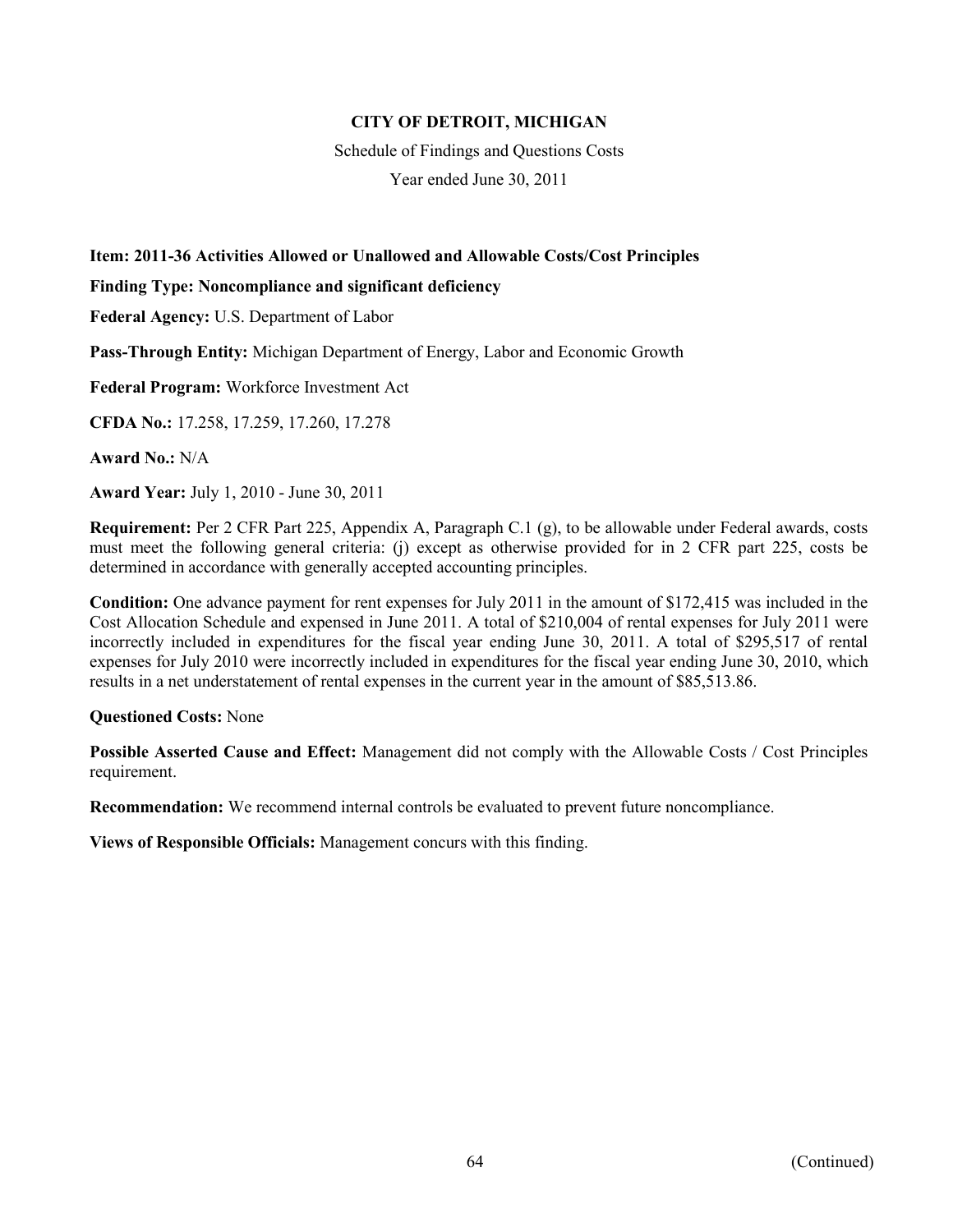# CITY OF DETROIT, MICHIGAN

Schedule of Findings and Questions Costs

Year ended June 30, 2011

**Item: 2011-36 Activities Allowed or Unallowed and Allowable Costs/Cost Principles**

**Finding Type: Noncompliance and significant deficiency**

**Federal Agency:** U.S. Department of Labor

**Pass-Through Entity:** Michigan Department of Energy, Labor and Economic Growth

**Federal Program:** Workforce Investment Act

**CFDA No.:** 17.258, 17.259, 17.260, 17.278

**Award No.:** N/A

**Award Year:** July 1, 2010 - June 30, 2011

**Requirement:** Per 2 CFR Part 225, Appendix A, Paragraph C.1 (g), to be allowable under Federal awards, costs must meet the following general criteria: (j) except as otherwise provided for in 2 CFR part 225, costs be determined in accordance with generally accepted accounting principles.

**Condition:** One advance payment for rent expenses for July 2011 in the amount of $172,415 was included in the Cost Allocation Schedule and expensed in June 2011. A total of $210,004 of rental expenses for July 2011 were incorrectly included in expenditures for the fiscal year ending June 30, 2011. A total of $295,517 of rental expenses for July 2010 were incorrectly included in expenditures for the fiscal year ending June 30, 2010, which results in a net understatement of rental expenses in the current year in the amount of $85,513.86.

**Questioned Costs:** None

**Possible Asserted Cause and Effect:** Management did not comply with the Allowable Costs / Cost Principles requirement.

**Recommendation:** We recommend internal controls be evaluated to prevent future noncompliance.

**Views of Responsible Officials:** Management concurs with this finding.

(Continued)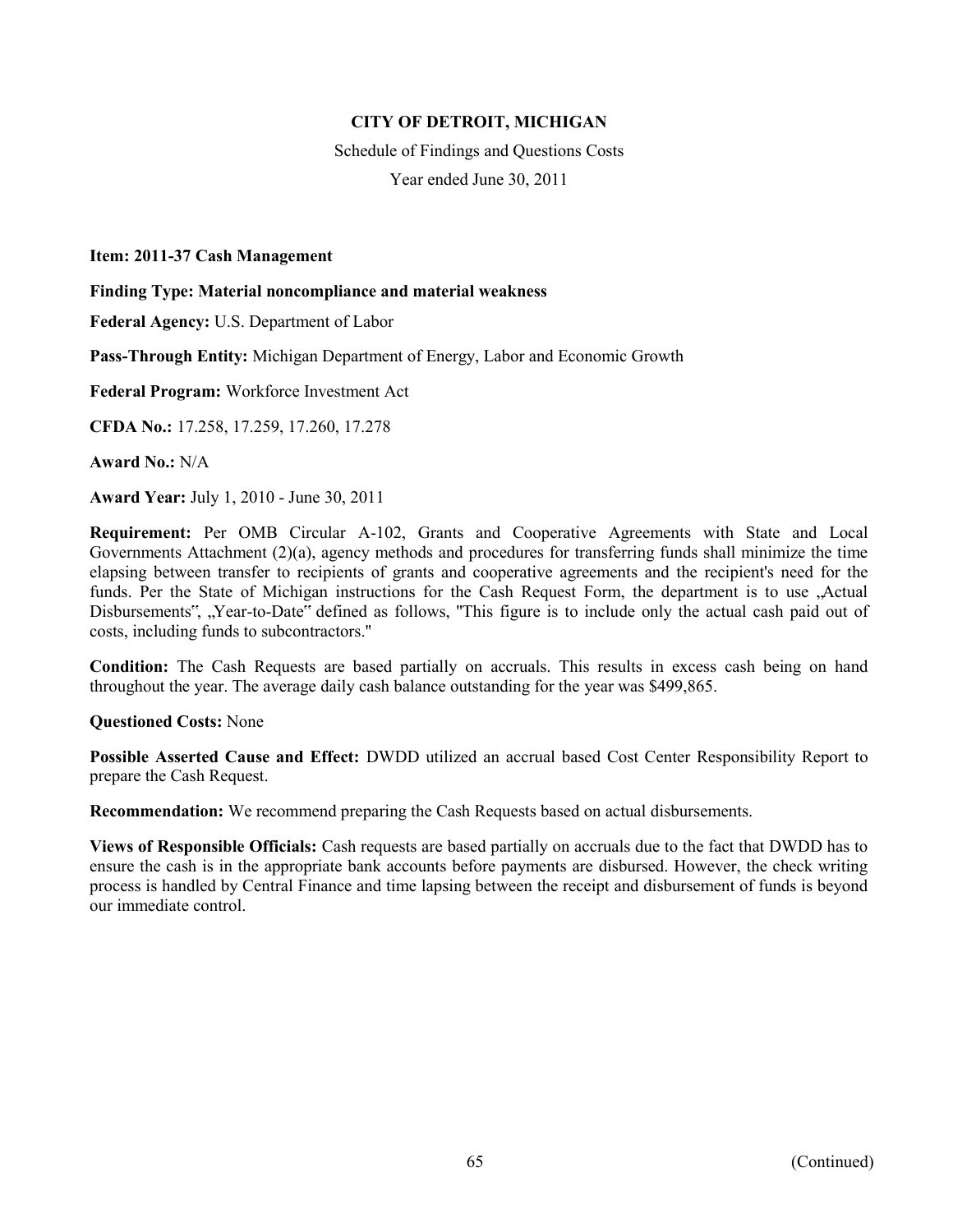**CITY OF DETROIT, MICHIGAN**

Schedule of Findings and Questions Costs

Year ended June 30, 2011

**Item: 2011-37 Cash Management**

**Finding Type: Material noncompliance and material weakness**

**Federal Agency:** U.S. Department of Labor

**Pass-Through Entity:** Michigan Department of Energy, Labor and Economic Growth

**Federal Program:** Workforce Investment Act

**CFDA No.:** 17.258, 17.259, 17.260, 17.278

**Award No.:** N/A

**Award Year:** July 1, 2010 - June 30, 2011

**Requirement:** Per OMB Circular A-102, Grants and Cooperative Agreements with State and Local Governments Attachment (2)(a), agency methods and procedures for transferring funds shall minimize the time elapsing between transfer to recipients of grants and cooperative agreements and the recipient's need for the funds. Per the State of Michigan instructions for the Cash Request Form, the department is to use „Actual Disbursements", „Year-to-Date" defined as follows, "This figure is to include only the actual cash paid out of costs, including funds to subcontractors."

**Condition:** The Cash Requests are based partially on accruals. This results in excess cash being on hand throughout the year. The average daily cash balance outstanding for the year was $499,865.

**Questioned Costs:** None

**Possible Asserted Cause and Effect:** DWDD utilized an accrual based Cost Center Responsibility Report to prepare the Cash Request.

**Recommendation:** We recommend preparing the Cash Requests based on actual disbursements.

**Views of Responsible Officials:** Cash requests are based partially on accruals due to the fact that DWDD has to ensure the cash is in the appropriate bank accounts before payments are disbursed. However, the check writing process is handled by Central Finance and time lapsing between the receipt and disbursement of funds is beyond our immediate control.

(Continued)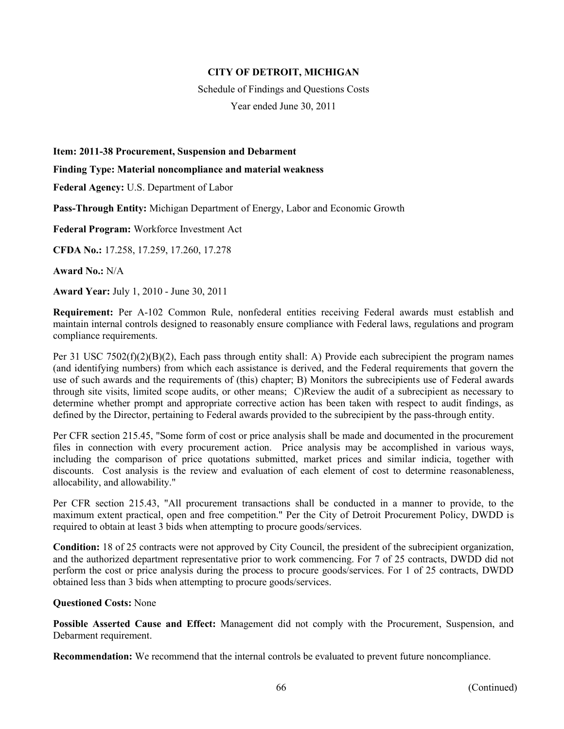**CITY OF DETROIT, MICHIGAN**

Schedule of Findings and Questions Costs

Year ended June 30, 2011

**Item: 2011-38 Procurement, Suspension and Debarment**

**Finding Type: Material noncompliance and material weakness**

**Federal Agency:** U.S. Department of Labor

**Pass-Through Entity:** Michigan Department of Energy, Labor and Economic Growth

**Federal Program:** Workforce Investment Act

**CFDA No.:** 17.258, 17.259, 17.260, 17.278

**Award No.:** N/A

**Award Year:** July 1, 2010 - June 30, 2011

**Requirement:** Per A-102 Common Rule, nonfederal entities receiving Federal awards must establish and maintain internal controls designed to reasonably ensure compliance with Federal laws, regulations and program compliance requirements.

Per 31 USC 7502(f)(2)(B)(2), Each pass through entity shall: A) Provide each subrecipient the program names (and identifying numbers) from which each assistance is derived, and the Federal requirements that govern the use of such awards and the requirements of (this) chapter; B) Monitors the subrecipients use of Federal awards through site visits, limited scope audits, or other means; C)Review the audit of a subrecipient as necessary to determine whether prompt and appropriate corrective action has been taken with respect to audit findings, as defined by the Director, pertaining to Federal awards provided to the subrecipient by the pass-through entity.

Per CFR section 215.45, "Some form of cost or price analysis shall be made and documented in the procurement files in connection with every procurement action. Price analysis may be accomplished in various ways, including the comparison of price quotations submitted, market prices and similar indicia, together with discounts. Cost analysis is the review and evaluation of each element of cost to determine reasonableness, allocability, and allowability."

Per CFR section 215.43, "All procurement transactions shall be conducted in a manner to provide, to the maximum extent practical, open and free competition." Per the City of Detroit Procurement Policy, DWDD is required to obtain at least 3 bids when attempting to procure goods/services.

**Condition:** 18 of 25 contracts were not approved by City Council, the president of the subrecipient organization, and the authorized department representative prior to work commencing. For 7 of 25 contracts, DWDD did not perform the cost or price analysis during the process to procure goods/services. For 1 of 25 contracts, DWDD obtained less than 3 bids when attempting to procure goods/services.

**Questioned Costs:** None

**Possible Asserted Cause and Effect:** Management did not comply with the Procurement, Suspension, and Debarment requirement.

**Recommendation:** We recommend that the internal controls be evaluated to prevent future noncompliance.

(Continued)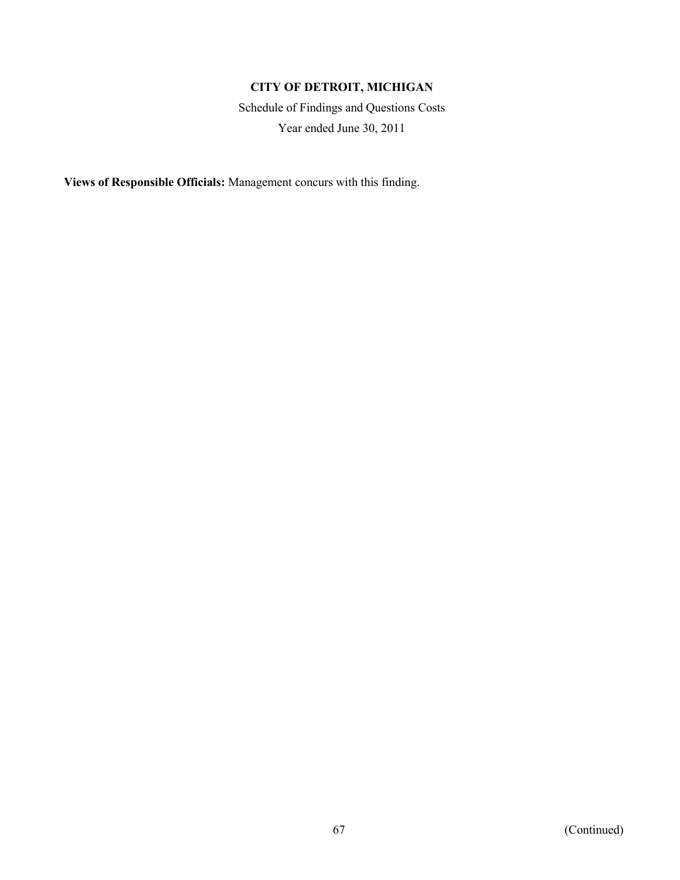**Views of Responsible Officials:** Management concurs with this finding.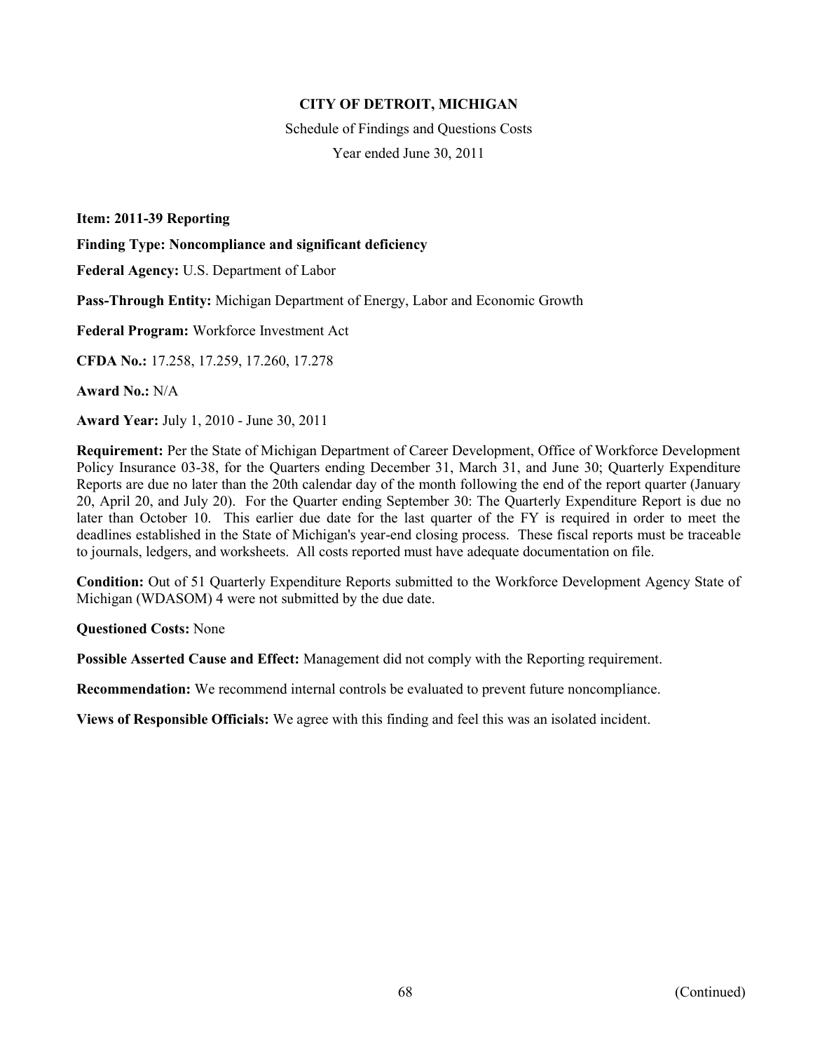**CITY OF DETROIT, MICHIGAN**

Schedule of Findings and Questions Costs

Year ended June 30, 2011

**Item: 2011-39 Reporting**

**Finding Type: Noncompliance and significant deficiency**

**Federal Agency:** U.S. Department of Labor

**Pass-Through Entity:** Michigan Department of Energy, Labor and Economic Growth

**Federal Program:** Workforce Investment Act

**CFDA No.:** 17.258, 17.259, 17.260, 17.278

**Award No.:** N/A

**Award Year:** July 1, 2010 - June 30, 2011

**Requirement:** Per the State of Michigan Department of Career Development, Office of Workforce Development Policy Insurance 03-38, for the Quarters ending December 31, March 31, and June 30; Quarterly Expenditure Reports are due no later than the 20th calendar day of the month following the end of the report quarter (January 20, April 20, and July 20). For the Quarter ending September 30: The Quarterly Expenditure Report is due no later than October 10. This earlier due date for the last quarter of the FY is required in order to meet the deadlines established in the State of Michigan's year-end closing process. These fiscal reports must be traceable to journals, ledgers, and worksheets. All costs reported must have adequate documentation on file.

**Condition:** Out of 51 Quarterly Expenditure Reports submitted to the Workforce Development Agency State of Michigan (WDASOM) 4 were not submitted by the due date.

**Questioned Costs:** None

**Possible Asserted Cause and Effect:** Management did not comply with the Reporting requirement.

**Recommendation:** We recommend internal controls be evaluated to prevent future noncompliance.

**Views of Responsible Officials:** We agree with this finding and feel this was an isolated incident.

(Continued)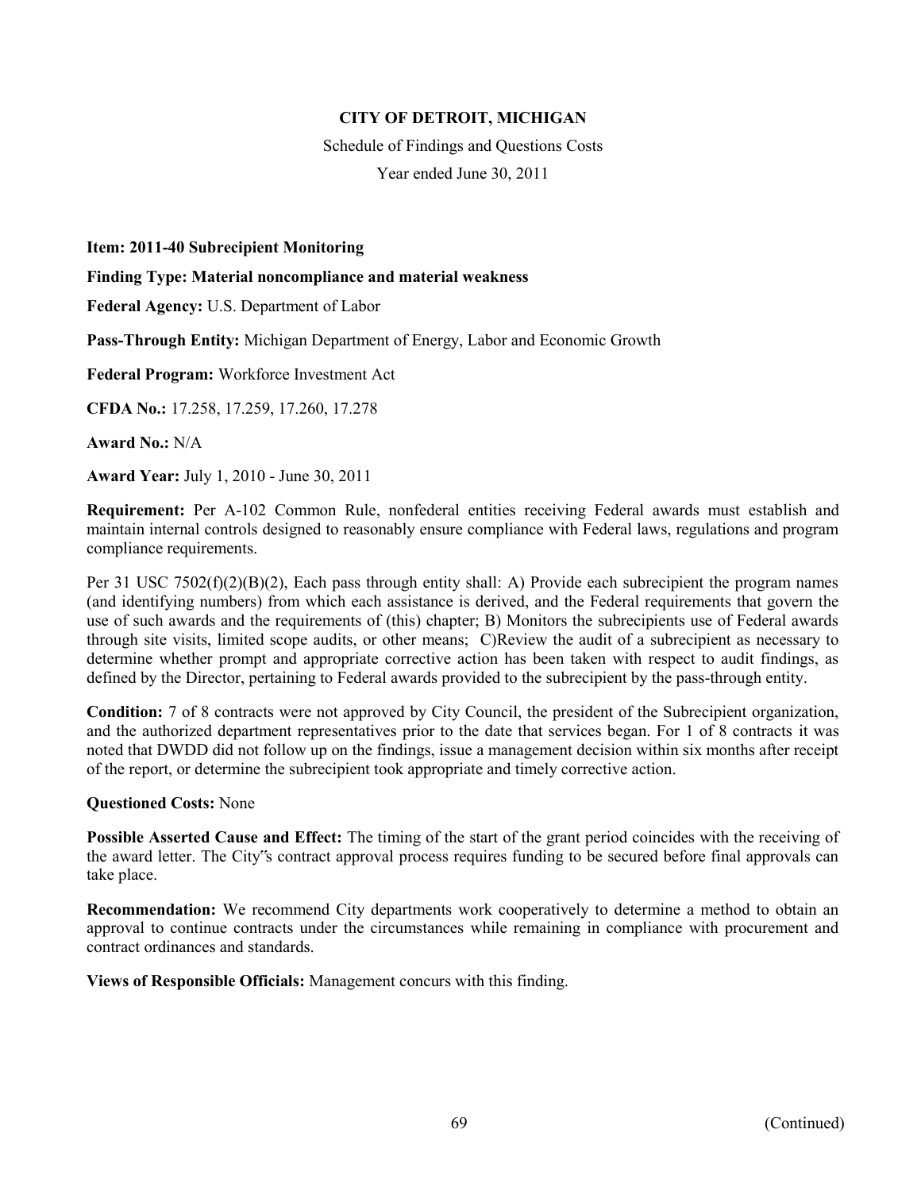**CITY OF DETROIT, MICHIGAN**

Schedule of Findings and Questions Costs

Year ended June 30, 2011

**Item: 2011-40 Subrecipient Monitoring**

**Finding Type: Material noncompliance and material weakness**

**Federal Agency:** U.S. Department of Labor

**Pass-Through Entity:** Michigan Department of Energy, Labor and Economic Growth

**Federal Program:** Workforce Investment Act

**CFDA No.:** 17.258, 17.259, 17.260, 17.278

**Award No.:** N/A

**Award Year:** July 1, 2010 - June 30, 2011

**Requirement:** Per A-102 Common Rule, nonfederal entities receiving Federal awards must establish and maintain internal controls designed to reasonably ensure compliance with Federal laws, regulations and program compliance requirements.

Per 31 USC 7502(f)(2)(B)(2), Each pass through entity shall: A) Provide each subrecipient the program names (and identifying numbers) from which each assistance is derived, and the Federal requirements that govern the use of such awards and the requirements of (this) chapter; B) Monitors the subrecipients use of Federal awards through site visits, limited scope audits, or other means; C)Review the audit of a subrecipient as necessary to determine whether prompt and appropriate corrective action has been taken with respect to audit findings, as defined by the Director, pertaining to Federal awards provided to the subrecipient by the pass-through entity.

**Condition:** 7 of 8 contracts were not approved by City Council, the president of the Subrecipient organization, and the authorized department representatives prior to the date that services began. For 1 of 8 contracts it was noted that DWDD did not follow up on the findings, issue a management decision within six months after receipt of the report, or determine the subrecipient took appropriate and timely corrective action.

**Questioned Costs:** None

**Possible Asserted Cause and Effect:** The timing of the start of the grant period coincides with the receiving of the award letter. The City"s contract approval process requires funding to be secured before final approvals can take place.

**Recommendation:** We recommend City departments work cooperatively to determine a method to obtain an approval to continue contracts under the circumstances while remaining in compliance with procurement and contract ordinances and standards.

**Views of Responsible Officials:** Management concurs with this finding.

(Continued)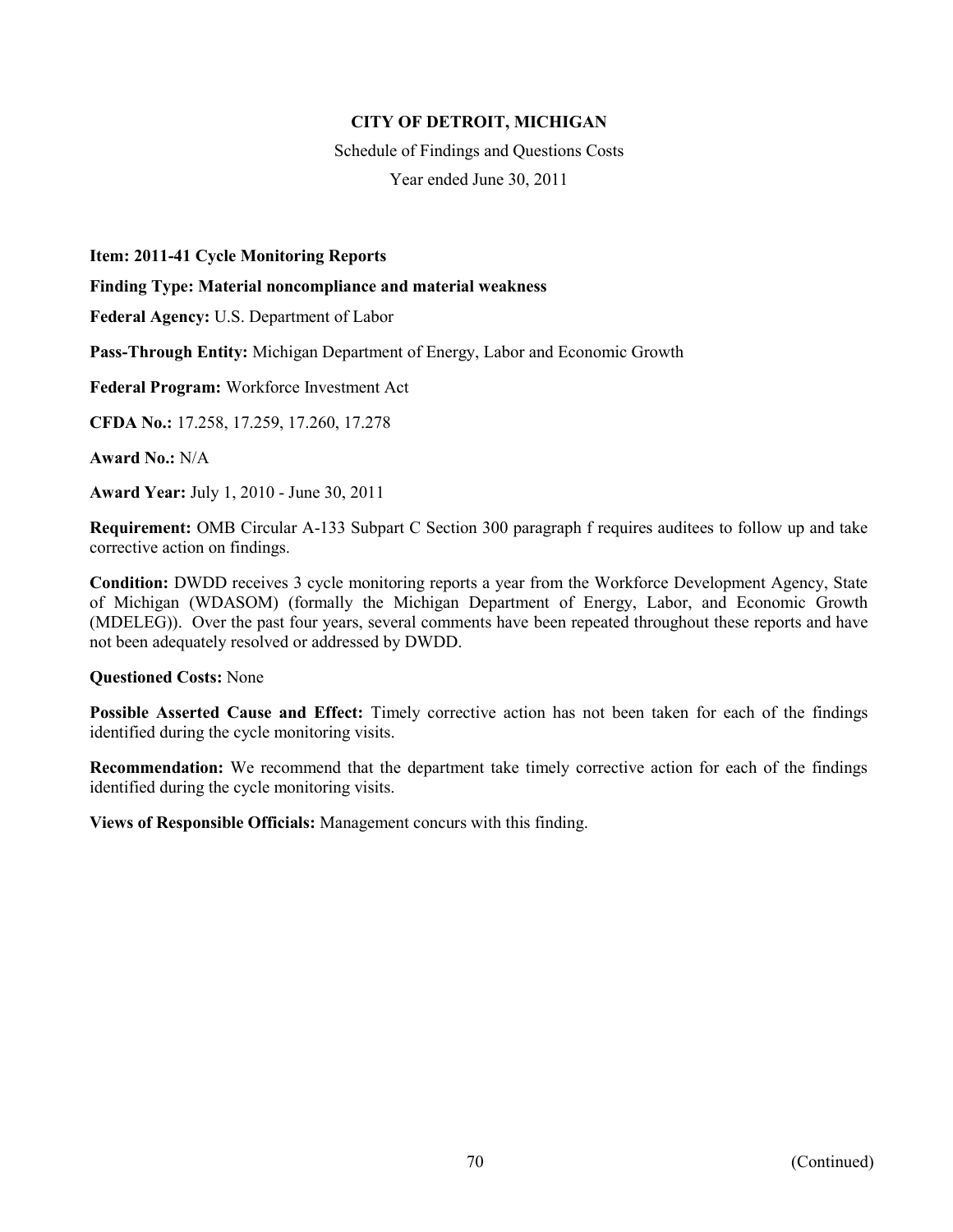**CITY OF DETROIT, MICHIGAN**

Schedule of Findings and Questions Costs

Year ended June 30, 2011

**Item: 2011-41 Cycle Monitoring Reports**

**Finding Type: Material noncompliance and material weakness**

**Federal Agency:** U.S. Department of Labor

**Pass-Through Entity:** Michigan Department of Energy, Labor and Economic Growth

**Federal Program:** Workforce Investment Act

**CFDA No.:** 17.258, 17.259, 17.260, 17.278

**Award No.:** N/A

**Award Year:** July 1, 2010 - June 30, 2011

**Requirement:** OMB Circular A-133 Subpart C Section 300 paragraph f requires auditees to follow up and take corrective action on findings.

**Condition:** DWDD receives 3 cycle monitoring reports a year from the Workforce Development Agency, State of Michigan (WDASOM) (formally the Michigan Department of Energy, Labor, and Economic Growth (MDELEG)). Over the past four years, several comments have been repeated throughout these reports and have not been adequately resolved or addressed by DWDD.

**Questioned Costs:** None

**Possible Asserted Cause and Effect:** Timely corrective action has not been taken for each of the findings identified during the cycle monitoring visits.

**Recommendation:** We recommend that the department take timely corrective action for each of the findings identified during the cycle monitoring visits.

**Views of Responsible Officials:** Management concurs with this finding.

(Continued)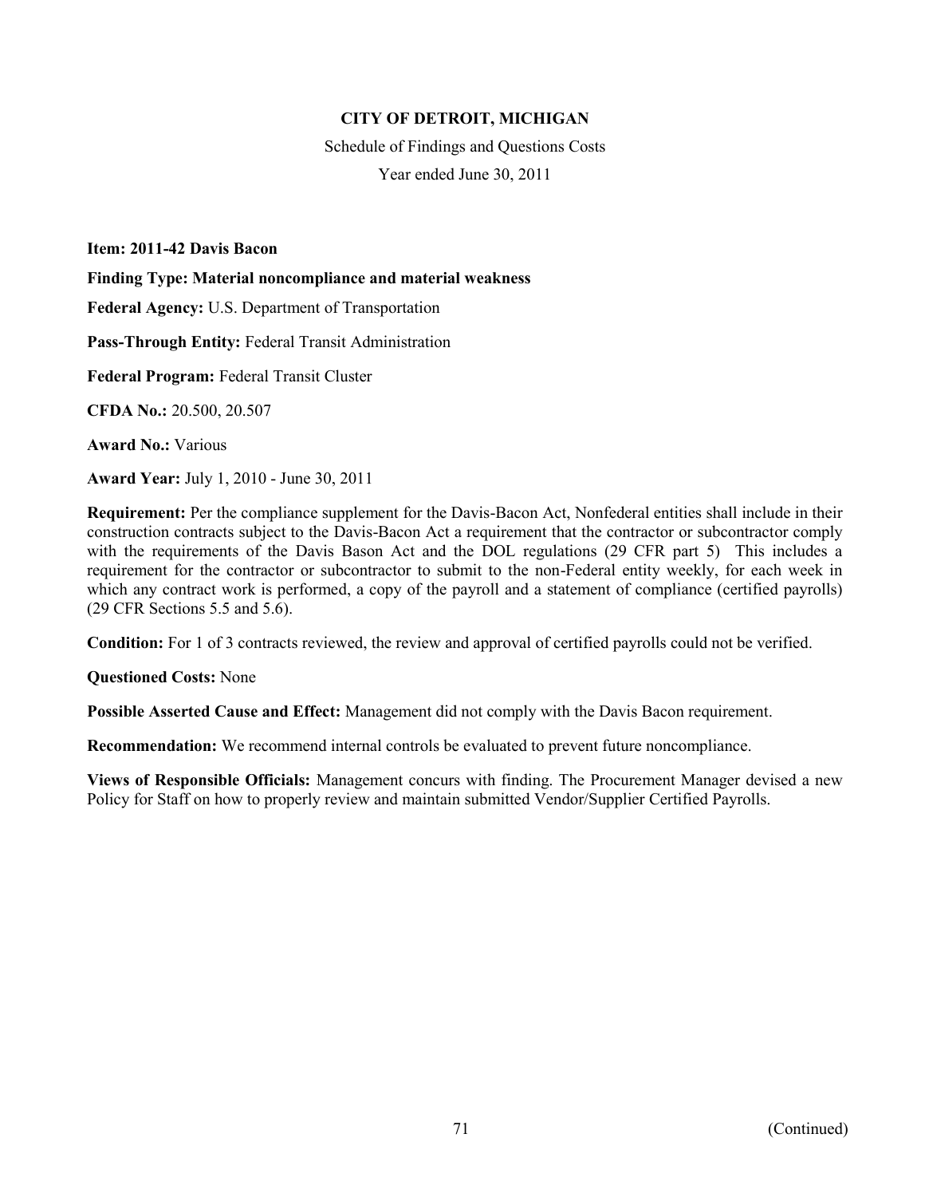**CITY OF DETROIT, MICHIGAN**

Schedule of Findings and Questions Costs

Year ended June 30, 2011

**Item: 2011-42 Davis Bacon**

**Finding Type: Material noncompliance and material weakness**

**Federal Agency:** U.S. Department of Transportation

**Pass-Through Entity:** Federal Transit Administration

**Federal Program:** Federal Transit Cluster

**CFDA No.:** 20.500, 20.507

**Award No.:** Various

**Award Year:** July 1, 2010 - June 30, 2011

**Requirement:** Per the compliance supplement for the Davis-Bacon Act, Nonfederal entities shall include in their construction contracts subject to the Davis-Bacon Act a requirement that the contractor or subcontractor comply with the requirements of the Davis Bason Act and the DOL regulations (29 CFR part 5) This includes a requirement for the contractor or subcontractor to submit to the non-Federal entity weekly, for each week in which any contract work is performed, a copy of the payroll and a statement of compliance (certified payrolls) (29 CFR Sections 5.5 and 5.6).

**Condition:** For 1 of 3 contracts reviewed, the review and approval of certified payrolls could not be verified.

**Questioned Costs:** None

**Possible Asserted Cause and Effect:** Management did not comply with the Davis Bacon requirement.

**Recommendation:** We recommend internal controls be evaluated to prevent future noncompliance.

**Views of Responsible Officials:** Management concurs with finding. The Procurement Manager devised a new Policy for Staff on how to properly review and maintain submitted Vendor/Supplier Certified Payrolls.

(Continued)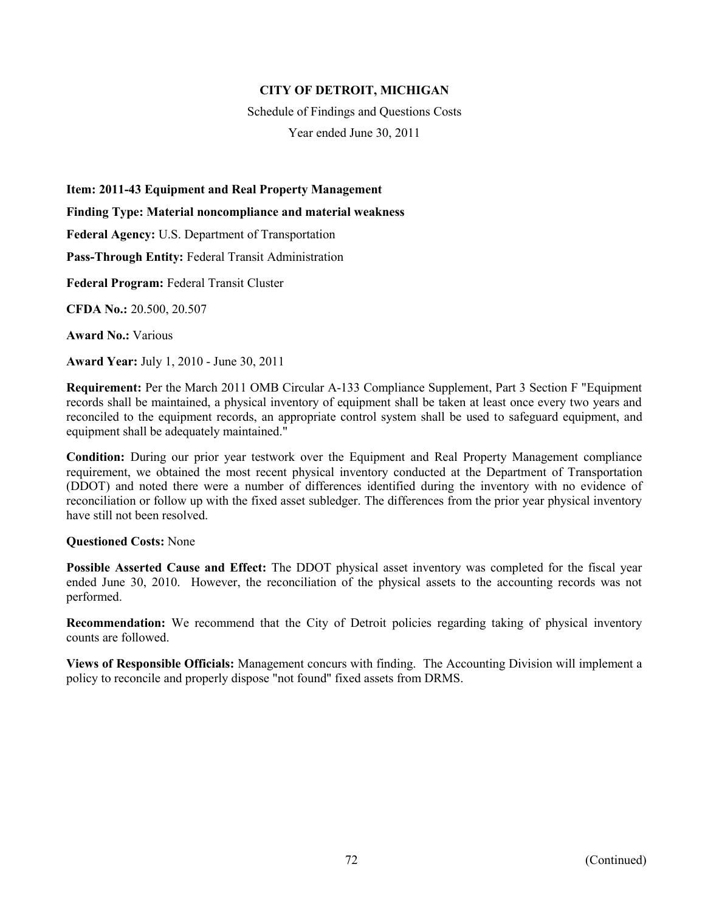**CITY OF DETROIT, MICHIGAN**

Schedule of Findings and Questions Costs

Year ended June 30, 2011

**Item: 2011-43 Equipment and Real Property Management**

**Finding Type: Material noncompliance and material weakness**

**Federal Agency:** U.S. Department of Transportation

**Pass-Through Entity:** Federal Transit Administration

**Federal Program:** Federal Transit Cluster

**CFDA No.:** 20.500, 20.507

**Award No.:** Various

**Award Year:** July 1, 2010 - June 30, 2011

**Requirement:** Per the March 2011 OMB Circular A-133 Compliance Supplement, Part 3 Section F "Equipment records shall be maintained, a physical inventory of equipment shall be taken at least once every two years and reconciled to the equipment records, an appropriate control system shall be used to safeguard equipment, and equipment shall be adequately maintained."

**Condition:** During our prior year testwork over the Equipment and Real Property Management compliance requirement, we obtained the most recent physical inventory conducted at the Department of Transportation (DDOT) and noted there were a number of differences identified during the inventory with no evidence of reconciliation or follow up with the fixed asset subledger. The differences from the prior year physical inventory have still not been resolved.

**Questioned Costs:** None

**Possible Asserted Cause and Effect:** The DDOT physical asset inventory was completed for the fiscal year ended June 30, 2010. However, the reconciliation of the physical assets to the accounting records was not performed.

**Recommendation:** We recommend that the City of Detroit policies regarding taking of physical inventory counts are followed.

**Views of Responsible Officials:** Management concurs with finding. The Accounting Division will implement a policy to reconcile and properly dispose "not found" fixed assets from DRMS.

(Continued)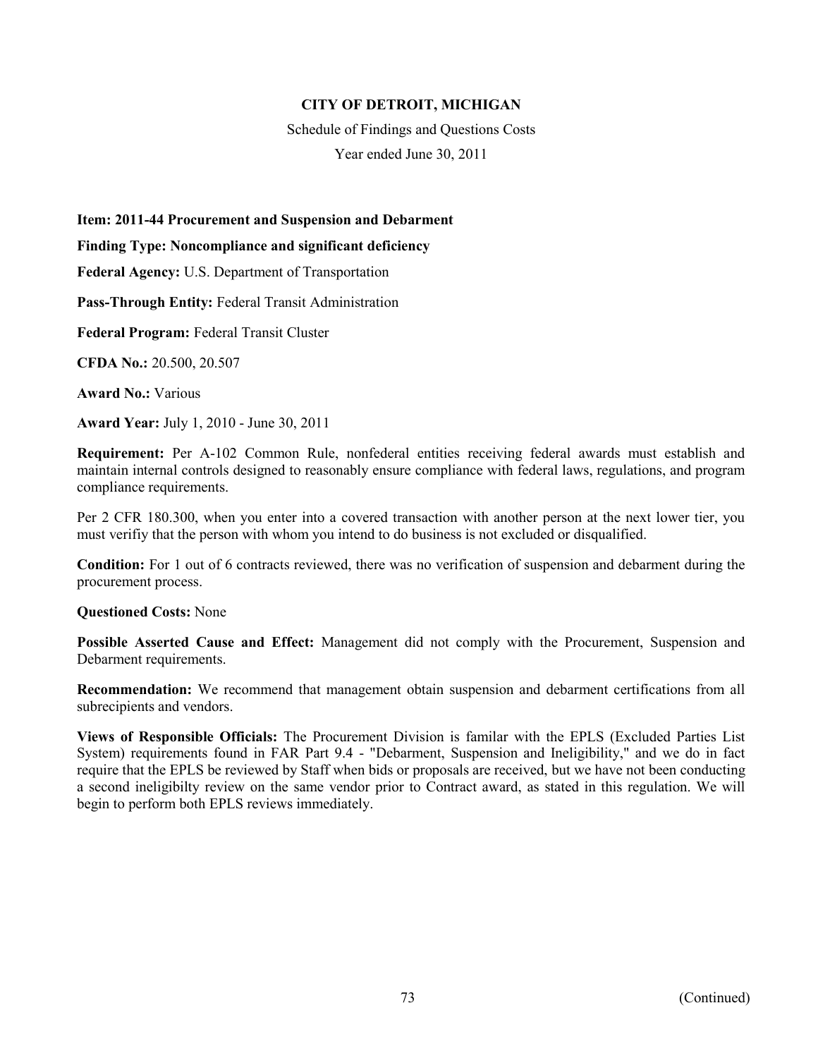**CITY OF DETROIT, MICHIGAN**

Schedule of Findings and Questions Costs

Year ended June 30, 2011

**Item: 2011-44 Procurement and Suspension and Debarment**

**Finding Type: Noncompliance and significant deficiency**

**Federal Agency:** U.S. Department of Transportation

**Pass-Through Entity:** Federal Transit Administration

**Federal Program:** Federal Transit Cluster

**CFDA No.:** 20.500, 20.507

**Award No.:** Various

**Award Year:** July 1, 2010 - June 30, 2011

**Requirement:** Per A-102 Common Rule, nonfederal entities receiving federal awards must establish and maintain internal controls designed to reasonably ensure compliance with federal laws, regulations, and program compliance requirements.

Per 2 CFR 180.300, when you enter into a covered transaction with another person at the next lower tier, you must verifiy that the person with whom you intend to do business is not excluded or disqualified.

**Condition:** For 1 out of 6 contracts reviewed, there was no verification of suspension and debarment during the procurement process.

**Questioned Costs:** None

**Possible Asserted Cause and Effect:** Management did not comply with the Procurement, Suspension and Debarment requirements.

**Recommendation:** We recommend that management obtain suspension and debarment certifications from all subrecipients and vendors.

**Views of Responsible Officials:** The Procurement Division is familar with the EPLS (Excluded Parties List System) requirements found in FAR Part 9.4 - "Debarment, Suspension and Ineligibility," and we do in fact require that the EPLS be reviewed by Staff when bids or proposals are received, but we have not been conducting a second ineligibilty review on the same vendor prior to Contract award, as stated in this regulation. We will begin to perform both EPLS reviews immediately.

(Continued)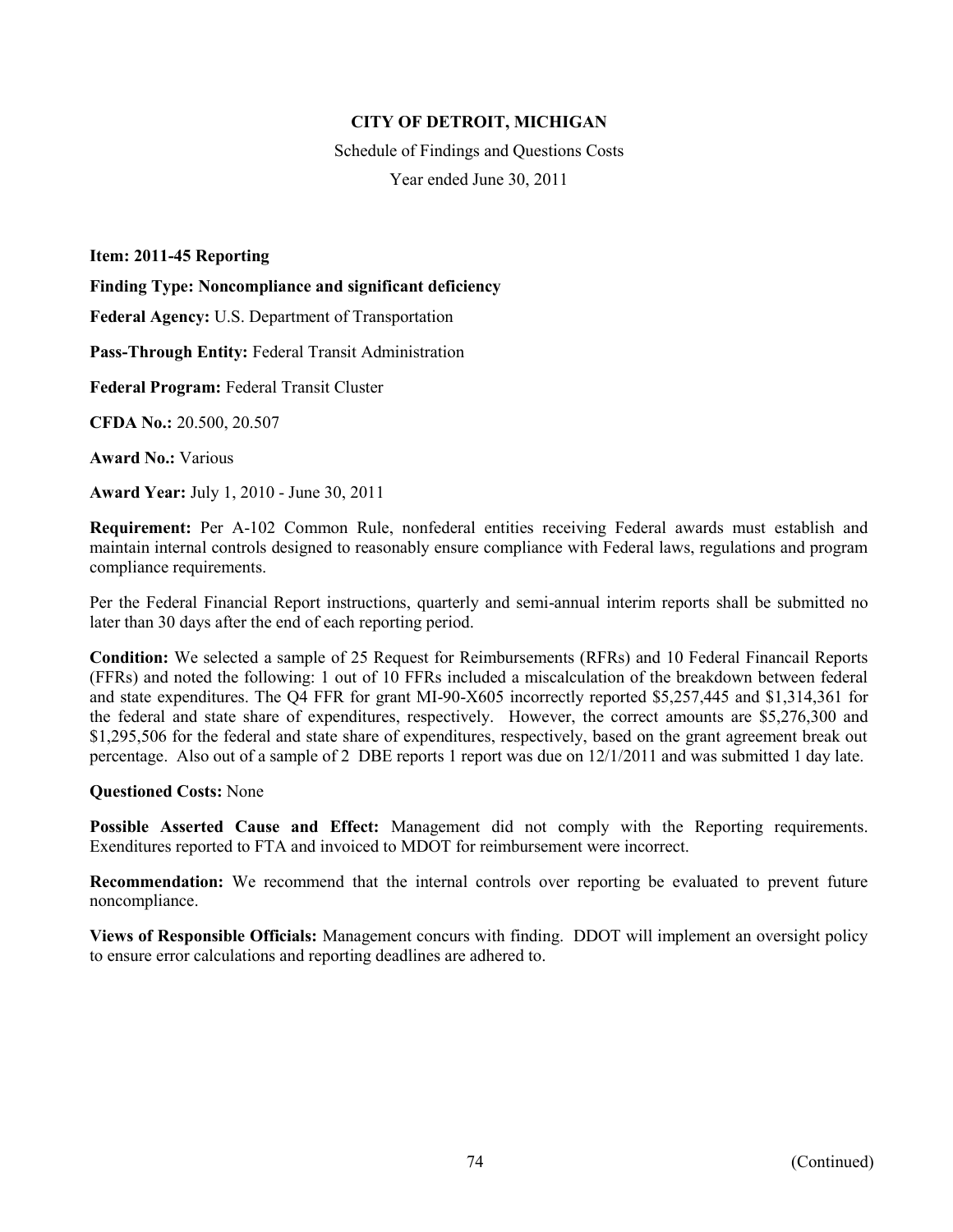**CITY OF DETROIT, MICHIGAN**

Schedule of Findings and Questions Costs

Year ended June 30, 2011

**Item: 2011-45 Reporting**

**Finding Type: Noncompliance and significant deficiency**

**Federal Agency:** U.S. Department of Transportation

**Pass-Through Entity:** Federal Transit Administration

**Federal Program:** Federal Transit Cluster

**CFDA No.:** 20.500, 20.507

**Award No.:** Various

**Award Year:** July 1, 2010 - June 30, 2011

**Requirement:** Per A-102 Common Rule, nonfederal entities receiving Federal awards must establish and maintain internal controls designed to reasonably ensure compliance with Federal laws, regulations and program compliance requirements.

Per the Federal Financial Report instructions, quarterly and semi-annual interim reports shall be submitted no later than 30 days after the end of each reporting period.

**Condition:** We selected a sample of 25 Request for Reimbursements (RFRs) and 10 Federal Financail Reports (FFRs) and noted the following: 1 out of 10 FFRs included a miscalculation of the breakdown between federal and state expenditures. The Q4 FFR for grant MI-90-X605 incorrectly reported $5,257,445 and $1,314,361 for the federal and state share of expenditures, respectively. However, the correct amounts are $5,276,300 and $1,295,506 for the federal and state share of expenditures, respectively, based on the grant agreement break out percentage. Also out of a sample of 2 DBE reports 1 report was due on 12/1/2011 and was submitted 1 day late.

**Questioned Costs:** None

**Possible Asserted Cause and Effect:** Management did not comply with the Reporting requirements. Exenditures reported to FTA and invoiced to MDOT for reimbursement were incorrect.

**Recommendation:** We recommend that the internal controls over reporting be evaluated to prevent future noncompliance.

**Views of Responsible Officials:** Management concurs with finding. DDOT will implement an oversight policy to ensure error calculations and reporting deadlines are adhered to.

(Continued)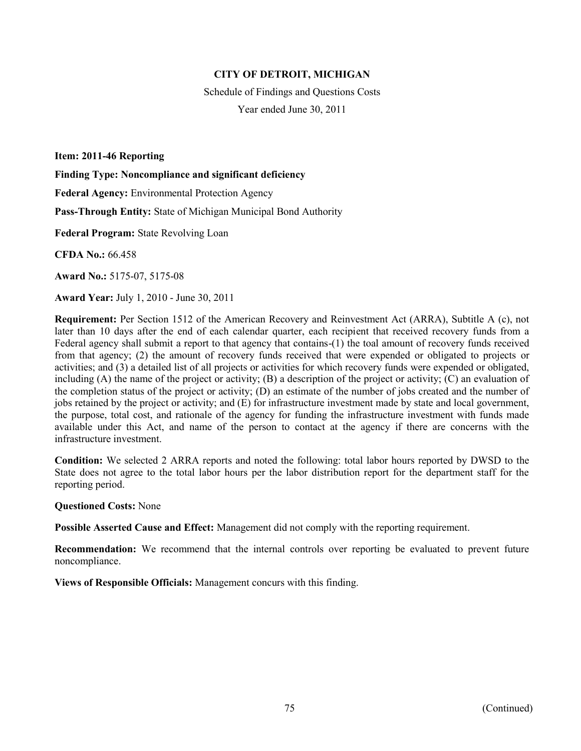**CITY OF DETROIT, MICHIGAN**

Schedule of Findings and Questions Costs

Year ended June 30, 2011

**Item: 2011-46 Reporting**

**Finding Type: Noncompliance and significant deficiency**

**Federal Agency:** Environmental Protection Agency

**Pass-Through Entity:** State of Michigan Municipal Bond Authority

**Federal Program:** State Revolving Loan

**CFDA No.:** 66.458

**Award No.:** 5175-07, 5175-08

**Award Year:** July 1, 2010 - June 30, 2011

**Requirement:** Per Section 1512 of the American Recovery and Reinvestment Act (ARRA), Subtitle A (c), not later than 10 days after the end of each calendar quarter, each recipient that received recovery funds from a Federal agency shall submit a report to that agency that contains-(1) the toal amount of recovery funds received from that agency; (2) the amount of recovery funds received that were expended or obligated to projects or activities; and (3) a detailed list of all projects or activities for which recovery funds were expended or obligated, including (A) the name of the project or activity; (B) a description of the project or activity; (C) an evaluation of the completion status of the project or activity; (D) an estimate of the number of jobs created and the number of jobs retained by the project or activity; and (E) for infrastructure investment made by state and local government, the purpose, total cost, and rationale of the agency for funding the infrastructure investment with funds made available under this Act, and name of the person to contact at the agency if there are concerns with the infrastructure investment.

**Condition:** We selected 2 ARRA reports and noted the following: total labor hours reported by DWSD to the State does not agree to the total labor hours per the labor distribution report for the department staff for the reporting period.

**Questioned Costs:** None

**Possible Asserted Cause and Effect:** Management did not comply with the reporting requirement.

**Recommendation:** We recommend that the internal controls over reporting be evaluated to prevent future noncompliance.

**Views of Responsible Officials:** Management concurs with this finding.

(Continued)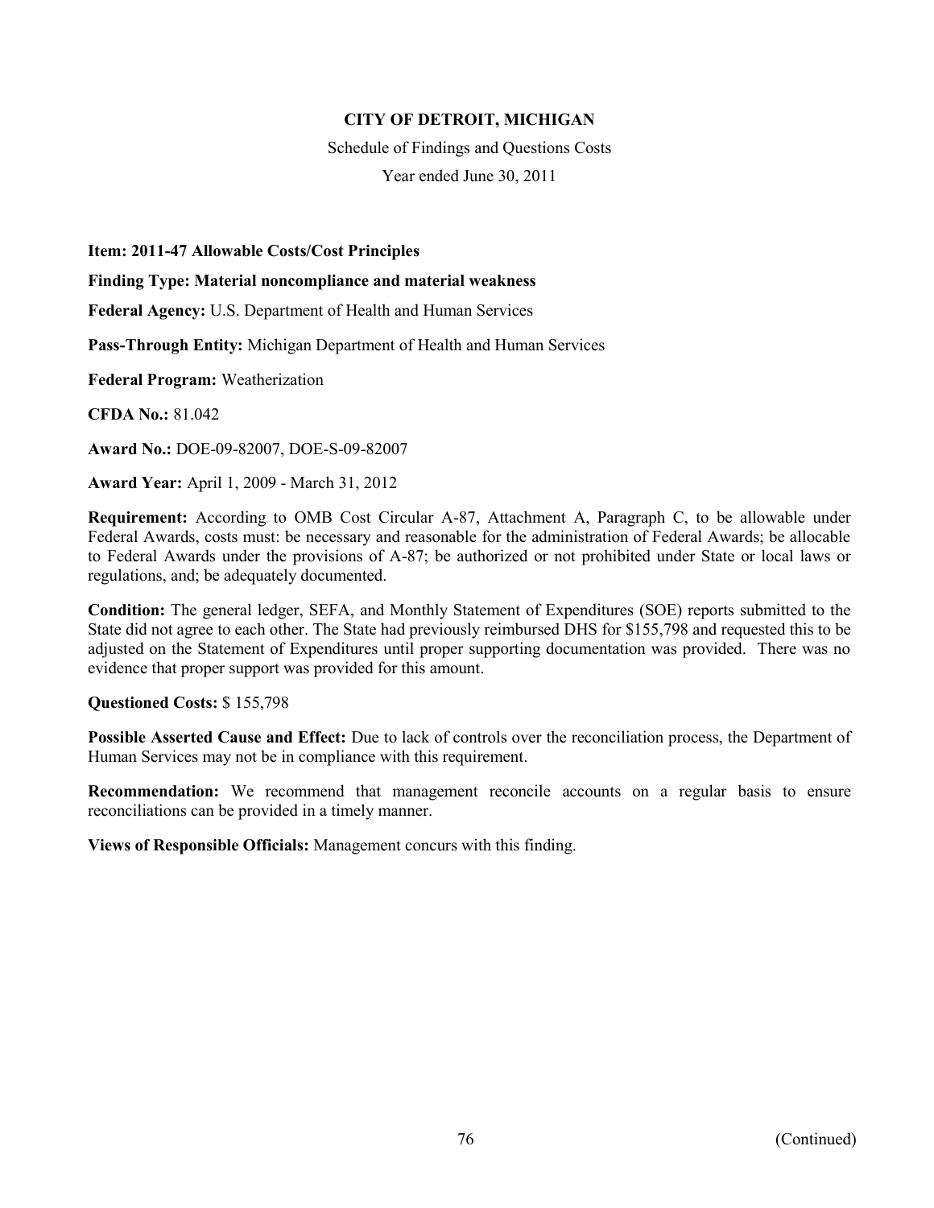**CITY OF DETROIT, MICHIGAN**

Schedule of Findings and Questions Costs

Year ended June 30, 2011

**Item: 2011-47 Allowable Costs/Cost Principles**

**Finding Type: Material noncompliance and material weakness**

**Federal Agency:** U.S. Department of Health and Human Services

**Pass-Through Entity:** Michigan Department of Health and Human Services

**Federal Program:** Weatherization

**CFDA No.:** 81.042

**Award No.:** DOE-09-82007, DOE-S-09-82007

**Award Year:** April 1, 2009 - March 31, 2012

**Requirement:** According to OMB Cost Circular A-87, Attachment A, Paragraph C, to be allowable under Federal Awards, costs must: be necessary and reasonable for the administration of Federal Awards; be allocable to Federal Awards under the provisions of A-87; be authorized or not prohibited under State or local laws or regulations, and; be adequately documented.

**Condition:** The general ledger, SEFA, and Monthly Statement of Expenditures (SOE) reports submitted to the State did not agree to each other. The State had previously reimbursed DHS for $155,798 and requested this to be adjusted on the Statement of Expenditures until proper supporting documentation was provided. There was no evidence that proper support was provided for this amount.

**Questioned Costs:** $ 155,798

**Possible Asserted Cause and Effect:** Due to lack of controls over the reconciliation process, the Department of Human Services may not be in compliance with this requirement.

**Recommendation:** We recommend that management reconcile accounts on a regular basis to ensure reconciliations can be provided in a timely manner.

**Views of Responsible Officials:** Management concurs with this finding.

(Continued)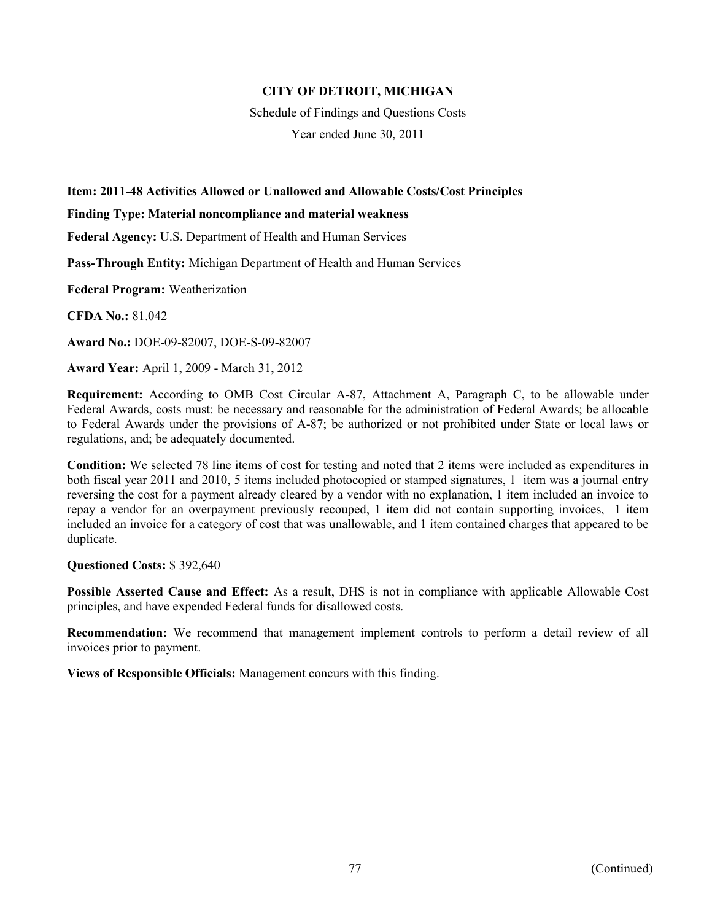**CITY OF DETROIT, MICHIGAN**

Schedule of Findings and Questions Costs

Year ended June 30, 2011

**Item: 2011-48 Activities Allowed or Unallowed and Allowable Costs/Cost Principles**

**Finding Type: Material noncompliance and material weakness**

**Federal Agency:** U.S. Department of Health and Human Services

**Pass-Through Entity:** Michigan Department of Health and Human Services

**Federal Program:** Weatherization

**CFDA No.:** 81.042

**Award No.:** DOE-09-82007, DOE-S-09-82007

**Award Year:** April 1, 2009 - March 31, 2012

**Requirement:** According to OMB Cost Circular A-87, Attachment A, Paragraph C, to be allowable under Federal Awards, costs must: be necessary and reasonable for the administration of Federal Awards; be allocable to Federal Awards under the provisions of A-87; be authorized or not prohibited under State or local laws or regulations, and; be adequately documented.

**Condition:** We selected 78 line items of cost for testing and noted that 2 items were included as expenditures in both fiscal year 2011 and 2010, 5 items included photocopied or stamped signatures, 1 item was a journal entry reversing the cost for a payment already cleared by a vendor with no explanation, 1 item included an invoice to repay a vendor for an overpayment previously recouped, 1 item did not contain supporting invoices, 1 item included an invoice for a category of cost that was unallowable, and 1 item contained charges that appeared to be duplicate.

**Questioned Costs:** $ 392,640

**Possible Asserted Cause and Effect:** As a result, DHS is not in compliance with applicable Allowable Cost principles, and have expended Federal funds for disallowed costs.

**Recommendation:** We recommend that management implement controls to perform a detail review of all invoices prior to payment.

**Views of Responsible Officials:** Management concurs with this finding.

(Continued)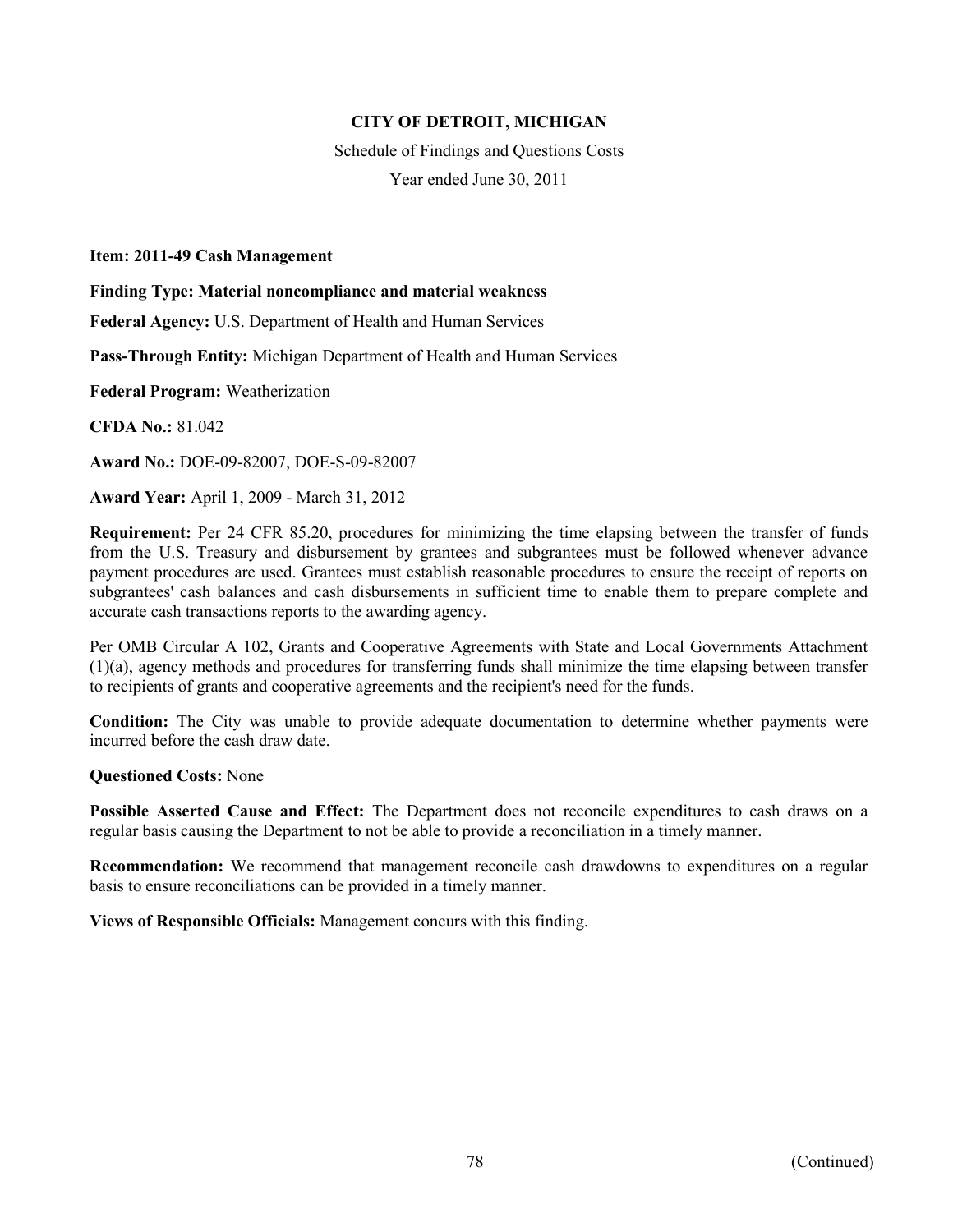**CITY OF DETROIT, MICHIGAN**

Schedule of Findings and Questions Costs

Year ended June 30, 2011

**Item: 2011-49 Cash Management**

**Finding Type: Material noncompliance and material weakness**

**Federal Agency:** U.S. Department of Health and Human Services

**Pass-Through Entity:** Michigan Department of Health and Human Services

**Federal Program:** Weatherization

**CFDA No.:** 81.042

**Award No.:** DOE-09-82007, DOE-S-09-82007

**Award Year:** April 1, 2009 - March 31, 2012

**Requirement:** Per 24 CFR 85.20, procedures for minimizing the time elapsing between the transfer of funds from the U.S. Treasury and disbursement by grantees and subgrantees must be followed whenever advance payment procedures are used. Grantees must establish reasonable procedures to ensure the receipt of reports on subgrantees' cash balances and cash disbursements in sufficient time to enable them to prepare complete and accurate cash transactions reports to the awarding agency.

Per OMB Circular A 102, Grants and Cooperative Agreements with State and Local Governments Attachment (1)(a), agency methods and procedures for transferring funds shall minimize the time elapsing between transfer to recipients of grants and cooperative agreements and the recipient's need for the funds.

**Condition:** The City was unable to provide adequate documentation to determine whether payments were incurred before the cash draw date.

**Questioned Costs:** None

**Possible Asserted Cause and Effect:** The Department does not reconcile expenditures to cash draws on a regular basis causing the Department to not be able to provide a reconciliation in a timely manner.

**Recommendation:** We recommend that management reconcile cash drawdowns to expenditures on a regular basis to ensure reconciliations can be provided in a timely manner.

**Views of Responsible Officials:** Management concurs with this finding.

(Continued)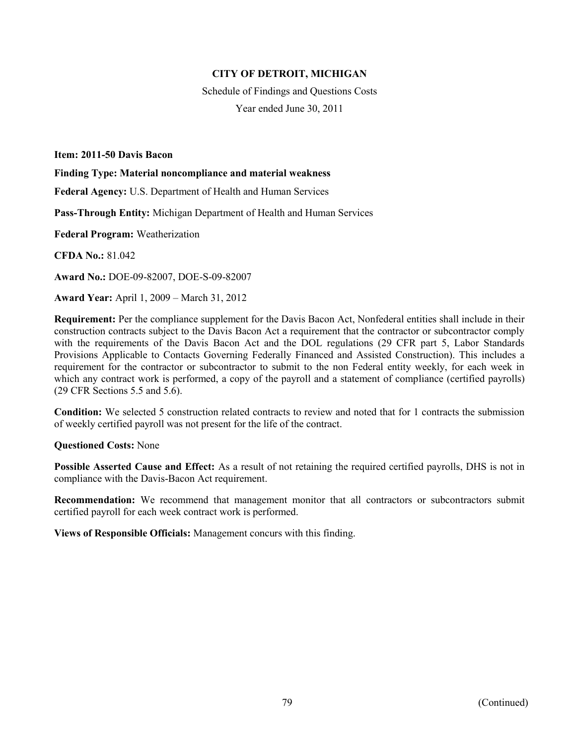**CITY OF DETROIT, MICHIGAN**

Schedule of Findings and Questions Costs

Year ended June 30, 2011

**Item: 2011-50 Davis Bacon**

**Finding Type: Material noncompliance and material weakness**

**Federal Agency:** U.S. Department of Health and Human Services

**Pass-Through Entity:** Michigan Department of Health and Human Services

**Federal Program:** Weatherization

**CFDA No.:** 81.042

**Award No.:** DOE-09-82007, DOE-S-09-82007

**Award Year:** April 1, 2009 – March 31, 2012

**Requirement:** Per the compliance supplement for the Davis Bacon Act, Nonfederal entities shall include in their construction contracts subject to the Davis Bacon Act a requirement that the contractor or subcontractor comply with the requirements of the Davis Bacon Act and the DOL regulations (29 CFR part 5, Labor Standards Provisions Applicable to Contacts Governing Federally Financed and Assisted Construction). This includes a requirement for the contractor or subcontractor to submit to the non Federal entity weekly, for each week in which any contract work is performed, a copy of the payroll and a statement of compliance (certified payrolls) (29 CFR Sections 5.5 and 5.6).

**Condition:** We selected 5 construction related contracts to review and noted that for 1 contracts the submission of weekly certified payroll was not present for the life of the contract.

**Questioned Costs:** None

**Possible Asserted Cause and Effect:** As a result of not retaining the required certified payrolls, DHS is not in compliance with the Davis-Bacon Act requirement.

**Recommendation:** We recommend that management monitor that all contractors or subcontractors submit certified payroll for each week contract work is performed.

**Views of Responsible Officials:** Management concurs with this finding.

(Continued)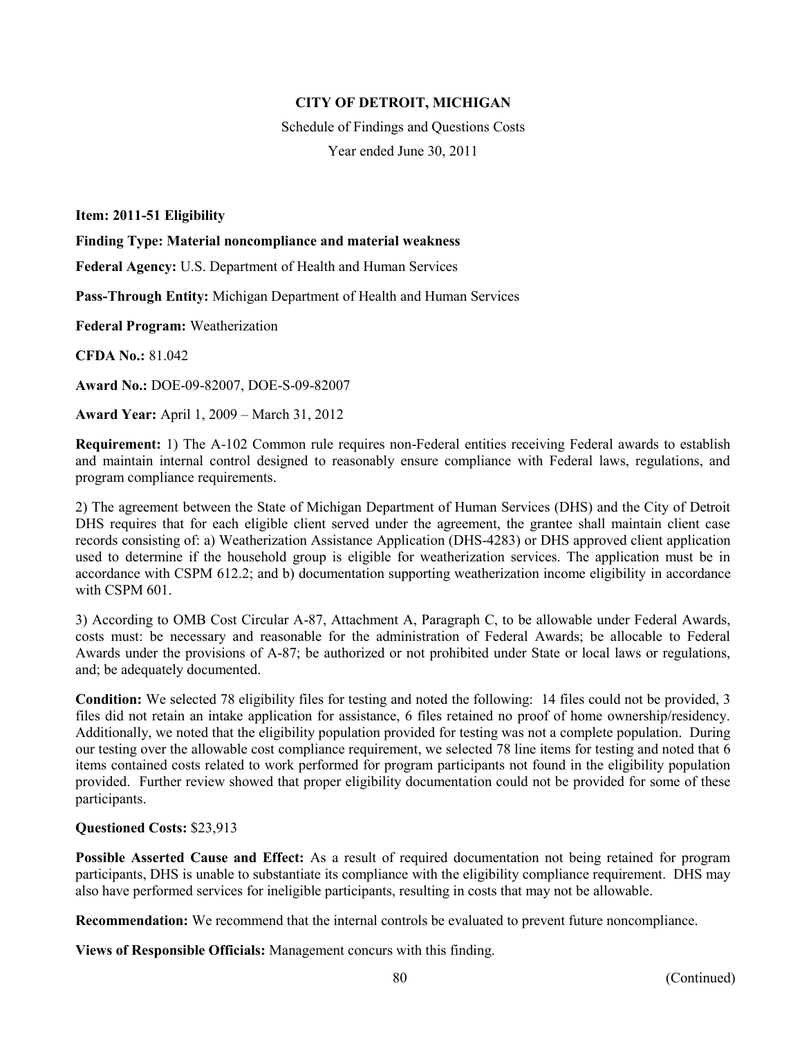**CITY OF DETROIT, MICHIGAN**

Schedule of Findings and Questions Costs

Year ended June 30, 2011

**Item: 2011-51 Eligibility**

**Finding Type: Material noncompliance and material weakness**

**Federal Agency:** U.S. Department of Health and Human Services

**Pass-Through Entity:** Michigan Department of Health and Human Services

**Federal Program:** Weatherization

**CFDA No.:** 81.042

**Award No.:** DOE-09-82007, DOE-S-09-82007

**Award Year:** April 1, 2009 – March 31, 2012

**Requirement:** 1) The A-102 Common rule requires non-Federal entities receiving Federal awards to establish and maintain internal control designed to reasonably ensure compliance with Federal laws, regulations, and program compliance requirements.

2) The agreement between the State of Michigan Department of Human Services (DHS) and the City of Detroit DHS requires that for each eligible client served under the agreement, the grantee shall maintain client case records consisting of: a) Weatherization Assistance Application (DHS-4283) or DHS approved client application used to determine if the household group is eligible for weatherization services. The application must be in accordance with CSPM 612.2; and b) documentation supporting weatherization income eligibility in accordance with CSPM 601.

3) According to OMB Cost Circular A-87, Attachment A, Paragraph C, to be allowable under Federal Awards, costs must: be necessary and reasonable for the administration of Federal Awards; be allocable to Federal Awards under the provisions of A-87; be authorized or not prohibited under State or local laws or regulations, and; be adequately documented.

**Condition:** We selected 78 eligibility files for testing and noted the following: 14 files could not be provided, 3 files did not retain an intake application for assistance, 6 files retained no proof of home ownership/residency. Additionally, we noted that the eligibility population provided for testing was not a complete population. During our testing over the allowable cost compliance requirement, we selected 78 line items for testing and noted that 6 items contained costs related to work performed for program participants not found in the eligibility population provided. Further review showed that proper eligibility documentation could not be provided for some of these participants.

**Questioned Costs:** $23,913

**Possible Asserted Cause and Effect:** As a result of required documentation not being retained for program participants, DHS is unable to substantiate its compliance with the eligibility compliance requirement. DHS may also have performed services for ineligible participants, resulting in costs that may not be allowable.

**Recommendation:** We recommend that the internal controls be evaluated to prevent future noncompliance.

**Views of Responsible Officials:** Management concurs with this finding.

(Continued)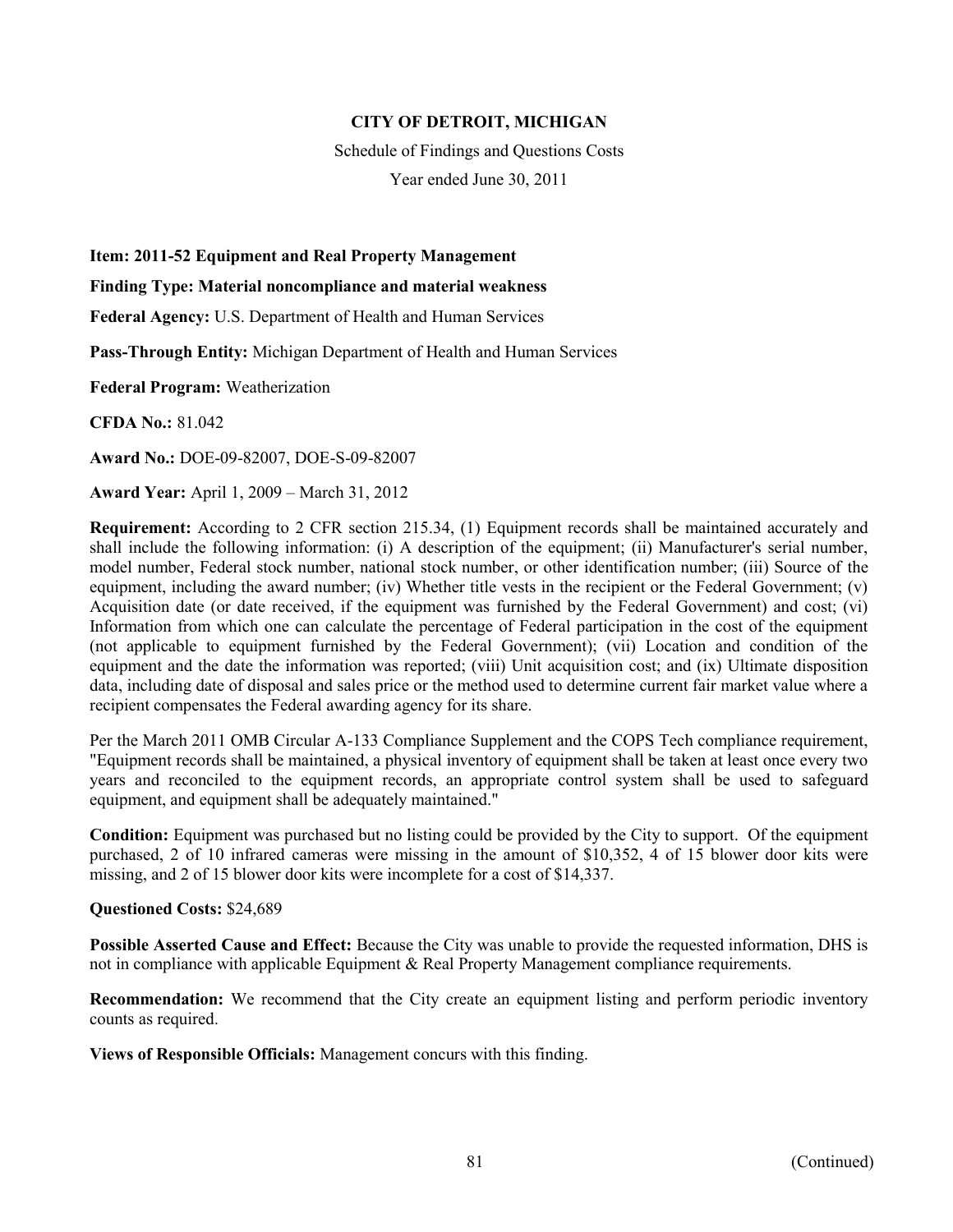**CITY OF DETROIT, MICHIGAN**

Schedule of Findings and Questions Costs

Year ended June 30, 2011

**Item: 2011-52 Equipment and Real Property Management**

**Finding Type: Material noncompliance and material weakness**

**Federal Agency:** U.S. Department of Health and Human Services

**Pass-Through Entity:** Michigan Department of Health and Human Services

**Federal Program:** Weatherization

**CFDA No.:** 81.042

**Award No.:** DOE-09-82007, DOE-S-09-82007

**Award Year:** April 1, 2009 – March 31, 2012

**Requirement:** According to 2 CFR section 215.34, (1) Equipment records shall be maintained accurately and shall include the following information: (i) A description of the equipment; (ii) Manufacturer's serial number, model number, Federal stock number, national stock number, or other identification number; (iii) Source of the equipment, including the award number; (iv) Whether title vests in the recipient or the Federal Government; (v) Acquisition date (or date received, if the equipment was furnished by the Federal Government) and cost; (vi) Information from which one can calculate the percentage of Federal participation in the cost of the equipment (not applicable to equipment furnished by the Federal Government); (vii) Location and condition of the equipment and the date the information was reported; (viii) Unit acquisition cost; and (ix) Ultimate disposition data, including date of disposal and sales price or the method used to determine current fair market value where a recipient compensates the Federal awarding agency for its share.

Per the March 2011 OMB Circular A-133 Compliance Supplement and the COPS Tech compliance requirement, "Equipment records shall be maintained, a physical inventory of equipment shall be taken at least once every two years and reconciled to the equipment records, an appropriate control system shall be used to safeguard equipment, and equipment shall be adequately maintained."

**Condition:** Equipment was purchased but no listing could be provided by the City to support. Of the equipment purchased, 2 of 10 infrared cameras were missing in the amount of $10,352, 4 of 15 blower door kits were missing, and 2 of 15 blower door kits were incomplete for a cost of $14,337.

**Questioned Costs:** $24,689

**Possible Asserted Cause and Effect:** Because the City was unable to provide the requested information, DHS is not in compliance with applicable Equipment & Real Property Management compliance requirements.

**Recommendation:** We recommend that the City create an equipment listing and perform periodic inventory counts as required.

**Views of Responsible Officials:** Management concurs with this finding.

(Continued)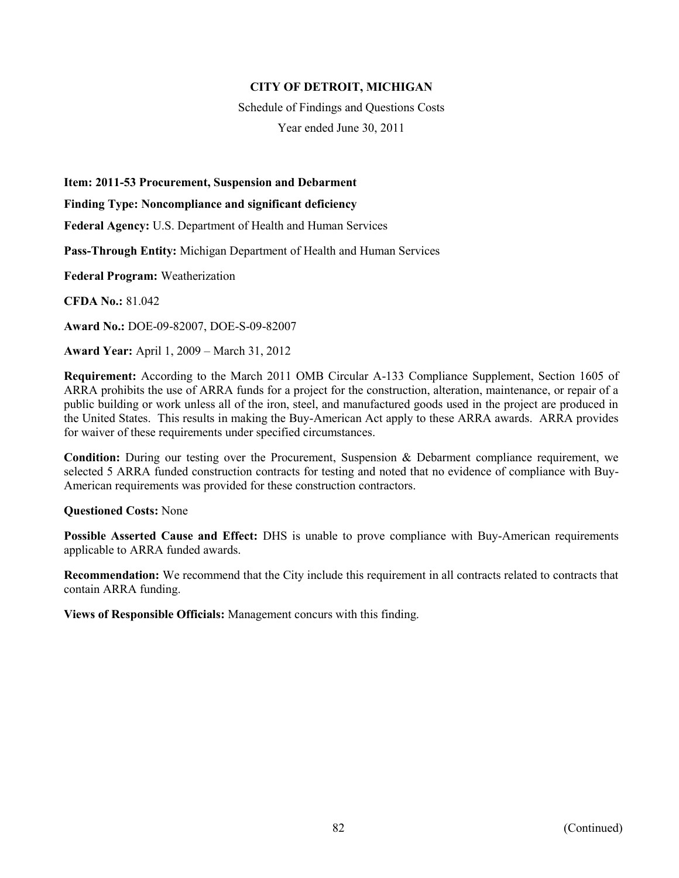**CITY OF DETROIT, MICHIGAN**

Schedule of Findings and Questions Costs

Year ended June 30, 2011

**Item: 2011-53 Procurement, Suspension and Debarment**

**Finding Type: Noncompliance and significant deficiency**

**Federal Agency:** U.S. Department of Health and Human Services

**Pass-Through Entity:** Michigan Department of Health and Human Services

**Federal Program:** Weatherization

**CFDA No.:** 81.042

**Award No.:** DOE-09-82007, DOE-S-09-82007

**Award Year:** April 1, 2009 – March 31, 2012

**Requirement:** According to the March 2011 OMB Circular A-133 Compliance Supplement, Section 1605 of ARRA prohibits the use of ARRA funds for a project for the construction, alteration, maintenance, or repair of a public building or work unless all of the iron, steel, and manufactured goods used in the project are produced in the United States. This results in making the Buy-American Act apply to these ARRA awards. ARRA provides for waiver of these requirements under specified circumstances.

**Condition:** During our testing over the Procurement, Suspension & Debarment compliance requirement, we selected 5 ARRA funded construction contracts for testing and noted that no evidence of compliance with Buy-American requirements was provided for these construction contractors.

**Questioned Costs:** None

**Possible Asserted Cause and Effect:** DHS is unable to prove compliance with Buy-American requirements applicable to ARRA funded awards.

**Recommendation:** We recommend that the City include this requirement in all contracts related to contracts that contain ARRA funding.

**Views of Responsible Officials:** Management concurs with this finding.

(Continued)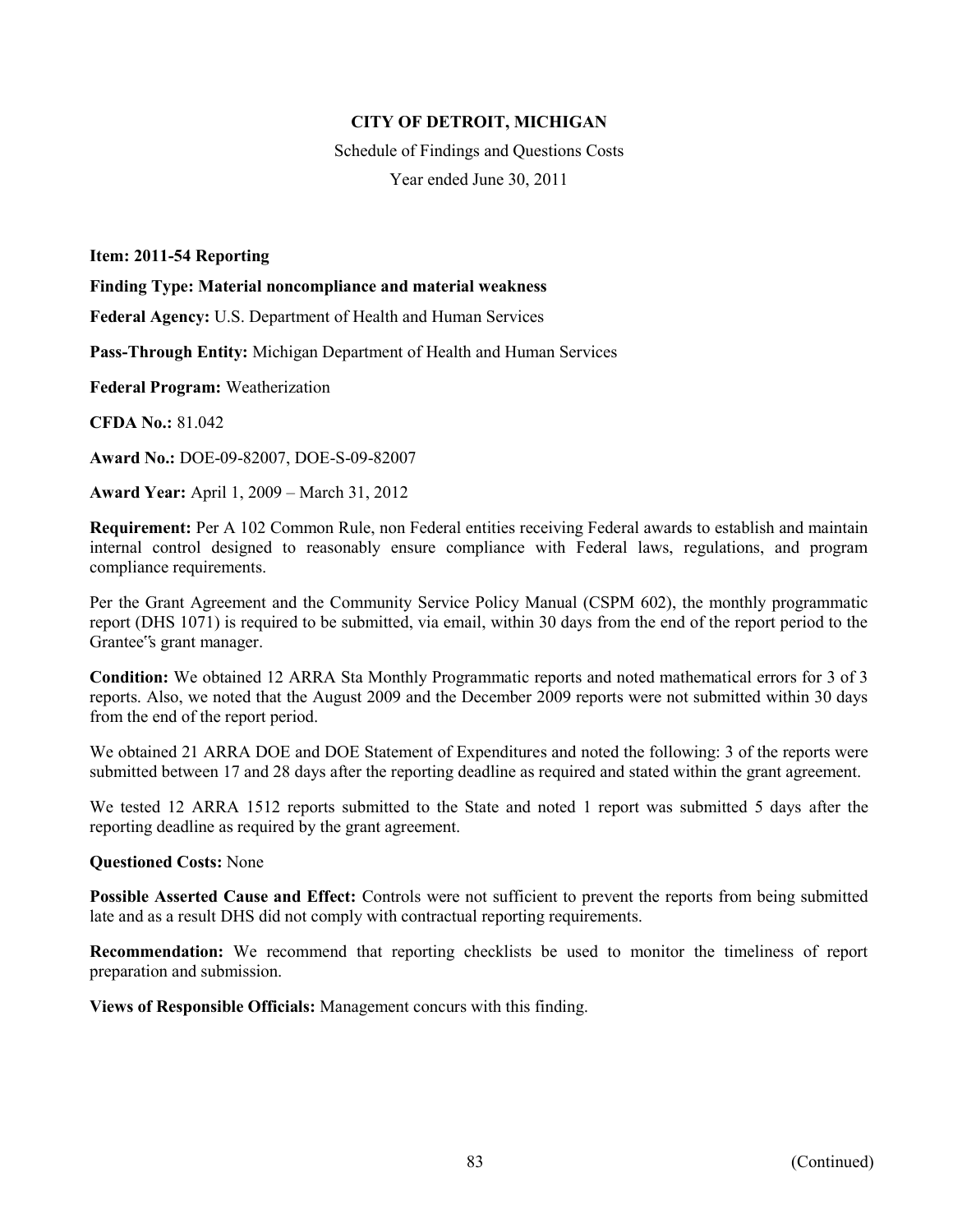**CITY OF DETROIT, MICHIGAN**

Schedule of Findings and Questions Costs

Year ended June 30, 2011

**Item: 2011-54 Reporting**

**Finding Type: Material noncompliance and material weakness**

**Federal Agency:** U.S. Department of Health and Human Services

**Pass-Through Entity:** Michigan Department of Health and Human Services

**Federal Program:** Weatherization

**CFDA No.:** 81.042

**Award No.:** DOE-09-82007, DOE-S-09-82007

**Award Year:** April 1, 2009 – March 31, 2012

**Requirement:** Per A 102 Common Rule, non Federal entities receiving Federal awards to establish and maintain internal control designed to reasonably ensure compliance with Federal laws, regulations, and program compliance requirements.

Per the Grant Agreement and the Community Service Policy Manual (CSPM 602), the monthly programmatic report (DHS 1071) is required to be submitted, via email, within 30 days from the end of the report period to the Grantee"s grant manager.

**Condition:** We obtained 12 ARRA Sta Monthly Programmatic reports and noted mathematical errors for 3 of 3 reports. Also, we noted that the August 2009 and the December 2009 reports were not submitted within 30 days from the end of the report period.

We obtained 21 ARRA DOE and DOE Statement of Expenditures and noted the following: 3 of the reports were submitted between 17 and 28 days after the reporting deadline as required and stated within the grant agreement.

We tested 12 ARRA 1512 reports submitted to the State and noted 1 report was submitted 5 days after the reporting deadline as required by the grant agreement.

**Questioned Costs:** None

**Possible Asserted Cause and Effect:** Controls were not sufficient to prevent the reports from being submitted late and as a result DHS did not comply with contractual reporting requirements.

**Recommendation:** We recommend that reporting checklists be used to monitor the timeliness of report preparation and submission.

**Views of Responsible Officials:** Management concurs with this finding.

(Continued)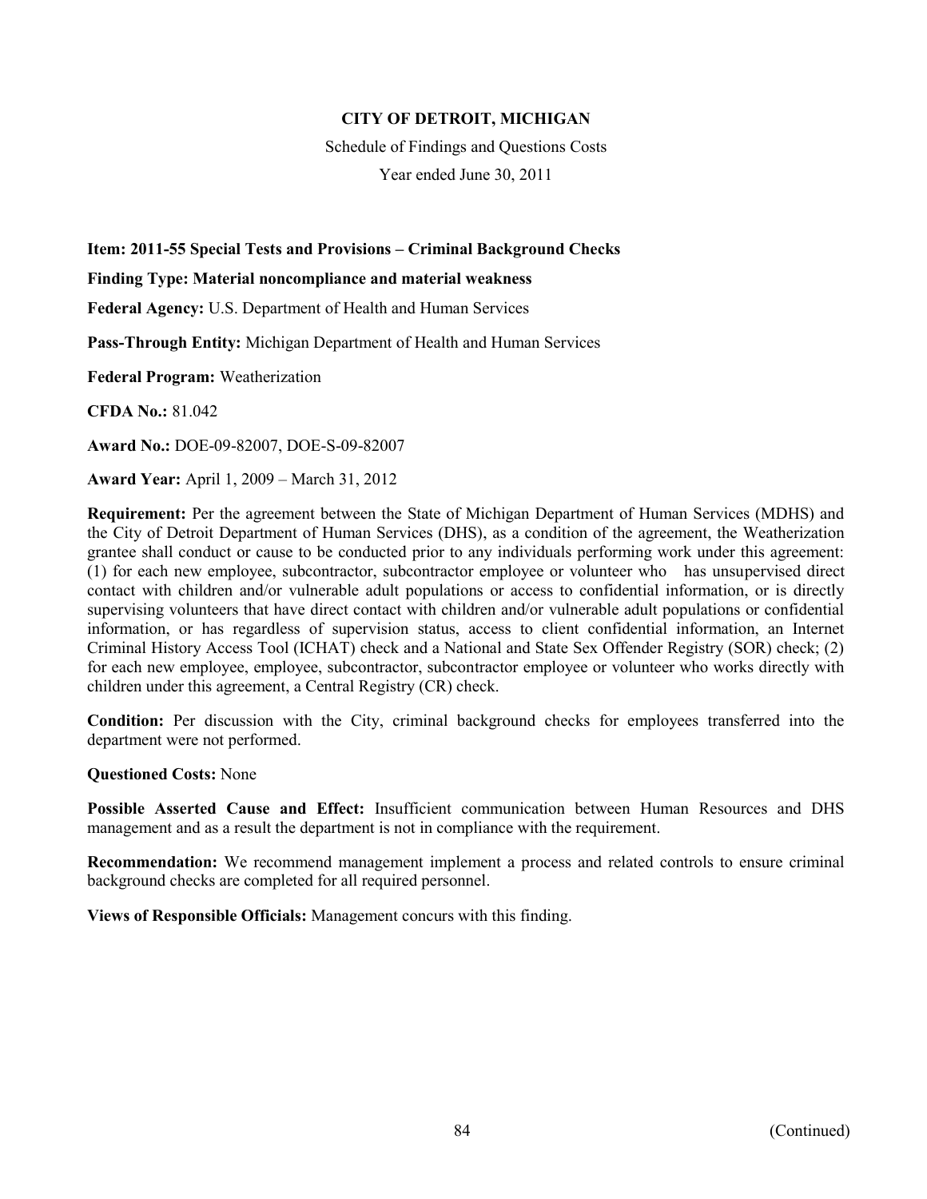**CITY OF DETROIT, MICHIGAN**

Schedule of Findings and Questions Costs

Year ended June 30, 2011

**Item: 2011-55 Special Tests and Provisions – Criminal Background Checks**

**Finding Type: Material noncompliance and material weakness**

**Federal Agency:** U.S. Department of Health and Human Services

**Pass-Through Entity:** Michigan Department of Health and Human Services

**Federal Program:** Weatherization

**CFDA No.:** 81.042

**Award No.:** DOE-09-82007, DOE-S-09-82007

**Award Year:** April 1, 2009 – March 31, 2012

**Requirement:** Per the agreement between the State of Michigan Department of Human Services (MDHS) and the City of Detroit Department of Human Services (DHS), as a condition of the agreement, the Weatherization grantee shall conduct or cause to be conducted prior to any individuals performing work under this agreement: (1) for each new employee, subcontractor, subcontractor employee or volunteer who has unsupervised direct contact with children and/or vulnerable adult populations or access to confidential information, or is directly supervising volunteers that have direct contact with children and/or vulnerable adult populations or confidential information, or has regardless of supervision status, access to client confidential information, an Internet Criminal History Access Tool (ICHAT) check and a National and State Sex Offender Registry (SOR) check; (2) for each new employee, employee, subcontractor, subcontractor employee or volunteer who works directly with children under this agreement, a Central Registry (CR) check.

**Condition:** Per discussion with the City, criminal background checks for employees transferred into the department were not performed.

**Questioned Costs:** None

**Possible Asserted Cause and Effect:** Insufficient communication between Human Resources and DHS management and as a result the department is not in compliance with the requirement.

**Recommendation:** We recommend management implement a process and related controls to ensure criminal background checks are completed for all required personnel.

**Views of Responsible Officials:** Management concurs with this finding.

(Continued)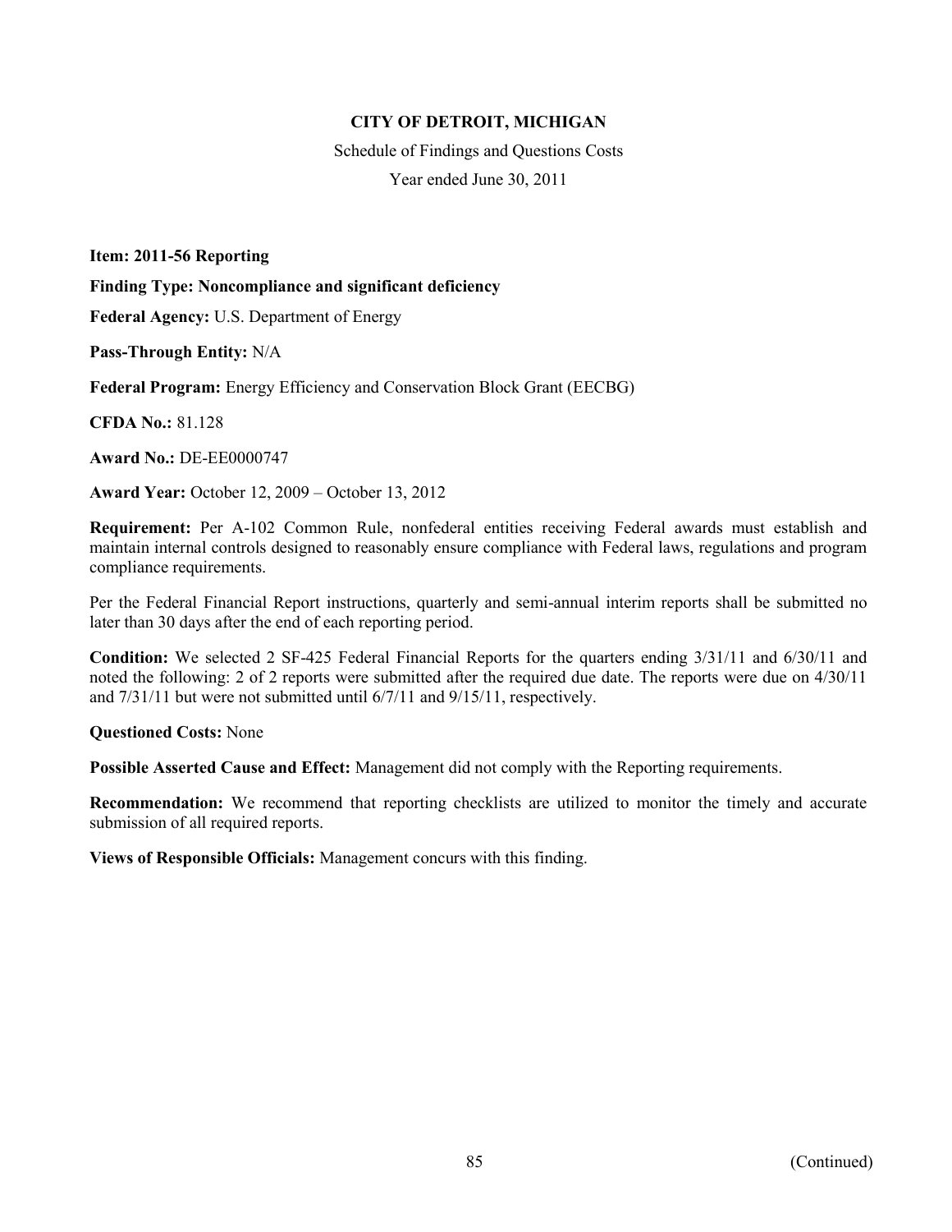**CITY OF DETROIT, MICHIGAN**

Schedule of Findings and Questions Costs

Year ended June 30, 2011

**Item: 2011-56 Reporting**

**Finding Type: Noncompliance and significant deficiency**

**Federal Agency:** U.S. Department of Energy

**Pass-Through Entity:** N/A

**Federal Program:** Energy Efficiency and Conservation Block Grant (EECBG)

**CFDA No.:** 81.128

**Award No.:** DE-EE0000747

**Award Year:** October 12, 2009 – October 13, 2012

**Requirement:** Per A-102 Common Rule, nonfederal entities receiving Federal awards must establish and maintain internal controls designed to reasonably ensure compliance with Federal laws, regulations and program compliance requirements.

Per the Federal Financial Report instructions, quarterly and semi-annual interim reports shall be submitted no later than 30 days after the end of each reporting period.

**Condition:** We selected 2 SF-425 Federal Financial Reports for the quarters ending 3/31/11 and 6/30/11 and noted the following: 2 of 2 reports were submitted after the required due date. The reports were due on 4/30/11 and 7/31/11 but were not submitted until 6/7/11 and 9/15/11, respectively.

**Questioned Costs:** None

**Possible Asserted Cause and Effect:** Management did not comply with the Reporting requirements.

**Recommendation:** We recommend that reporting checklists are utilized to monitor the timely and accurate submission of all required reports.

**Views of Responsible Officials:** Management concurs with this finding.

(Continued)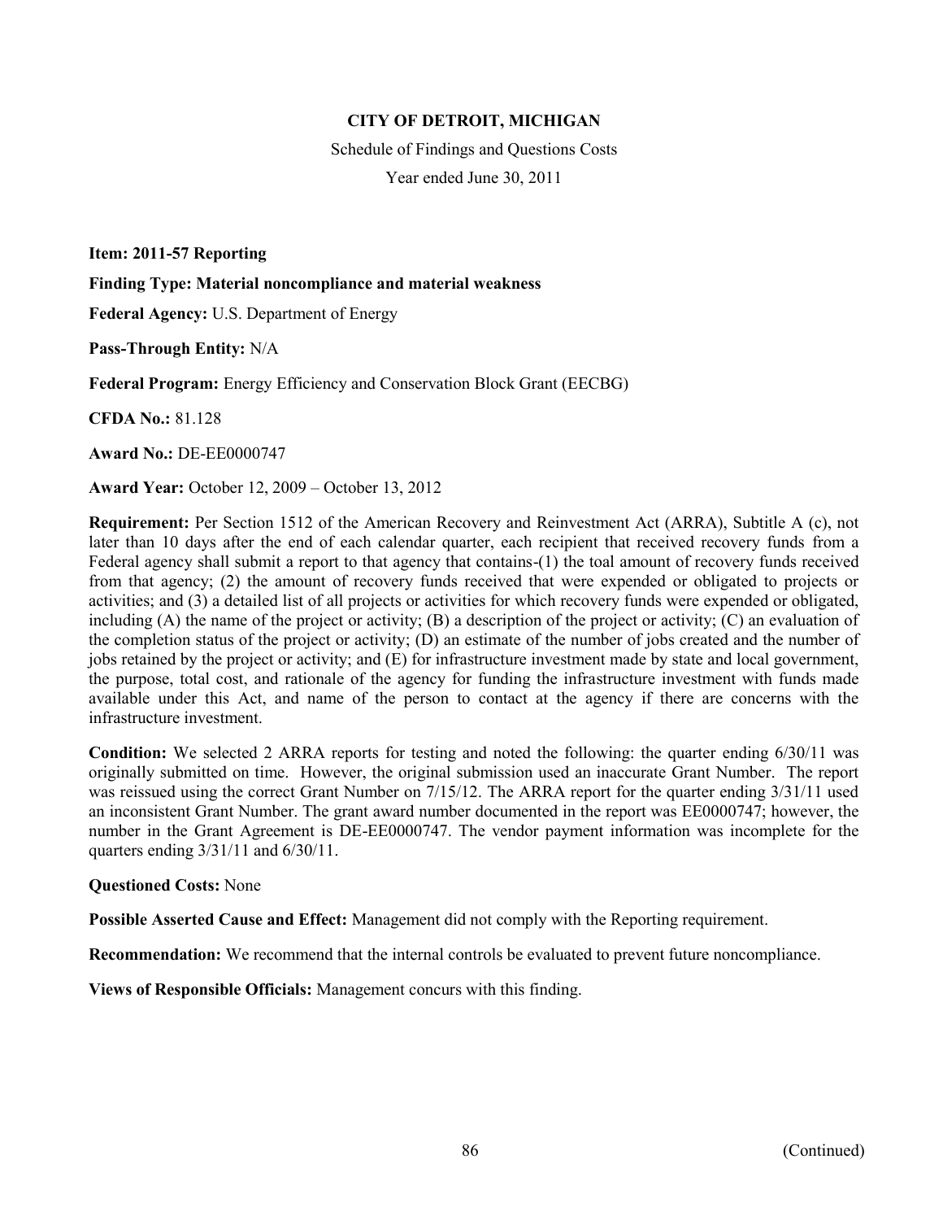**CITY OF DETROIT, MICHIGAN**

Schedule of Findings and Questions Costs

Year ended June 30, 2011

**Item: 2011-57 Reporting**

**Finding Type: Material noncompliance and material weakness**

**Federal Agency:** U.S. Department of Energy

**Pass-Through Entity:** N/A

**Federal Program:** Energy Efficiency and Conservation Block Grant (EECBG)

**CFDA No.:** 81.128

**Award No.:** DE-EE0000747

**Award Year:** October 12, 2009 – October 13, 2012

**Requirement:** Per Section 1512 of the American Recovery and Reinvestment Act (ARRA), Subtitle A (c), not later than 10 days after the end of each calendar quarter, each recipient that received recovery funds from a Federal agency shall submit a report to that agency that contains-(1) the toal amount of recovery funds received from that agency; (2) the amount of recovery funds received that were expended or obligated to projects or activities; and (3) a detailed list of all projects or activities for which recovery funds were expended or obligated, including (A) the name of the project or activity; (B) a description of the project or activity; (C) an evaluation of the completion status of the project or activity; (D) an estimate of the number of jobs created and the number of jobs retained by the project or activity; and (E) for infrastructure investment made by state and local government, the purpose, total cost, and rationale of the agency for funding the infrastructure investment with funds made available under this Act, and name of the person to contact at the agency if there are concerns with the infrastructure investment.

**Condition:** We selected 2 ARRA reports for testing and noted the following: the quarter ending 6/30/11 was originally submitted on time. However, the original submission used an inaccurate Grant Number. The report was reissued using the correct Grant Number on 7/15/12. The ARRA report for the quarter ending 3/31/11 used an inconsistent Grant Number. The grant award number documented in the report was EE0000747; however, the number in the Grant Agreement is DE-EE0000747. The vendor payment information was incomplete for the quarters ending 3/31/11 and 6/30/11.

**Questioned Costs:** None

**Possible Asserted Cause and Effect:** Management did not comply with the Reporting requirement.

**Recommendation:** We recommend that the internal controls be evaluated to prevent future noncompliance.

**Views of Responsible Officials:** Management concurs with this finding.

(Continued)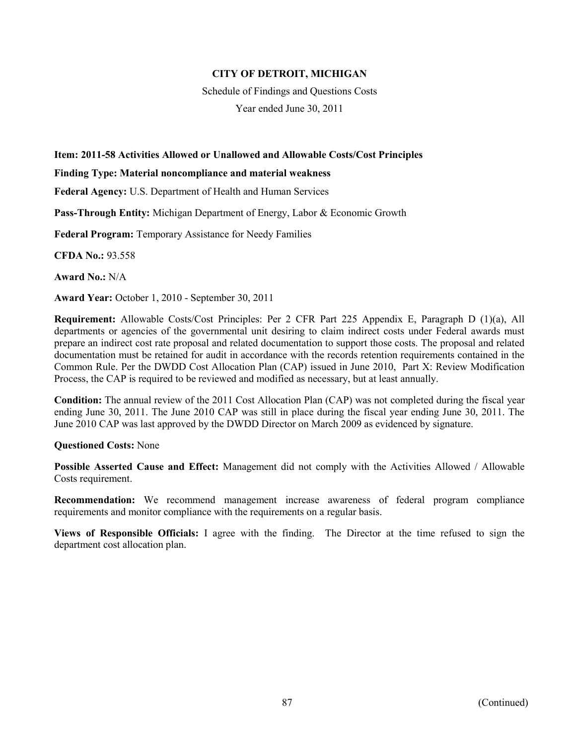**CITY OF DETROIT, MICHIGAN**

Schedule of Findings and Questions Costs

Year ended June 30, 2011

**Item: 2011-58 Activities Allowed or Unallowed and Allowable Costs/Cost Principles**

**Finding Type: Material noncompliance and material weakness**

**Federal Agency:** U.S. Department of Health and Human Services

**Pass-Through Entity:** Michigan Department of Energy, Labor & Economic Growth

**Federal Program:** Temporary Assistance for Needy Families

**CFDA No.:** 93.558

**Award No.:** N/A

**Award Year:** October 1, 2010 - September 30, 2011

**Requirement:** Allowable Costs/Cost Principles: Per 2 CFR Part 225 Appendix E, Paragraph D (1)(a), All departments or agencies of the governmental unit desiring to claim indirect costs under Federal awards must prepare an indirect cost rate proposal and related documentation to support those costs. The proposal and related documentation must be retained for audit in accordance with the records retention requirements contained in the Common Rule. Per the DWDD Cost Allocation Plan (CAP) issued in June 2010, Part X: Review Modification Process, the CAP is required to be reviewed and modified as necessary, but at least annually.

**Condition:** The annual review of the 2011 Cost Allocation Plan (CAP) was not completed during the fiscal year ending June 30, 2011. The June 2010 CAP was still in place during the fiscal year ending June 30, 2011. The June 2010 CAP was last approved by the DWDD Director on March 2009 as evidenced by signature.

**Questioned Costs:** None

**Possible Asserted Cause and Effect:** Management did not comply with the Activities Allowed / Allowable Costs requirement.

**Recommendation:** We recommend management increase awareness of federal program compliance requirements and monitor compliance with the requirements on a regular basis.

**Views of Responsible Officials:** I agree with the finding. The Director at the time refused to sign the department cost allocation plan.

(Continued)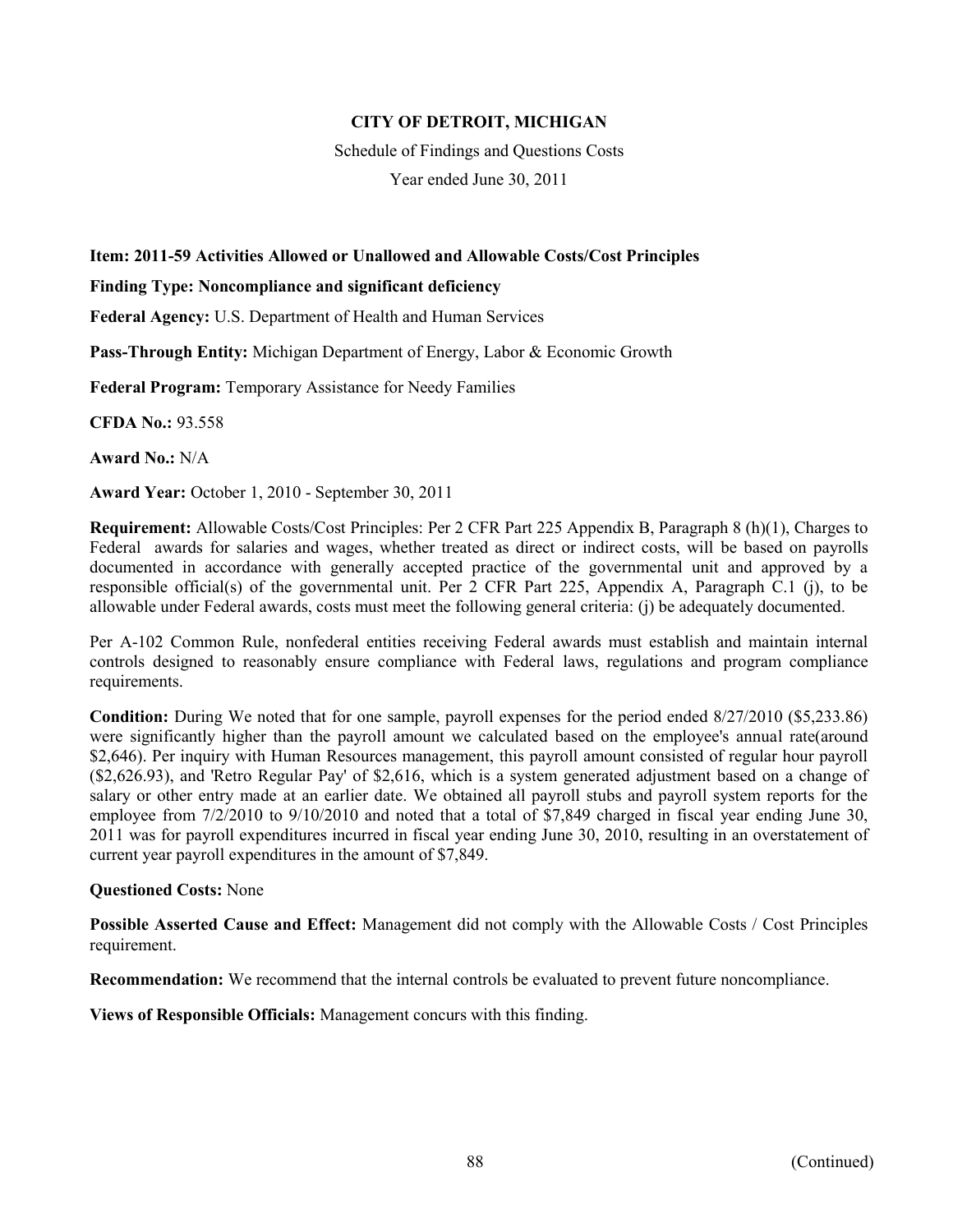# CITY OF DETROIT, MICHIGAN

Schedule of Findings and Questions Costs

Year ended June 30, 2011

**Item: 2011-59 Activities Allowed or Unallowed and Allowable Costs/Cost Principles**

**Finding Type: Noncompliance and significant deficiency**

**Federal Agency:** U.S. Department of Health and Human Services

**Pass-Through Entity:** Michigan Department of Energy, Labor & Economic Growth

**Federal Program:** Temporary Assistance for Needy Families

**CFDA No.:** 93.558

**Award No.:** N/A

**Award Year:** October 1, 2010 - September 30, 2011

**Requirement:** Allowable Costs/Cost Principles: Per 2 CFR Part 225 Appendix B, Paragraph 8 (h)(1), Charges to Federal awards for salaries and wages, whether treated as direct or indirect costs, will be based on payrolls documented in accordance with generally accepted practice of the governmental unit and approved by a responsible official(s) of the governmental unit. Per 2 CFR Part 225, Appendix A, Paragraph C.1 (j), to be allowable under Federal awards, costs must meet the following general criteria: (j) be adequately documented.

Per A-102 Common Rule, nonfederal entities receiving Federal awards must establish and maintain internal controls designed to reasonably ensure compliance with Federal laws, regulations and program compliance requirements.

**Condition:** During We noted that for one sample, payroll expenses for the period ended 8/27/2010 ($5,233.86) were significantly higher than the payroll amount we calculated based on the employee's annual rate(around $2,646). Per inquiry with Human Resources management, this payroll amount consisted of regular hour payroll ($2,626.93), and 'Retro Regular Pay' of $2,616, which is a system generated adjustment based on a change of salary or other entry made at an earlier date. We obtained all payroll stubs and payroll system reports for the employee from 7/2/2010 to 9/10/2010 and noted that a total of $7,849 charged in fiscal year ending June 30, 2011 was for payroll expenditures incurred in fiscal year ending June 30, 2010, resulting in an overstatement of current year payroll expenditures in the amount of $7,849.

**Questioned Costs:** None

**Possible Asserted Cause and Effect:** Management did not comply with the Allowable Costs / Cost Principles requirement.

**Recommendation:** We recommend that the internal controls be evaluated to prevent future noncompliance.

**Views of Responsible Officials:** Management concurs with this finding.

(Continued)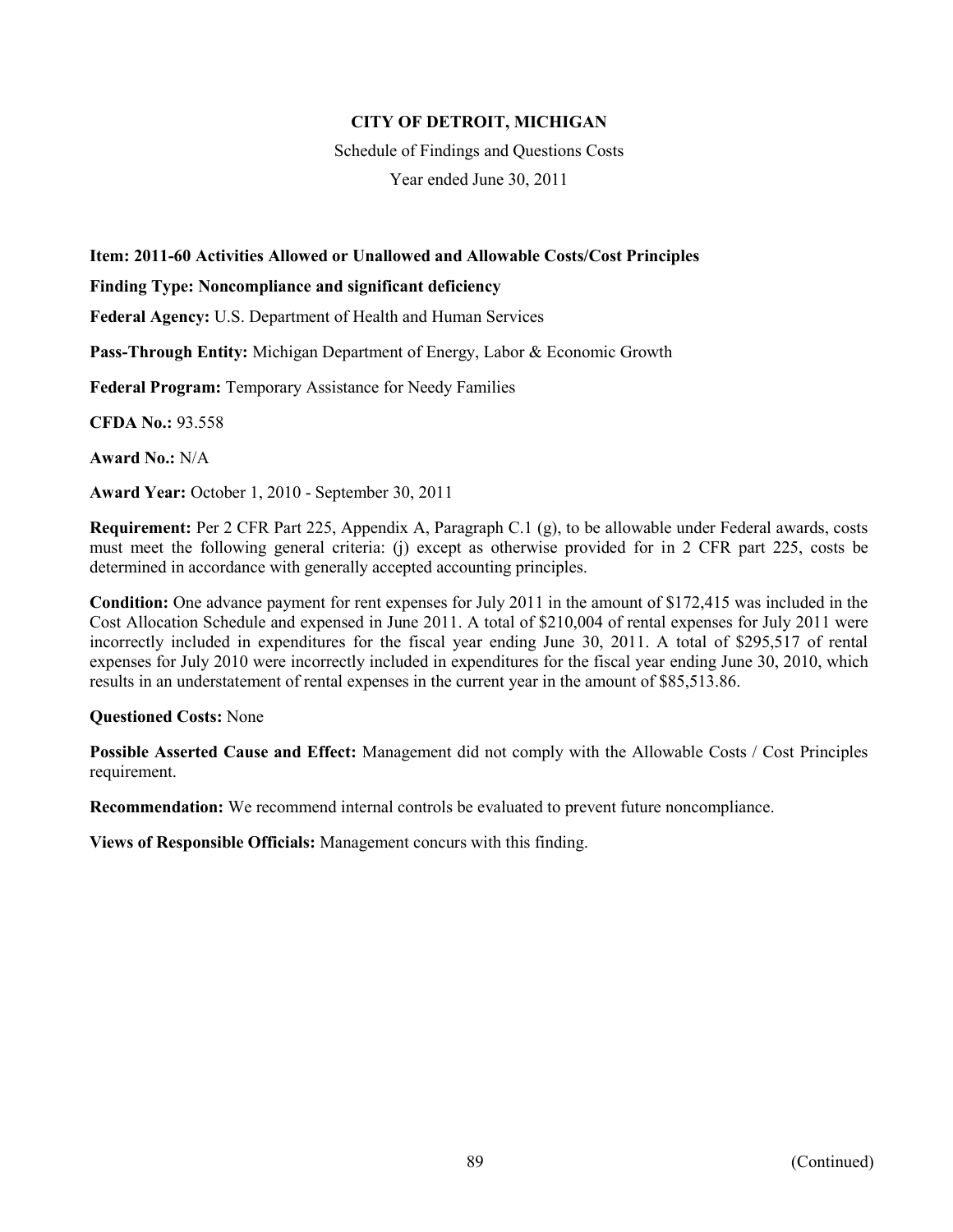**CITY OF DETROIT, MICHIGAN**

Schedule of Findings and Questions Costs

Year ended June 30, 2011

**Item: 2011-60 Activities Allowed or Unallowed and Allowable Costs/Cost Principles**

**Finding Type: Noncompliance and significant deficiency**

**Federal Agency:** U.S. Department of Health and Human Services

**Pass-Through Entity:** Michigan Department of Energy, Labor & Economic Growth

**Federal Program:** Temporary Assistance for Needy Families

**CFDA No.:** 93.558

**Award No.:** N/A

**Award Year:** October 1, 2010 - September 30, 2011

**Requirement:** Per 2 CFR Part 225, Appendix A, Paragraph C.1 (g), to be allowable under Federal awards, costs must meet the following general criteria: (j) except as otherwise provided for in 2 CFR part 225, costs be determined in accordance with generally accepted accounting principles.

**Condition:** One advance payment for rent expenses for July 2011 in the amount of $172,415 was included in the Cost Allocation Schedule and expensed in June 2011. A total of $210,004 of rental expenses for July 2011 were incorrectly included in expenditures for the fiscal year ending June 30, 2011. A total of $295,517 of rental expenses for July 2010 were incorrectly included in expenditures for the fiscal year ending June 30, 2010, which results in an understatement of rental expenses in the current year in the amount of $85,513.86.

**Questioned Costs:** None

**Possible Asserted Cause and Effect:** Management did not comply with the Allowable Costs / Cost Principles requirement.

**Recommendation:** We recommend internal controls be evaluated to prevent future noncompliance.

**Views of Responsible Officials:** Management concurs with this finding.

(Continued)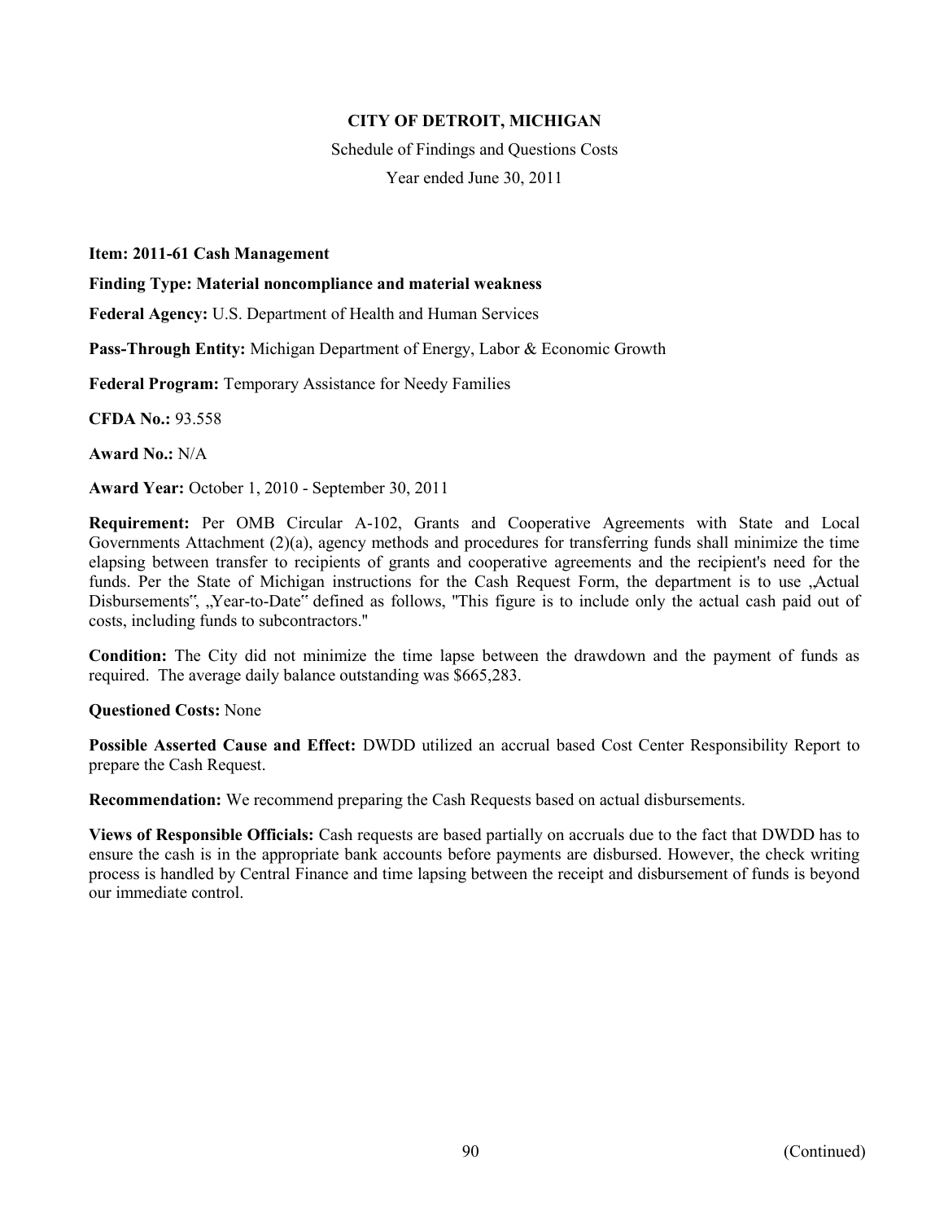**CITY OF DETROIT, MICHIGAN**

Schedule of Findings and Questions Costs

Year ended June 30, 2011

**Item: 2011-61 Cash Management**

**Finding Type: Material noncompliance and material weakness**

**Federal Agency:** U.S. Department of Health and Human Services

**Pass-Through Entity:** Michigan Department of Energy, Labor & Economic Growth

**Federal Program:** Temporary Assistance for Needy Families

**CFDA No.:** 93.558

**Award No.:** N/A

**Award Year:** October 1, 2010 - September 30, 2011

**Requirement:** Per OMB Circular A-102, Grants and Cooperative Agreements with State and Local Governments Attachment (2)(a), agency methods and procedures for transferring funds shall minimize the time elapsing between transfer to recipients of grants and cooperative agreements and the recipient's need for the funds. Per the State of Michigan instructions for the Cash Request Form, the department is to use „Actual Disbursements", „Year-to-Date" defined as follows, "This figure is to include only the actual cash paid out of costs, including funds to subcontractors."

**Condition:** The City did not minimize the time lapse between the drawdown and the payment of funds as required. The average daily balance outstanding was $665,283.

**Questioned Costs:** None

**Possible Asserted Cause and Effect:** DWDD utilized an accrual based Cost Center Responsibility Report to prepare the Cash Request.

**Recommendation:** We recommend preparing the Cash Requests based on actual disbursements.

**Views of Responsible Officials:** Cash requests are based partially on accruals due to the fact that DWDD has to ensure the cash is in the appropriate bank accounts before payments are disbursed. However, the check writing process is handled by Central Finance and time lapsing between the receipt and disbursement of funds is beyond our immediate control.

(Continued)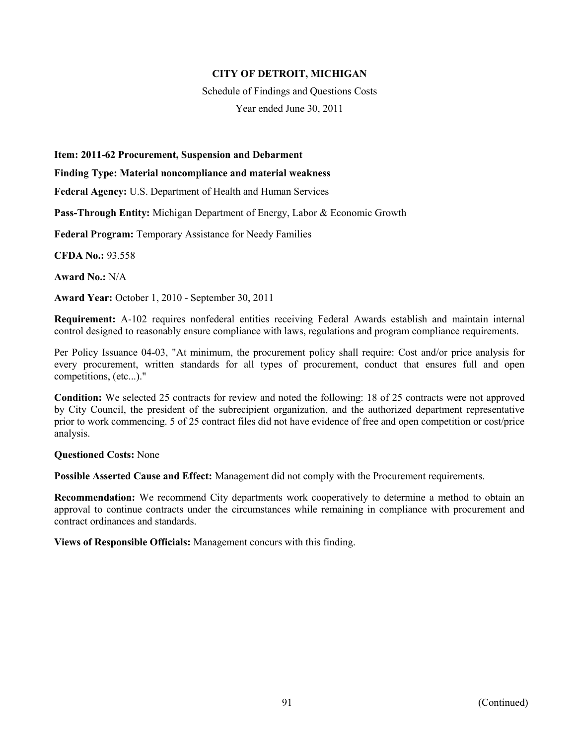**CITY OF DETROIT, MICHIGAN**

Schedule of Findings and Questions Costs

Year ended June 30, 2011

**Item: 2011-62 Procurement, Suspension and Debarment**

**Finding Type: Material noncompliance and material weakness**

**Federal Agency:** U.S. Department of Health and Human Services

**Pass-Through Entity:** Michigan Department of Energy, Labor & Economic Growth

**Federal Program:** Temporary Assistance for Needy Families

**CFDA No.:** 93.558

**Award No.:** N/A

**Award Year:** October 1, 2010 - September 30, 2011

**Requirement:** A-102 requires nonfederal entities receiving Federal Awards establish and maintain internal control designed to reasonably ensure compliance with laws, regulations and program compliance requirements.

Per Policy Issuance 04-03, "At minimum, the procurement policy shall require: Cost and/or price analysis for every procurement, written standards for all types of procurement, conduct that ensures full and open competitions, (etc...)."

**Condition:** We selected 25 contracts for review and noted the following: 18 of 25 contracts were not approved by City Council, the president of the subrecipient organization, and the authorized department representative prior to work commencing. 5 of 25 contract files did not have evidence of free and open competition or cost/price analysis.

**Questioned Costs:** None

**Possible Asserted Cause and Effect:** Management did not comply with the Procurement requirements.

**Recommendation:** We recommend City departments work cooperatively to determine a method to obtain an approval to continue contracts under the circumstances while remaining in compliance with procurement and contract ordinances and standards.

**Views of Responsible Officials:** Management concurs with this finding.

(Continued)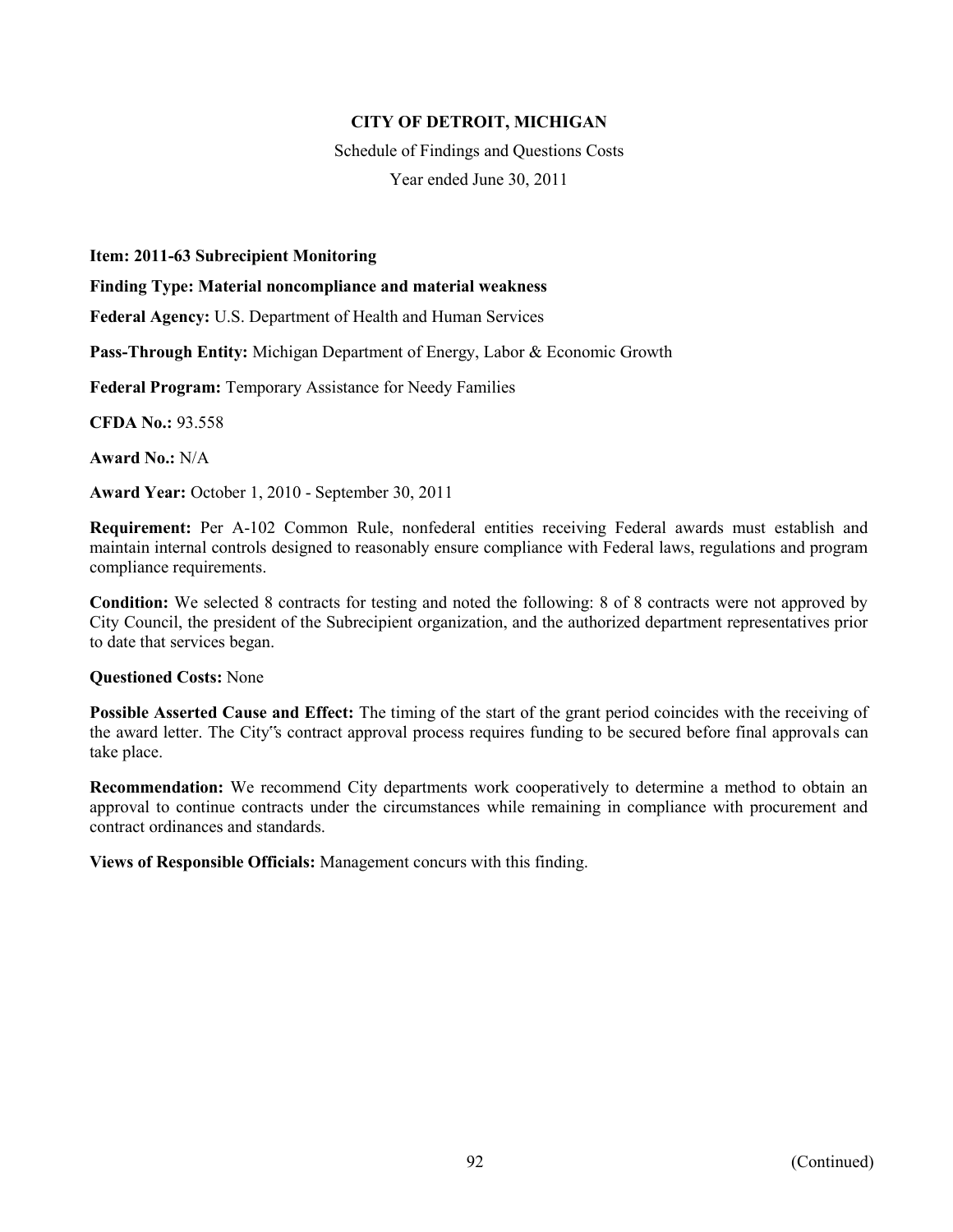**CITY OF DETROIT, MICHIGAN**

Schedule of Findings and Questions Costs

Year ended June 30, 2011

**Item: 2011-63 Subrecipient Monitoring**

**Finding Type: Material noncompliance and material weakness**

**Federal Agency:** U.S. Department of Health and Human Services

**Pass-Through Entity:** Michigan Department of Energy, Labor & Economic Growth

**Federal Program:** Temporary Assistance for Needy Families

**CFDA No.:** 93.558

**Award No.:** N/A

**Award Year:** October 1, 2010 - September 30, 2011

**Requirement:** Per A-102 Common Rule, nonfederal entities receiving Federal awards must establish and maintain internal controls designed to reasonably ensure compliance with Federal laws, regulations and program compliance requirements.

**Condition:** We selected 8 contracts for testing and noted the following: 8 of 8 contracts were not approved by City Council, the president of the Subrecipient organization, and the authorized department representatives prior to date that services began.

**Questioned Costs:** None

**Possible Asserted Cause and Effect:** The timing of the start of the grant period coincides with the receiving of the award letter. The City"s contract approval process requires funding to be secured before final approvals can take place.

**Recommendation:** We recommend City departments work cooperatively to determine a method to obtain an approval to continue contracts under the circumstances while remaining in compliance with procurement and contract ordinances and standards.

**Views of Responsible Officials:** Management concurs with this finding.

(Continued)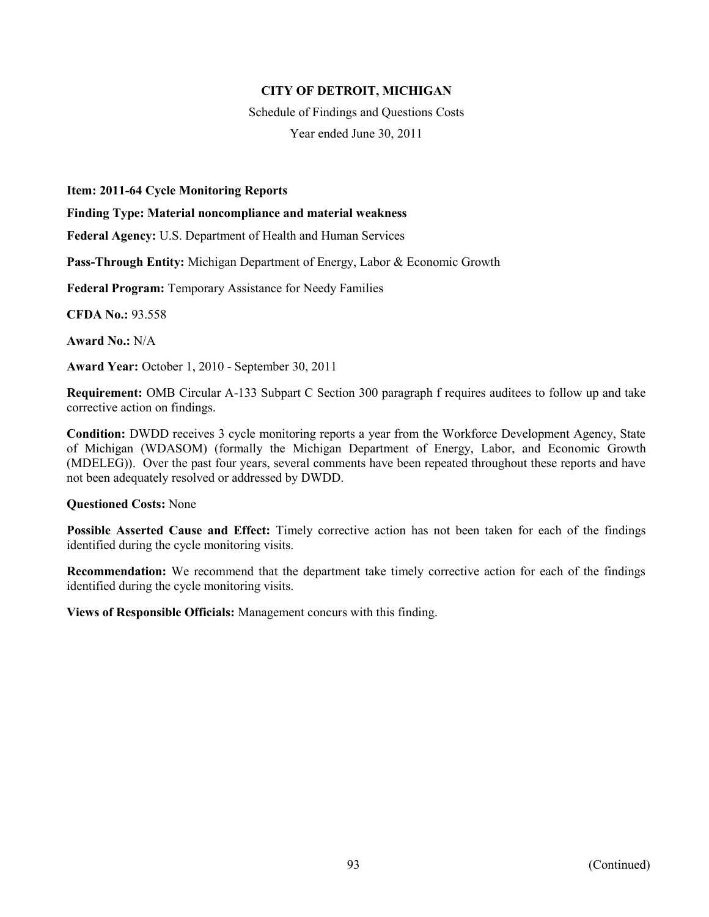**CITY OF DETROIT, MICHIGAN**

Schedule of Findings and Questions Costs

Year ended June 30, 2011

**Item: 2011-64 Cycle Monitoring Reports**

**Finding Type: Material noncompliance and material weakness**

**Federal Agency:** U.S. Department of Health and Human Services

**Pass-Through Entity:** Michigan Department of Energy, Labor & Economic Growth

**Federal Program:** Temporary Assistance for Needy Families

**CFDA No.:** 93.558

**Award No.:** N/A

**Award Year:** October 1, 2010 - September 30, 2011

**Requirement:** OMB Circular A-133 Subpart C Section 300 paragraph f requires auditees to follow up and take corrective action on findings.

**Condition:** DWDD receives 3 cycle monitoring reports a year from the Workforce Development Agency, State of Michigan (WDASOM) (formally the Michigan Department of Energy, Labor, and Economic Growth (MDELEG)). Over the past four years, several comments have been repeated throughout these reports and have not been adequately resolved or addressed by DWDD.

**Questioned Costs:** None

**Possible Asserted Cause and Effect:** Timely corrective action has not been taken for each of the findings identified during the cycle monitoring visits.

**Recommendation:** We recommend that the department take timely corrective action for each of the findings identified during the cycle monitoring visits.

**Views of Responsible Officials:** Management concurs with this finding.

(Continued)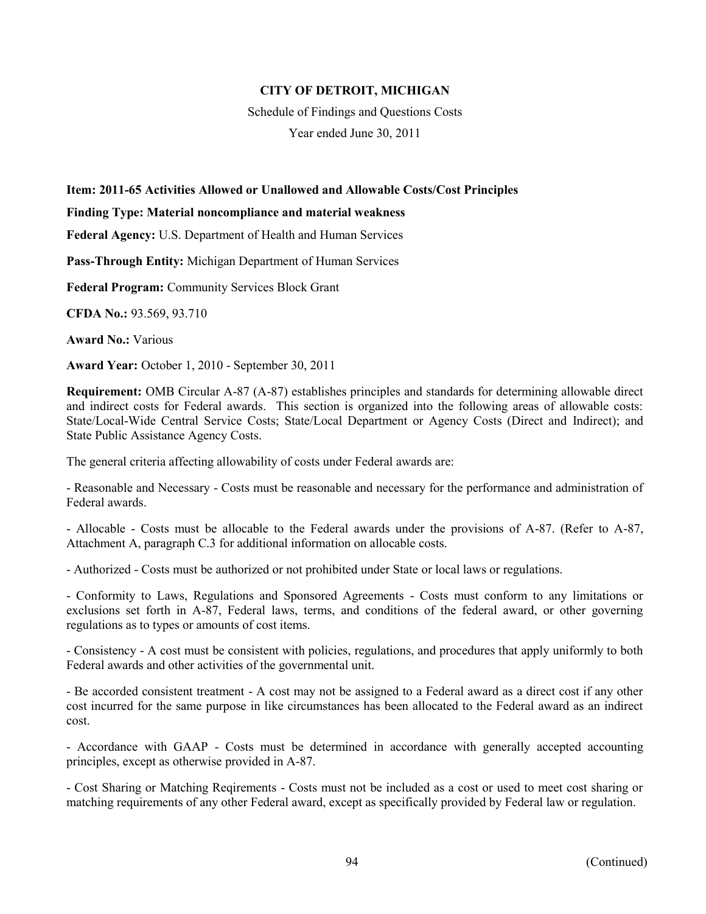**CITY OF DETROIT, MICHIGAN**

Schedule of Findings and Questions Costs

Year ended June 30, 2011

**Item: 2011-65 Activities Allowed or Unallowed and Allowable Costs/Cost Principles**

**Finding Type: Material noncompliance and material weakness**

**Federal Agency:** U.S. Department of Health and Human Services

**Pass-Through Entity:** Michigan Department of Human Services

**Federal Program:** Community Services Block Grant

**CFDA No.:** 93.569, 93.710

**Award No.:** Various

**Award Year:** October 1, 2010 - September 30, 2011

**Requirement:** OMB Circular A-87 (A-87) establishes principles and standards for determining allowable direct and indirect costs for Federal awards. This section is organized into the following areas of allowable costs: State/Local-Wide Central Service Costs; State/Local Department or Agency Costs (Direct and Indirect); and State Public Assistance Agency Costs.

The general criteria affecting allowability of costs under Federal awards are:

- Reasonable and Necessary - Costs must be reasonable and necessary for the performance and administration of Federal awards.

- Allocable - Costs must be allocable to the Federal awards under the provisions of A-87. (Refer to A-87, Attachment A, paragraph C.3 for additional information on allocable costs.

- Authorized - Costs must be authorized or not prohibited under State or local laws or regulations.

- Conformity to Laws, Regulations and Sponsored Agreements - Costs must conform to any limitations or exclusions set forth in A-87, Federal laws, terms, and conditions of the federal award, or other governing regulations as to types or amounts of cost items.

- Consistency - A cost must be consistent with policies, regulations, and procedures that apply uniformly to both Federal awards and other activities of the governmental unit.

- Be accorded consistent treatment - A cost may not be assigned to a Federal award as a direct cost if any other cost incurred for the same purpose in like circumstances has been allocated to the Federal award as an indirect cost.

- Accordance with GAAP - Costs must be determined in accordance with generally accepted accounting principles, except as otherwise provided in A-87.

- Cost Sharing or Matching Reqirements - Costs must not be included as a cost or used to meet cost sharing or matching requirements of any other Federal award, except as specifically provided by Federal law or regulation.

(Continued)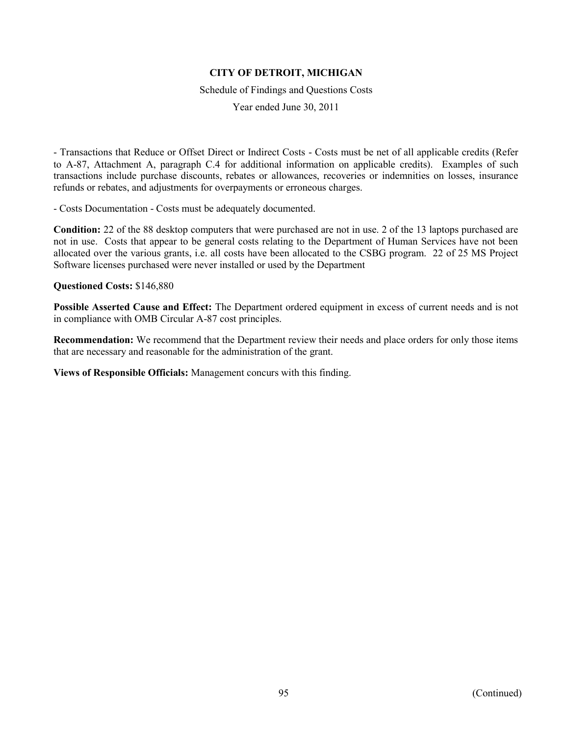- Transactions that Reduce or Offset Direct or Indirect Costs - Costs must be net of all applicable credits (Refer to A-87, Attachment A, paragraph C.4 for additional information on applicable credits). Examples of such transactions include purchase discounts, rebates or allowances, recoveries or indemnities on losses, insurance refunds or rebates, and adjustments for overpayments or erroneous charges.

- Costs Documentation - Costs must be adequately documented.

**Condition:** 22 of the 88 desktop computers that were purchased are not in use. 2 of the 13 laptops purchased are not in use. Costs that appear to be general costs relating to the Department of Human Services have not been allocated over the various grants, i.e. all costs have been allocated to the CSBG program. 22 of 25 MS Project Software licenses purchased were never installed or used by the Department

**Questioned Costs:** $146,880

**Possible Asserted Cause and Effect:** The Department ordered equipment in excess of current needs and is not in compliance with OMB Circular A-87 cost principles.

**Recommendation:** We recommend that the Department review their needs and place orders for only those items that are necessary and reasonable for the administration of the grant.

**Views of Responsible Officials:** Management concurs with this finding.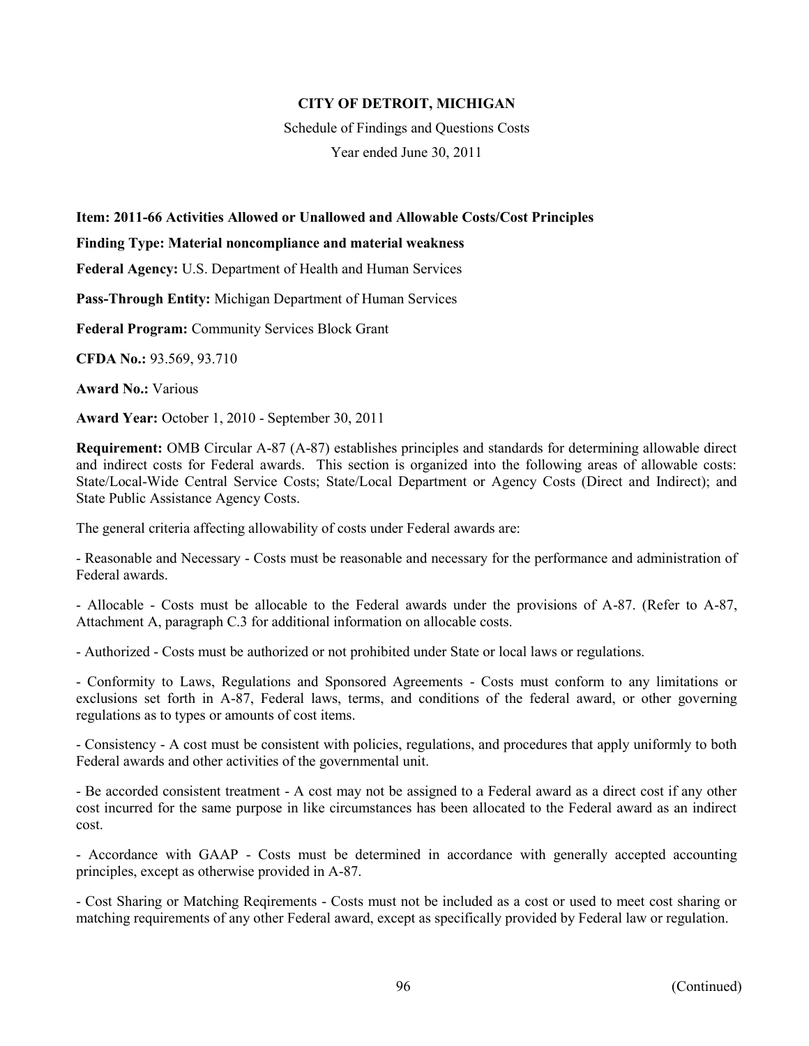**CITY OF DETROIT, MICHIGAN**

Schedule of Findings and Questions Costs

Year ended June 30, 2011

**Item: 2011-66 Activities Allowed or Unallowed and Allowable Costs/Cost Principles**

**Finding Type: Material noncompliance and material weakness**

**Federal Agency:** U.S. Department of Health and Human Services

**Pass-Through Entity:** Michigan Department of Human Services

**Federal Program:** Community Services Block Grant

**CFDA No.:** 93.569, 93.710

**Award No.:** Various

**Award Year:** October 1, 2010 - September 30, 2011

**Requirement:** OMB Circular A-87 (A-87) establishes principles and standards for determining allowable direct and indirect costs for Federal awards. This section is organized into the following areas of allowable costs: State/Local-Wide Central Service Costs; State/Local Department or Agency Costs (Direct and Indirect); and State Public Assistance Agency Costs.

The general criteria affecting allowability of costs under Federal awards are:

- Reasonable and Necessary - Costs must be reasonable and necessary for the performance and administration of Federal awards.

- Allocable - Costs must be allocable to the Federal awards under the provisions of A-87. (Refer to A-87, Attachment A, paragraph C.3 for additional information on allocable costs.

- Authorized - Costs must be authorized or not prohibited under State or local laws or regulations.

- Conformity to Laws, Regulations and Sponsored Agreements - Costs must conform to any limitations or exclusions set forth in A-87, Federal laws, terms, and conditions of the federal award, or other governing regulations as to types or amounts of cost items.

- Consistency - A cost must be consistent with policies, regulations, and procedures that apply uniformly to both Federal awards and other activities of the governmental unit.

- Be accorded consistent treatment - A cost may not be assigned to a Federal award as a direct cost if any other cost incurred for the same purpose in like circumstances has been allocated to the Federal award as an indirect cost.

- Accordance with GAAP - Costs must be determined in accordance with generally accepted accounting principles, except as otherwise provided in A-87.

- Cost Sharing or Matching Reqirements - Costs must not be included as a cost or used to meet cost sharing or matching requirements of any other Federal award, except as specifically provided by Federal law or regulation.

(Continued)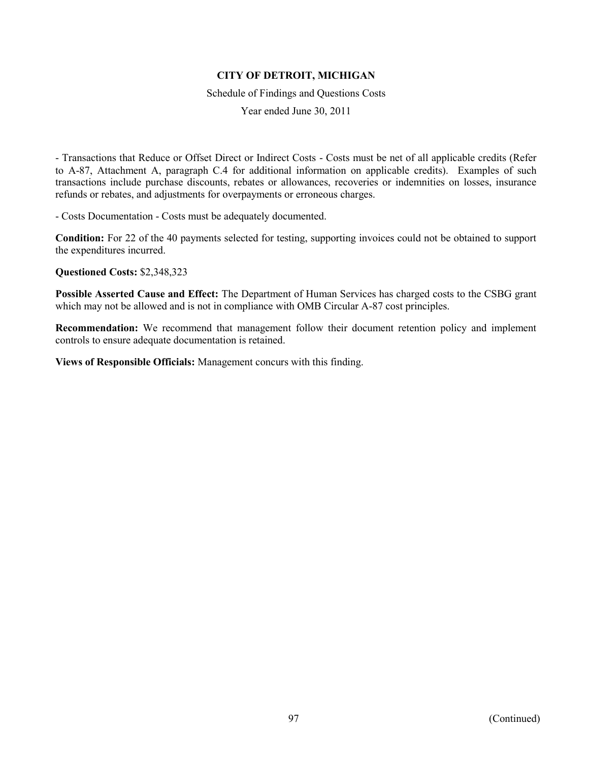- Transactions that Reduce or Offset Direct or Indirect Costs - Costs must be net of all applicable credits (Refer to A-87, Attachment A, paragraph C.4 for additional information on applicable credits). Examples of such transactions include purchase discounts, rebates or allowances, recoveries or indemnities on losses, insurance refunds or rebates, and adjustments for overpayments or erroneous charges.

- Costs Documentation - Costs must be adequately documented.

**Condition:** For 22 of the 40 payments selected for testing, supporting invoices could not be obtained to support the expenditures incurred.

**Questioned Costs:** $2,348,323

**Possible Asserted Cause and Effect:** The Department of Human Services has charged costs to the CSBG grant which may not be allowed and is not in compliance with OMB Circular A-87 cost principles.

**Recommendation:** We recommend that management follow their document retention policy and implement controls to ensure adequate documentation is retained.

**Views of Responsible Officials:** Management concurs with this finding.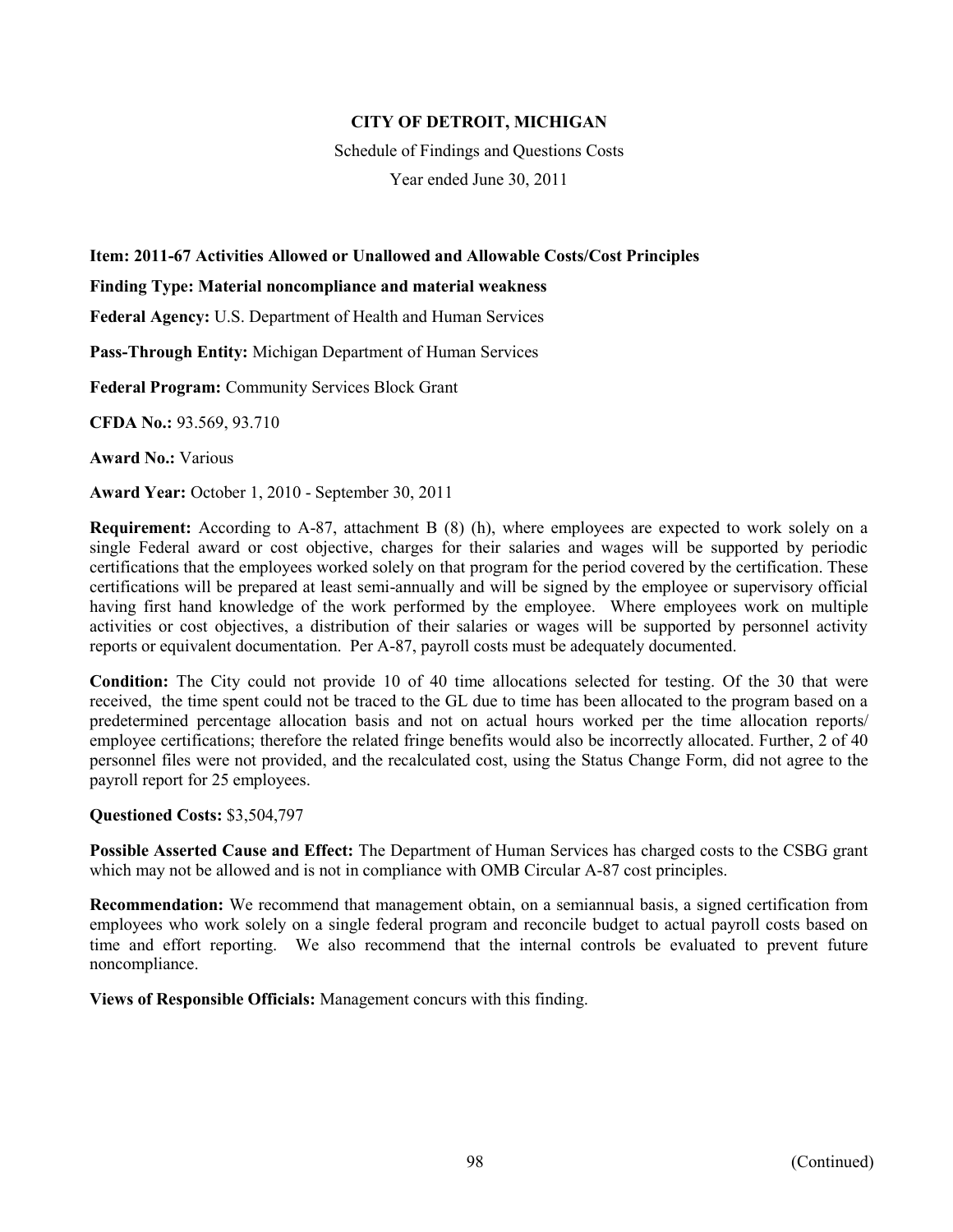**CITY OF DETROIT, MICHIGAN**

Schedule of Findings and Questions Costs

Year ended June 30, 2011

**Item: 2011-67 Activities Allowed or Unallowed and Allowable Costs/Cost Principles**

**Finding Type: Material noncompliance and material weakness**

**Federal Agency:** U.S. Department of Health and Human Services

**Pass-Through Entity:** Michigan Department of Human Services

**Federal Program:** Community Services Block Grant

**CFDA No.:** 93.569, 93.710

**Award No.:** Various

**Award Year:** October 1, 2010 - September 30, 2011

**Requirement:** According to A-87, attachment B (8) (h), where employees are expected to work solely on a single Federal award or cost objective, charges for their salaries and wages will be supported by periodic certifications that the employees worked solely on that program for the period covered by the certification. These certifications will be prepared at least semi-annually and will be signed by the employee or supervisory official having first hand knowledge of the work performed by the employee. Where employees work on multiple activities or cost objectives, a distribution of their salaries or wages will be supported by personnel activity reports or equivalent documentation. Per A-87, payroll costs must be adequately documented.

**Condition:** The City could not provide 10 of 40 time allocations selected for testing. Of the 30 that were received, the time spent could not be traced to the GL due to time has been allocated to the program based on a predetermined percentage allocation basis and not on actual hours worked per the time allocation reports/ employee certifications; therefore the related fringe benefits would also be incorrectly allocated. Further, 2 of 40 personnel files were not provided, and the recalculated cost, using the Status Change Form, did not agree to the payroll report for 25 employees.

**Questioned Costs:** $3,504,797

**Possible Asserted Cause and Effect:** The Department of Human Services has charged costs to the CSBG grant which may not be allowed and is not in compliance with OMB Circular A-87 cost principles.

**Recommendation:** We recommend that management obtain, on a semiannual basis, a signed certification from employees who work solely on a single federal program and reconcile budget to actual payroll costs based on time and effort reporting. We also recommend that the internal controls be evaluated to prevent future noncompliance.

**Views of Responsible Officials:** Management concurs with this finding.

(Continued)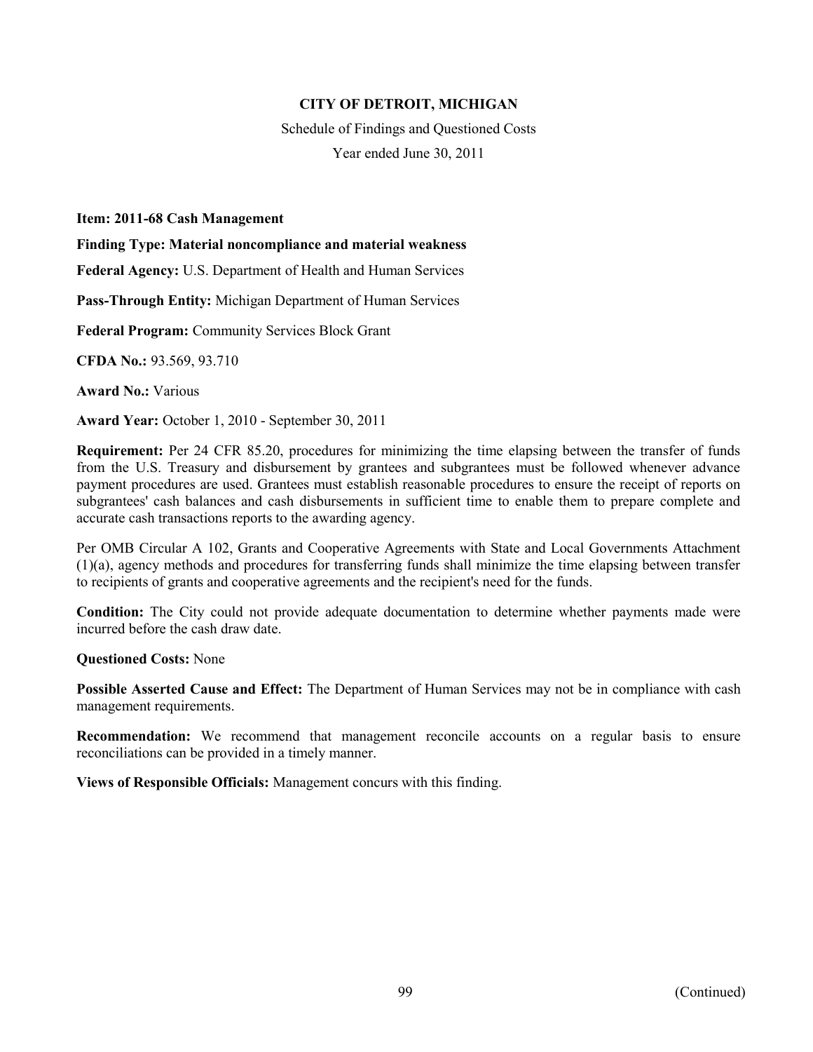**CITY OF DETROIT, MICHIGAN**

Schedule of Findings and Questioned Costs

Year ended June 30, 2011

**Item: 2011-68 Cash Management**

**Finding Type: Material noncompliance and material weakness**

**Federal Agency:** U.S. Department of Health and Human Services

**Pass-Through Entity:** Michigan Department of Human Services

**Federal Program:** Community Services Block Grant

**CFDA No.:** 93.569, 93.710

**Award No.:** Various

**Award Year:** October 1, 2010 - September 30, 2011

**Requirement:** Per 24 CFR 85.20, procedures for minimizing the time elapsing between the transfer of funds from the U.S. Treasury and disbursement by grantees and subgrantees must be followed whenever advance payment procedures are used. Grantees must establish reasonable procedures to ensure the receipt of reports on subgrantees' cash balances and cash disbursements in sufficient time to enable them to prepare complete and accurate cash transactions reports to the awarding agency.

Per OMB Circular A 102, Grants and Cooperative Agreements with State and Local Governments Attachment (1)(a), agency methods and procedures for transferring funds shall minimize the time elapsing between transfer to recipients of grants and cooperative agreements and the recipient's need for the funds.

**Condition:** The City could not provide adequate documentation to determine whether payments made were incurred before the cash draw date.

**Questioned Costs:** None

**Possible Asserted Cause and Effect:** The Department of Human Services may not be in compliance with cash management requirements.

**Recommendation:** We recommend that management reconcile accounts on a regular basis to ensure reconciliations can be provided in a timely manner.

**Views of Responsible Officials:** Management concurs with this finding.

(Continued)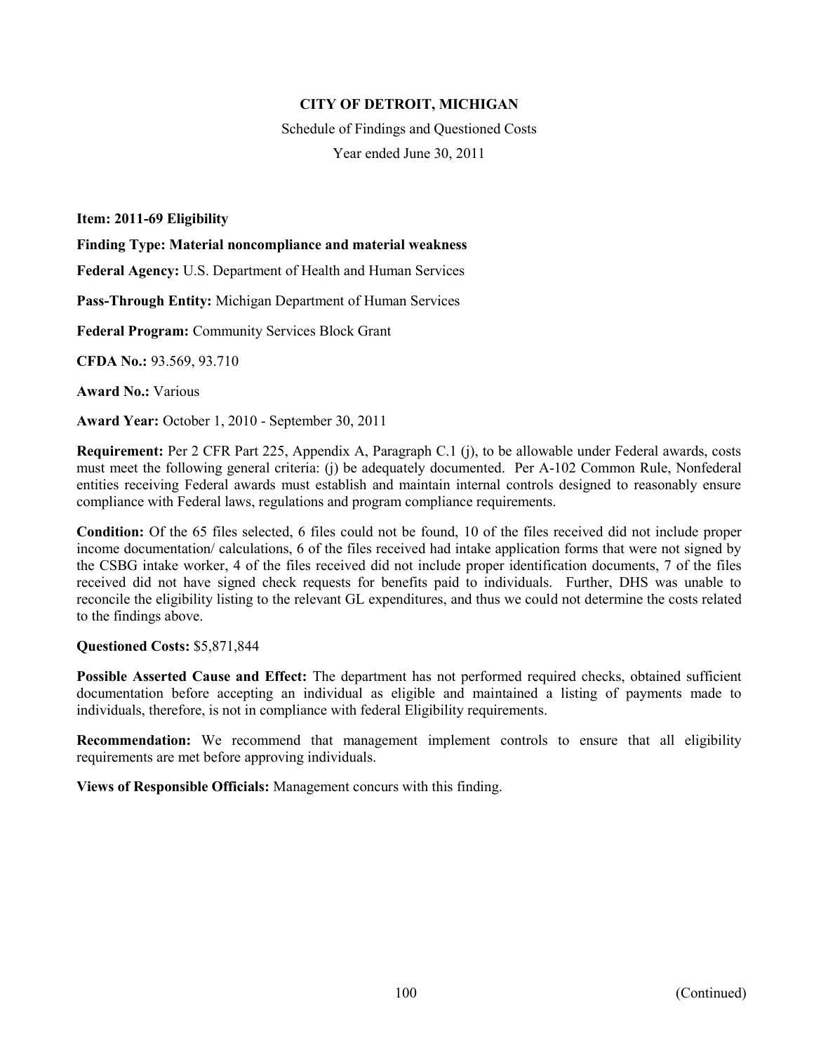**CITY OF DETROIT, MICHIGAN**

Schedule of Findings and Questioned Costs

Year ended June 30, 2011

**Item: 2011-69 Eligibility**

**Finding Type: Material noncompliance and material weakness**

**Federal Agency:** U.S. Department of Health and Human Services

**Pass-Through Entity:** Michigan Department of Human Services

**Federal Program:** Community Services Block Grant

**CFDA No.:** 93.569, 93.710

**Award No.:** Various

**Award Year:** October 1, 2010 - September 30, 2011

**Requirement:** Per 2 CFR Part 225, Appendix A, Paragraph C.1 (j), to be allowable under Federal awards, costs must meet the following general criteria: (j) be adequately documented. Per A-102 Common Rule, Nonfederal entities receiving Federal awards must establish and maintain internal controls designed to reasonably ensure compliance with Federal laws, regulations and program compliance requirements.

**Condition:** Of the 65 files selected, 6 files could not be found, 10 of the files received did not include proper income documentation/ calculations, 6 of the files received had intake application forms that were not signed by the CSBG intake worker, 4 of the files received did not include proper identification documents, 7 of the files received did not have signed check requests for benefits paid to individuals. Further, DHS was unable to reconcile the eligibility listing to the relevant GL expenditures, and thus we could not determine the costs related to the findings above.

**Questioned Costs:** $5,871,844

**Possible Asserted Cause and Effect:** The department has not performed required checks, obtained sufficient documentation before accepting an individual as eligible and maintained a listing of payments made to individuals, therefore, is not in compliance with federal Eligibility requirements.

**Recommendation:** We recommend that management implement controls to ensure that all eligibility requirements are met before approving individuals.

**Views of Responsible Officials:** Management concurs with this finding.

(Continued)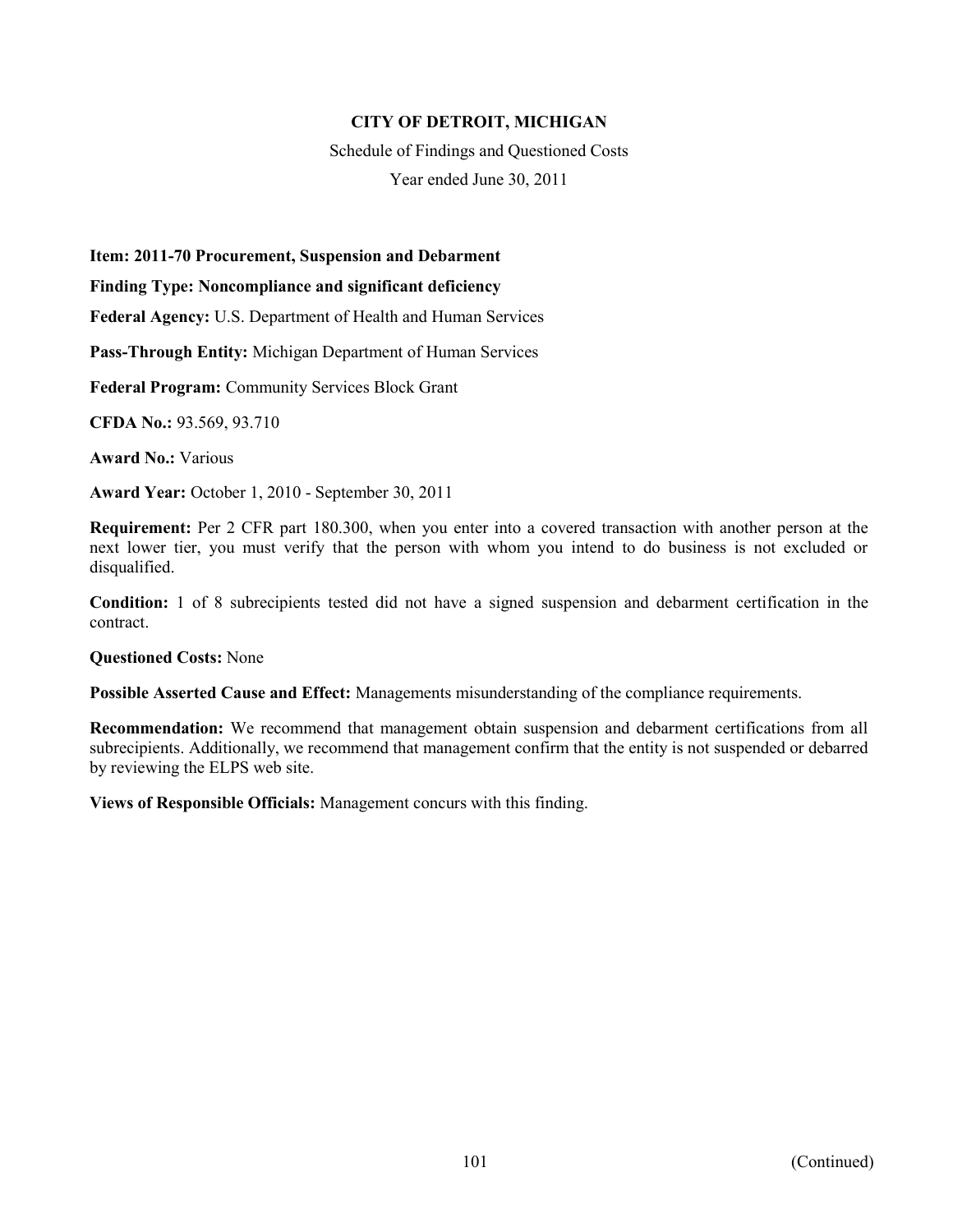**CITY OF DETROIT, MICHIGAN**

Schedule of Findings and Questioned Costs

Year ended June 30, 2011

**Item: 2011-70 Procurement, Suspension and Debarment**

**Finding Type: Noncompliance and significant deficiency**

**Federal Agency:** U.S. Department of Health and Human Services

**Pass-Through Entity:** Michigan Department of Human Services

**Federal Program:** Community Services Block Grant

**CFDA No.:** 93.569, 93.710

**Award No.:** Various

**Award Year:** October 1, 2010 - September 30, 2011

**Requirement:** Per 2 CFR part 180.300, when you enter into a covered transaction with another person at the next lower tier, you must verify that the person with whom you intend to do business is not excluded or disqualified.

**Condition:** 1 of 8 subrecipients tested did not have a signed suspension and debarment certification in the contract.

**Questioned Costs:** None

**Possible Asserted Cause and Effect:** Managements misunderstanding of the compliance requirements.

**Recommendation:** We recommend that management obtain suspension and debarment certifications from all subrecipients. Additionally, we recommend that management confirm that the entity is not suspended or debarred by reviewing the ELPS web site.

**Views of Responsible Officials:** Management concurs with this finding.

(Continued)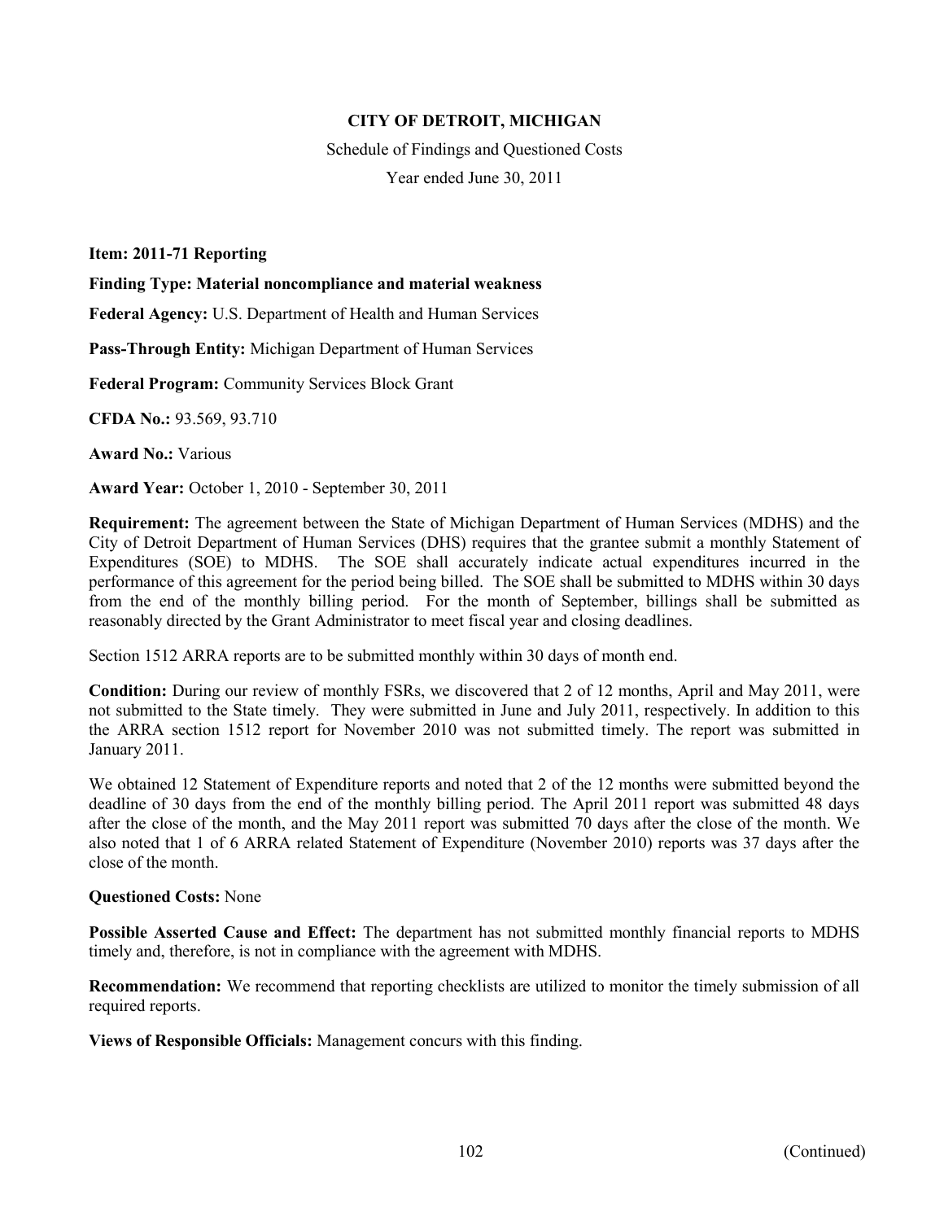**CITY OF DETROIT, MICHIGAN**

Schedule of Findings and Questioned Costs

Year ended June 30, 2011

**Item: 2011-71 Reporting**

**Finding Type: Material noncompliance and material weakness**

**Federal Agency:** U.S. Department of Health and Human Services

**Pass-Through Entity:** Michigan Department of Human Services

**Federal Program:** Community Services Block Grant

**CFDA No.:** 93.569, 93.710

**Award No.:** Various

**Award Year:** October 1, 2010 - September 30, 2011

**Requirement:** The agreement between the State of Michigan Department of Human Services (MDHS) and the City of Detroit Department of Human Services (DHS) requires that the grantee submit a monthly Statement of Expenditures (SOE) to MDHS. The SOE shall accurately indicate actual expenditures incurred in the performance of this agreement for the period being billed. The SOE shall be submitted to MDHS within 30 days from the end of the monthly billing period. For the month of September, billings shall be submitted as reasonably directed by the Grant Administrator to meet fiscal year and closing deadlines.

Section 1512 ARRA reports are to be submitted monthly within 30 days of month end.

**Condition:** During our review of monthly FSRs, we discovered that 2 of 12 months, April and May 2011, were not submitted to the State timely. They were submitted in June and July 2011, respectively. In addition to this the ARRA section 1512 report for November 2010 was not submitted timely. The report was submitted in January 2011.

We obtained 12 Statement of Expenditure reports and noted that 2 of the 12 months were submitted beyond the deadline of 30 days from the end of the monthly billing period. The April 2011 report was submitted 48 days after the close of the month, and the May 2011 report was submitted 70 days after the close of the month. We also noted that 1 of 6 ARRA related Statement of Expenditure (November 2010) reports was 37 days after the close of the month.

**Questioned Costs:** None

**Possible Asserted Cause and Effect:** The department has not submitted monthly financial reports to MDHS timely and, therefore, is not in compliance with the agreement with MDHS.

**Recommendation:** We recommend that reporting checklists are utilized to monitor the timely submission of all required reports.

**Views of Responsible Officials:** Management concurs with this finding.

(Continued)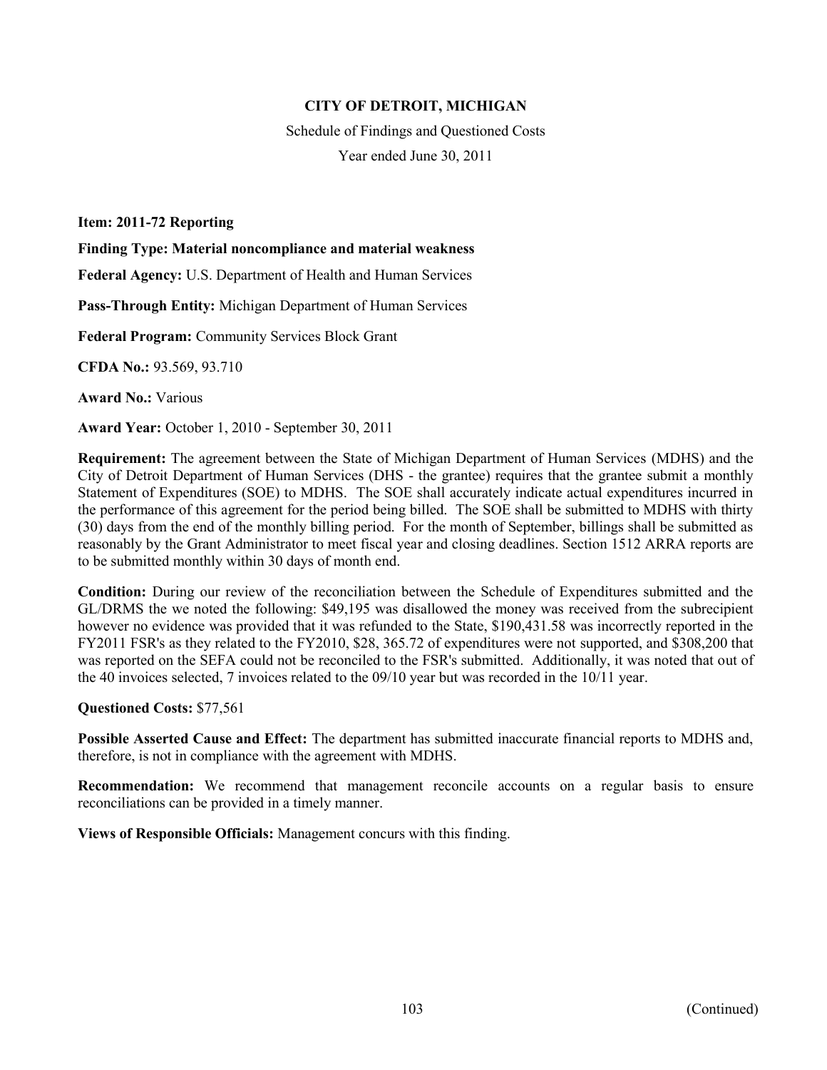**CITY OF DETROIT, MICHIGAN**

Schedule of Findings and Questioned Costs

Year ended June 30, 2011

**Item: 2011-72 Reporting**

**Finding Type: Material noncompliance and material weakness**

**Federal Agency:** U.S. Department of Health and Human Services

**Pass-Through Entity:** Michigan Department of Human Services

**Federal Program:** Community Services Block Grant

**CFDA No.:** 93.569, 93.710

**Award No.:** Various

**Award Year:** October 1, 2010 - September 30, 2011

**Requirement:** The agreement between the State of Michigan Department of Human Services (MDHS) and the City of Detroit Department of Human Services (DHS - the grantee) requires that the grantee submit a monthly Statement of Expenditures (SOE) to MDHS. The SOE shall accurately indicate actual expenditures incurred in the performance of this agreement for the period being billed. The SOE shall be submitted to MDHS with thirty (30) days from the end of the monthly billing period. For the month of September, billings shall be submitted as reasonably by the Grant Administrator to meet fiscal year and closing deadlines. Section 1512 ARRA reports are to be submitted monthly within 30 days of month end.

**Condition:** During our review of the reconciliation between the Schedule of Expenditures submitted and the GL/DRMS the we noted the following: $49,195 was disallowed the money was received from the subrecipient however no evidence was provided that it was refunded to the State, $190,431.58 was incorrectly reported in the FY2011 FSR's as they related to the FY2010, $28, 365.72 of expenditures were not supported, and $308,200 that was reported on the SEFA could not be reconciled to the FSR's submitted. Additionally, it was noted that out of the 40 invoices selected, 7 invoices related to the 09/10 year but was recorded in the 10/11 year.

**Questioned Costs:** $77,561

**Possible Asserted Cause and Effect:** The department has submitted inaccurate financial reports to MDHS and, therefore, is not in compliance with the agreement with MDHS.

**Recommendation:** We recommend that management reconcile accounts on a regular basis to ensure reconciliations can be provided in a timely manner.

**Views of Responsible Officials:** Management concurs with this finding.

(Continued)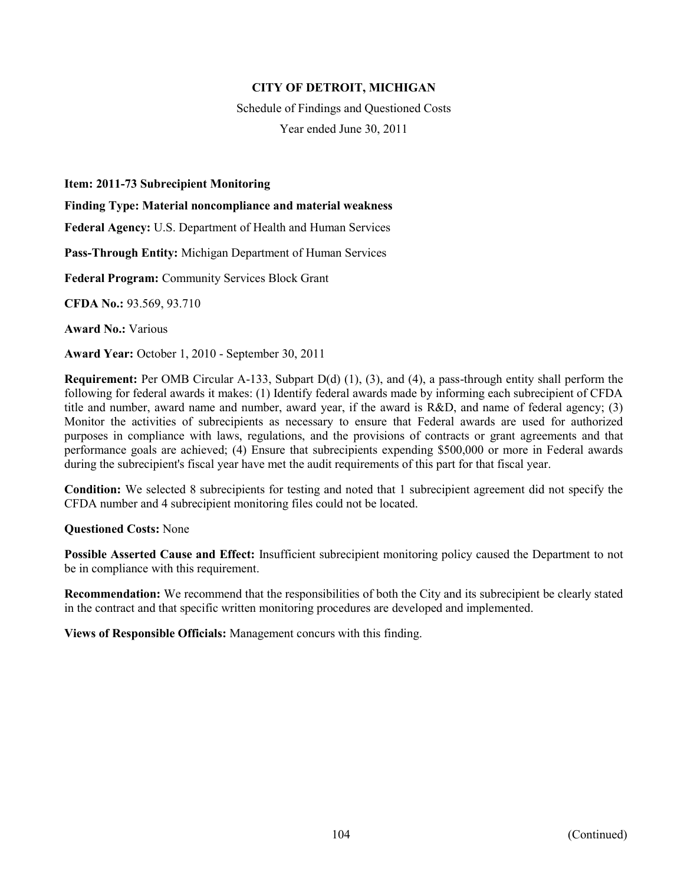**CITY OF DETROIT, MICHIGAN**

Schedule of Findings and Questioned Costs

Year ended June 30, 2011

**Item: 2011-73 Subrecipient Monitoring**

**Finding Type: Material noncompliance and material weakness**

**Federal Agency:** U.S. Department of Health and Human Services

**Pass-Through Entity:** Michigan Department of Human Services

**Federal Program:** Community Services Block Grant

**CFDA No.:** 93.569, 93.710

**Award No.:** Various

**Award Year:** October 1, 2010 - September 30, 2011

**Requirement:** Per OMB Circular A-133, Subpart D(d) (1), (3), and (4), a pass-through entity shall perform the following for federal awards it makes: (1) Identify federal awards made by informing each subrecipient of CFDA title and number, award name and number, award year, if the award is R&D, and name of federal agency; (3) Monitor the activities of subrecipients as necessary to ensure that Federal awards are used for authorized purposes in compliance with laws, regulations, and the provisions of contracts or grant agreements and that performance goals are achieved; (4) Ensure that subrecipients expending $500,000 or more in Federal awards during the subrecipient's fiscal year have met the audit requirements of this part for that fiscal year.

**Condition:** We selected 8 subrecipients for testing and noted that 1 subrecipient agreement did not specify the CFDA number and 4 subrecipient monitoring files could not be located.

**Questioned Costs:** None

**Possible Asserted Cause and Effect:** Insufficient subrecipient monitoring policy caused the Department to not be in compliance with this requirement.

**Recommendation:** We recommend that the responsibilities of both the City and its subrecipient be clearly stated in the contract and that specific written monitoring procedures are developed and implemented.

**Views of Responsible Officials:** Management concurs with this finding.

(Continued)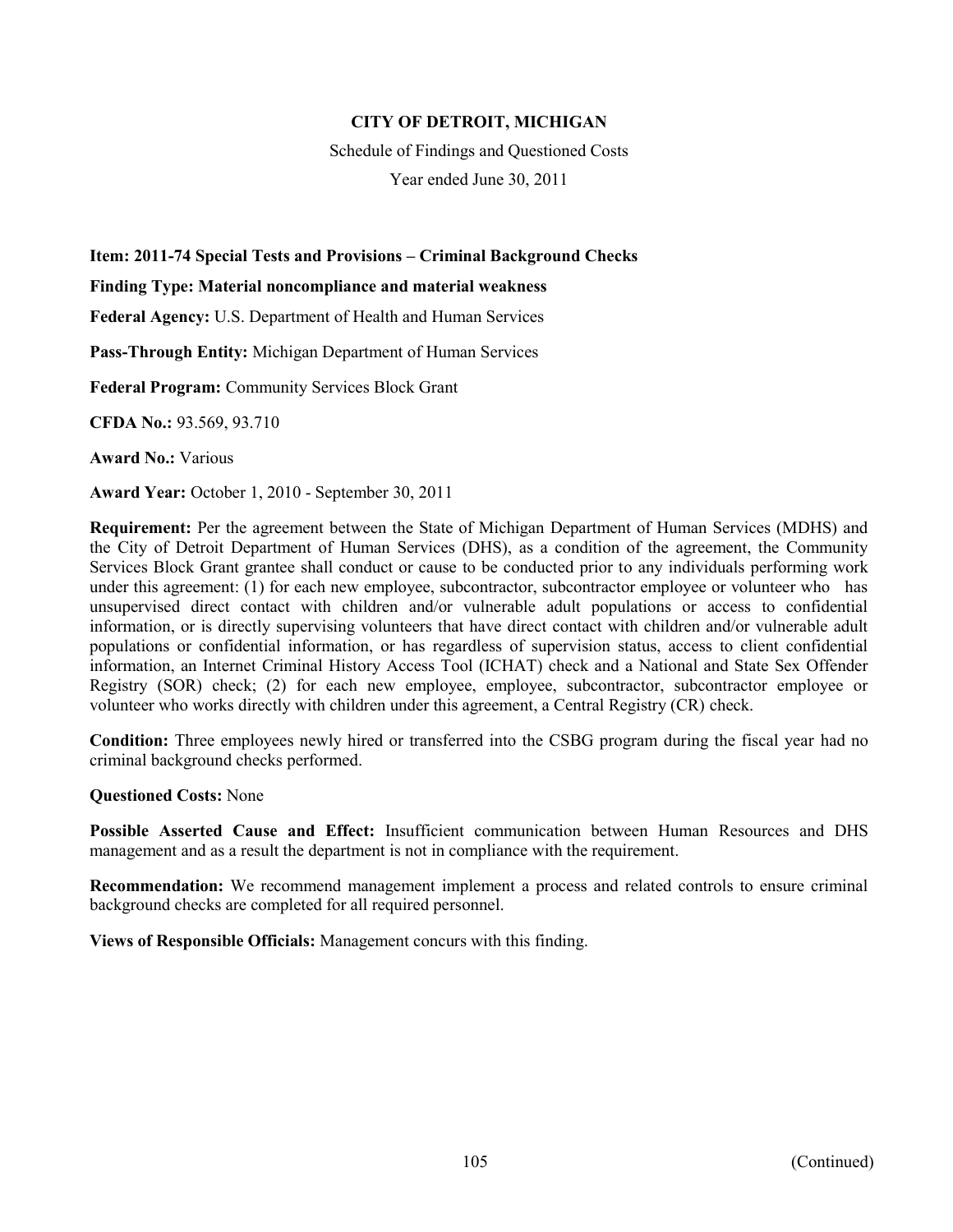**CITY OF DETROIT, MICHIGAN**

Schedule of Findings and Questioned Costs

Year ended June 30, 2011

**Item: 2011-74 Special Tests and Provisions – Criminal Background Checks**

**Finding Type: Material noncompliance and material weakness**

**Federal Agency:** U.S. Department of Health and Human Services

**Pass-Through Entity:** Michigan Department of Human Services

**Federal Program:** Community Services Block Grant

**CFDA No.:** 93.569, 93.710

**Award No.:** Various

**Award Year:** October 1, 2010 - September 30, 2011

**Requirement:** Per the agreement between the State of Michigan Department of Human Services (MDHS) and the City of Detroit Department of Human Services (DHS), as a condition of the agreement, the Community Services Block Grant grantee shall conduct or cause to be conducted prior to any individuals performing work under this agreement: (1) for each new employee, subcontractor, subcontractor employee or volunteer who has unsupervised direct contact with children and/or vulnerable adult populations or access to confidential information, or is directly supervising volunteers that have direct contact with children and/or vulnerable adult populations or confidential information, or has regardless of supervision status, access to client confidential information, an Internet Criminal History Access Tool (ICHAT) check and a National and State Sex Offender Registry (SOR) check; (2) for each new employee, employee, subcontractor, subcontractor employee or volunteer who works directly with children under this agreement, a Central Registry (CR) check.

**Condition:** Three employees newly hired or transferred into the CSBG program during the fiscal year had no criminal background checks performed.

**Questioned Costs:** None

**Possible Asserted Cause and Effect:** Insufficient communication between Human Resources and DHS management and as a result the department is not in compliance with the requirement.

**Recommendation:** We recommend management implement a process and related controls to ensure criminal background checks are completed for all required personnel.

**Views of Responsible Officials:** Management concurs with this finding.

(Continued)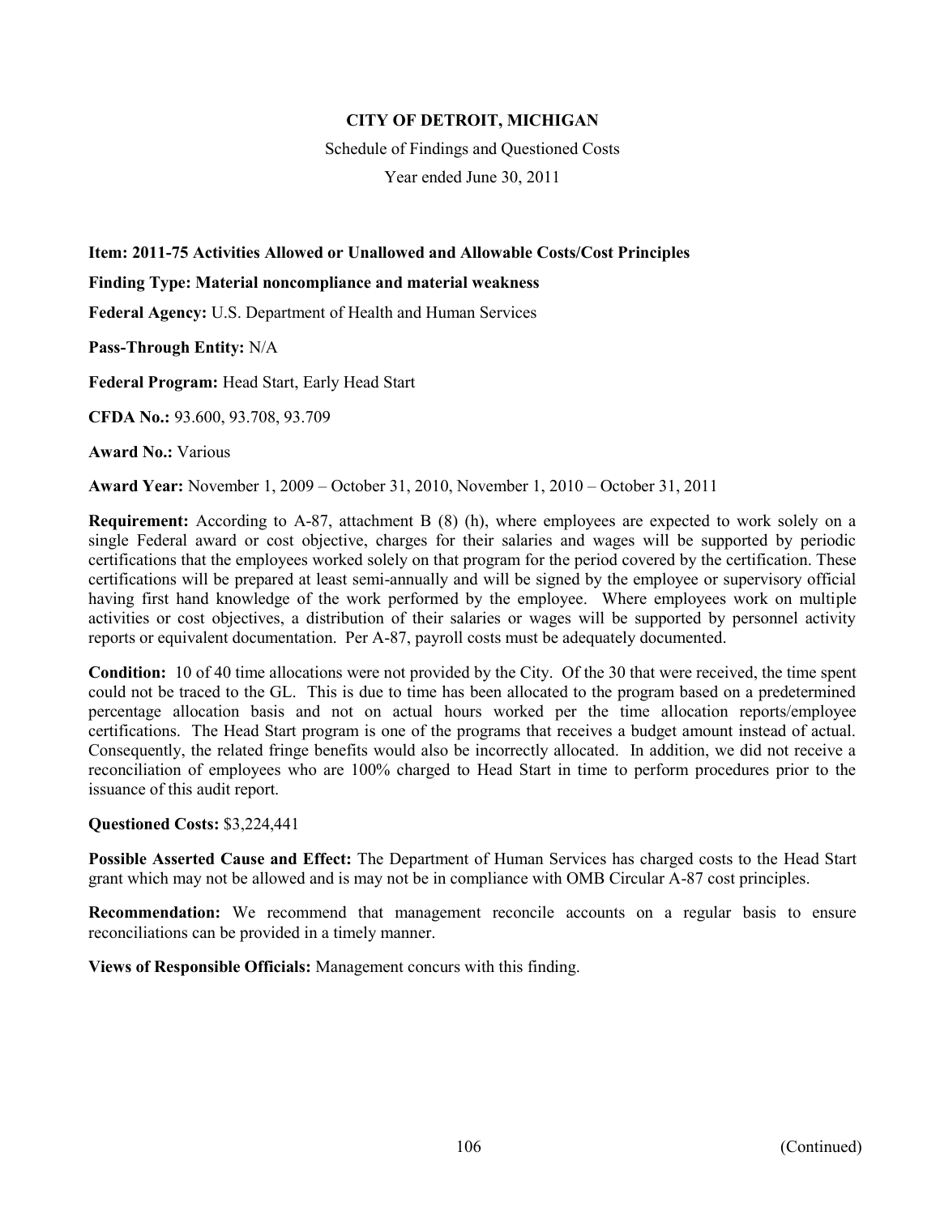**CITY OF DETROIT, MICHIGAN**

Schedule of Findings and Questioned Costs

Year ended June 30, 2011

**Item: 2011-75 Activities Allowed or Unallowed and Allowable Costs/Cost Principles**

**Finding Type: Material noncompliance and material weakness**

**Federal Agency:** U.S. Department of Health and Human Services

**Pass-Through Entity:** N/A

**Federal Program:** Head Start, Early Head Start

**CFDA No.:** 93.600, 93.708, 93.709

**Award No.:** Various

**Award Year:** November 1, 2009 – October 31, 2010, November 1, 2010 – October 31, 2011

**Requirement:** According to A-87, attachment B (8) (h), where employees are expected to work solely on a single Federal award or cost objective, charges for their salaries and wages will be supported by periodic certifications that the employees worked solely on that program for the period covered by the certification. These certifications will be prepared at least semi-annually and will be signed by the employee or supervisory official having first hand knowledge of the work performed by the employee. Where employees work on multiple activities or cost objectives, a distribution of their salaries or wages will be supported by personnel activity reports or equivalent documentation. Per A-87, payroll costs must be adequately documented.

**Condition:** 10 of 40 time allocations were not provided by the City. Of the 30 that were received, the time spent could not be traced to the GL. This is due to time has been allocated to the program based on a predetermined percentage allocation basis and not on actual hours worked per the time allocation reports/employee certifications. The Head Start program is one of the programs that receives a budget amount instead of actual. Consequently, the related fringe benefits would also be incorrectly allocated. In addition, we did not receive a reconciliation of employees who are 100% charged to Head Start in time to perform procedures prior to the issuance of this audit report.

**Questioned Costs:** $3,224,441

**Possible Asserted Cause and Effect:** The Department of Human Services has charged costs to the Head Start grant which may not be allowed and is may not be in compliance with OMB Circular A-87 cost principles.

**Recommendation:** We recommend that management reconcile accounts on a regular basis to ensure reconciliations can be provided in a timely manner.

**Views of Responsible Officials:** Management concurs with this finding.

(Continued)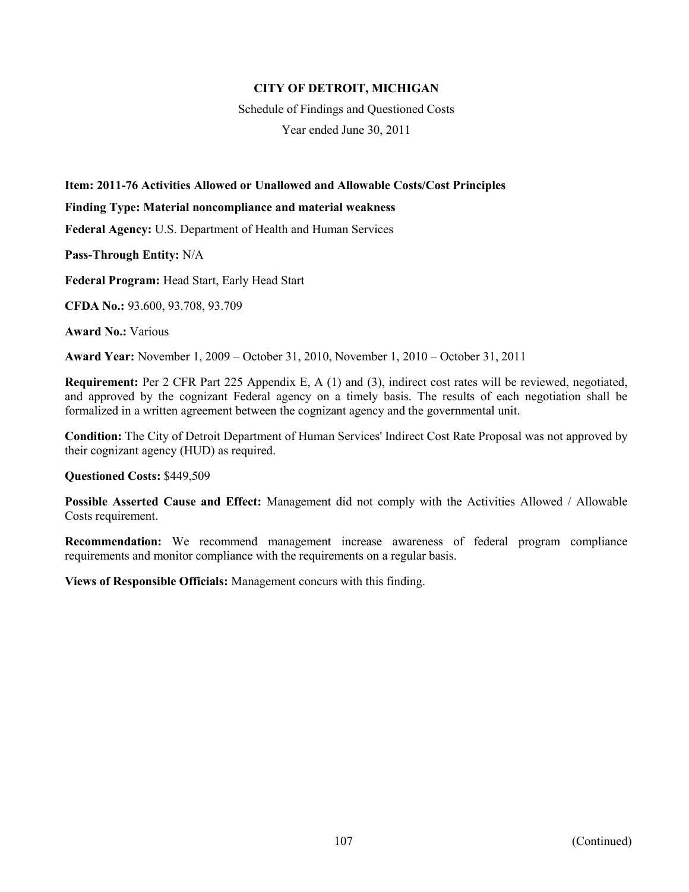**CITY OF DETROIT, MICHIGAN**

Schedule of Findings and Questioned Costs

Year ended June 30, 2011

**Item: 2011-76 Activities Allowed or Unallowed and Allowable Costs/Cost Principles**

**Finding Type: Material noncompliance and material weakness**

**Federal Agency:** U.S. Department of Health and Human Services

**Pass-Through Entity:** N/A

**Federal Program:** Head Start, Early Head Start

**CFDA No.:** 93.600, 93.708, 93.709

**Award No.:** Various

**Award Year:** November 1, 2009 – October 31, 2010, November 1, 2010 – October 31, 2011

**Requirement:** Per 2 CFR Part 225 Appendix E, A (1) and (3), indirect cost rates will be reviewed, negotiated, and approved by the cognizant Federal agency on a timely basis. The results of each negotiation shall be formalized in a written agreement between the cognizant agency and the governmental unit.

**Condition:** The City of Detroit Department of Human Services' Indirect Cost Rate Proposal was not approved by their cognizant agency (HUD) as required.

**Questioned Costs:** $449,509

**Possible Asserted Cause and Effect:** Management did not comply with the Activities Allowed / Allowable Costs requirement.

**Recommendation:** We recommend management increase awareness of federal program compliance requirements and monitor compliance with the requirements on a regular basis.

**Views of Responsible Officials:** Management concurs with this finding.

(Continued)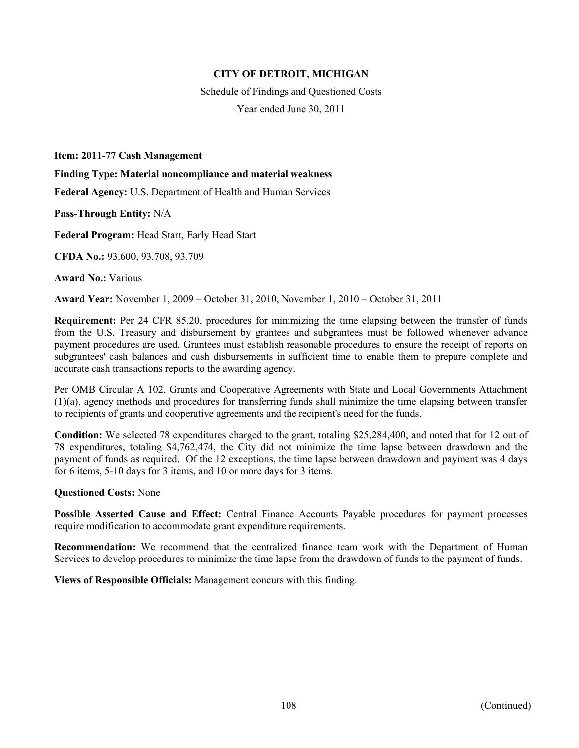**CITY OF DETROIT, MICHIGAN**

Schedule of Findings and Questioned Costs

Year ended June 30, 2011

**Item: 2011-77 Cash Management**

**Finding Type: Material noncompliance and material weakness**

**Federal Agency:** U.S. Department of Health and Human Services

**Pass-Through Entity:** N/A

**Federal Program:** Head Start, Early Head Start

**CFDA No.:** 93.600, 93.708, 93.709

**Award No.:** Various

**Award Year:** November 1, 2009 – October 31, 2010, November 1, 2010 – October 31, 2011

**Requirement:** Per 24 CFR 85.20, procedures for minimizing the time elapsing between the transfer of funds from the U.S. Treasury and disbursement by grantees and subgrantees must be followed whenever advance payment procedures are used. Grantees must establish reasonable procedures to ensure the receipt of reports on subgrantees' cash balances and cash disbursements in sufficient time to enable them to prepare complete and accurate cash transactions reports to the awarding agency.

Per OMB Circular A 102, Grants and Cooperative Agreements with State and Local Governments Attachment (1)(a), agency methods and procedures for transferring funds shall minimize the time elapsing between transfer to recipients of grants and cooperative agreements and the recipient's need for the funds.

**Condition:** We selected 78 expenditures charged to the grant, totaling $25,284,400, and noted that for 12 out of 78 expenditures, totaling $4,762,474, the City did not minimize the time lapse between drawdown and the payment of funds as required. Of the 12 exceptions, the time lapse between drawdown and payment was 4 days for 6 items, 5-10 days for 3 items, and 10 or more days for 3 items.

**Questioned Costs:** None

**Possible Asserted Cause and Effect:** Central Finance Accounts Payable procedures for payment processes require modification to accommodate grant expenditure requirements.

**Recommendation:** We recommend that the centralized finance team work with the Department of Human Services to develop procedures to minimize the time lapse from the drawdown of funds to the payment of funds.

**Views of Responsible Officials:** Management concurs with this finding.

(Continued)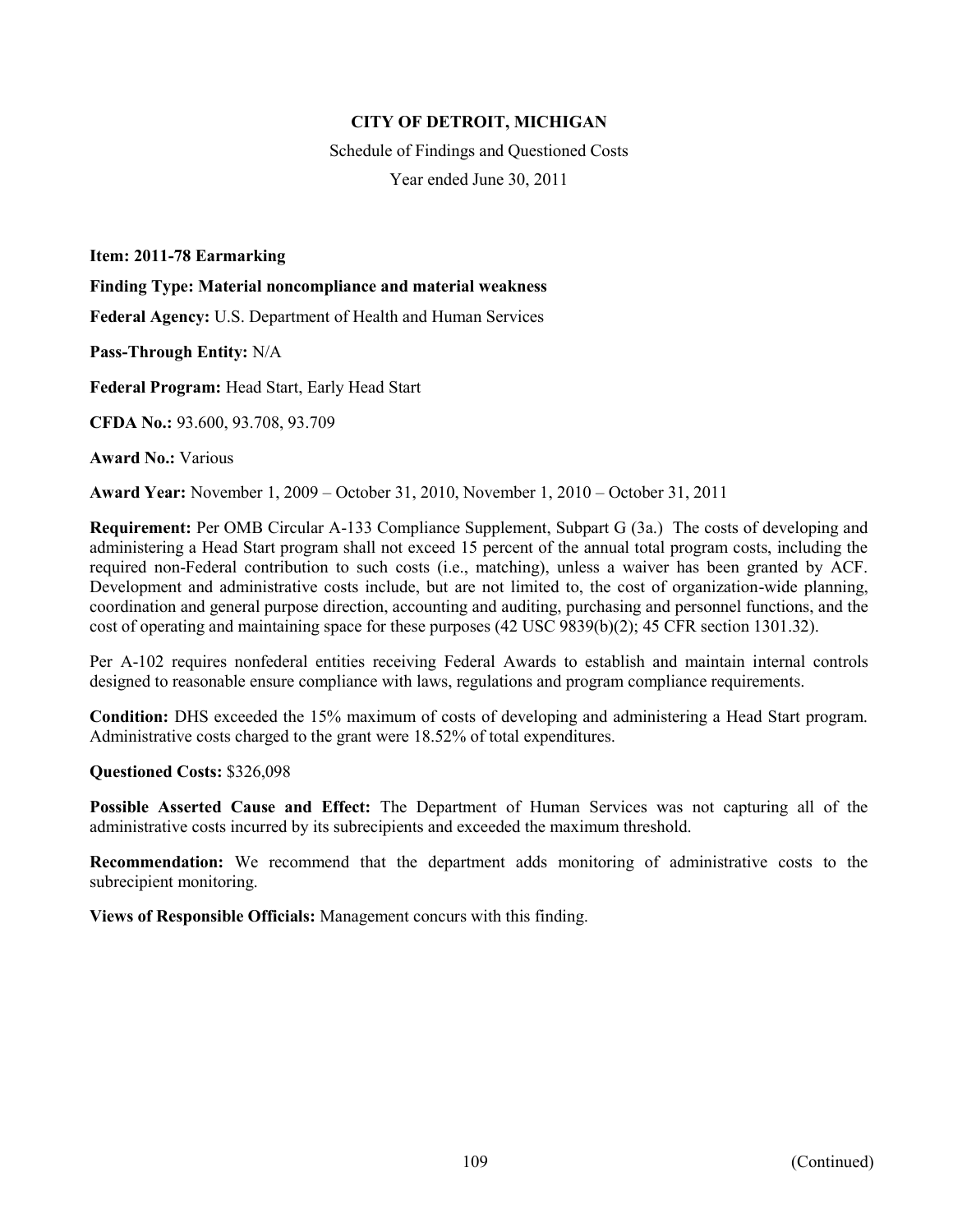**CITY OF DETROIT, MICHIGAN**

Schedule of Findings and Questioned Costs

Year ended June 30, 2011

**Item: 2011-78 Earmarking**

**Finding Type: Material noncompliance and material weakness**

**Federal Agency:** U.S. Department of Health and Human Services

**Pass-Through Entity:** N/A

**Federal Program:** Head Start, Early Head Start

**CFDA No.:** 93.600, 93.708, 93.709

**Award No.:** Various

**Award Year:** November 1, 2009 – October 31, 2010, November 1, 2010 – October 31, 2011

**Requirement:** Per OMB Circular A-133 Compliance Supplement, Subpart G (3a.) The costs of developing and administering a Head Start program shall not exceed 15 percent of the annual total program costs, including the required non-Federal contribution to such costs (i.e., matching), unless a waiver has been granted by ACF. Development and administrative costs include, but are not limited to, the cost of organization-wide planning, coordination and general purpose direction, accounting and auditing, purchasing and personnel functions, and the cost of operating and maintaining space for these purposes (42 USC 9839(b)(2); 45 CFR section 1301.32).

Per A-102 requires nonfederal entities receiving Federal Awards to establish and maintain internal controls designed to reasonable ensure compliance with laws, regulations and program compliance requirements.

**Condition:** DHS exceeded the 15% maximum of costs of developing and administering a Head Start program. Administrative costs charged to the grant were 18.52% of total expenditures.

**Questioned Costs:** $326,098

**Possible Asserted Cause and Effect:** The Department of Human Services was not capturing all of the administrative costs incurred by its subrecipients and exceeded the maximum threshold.

**Recommendation:** We recommend that the department adds monitoring of administrative costs to the subrecipient monitoring.

**Views of Responsible Officials:** Management concurs with this finding.

(Continued)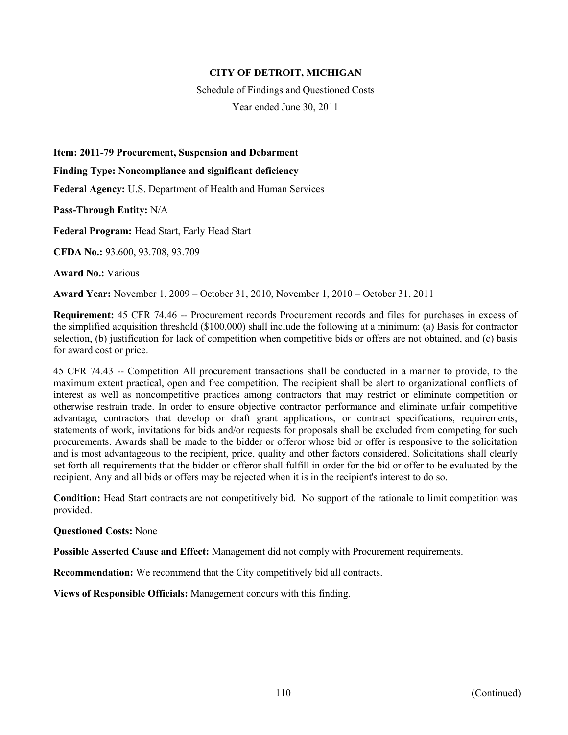**CITY OF DETROIT, MICHIGAN**

Schedule of Findings and Questioned Costs

Year ended June 30, 2011

**Item: 2011-79 Procurement, Suspension and Debarment**

**Finding Type: Noncompliance and significant deficiency**

**Federal Agency:** U.S. Department of Health and Human Services

**Pass-Through Entity:** N/A

**Federal Program:** Head Start, Early Head Start

**CFDA No.:** 93.600, 93.708, 93.709

**Award No.:** Various

**Award Year:** November 1, 2009 – October 31, 2010, November 1, 2010 – October 31, 2011

**Requirement:** 45 CFR 74.46 -- Procurement records Procurement records and files for purchases in excess of the simplified acquisition threshold ($100,000) shall include the following at a minimum: (a) Basis for contractor selection, (b) justification for lack of competition when competitive bids or offers are not obtained, and (c) basis for award cost or price.

45 CFR 74.43 -- Competition All procurement transactions shall be conducted in a manner to provide, to the maximum extent practical, open and free competition. The recipient shall be alert to organizational conflicts of interest as well as noncompetitive practices among contractors that may restrict or eliminate competition or otherwise restrain trade. In order to ensure objective contractor performance and eliminate unfair competitive advantage, contractors that develop or draft grant applications, or contract specifications, requirements, statements of work, invitations for bids and/or requests for proposals shall be excluded from competing for such procurements. Awards shall be made to the bidder or offeror whose bid or offer is responsive to the solicitation and is most advantageous to the recipient, price, quality and other factors considered. Solicitations shall clearly set forth all requirements that the bidder or offeror shall fulfill in order for the bid or offer to be evaluated by the recipient. Any and all bids or offers may be rejected when it is in the recipient's interest to do so.

**Condition:** Head Start contracts are not competitively bid. No support of the rationale to limit competition was provided.

**Questioned Costs:** None

**Possible Asserted Cause and Effect:** Management did not comply with Procurement requirements.

**Recommendation:** We recommend that the City competitively bid all contracts.

**Views of Responsible Officials:** Management concurs with this finding.

(Continued)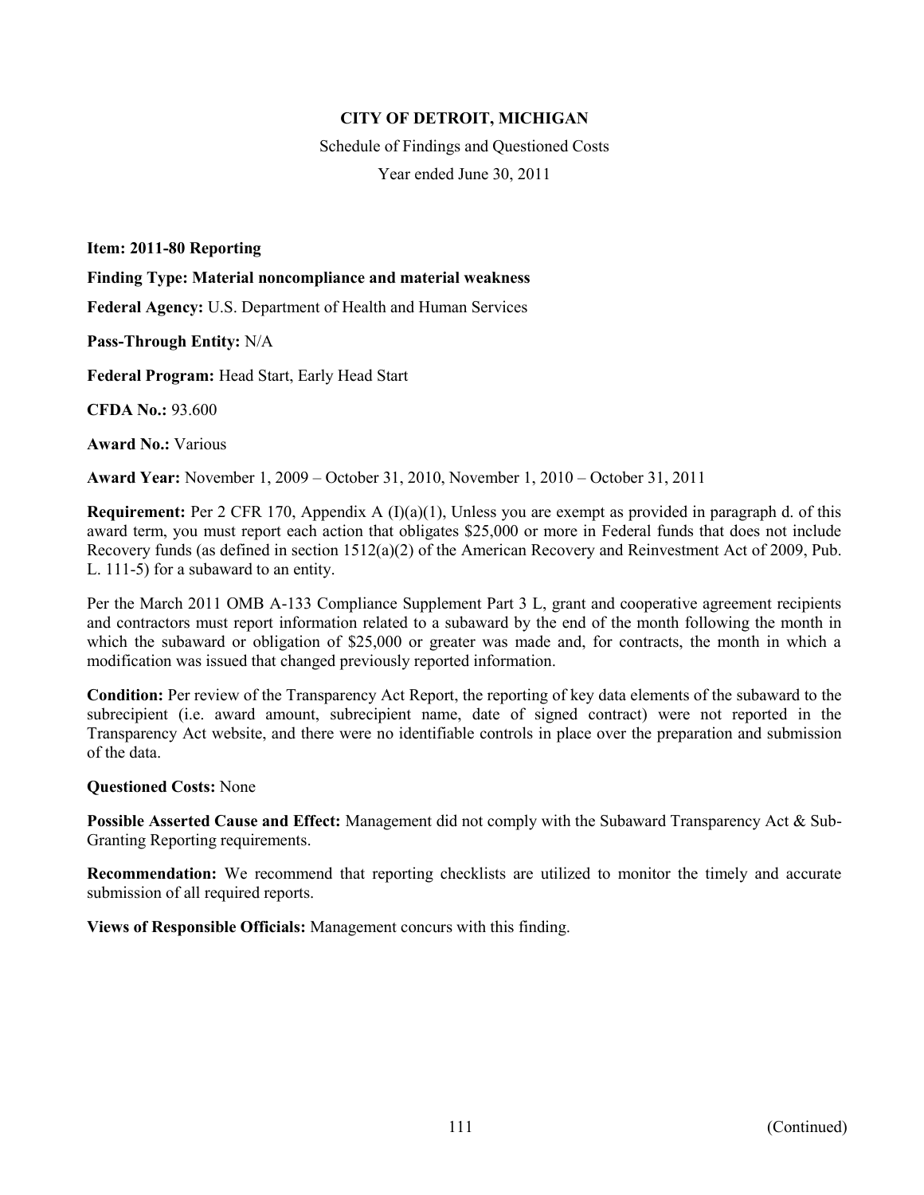**CITY OF DETROIT, MICHIGAN**

Schedule of Findings and Questioned Costs

Year ended June 30, 2011

**Item: 2011-80 Reporting**

**Finding Type: Material noncompliance and material weakness**

**Federal Agency:** U.S. Department of Health and Human Services

**Pass-Through Entity:** N/A

**Federal Program:** Head Start, Early Head Start

**CFDA No.:** 93.600

**Award No.:** Various

**Award Year:** November 1, 2009 – October 31, 2010, November 1, 2010 – October 31, 2011

**Requirement:** Per 2 CFR 170, Appendix A (I)(a)(1), Unless you are exempt as provided in paragraph d. of this award term, you must report each action that obligates $25,000 or more in Federal funds that does not include Recovery funds (as defined in section 1512(a)(2) of the American Recovery and Reinvestment Act of 2009, Pub. L. 111-5) for a subaward to an entity.

Per the March 2011 OMB A-133 Compliance Supplement Part 3 L, grant and cooperative agreement recipients and contractors must report information related to a subaward by the end of the month following the month in which the subaward or obligation of $25,000 or greater was made and, for contracts, the month in which a modification was issued that changed previously reported information.

**Condition:** Per review of the Transparency Act Report, the reporting of key data elements of the subaward to the subrecipient (i.e. award amount, subrecipient name, date of signed contract) were not reported in the Transparency Act website, and there were no identifiable controls in place over the preparation and submission of the data.

**Questioned Costs:** None

**Possible Asserted Cause and Effect:** Management did not comply with the Subaward Transparency Act & Sub-Granting Reporting requirements.

**Recommendation:** We recommend that reporting checklists are utilized to monitor the timely and accurate submission of all required reports.

**Views of Responsible Officials:** Management concurs with this finding.

(Continued)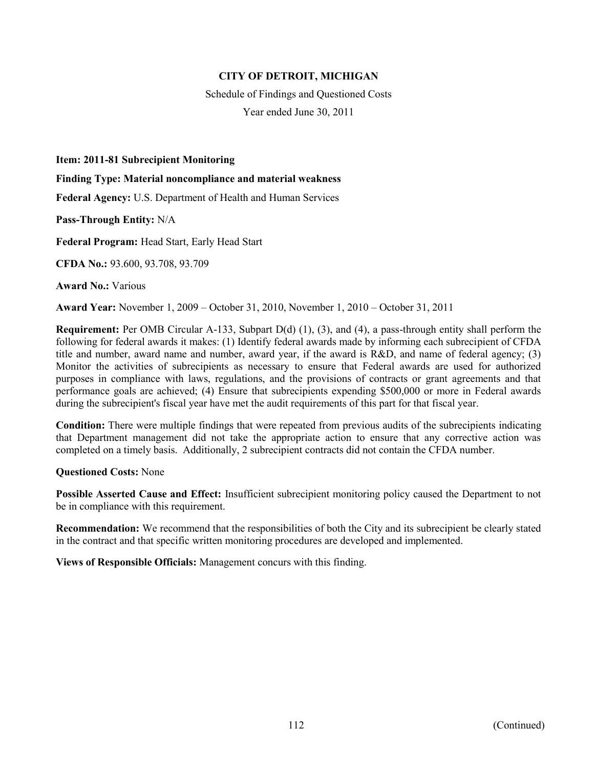**CITY OF DETROIT, MICHIGAN**

Schedule of Findings and Questioned Costs

Year ended June 30, 2011

**Item: 2011-81 Subrecipient Monitoring**

**Finding Type: Material noncompliance and material weakness**

**Federal Agency:** U.S. Department of Health and Human Services

**Pass-Through Entity:** N/A

**Federal Program:** Head Start, Early Head Start

**CFDA No.:** 93.600, 93.708, 93.709

**Award No.:** Various

**Award Year:** November 1, 2009 – October 31, 2010, November 1, 2010 – October 31, 2011

**Requirement:** Per OMB Circular A-133, Subpart D(d) (1), (3), and (4), a pass-through entity shall perform the following for federal awards it makes: (1) Identify federal awards made by informing each subrecipient of CFDA title and number, award name and number, award year, if the award is R&D, and name of federal agency; (3) Monitor the activities of subrecipients as necessary to ensure that Federal awards are used for authorized purposes in compliance with laws, regulations, and the provisions of contracts or grant agreements and that performance goals are achieved; (4) Ensure that subrecipients expending $500,000 or more in Federal awards during the subrecipient's fiscal year have met the audit requirements of this part for that fiscal year.

**Condition:** There were multiple findings that were repeated from previous audits of the subrecipients indicating that Department management did not take the appropriate action to ensure that any corrective action was completed on a timely basis. Additionally, 2 subrecipient contracts did not contain the CFDA number.

**Questioned Costs:** None

**Possible Asserted Cause and Effect:** Insufficient subrecipient monitoring policy caused the Department to not be in compliance with this requirement.

**Recommendation:** We recommend that the responsibilities of both the City and its subrecipient be clearly stated in the contract and that specific written monitoring procedures are developed and implemented.

**Views of Responsible Officials:** Management concurs with this finding.

(Continued)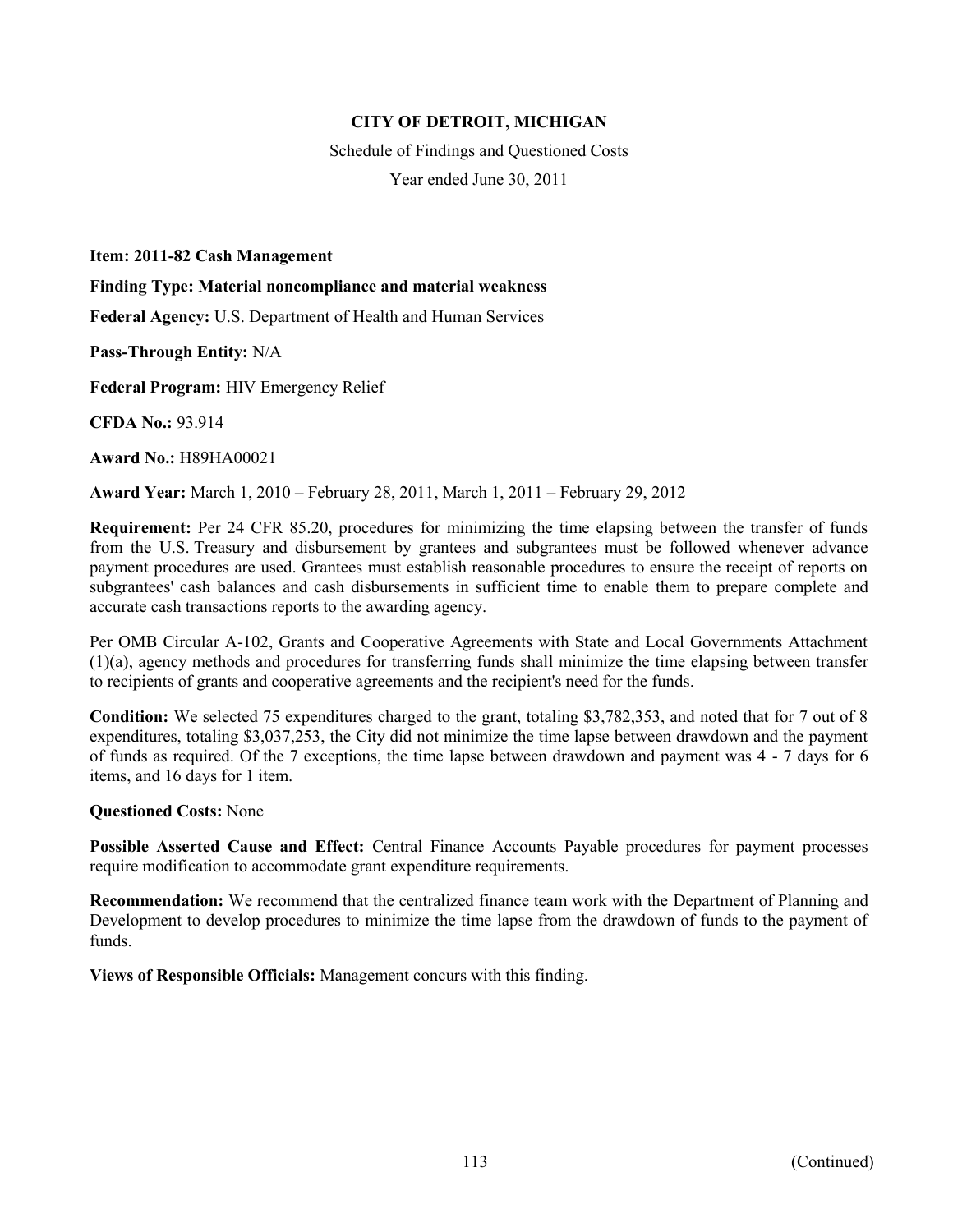# CITY OF DETROIT, MICHIGAN

Schedule of Findings and Questioned Costs

Year ended June 30, 2011

**Item: 2011-82 Cash Management**

**Finding Type: Material noncompliance and material weakness**

**Federal Agency:** U.S. Department of Health and Human Services

**Pass-Through Entity:** N/A

**Federal Program:** HIV Emergency Relief

**CFDA No.:** 93.914

**Award No.:** H89HA00021

**Award Year:** March 1, 2010 – February 28, 2011, March 1, 2011 – February 29, 2012

**Requirement:** Per 24 CFR 85.20, procedures for minimizing the time elapsing between the transfer of funds from the U.S. Treasury and disbursement by grantees and subgrantees must be followed whenever advance payment procedures are used. Grantees must establish reasonable procedures to ensure the receipt of reports on subgrantees' cash balances and cash disbursements in sufficient time to enable them to prepare complete and accurate cash transactions reports to the awarding agency.

Per OMB Circular A-102, Grants and Cooperative Agreements with State and Local Governments Attachment (1)(a), agency methods and procedures for transferring funds shall minimize the time elapsing between transfer to recipients of grants and cooperative agreements and the recipient's need for the funds.

**Condition:** We selected 75 expenditures charged to the grant, totaling $3,782,353, and noted that for 7 out of 8 expenditures, totaling $3,037,253, the City did not minimize the time lapse between drawdown and the payment of funds as required. Of the 7 exceptions, the time lapse between drawdown and payment was 4 - 7 days for 6 items, and 16 days for 1 item.

**Questioned Costs:** None

**Possible Asserted Cause and Effect:** Central Finance Accounts Payable procedures for payment processes require modification to accommodate grant expenditure requirements.

**Recommendation:** We recommend that the centralized finance team work with the Department of Planning and Development to develop procedures to minimize the time lapse from the drawdown of funds to the payment of funds.

**Views of Responsible Officials:** Management concurs with this finding.

(Continued)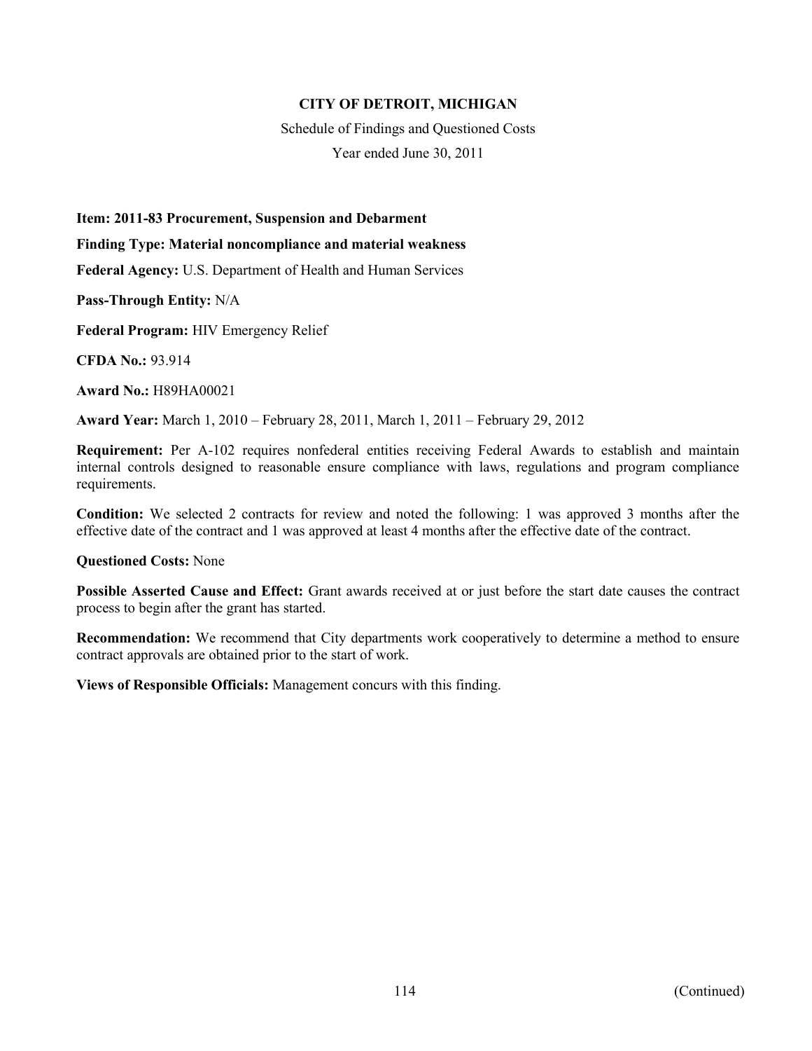**CITY OF DETROIT, MICHIGAN**

Schedule of Findings and Questioned Costs

Year ended June 30, 2011

**Item: 2011-83 Procurement, Suspension and Debarment**

**Finding Type: Material noncompliance and material weakness**

**Federal Agency:** U.S. Department of Health and Human Services

**Pass-Through Entity:** N/A

**Federal Program:** HIV Emergency Relief

**CFDA No.:** 93.914

**Award No.:** H89HA00021

**Award Year:** March 1, 2010 – February 28, 2011, March 1, 2011 – February 29, 2012

**Requirement:** Per A-102 requires nonfederal entities receiving Federal Awards to establish and maintain internal controls designed to reasonable ensure compliance with laws, regulations and program compliance requirements.

**Condition:** We selected 2 contracts for review and noted the following: 1 was approved 3 months after the effective date of the contract and 1 was approved at least 4 months after the effective date of the contract.

**Questioned Costs:** None

**Possible Asserted Cause and Effect:** Grant awards received at or just before the start date causes the contract process to begin after the grant has started.

**Recommendation:** We recommend that City departments work cooperatively to determine a method to ensure contract approvals are obtained prior to the start of work.

**Views of Responsible Officials:** Management concurs with this finding.

(Continued)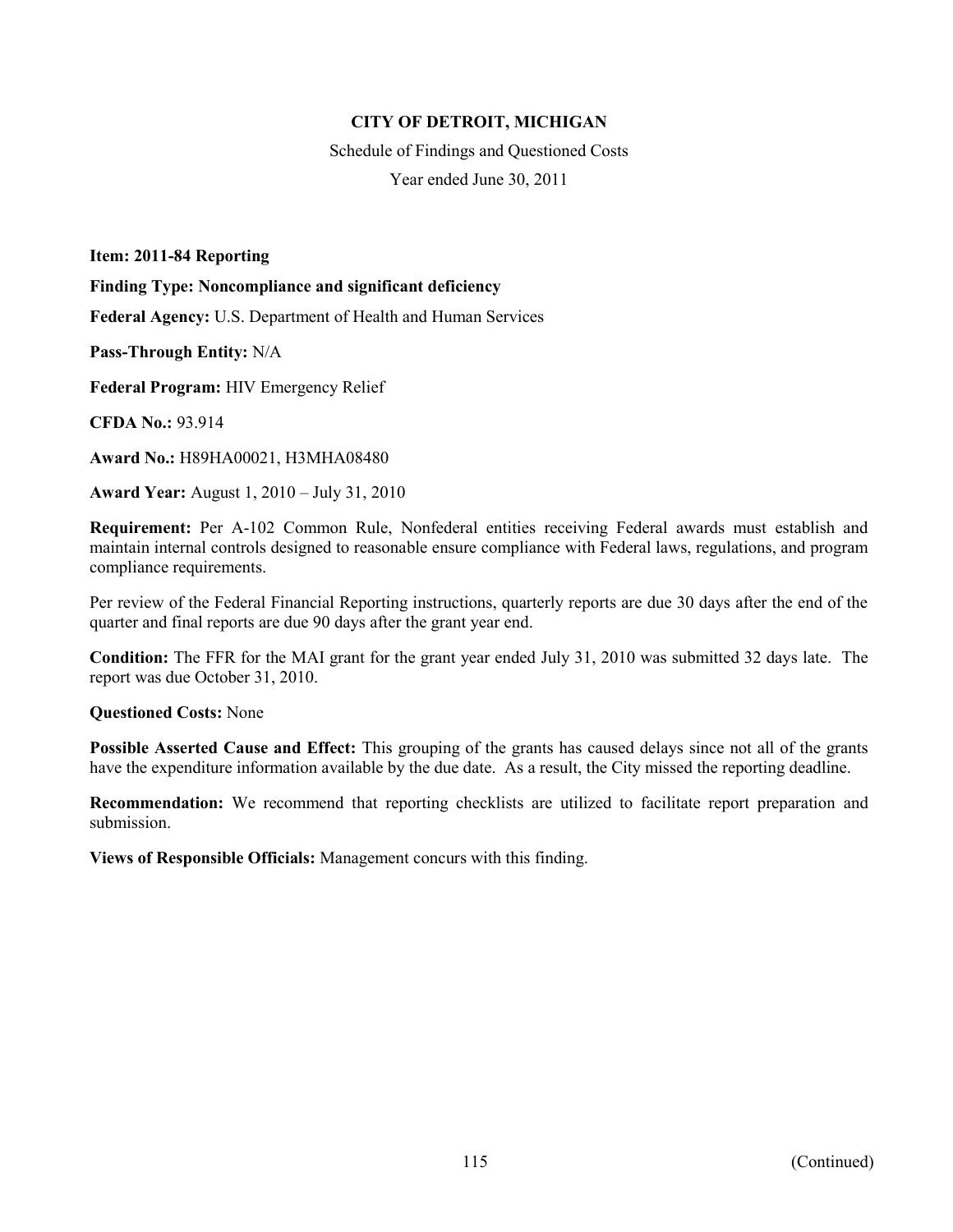# CITY OF DETROIT, MICHIGAN

Schedule of Findings and Questioned Costs

Year ended June 30, 2011

**Item: 2011-84 Reporting**

**Finding Type: Noncompliance and significant deficiency**

**Federal Agency:** U.S. Department of Health and Human Services

**Pass-Through Entity:** N/A

**Federal Program:** HIV Emergency Relief

**CFDA No.:** 93.914

**Award No.:** H89HA00021, H3MHA08480

**Award Year:** August 1, 2010 – July 31, 2010

**Requirement:** Per A-102 Common Rule, Nonfederal entities receiving Federal awards must establish and maintain internal controls designed to reasonable ensure compliance with Federal laws, regulations, and program compliance requirements.

Per review of the Federal Financial Reporting instructions, quarterly reports are due 30 days after the end of the quarter and final reports are due 90 days after the grant year end.

**Condition:** The FFR for the MAI grant for the grant year ended July 31, 2010 was submitted 32 days late. The report was due October 31, 2010.

**Questioned Costs:** None

**Possible Asserted Cause and Effect:** This grouping of the grants has caused delays since not all of the grants have the expenditure information available by the due date. As a result, the City missed the reporting deadline.

**Recommendation:** We recommend that reporting checklists are utilized to facilitate report preparation and submission.

**Views of Responsible Officials:** Management concurs with this finding.

(Continued)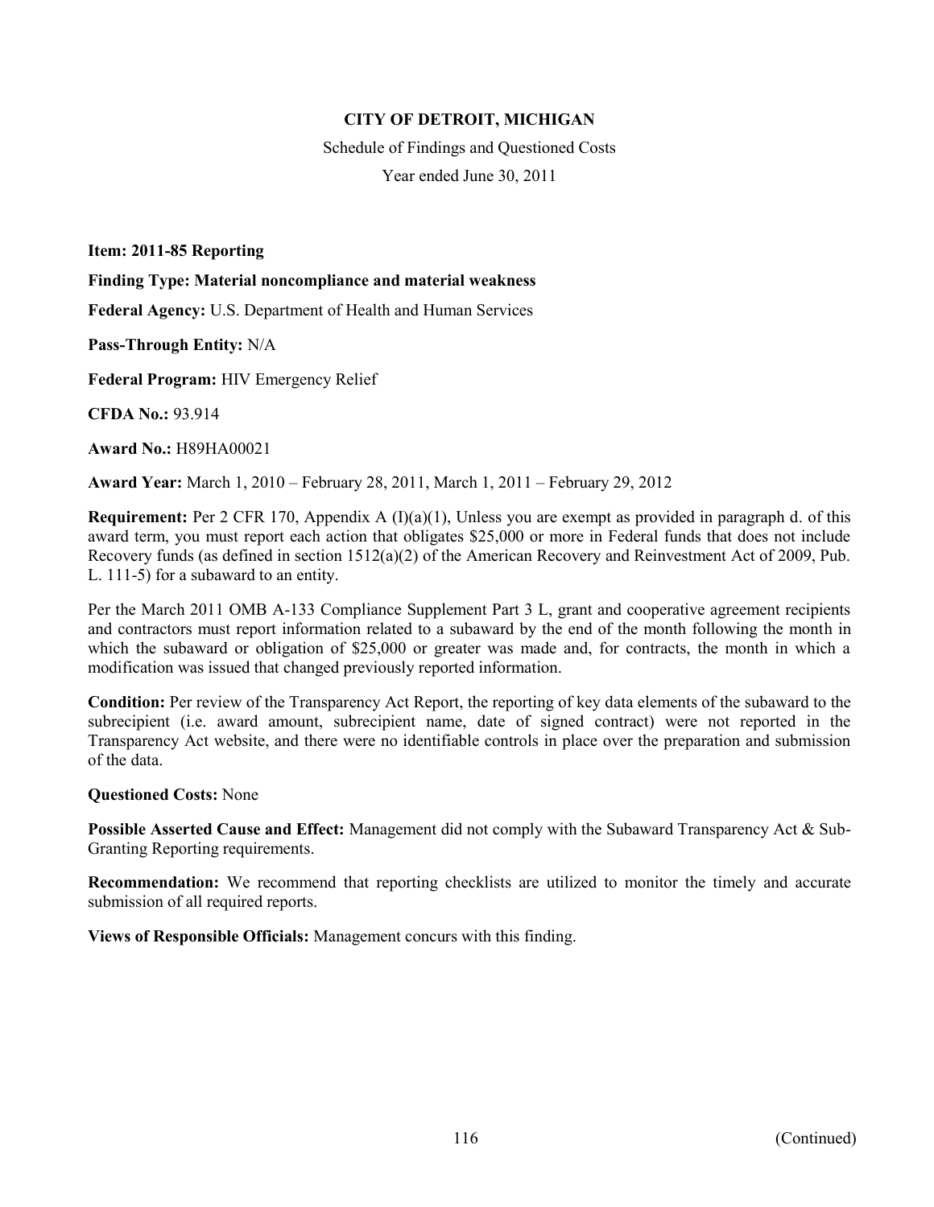**CITY OF DETROIT, MICHIGAN**

Schedule of Findings and Questioned Costs

Year ended June 30, 2011

**Item: 2011-85 Reporting**

**Finding Type: Material noncompliance and material weakness**

**Federal Agency:** U.S. Department of Health and Human Services

**Pass-Through Entity:** N/A

**Federal Program:** HIV Emergency Relief

**CFDA No.:** 93.914

**Award No.:** H89HA00021

**Award Year:** March 1, 2010 – February 28, 2011, March 1, 2011 – February 29, 2012

**Requirement:** Per 2 CFR 170, Appendix A (I)(a)(1), Unless you are exempt as provided in paragraph d. of this award term, you must report each action that obligates $25,000 or more in Federal funds that does not include Recovery funds (as defined in section 1512(a)(2) of the American Recovery and Reinvestment Act of 2009, Pub. L. 111-5) for a subaward to an entity.

Per the March 2011 OMB A-133 Compliance Supplement Part 3 L, grant and cooperative agreement recipients and contractors must report information related to a subaward by the end of the month following the month in which the subaward or obligation of $25,000 or greater was made and, for contracts, the month in which a modification was issued that changed previously reported information.

**Condition:** Per review of the Transparency Act Report, the reporting of key data elements of the subaward to the subrecipient (i.e. award amount, subrecipient name, date of signed contract) were not reported in the Transparency Act website, and there were no identifiable controls in place over the preparation and submission of the data.

**Questioned Costs:** None

**Possible Asserted Cause and Effect:** Management did not comply with the Subaward Transparency Act & Sub-Granting Reporting requirements.

**Recommendation:** We recommend that reporting checklists are utilized to monitor the timely and accurate submission of all required reports.

**Views of Responsible Officials:** Management concurs with this finding.

(Continued)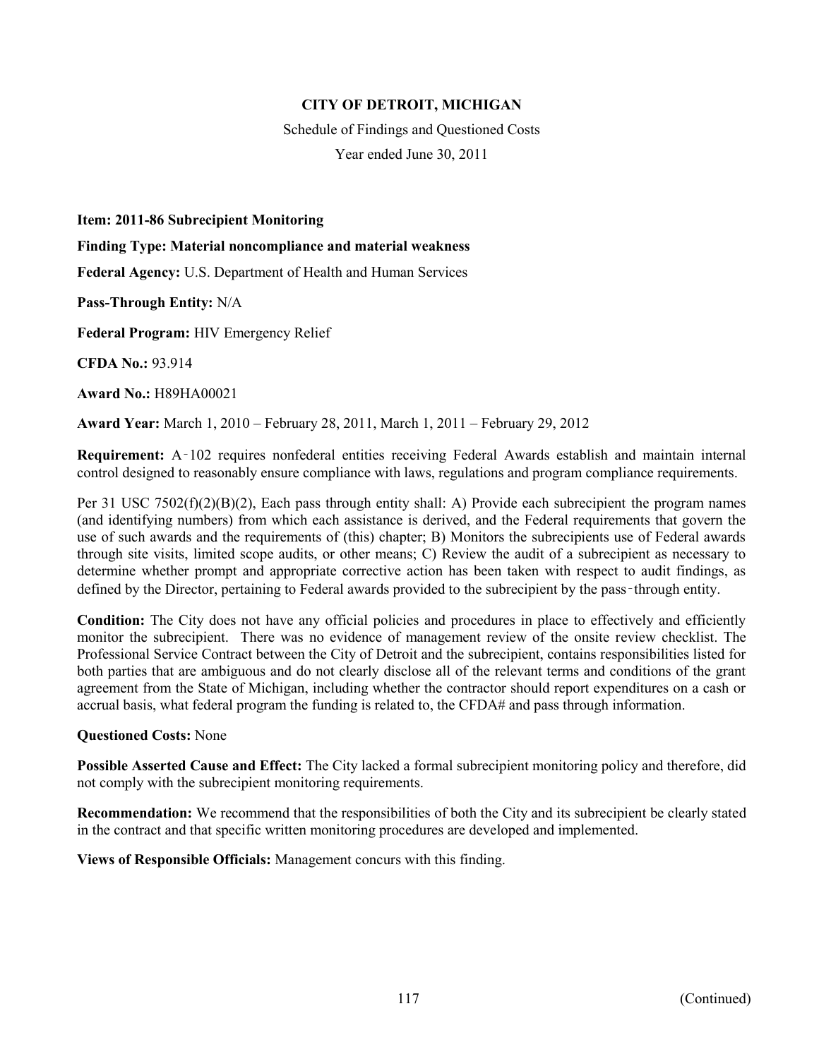**CITY OF DETROIT, MICHIGAN**

Schedule of Findings and Questioned Costs

Year ended June 30, 2011

**Item: 2011-86 Subrecipient Monitoring**

**Finding Type: Material noncompliance and material weakness**

**Federal Agency:** U.S. Department of Health and Human Services

**Pass-Through Entity:** N/A

**Federal Program:** HIV Emergency Relief

**CFDA No.:** 93.914

**Award No.:** H89HA00021

**Award Year:** March 1, 2010 – February 28, 2011, March 1, 2011 – February 29, 2012

**Requirement:** A‑102 requires nonfederal entities receiving Federal Awards establish and maintain internal control designed to reasonably ensure compliance with laws, regulations and program compliance requirements.

Per 31 USC 7502(f)(2)(B)(2), Each pass through entity shall: A) Provide each subrecipient the program names (and identifying numbers) from which each assistance is derived, and the Federal requirements that govern the use of such awards and the requirements of (this) chapter; B) Monitors the subrecipients use of Federal awards through site visits, limited scope audits, or other means; C) Review the audit of a subrecipient as necessary to determine whether prompt and appropriate corrective action has been taken with respect to audit findings, as defined by the Director, pertaining to Federal awards provided to the subrecipient by the pass‑through entity.

**Condition:** The City does not have any official policies and procedures in place to effectively and efficiently monitor the subrecipient. There was no evidence of management review of the onsite review checklist. The Professional Service Contract between the City of Detroit and the subrecipient, contains responsibilities listed for both parties that are ambiguous and do not clearly disclose all of the relevant terms and conditions of the grant agreement from the State of Michigan, including whether the contractor should report expenditures on a cash or accrual basis, what federal program the funding is related to, the CFDA# and pass through information.

**Questioned Costs:** None

**Possible Asserted Cause and Effect:** The City lacked a formal subrecipient monitoring policy and therefore, did not comply with the subrecipient monitoring requirements.

**Recommendation:** We recommend that the responsibilities of both the City and its subrecipient be clearly stated in the contract and that specific written monitoring procedures are developed and implemented.

**Views of Responsible Officials:** Management concurs with this finding.

(Continued)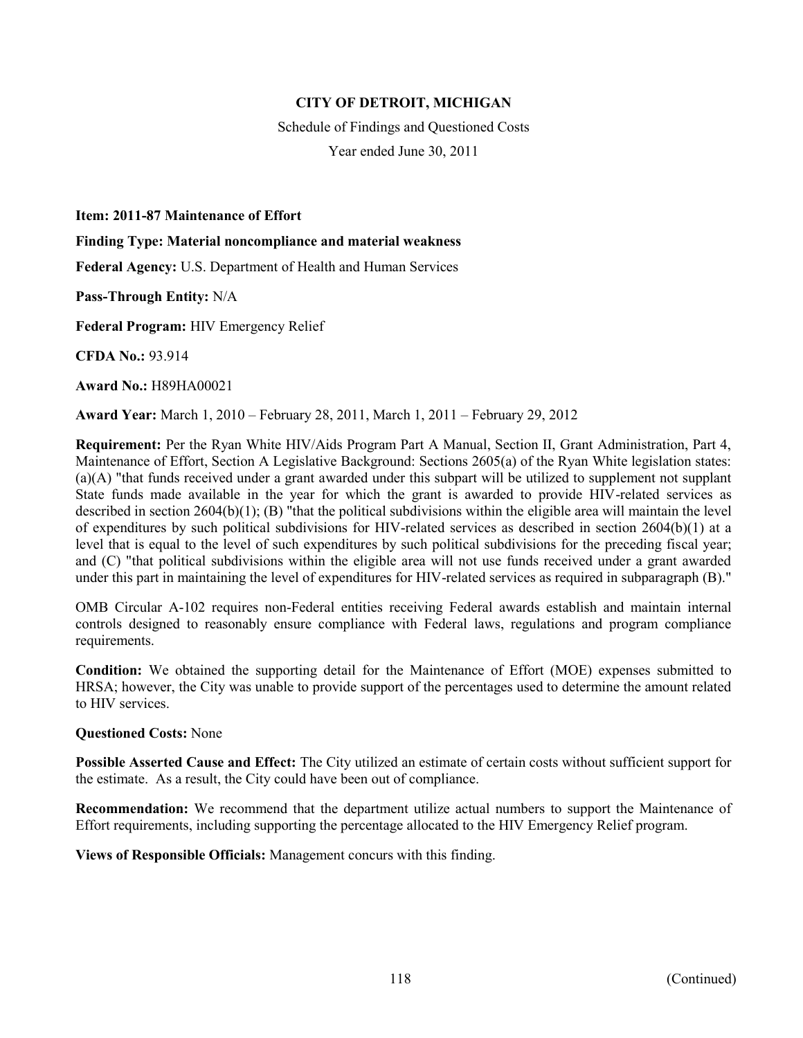# CITY OF DETROIT, MICHIGAN

Schedule of Findings and Questioned Costs

Year ended June 30, 2011

**Item: 2011-87 Maintenance of Effort**

**Finding Type: Material noncompliance and material weakness**

**Federal Agency:** U.S. Department of Health and Human Services

**Pass-Through Entity:** N/A

**Federal Program:** HIV Emergency Relief

**CFDA No.:** 93.914

**Award No.:** H89HA00021

**Award Year:** March 1, 2010 – February 28, 2011, March 1, 2011 – February 29, 2012

**Requirement:** Per the Ryan White HIV/Aids Program Part A Manual, Section II, Grant Administration, Part 4, Maintenance of Effort, Section A Legislative Background: Sections 2605(a) of the Ryan White legislation states: (a)(A) "that funds received under a grant awarded under this subpart will be utilized to supplement not supplant State funds made available in the year for which the grant is awarded to provide HIV-related services as described in section 2604(b)(1); (B) "that the political subdivisions within the eligible area will maintain the level of expenditures by such political subdivisions for HIV-related services as described in section 2604(b)(1) at a level that is equal to the level of such expenditures by such political subdivisions for the preceding fiscal year; and (C) "that political subdivisions within the eligible area will not use funds received under a grant awarded under this part in maintaining the level of expenditures for HIV-related services as required in subparagraph (B)."

OMB Circular A-102 requires non-Federal entities receiving Federal awards establish and maintain internal controls designed to reasonably ensure compliance with Federal laws, regulations and program compliance requirements.

**Condition:** We obtained the supporting detail for the Maintenance of Effort (MOE) expenses submitted to HRSA; however, the City was unable to provide support of the percentages used to determine the amount related to HIV services.

**Questioned Costs:** None

**Possible Asserted Cause and Effect:** The City utilized an estimate of certain costs without sufficient support for the estimate. As a result, the City could have been out of compliance.

**Recommendation:** We recommend that the department utilize actual numbers to support the Maintenance of Effort requirements, including supporting the percentage allocated to the HIV Emergency Relief program.

**Views of Responsible Officials:** Management concurs with this finding.

(Continued)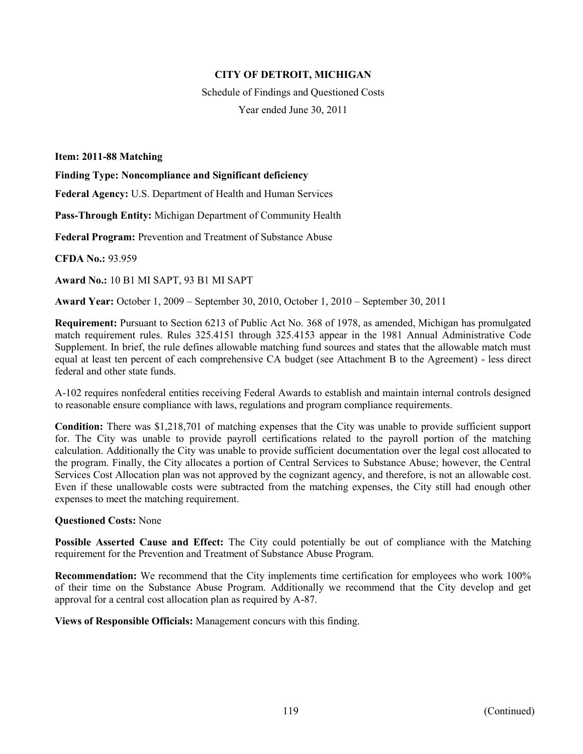**CITY OF DETROIT, MICHIGAN**

Schedule of Findings and Questioned Costs

Year ended June 30, 2011

**Item: 2011-88 Matching**

**Finding Type: Noncompliance and Significant deficiency**

**Federal Agency:** U.S. Department of Health and Human Services

**Pass-Through Entity:** Michigan Department of Community Health

**Federal Program:** Prevention and Treatment of Substance Abuse

**CFDA No.:** 93.959

**Award No.:** 10 B1 MI SAPT, 93 B1 MI SAPT

**Award Year:** October 1, 2009 – September 30, 2010, October 1, 2010 – September 30, 2011

**Requirement:** Pursuant to Section 6213 of Public Act No. 368 of 1978, as amended, Michigan has promulgated match requirement rules. Rules 325.4151 through 325.4153 appear in the 1981 Annual Administrative Code Supplement. In brief, the rule defines allowable matching fund sources and states that the allowable match must equal at least ten percent of each comprehensive CA budget (see Attachment B to the Agreement) - less direct federal and other state funds.

A-102 requires nonfederal entities receiving Federal Awards to establish and maintain internal controls designed to reasonable ensure compliance with laws, regulations and program compliance requirements.

**Condition:** There was $1,218,701 of matching expenses that the City was unable to provide sufficient support for. The City was unable to provide payroll certifications related to the payroll portion of the matching calculation. Additionally the City was unable to provide sufficient documentation over the legal cost allocated to the program. Finally, the City allocates a portion of Central Services to Substance Abuse; however, the Central Services Cost Allocation plan was not approved by the cognizant agency, and therefore, is not an allowable cost. Even if these unallowable costs were subtracted from the matching expenses, the City still had enough other expenses to meet the matching requirement.

**Questioned Costs:** None

**Possible Asserted Cause and Effect:** The City could potentially be out of compliance with the Matching requirement for the Prevention and Treatment of Substance Abuse Program.

**Recommendation:** We recommend that the City implements time certification for employees who work 100% of their time on the Substance Abuse Program. Additionally we recommend that the City develop and get approval for a central cost allocation plan as required by A-87.

**Views of Responsible Officials:** Management concurs with this finding.

(Continued)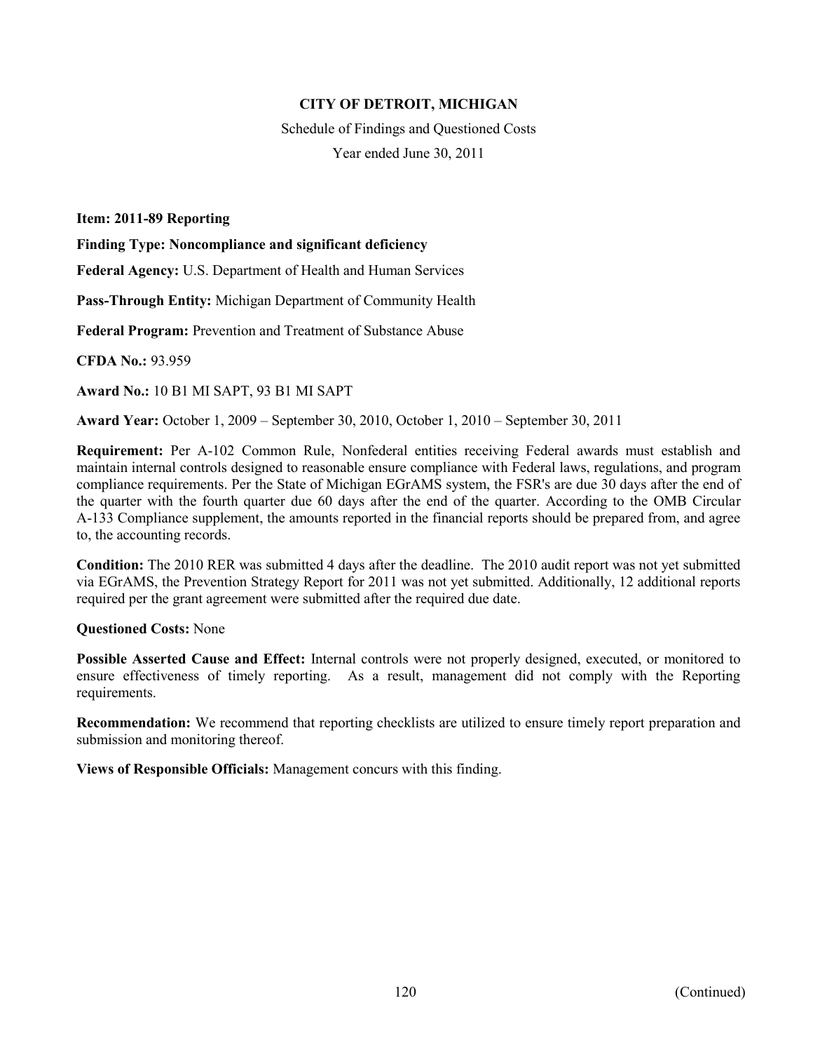# CITY OF DETROIT, MICHIGAN

Schedule of Findings and Questioned Costs

Year ended June 30, 2011

**Item: 2011-89 Reporting**

**Finding Type: Noncompliance and significant deficiency**

**Federal Agency:** U.S. Department of Health and Human Services

**Pass-Through Entity:** Michigan Department of Community Health

**Federal Program:** Prevention and Treatment of Substance Abuse

**CFDA No.:** 93.959

**Award No.:** 10 B1 MI SAPT, 93 B1 MI SAPT

**Award Year:** October 1, 2009 – September 30, 2010, October 1, 2010 – September 30, 2011

**Requirement:** Per A-102 Common Rule, Nonfederal entities receiving Federal awards must establish and maintain internal controls designed to reasonable ensure compliance with Federal laws, regulations, and program compliance requirements. Per the State of Michigan EGrAMS system, the FSR's are due 30 days after the end of the quarter with the fourth quarter due 60 days after the end of the quarter. According to the OMB Circular A-133 Compliance supplement, the amounts reported in the financial reports should be prepared from, and agree to, the accounting records.

**Condition:** The 2010 RER was submitted 4 days after the deadline. The 2010 audit report was not yet submitted via EGrAMS, the Prevention Strategy Report for 2011 was not yet submitted. Additionally, 12 additional reports required per the grant agreement were submitted after the required due date.

**Questioned Costs:** None

**Possible Asserted Cause and Effect:** Internal controls were not properly designed, executed, or monitored to ensure effectiveness of timely reporting. As a result, management did not comply with the Reporting requirements.

**Recommendation:** We recommend that reporting checklists are utilized to ensure timely report preparation and submission and monitoring thereof.

**Views of Responsible Officials:** Management concurs with this finding.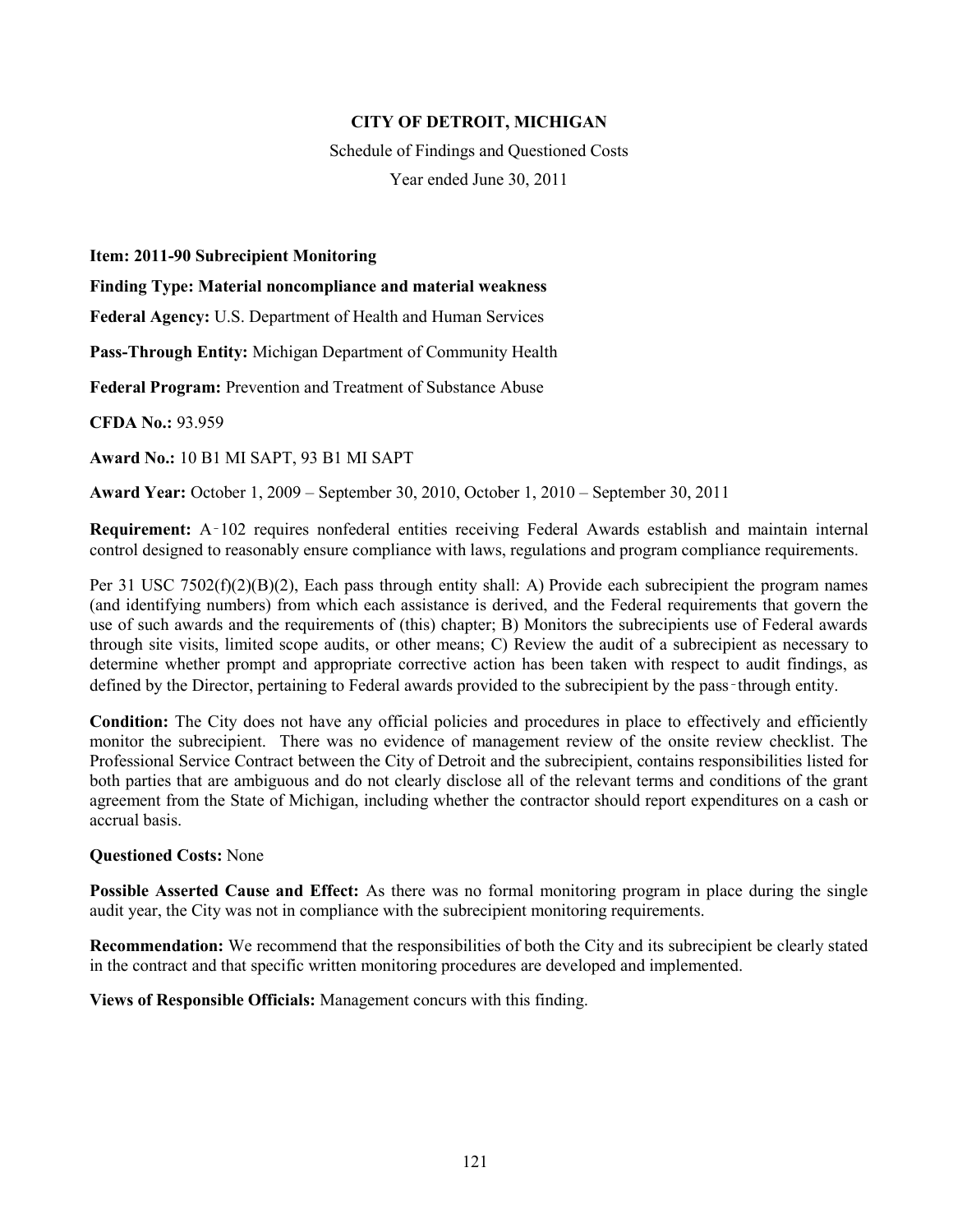**CITY OF DETROIT, MICHIGAN**

Schedule of Findings and Questioned Costs

Year ended June 30, 2011

**Item: 2011-90 Subrecipient Monitoring**

**Finding Type: Material noncompliance and material weakness**

**Federal Agency:** U.S. Department of Health and Human Services

**Pass-Through Entity:** Michigan Department of Community Health

**Federal Program:** Prevention and Treatment of Substance Abuse

**CFDA No.:** 93.959

**Award No.:** 10 B1 MI SAPT, 93 B1 MI SAPT

**Award Year:** October 1, 2009 – September 30, 2010, October 1, 2010 – September 30, 2011

**Requirement:** A‑102 requires nonfederal entities receiving Federal Awards establish and maintain internal control designed to reasonably ensure compliance with laws, regulations and program compliance requirements.

Per 31 USC 7502(f)(2)(B)(2), Each pass through entity shall: A) Provide each subrecipient the program names (and identifying numbers) from which each assistance is derived, and the Federal requirements that govern the use of such awards and the requirements of (this) chapter; B) Monitors the subrecipients use of Federal awards through site visits, limited scope audits, or other means; C) Review the audit of a subrecipient as necessary to determine whether prompt and appropriate corrective action has been taken with respect to audit findings, as defined by the Director, pertaining to Federal awards provided to the subrecipient by the pass‑through entity.

**Condition:** The City does not have any official policies and procedures in place to effectively and efficiently monitor the subrecipient. There was no evidence of management review of the onsite review checklist. The Professional Service Contract between the City of Detroit and the subrecipient, contains responsibilities listed for both parties that are ambiguous and do not clearly disclose all of the relevant terms and conditions of the grant agreement from the State of Michigan, including whether the contractor should report expenditures on a cash or accrual basis.

**Questioned Costs:** None

**Possible Asserted Cause and Effect:** As there was no formal monitoring program in place during the single audit year, the City was not in compliance with the subrecipient monitoring requirements.

**Recommendation:** We recommend that the responsibilities of both the City and its subrecipient be clearly stated in the contract and that specific written monitoring procedures are developed and implemented.

**Views of Responsible Officials:** Management concurs with this finding.